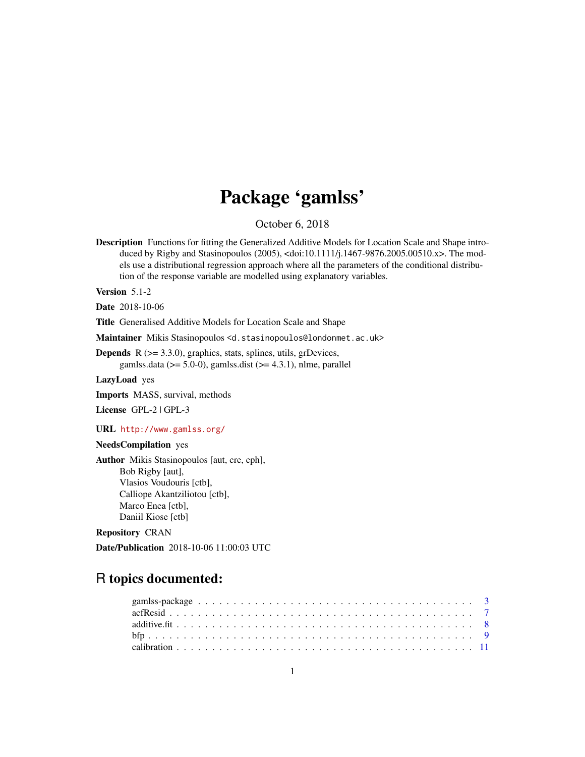# Package 'gamlss'

October 6, 2018

**Description** Functions for fitting the Generalized Additive Models for Location Scale and Shape introduced by Rigby and Stasinopoulos (2005), <doi:10.1111/j.1467-9876.2005.00510.x>. The models use a distributional regression approach where all the parameters of the conditional distribution of the response variable are modelled using explanatory variables.

**Version** 5.1-2

**Date** 2018-10-06

**Title** Generalised Additive Models for Location Scale and Shape

**Maintainer** Mikis Stasinopoulos <d.stasinopoulos@londonmet.ac.uk>

**Depends** R (>= 3.3.0), graphics, stats, splines, utils, grDevices, gamlss.data (>= 5.0-0), gamlss.dist (>= 4.3.1), nlme, parallel

**LazyLoad** yes

**Imports** MASS, survival, methods

**License** GPL-2 | GPL-3

**URL** http://www.gamlss.org/

**NeedsCompilation** yes

**Author** Mikis Stasinopoulos [aut, cre, cph],
Bob Rigby [aut],
Vlasios Voudouris [ctb],
Calliope Akantziliotou [ctb],
Marco Enea [ctb],
Daniil Kiose [ctb]

**Repository** CRAN

**Date/Publication** 2018-10-06 11:00:03 UTC

## R topics documented:

| | |
|---|---|
| gamlss-package | 3 |
| acfResid | 7 |
| additive.fit | 8 |
| bfp | 9 |
| calibration | 11 |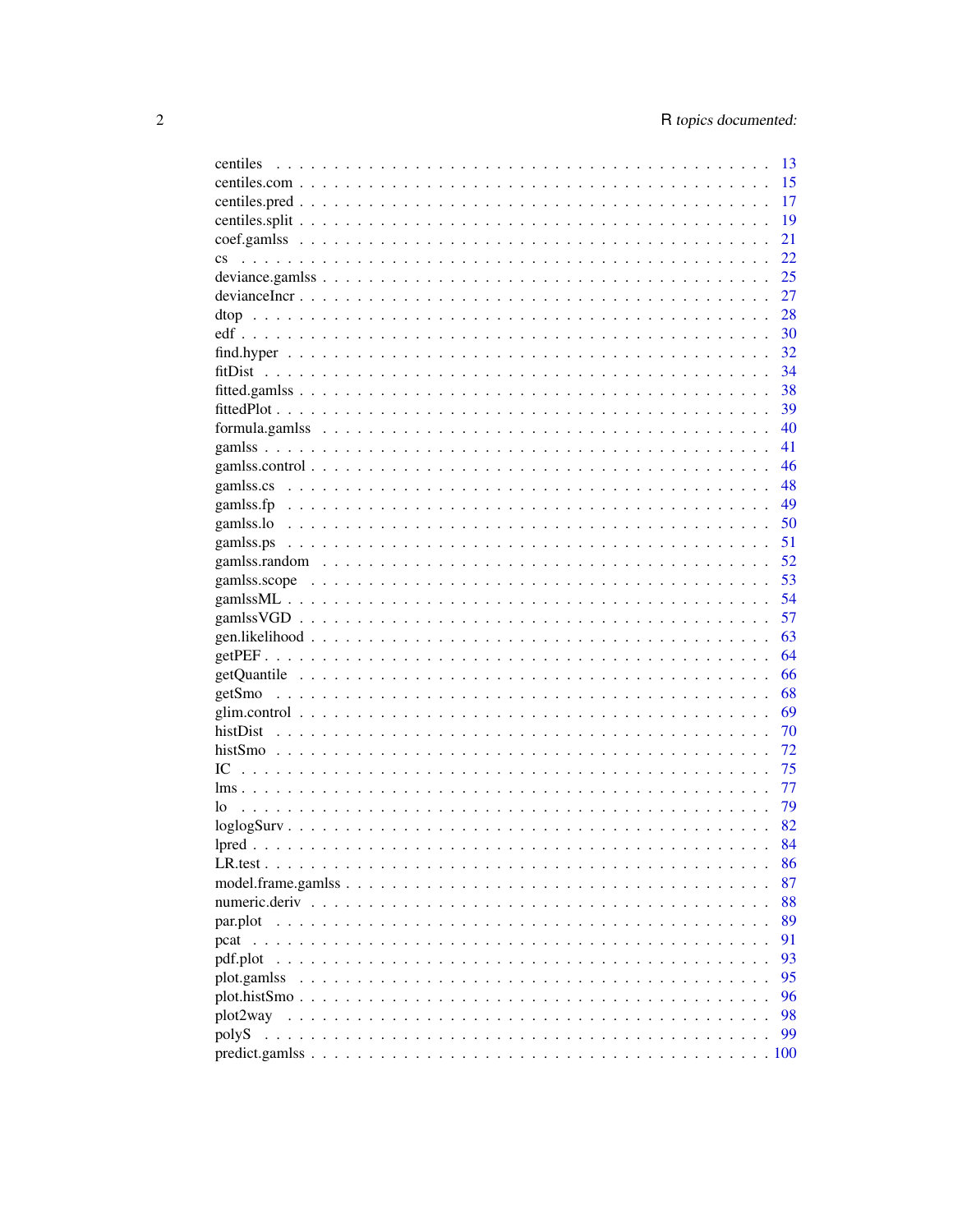| | |
|---|---|
| centiles | 13 |
| centiles.com | 15 |
| centiles.pred | 17 |
| centiles.split | 19 |
| coef.gamlss | 21 |
| cs | 22 |
| deviance.gamlss | 25 |
| devianceIncr | 27 |
| dtop | 28 |
| edf | 30 |
| find.hyper | 32 |
| fitDist | 34 |
| fitted.gamlss | 38 |
| fittedPlot | 39 |
| formula.gamlss | 40 |
| gamlss | 41 |
| gamlss.control | 46 |
| gamlss.cs | 48 |
| gamlss.fp | 49 |
| gamlss.lo | 50 |
| gamlss.ps | 51 |
| gamlss.random | 52 |
| gamlss.scope | 53 |
| gamlssML | 54 |
| gamlssVGD | 57 |
| gen.likelihood | 63 |
| getPEF | 64 |
| getQuantile | 66 |
| getSmo | 68 |
| glim.control | 69 |
| histDist | 70 |
| histSmo | 72 |
| IC | 75 |
| lms | 77 |
| lo | 79 |
| loglogSurv | 82 |
| lpred | 84 |
| LR.test | 86 |
| model.frame.gamlss | 87 |
| numeric.deriv | 88 |
| par.plot | 89 |
| pcat | 91 |
| pdf.plot | 93 |
| plot.gamlss | 95 |
| plot.histSmo | 96 |
| plot2way | 98 |
| polyS | 99 |
| predict.gamlss | 100 |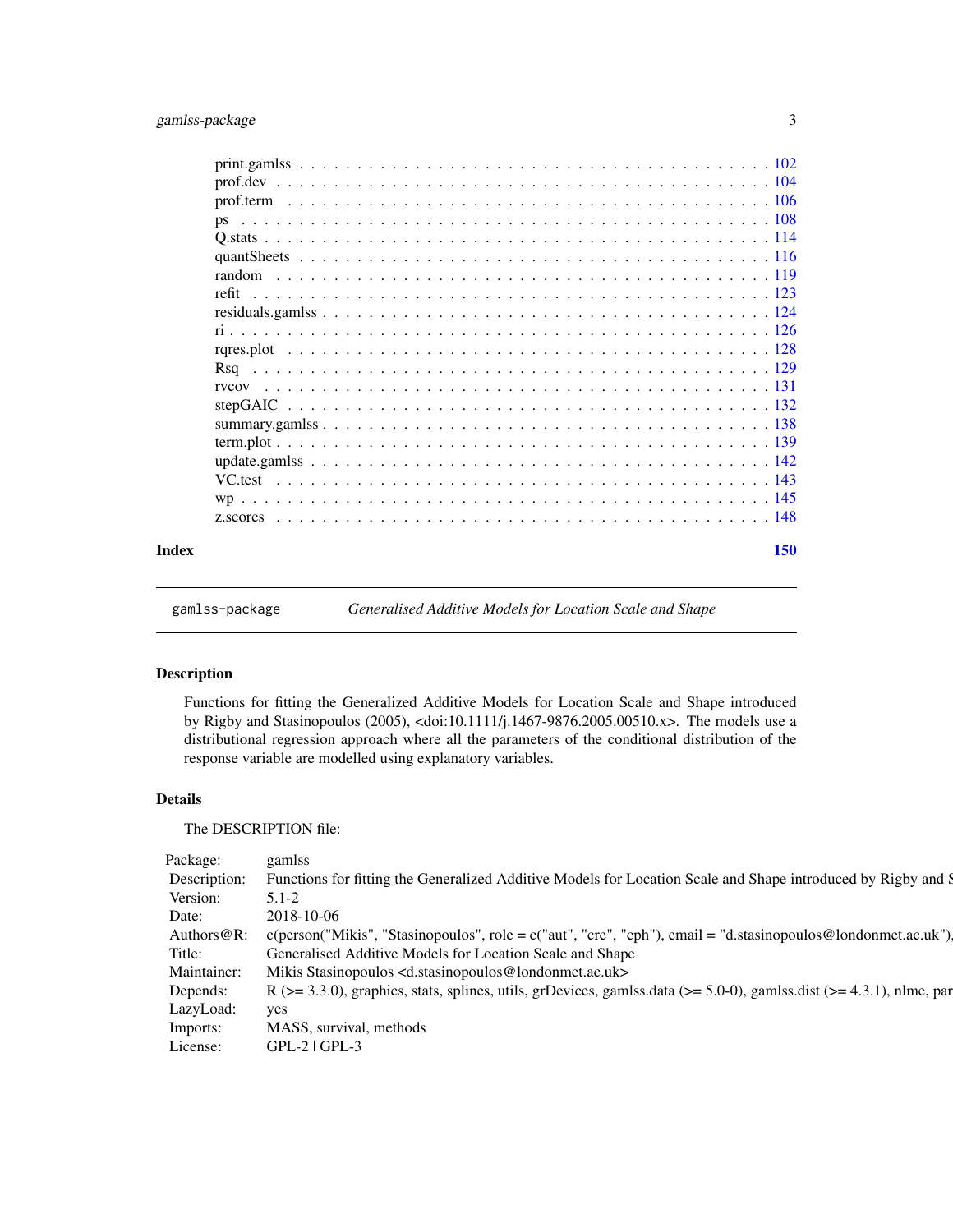| | |
|---|---|
| print.gamlss | 102 |
| prof.dev | 104 |
| prof.term | 106 |
| ps | 108 |
| Q.stats | 114 |
| quantSheets | 116 |
| random | 119 |
| refit | 123 |
| residuals.gamlss | 124 |
| ri | 126 |
| rqres.plot | 128 |
| Rsq | 129 |
| rvcov | 131 |
| stepGAIC | 132 |
| summary.gamlss | 138 |
| term.plot | 139 |
| update.gamlss | 142 |
| VC.test | 143 |
| wp | 145 |
| z.scores | 148 |

**Index** **150**

---

`gamlss-package` *Generalised Additive Models for Location Scale and Shape*

---

## Description

Functions for fitting the Generalized Additive Models for Location Scale and Shape introduced by Rigby and Stasinopoulos (2005), <doi:10.1111/j.1467-9876.2005.00510.x>. The models use a distributional regression approach where all the parameters of the conditional distribution of the response variable are modelled using explanatory variables.

## Details

The DESCRIPTION file:

| | |
|---|---|
| Package: | gamlss |
| Description: | Functions for fitting the Generalized Additive Models for Location Scale and Shape introduced by Rigby and S |
| Version: | 5.1-2 |
| Date: | 2018-10-06 |
| Authors@R: | c(person("Mikis", "Stasinopoulos", role = c("aut", "cre", "cph"), email = "d.stasinopoulos@londonmet.ac.uk"), |
| Title: | Generalised Additive Models for Location Scale and Shape |
| Maintainer: | Mikis Stasinopoulos <d.stasinopoulos@londonmet.ac.uk> |
| Depends: | R (>= 3.3.0), graphics, stats, splines, utils, grDevices, gamlss.data (>= 5.0-0), gamlss.dist (>= 4.3.1), nlme, par |
| LazyLoad: | yes |
| Imports: | MASS, survival, methods |
| License: | GPL-2 \| GPL-3 |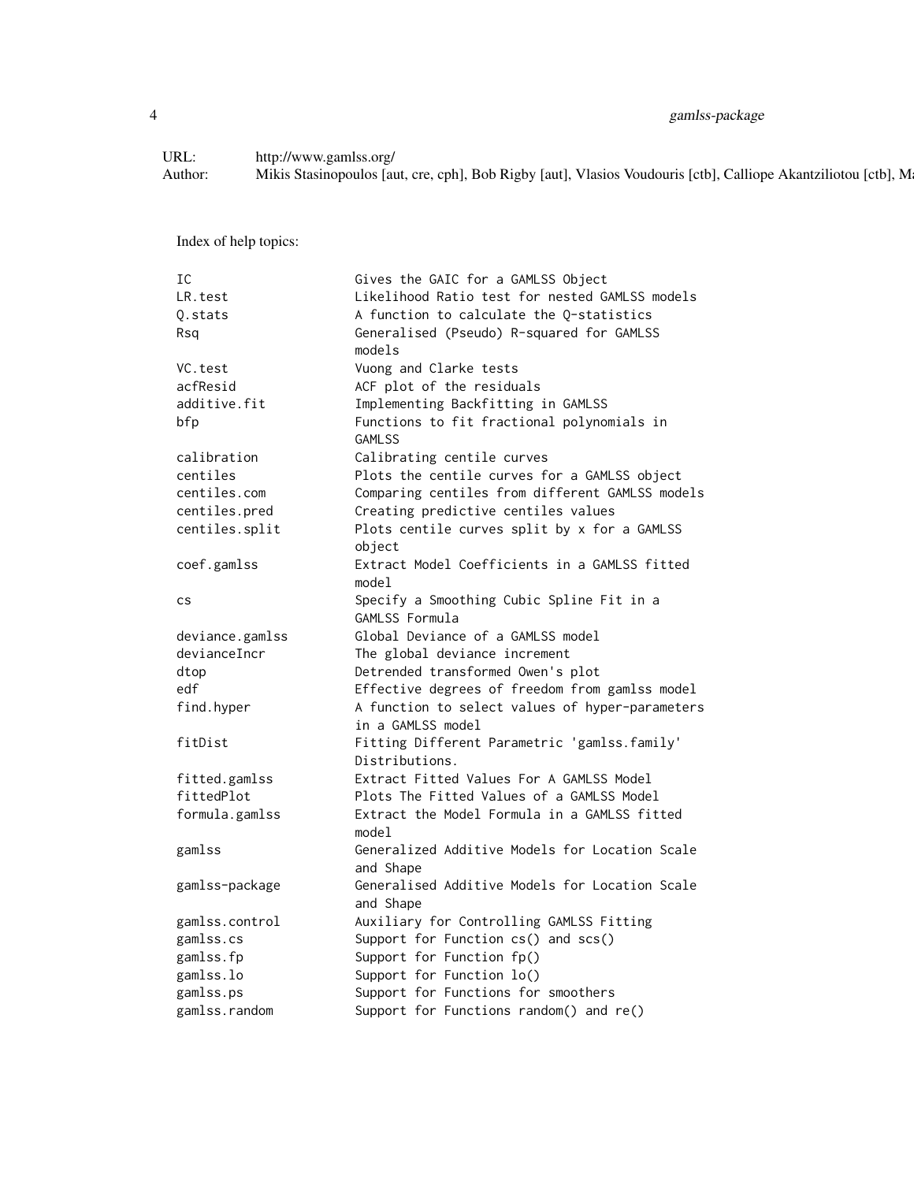URL: http://www.gamlss.org/
Author: Mikis Stasinopoulos [aut, cre, cph], Bob Rigby [aut], Vlasios Voudouris [ctb], Calliope Akantziliotou [ctb], M

Index of help topics:

```
IC                      Gives the GAIC for a GAMLSS Object
LR.test                 Likelihood Ratio test for nested GAMLSS models
Q.stats                 A function to calculate the Q-statistics
Rsq                     Generalised (Pseudo) R-squared for GAMLSS
                        models
VC.test                 Vuong and Clarke tests
acfResid                ACF plot of the residuals
additive.fit            Implementing Backfitting in GAMLSS
bfp                     Functions to fit fractional polynomials in
                        GAMLSS
calibration             Calibrating centile curves
centiles                Plots the centile curves for a GAMLSS object
centiles.com            Comparing centiles from different GAMLSS models
centiles.pred           Creating predictive centiles values
centiles.split          Plots centile curves split by x for a GAMLSS
                        object
coef.gamlss             Extract Model Coefficients in a GAMLSS fitted
                        model
cs                      Specify a Smoothing Cubic Spline Fit in a
                        GAMLSS Formula
deviance.gamlss         Global Deviance of a GAMLSS model
devianceIncr            The global deviance increment
dtop                    Detrended transformed Owen's plot
edf                     Effective degrees of freedom from gamlss model
find.hyper              A function to select values of hyper-parameters
                        in a GAMLSS model
fitDist                 Fitting Different Parametric 'gamlss.family'
                        Distributions.
fitted.gamlss           Extract Fitted Values For A GAMLSS Model
fittedPlot              Plots The Fitted Values of a GAMLSS Model
formula.gamlss          Extract the Model Formula in a GAMLSS fitted
                        model
gamlss                  Generalized Additive Models for Location Scale
                        and Shape
gamlss-package          Generalised Additive Models for Location Scale
                        and Shape
gamlss.control          Auxiliary for Controlling GAMLSS Fitting
gamlss.cs               Support for Function cs() and scs()
gamlss.fp               Support for Function fp()
gamlss.lo               Support for Function lo()
gamlss.ps               Support for Functions for smoothers
gamlss.random           Support for Functions random() and re()
```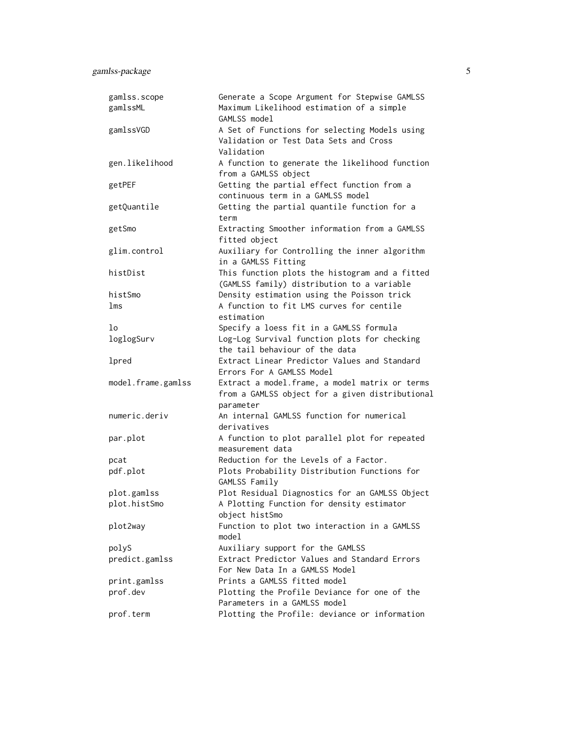| | |
|---|---|
| gamlss.scope | Generate a Scope Argument for Stepwise GAMLSS |
| gamlssML | Maximum Likelihood estimation of a simple GAMLSS model |
| gamlssVGD | A Set of Functions for selecting Models using Validation or Test Data Sets and Cross Validation |
| gen.likelihood | A function to generate the likelihood function from a GAMLSS object |
| getPEF | Getting the partial effect function from a continuous term in a GAMLSS model |
| getQuantile | Getting the partial quantile function for a term |
| getSmo | Extracting Smoother information from a GAMLSS fitted object |
| glim.control | Auxiliary for Controlling the inner algorithm in a GAMLSS Fitting |
| histDist | This function plots the histogram and a fitted (GAMLSS family) distribution to a variable |
| histSmo | Density estimation using the Poisson trick |
| lms | A function to fit LMS curves for centile estimation |
| lo | Specify a loess fit in a GAMLSS formula |
| loglogSurv | Log-Log Survival function plots for checking the tail behaviour of the data |
| lpred | Extract Linear Predictor Values and Standard Errors For A GAMLSS Model |
| model.frame.gamlss | Extract a model.frame, a model matrix or terms from a GAMLSS object for a given distributional parameter |
| numeric.deriv | An internal GAMLSS function for numerical derivatives |
| par.plot | A function to plot parallel plot for repeated measurement data |
| pcat | Reduction for the Levels of a Factor. |
| pdf.plot | Plots Probability Distribution Functions for GAMLSS Family |
| plot.gamlss | Plot Residual Diagnostics for an GAMLSS Object |
| plot.histSmo | A Plotting Function for density estimator object histSmo |
| plot2way | Function to plot two interaction in a GAMLSS model |
| polyS | Auxiliary support for the GAMLSS |
| predict.gamlss | Extract Predictor Values and Standard Errors For New Data In a GAMLSS Model |
| print.gamlss | Prints a GAMLSS fitted model |
| prof.dev | Plotting the Profile Deviance for one of the Parameters in a GAMLSS model |
| prof.term | Plotting the Profile: deviance or information |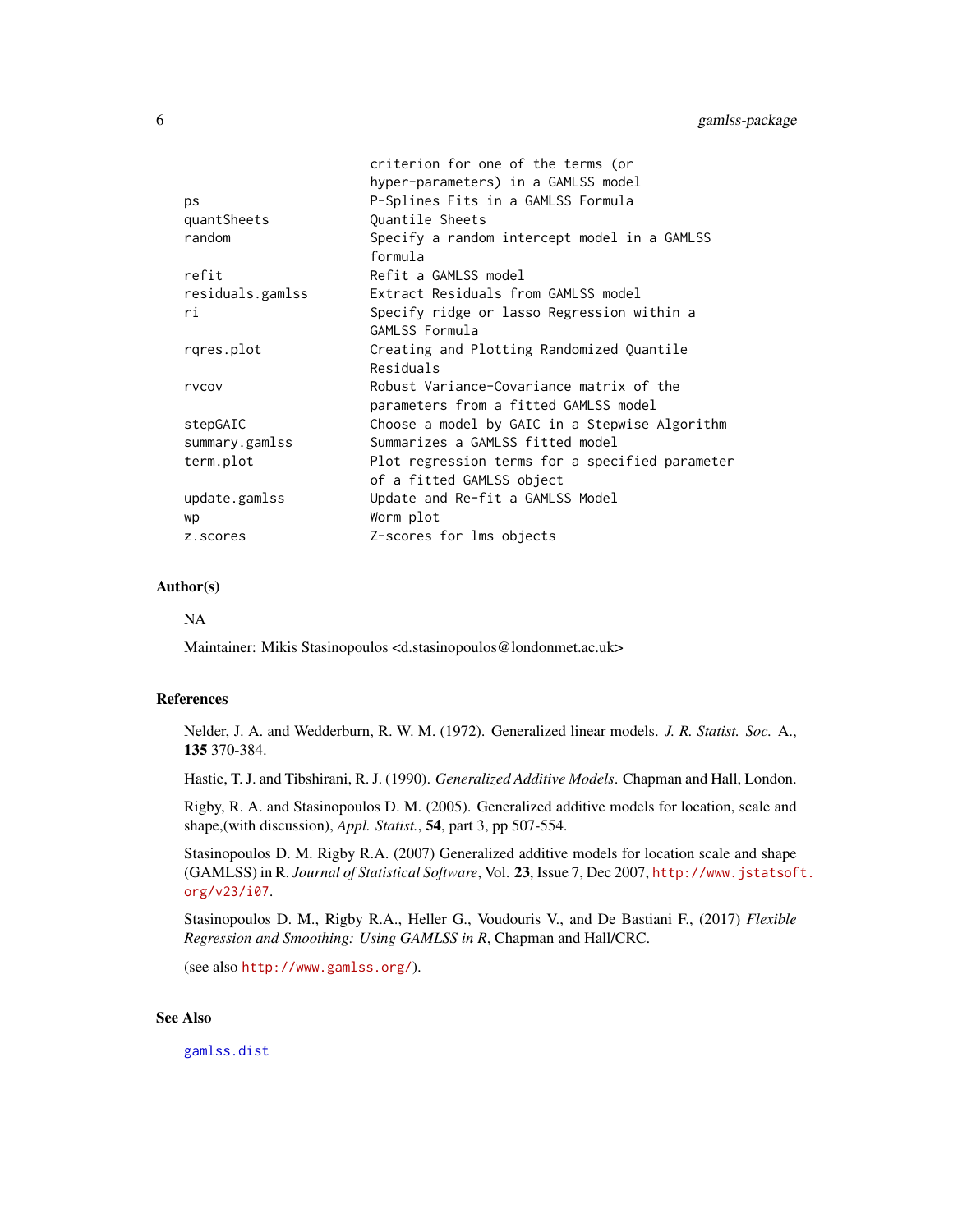| | |
|---|---|
| | criterion for one of the terms (or hyper-parameters) in a GAMLSS model |
| ps | P-Splines Fits in a GAMLSS Formula |
| quantSheets | Quantile Sheets |
| random | Specify a random intercept model in a GAMLSS formula |
| refit | Refit a GAMLSS model |
| residuals.gamlss | Extract Residuals from GAMLSS model |
| ri | Specify ridge or lasso Regression within a GAMLSS Formula |
| rqres.plot | Creating and Plotting Randomized Quantile Residuals |
| rvcov | Robust Variance-Covariance matrix of the parameters from a fitted GAMLSS model |
| stepGAIC | Choose a model by GAIC in a Stepwise Algorithm |
| summary.gamlss | Summarizes a GAMLSS fitted model |
| term.plot | Plot regression terms for a specified parameter of a fitted GAMLSS object |
| update.gamlss | Update and Re-fit a GAMLSS Model |
| wp | Worm plot |
| z.scores | Z-scores for lms objects |

## Author(s)

NA

Maintainer: Mikis Stasinopoulos <d.stasinopoulos@londonmet.ac.uk>

## References

Nelder, J. A. and Wedderburn, R. W. M. (1972). Generalized linear models. *J. R. Statist. Soc.* A., **135** 370-384.

Hastie, T. J. and Tibshirani, R. J. (1990). *Generalized Additive Models*. Chapman and Hall, London.

Rigby, R. A. and Stasinopoulos D. M. (2005). Generalized additive models for location, scale and shape,(with discussion), *Appl. Statist.*, **54**, part 3, pp 507-554.

Stasinopoulos D. M. Rigby R.A. (2007) Generalized additive models for location scale and shape (GAMLSS) in R. *Journal of Statistical Software*, Vol. **23**, Issue 7, Dec 2007, http://www.jstatsoft.org/v23/i07.

Stasinopoulos D. M., Rigby R.A., Heller G., Voudouris V., and De Bastiani F., (2017) *Flexible Regression and Smoothing: Using GAMLSS in R*, Chapman and Hall/CRC.

(see also http://www.gamlss.org/).

## See Also

gamlss.dist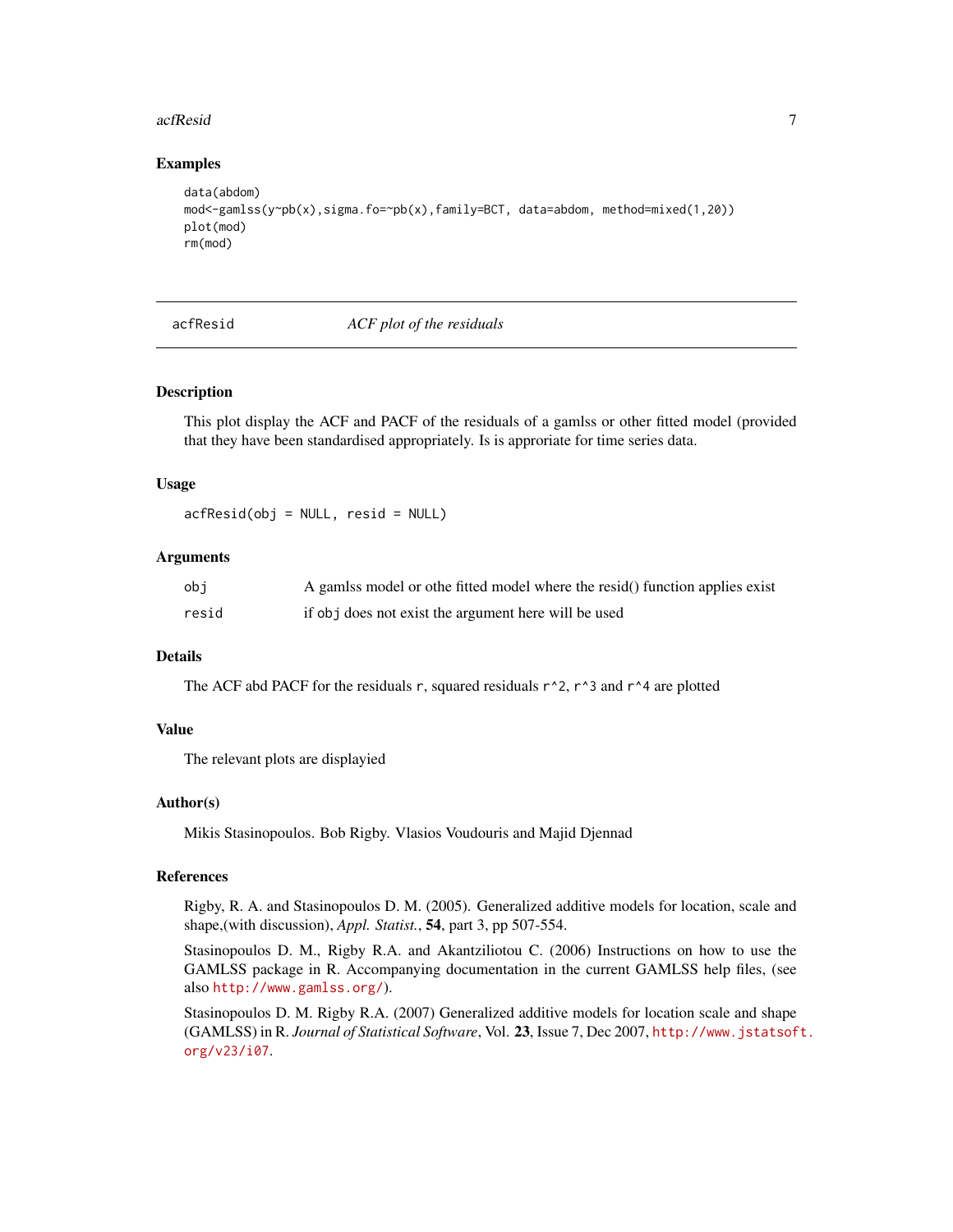## Examples

```
data(abdom)
mod<-gamlss(y~pb(x),sigma.fo=~pb(x),family=BCT, data=abdom, method=mixed(1,20))
plot(mod)
rm(mod)
```

---

# acfResid *ACF plot of the residuals*

---

## Description

This plot display the ACF and PACF of the residuals of a gamlss or other fitted model (provided that they have been standardised appropriately. Is is approriate for time series data.

## Usage

```
acfResid(obj = NULL, resid = NULL)
```

## Arguments

| | |
|---|---|
| `obj` | A gamlss model or othe fitted model where the resid() function applies exist |
| `resid` | if `obj` does not exist the argument here will be used |

## Details

The ACF abd PACF for the residuals `r`, squared residuals `r^2`, `r^3` and `r^4` are plotted

## Value

The relevant plots are displayied

## Author(s)

Mikis Stasinopoulos. Bob Rigby. Vlasios Voudouris and Majid Djennad

## References

Rigby, R. A. and Stasinopoulos D. M. (2005). Generalized additive models for location, scale and shape,(with discussion), *Appl. Statist.*, **54**, part 3, pp 507-554.

Stasinopoulos D. M., Rigby R.A. and Akantziliotou C. (2006) Instructions on how to use the GAMLSS package in R. Accompanying documentation in the current GAMLSS help files, (see also http://www.gamlss.org/).

Stasinopoulos D. M. Rigby R.A. (2007) Generalized additive models for location scale and shape (GAMLSS) in R. *Journal of Statistical Software*, Vol. **23**, Issue 7, Dec 2007, http://www.jstatsoft.org/v23/i07.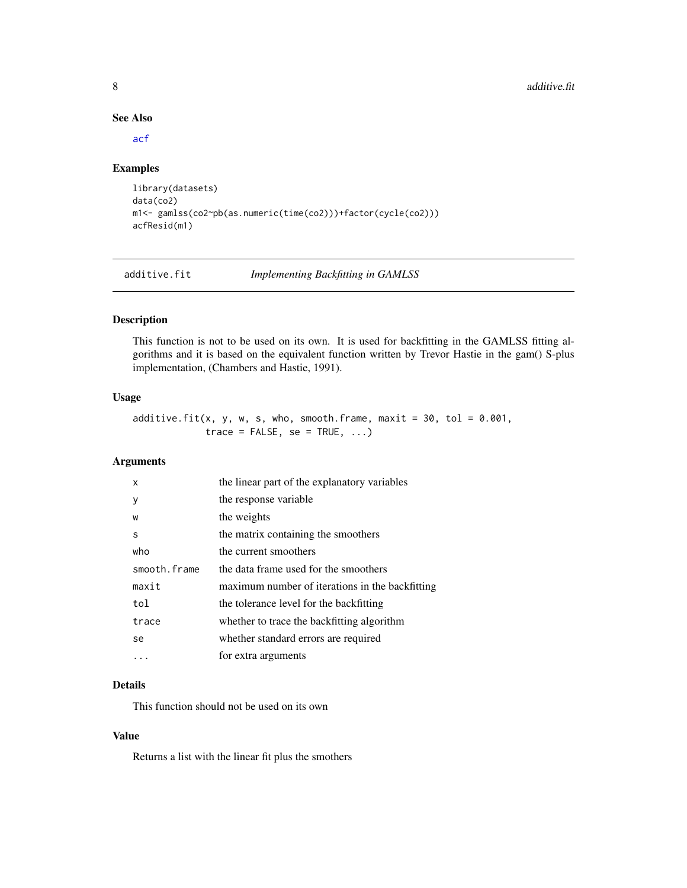### See Also

acf

### Examples

```
library(datasets)
data(co2)
m1<- gamlss(co2~pb(as.numeric(time(co2)))+factor(cycle(co2)))
acfResid(m1)
```

---

## additive.fit — *Implementing Backfitting in GAMLSS*

### Description

This function is not to be used on its own. It is used for backfitting in the GAMLSS fitting algorithms and it is based on the equivalent function written by Trevor Hastie in the gam() S-plus implementation, (Chambers and Hastie, 1991).

### Usage

```
additive.fit(x, y, w, s, who, smooth.frame, maxit = 30, tol = 0.001,
             trace = FALSE, se = TRUE, ...)
```

### Arguments

| | |
|---|---|
| `x` | the linear part of the explanatory variables |
| `y` | the response variable |
| `w` | the weights |
| `s` | the matrix containing the smoothers |
| `who` | the current smoothers |
| `smooth.frame` | the data frame used for the smoothers |
| `maxit` | maximum number of iterations in the backfitting |
| `tol` | the tolerance level for the backfitting |
| `trace` | whether to trace the backfitting algorithm |
| `se` | whether standard errors are required |
| `...` | for extra arguments |

### Details

This function should not be used on its own

### Value

Returns a list with the linear fit plus the smothers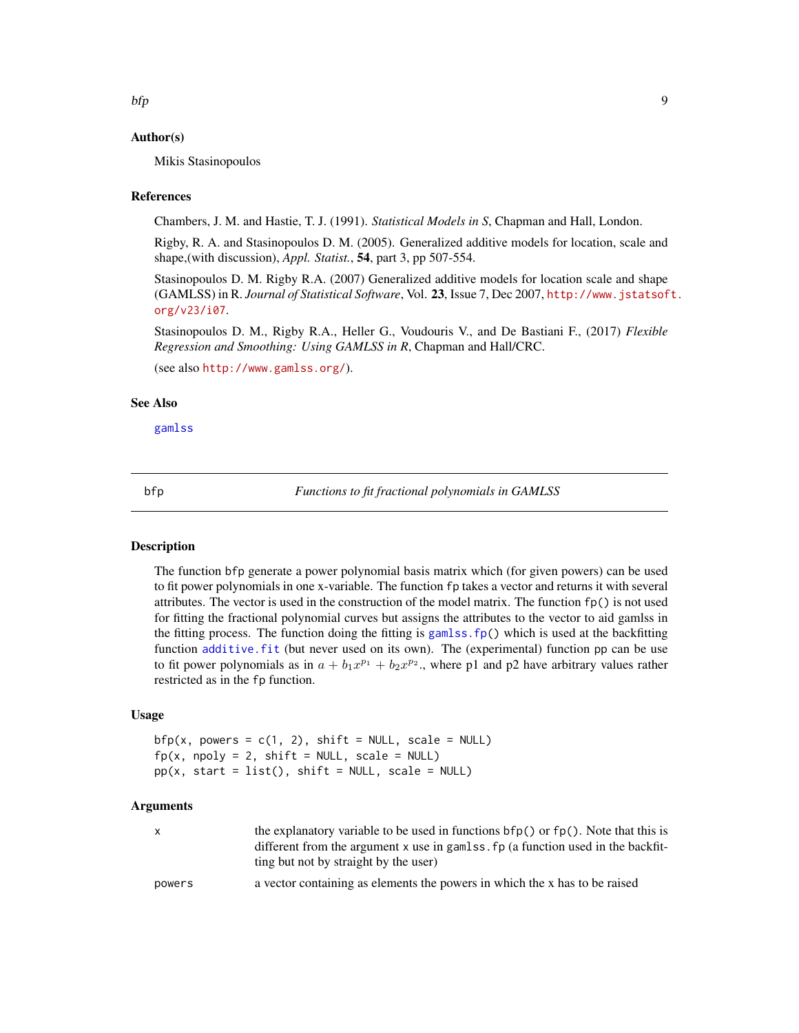### Author(s)

Mikis Stasinopoulos

### References

Chambers, J. M. and Hastie, T. J. (1991). *Statistical Models in S*, Chapman and Hall, London.

Rigby, R. A. and Stasinopoulos D. M. (2005). Generalized additive models for location, scale and shape,(with discussion), *Appl. Statist.*, **54**, part 3, pp 507-554.

Stasinopoulos D. M. Rigby R.A. (2007) Generalized additive models for location scale and shape (GAMLSS) in R. *Journal of Statistical Software*, Vol. **23**, Issue 7, Dec 2007, http://www.jstatsoft.org/v23/i07.

Stasinopoulos D. M., Rigby R.A., Heller G., Voudouris V., and De Bastiani F., (2017) *Flexible Regression and Smoothing: Using GAMLSS in R*, Chapman and Hall/CRC.

(see also http://www.gamlss.org/).

### See Also

gamlss

---

## bfp — *Functions to fit fractional polynomials in GAMLSS*

### Description

The function `bfp` generate a power polynomial basis matrix which (for given powers) can be used to fit power polynomials in one x-variable. The function `fp` takes a vector and returns it with several attributes. The vector is used in the construction of the model matrix. The function `fp()` is not used for fitting the fractional polynomial curves but assigns the attributes to the vector to aid gamlss in the fitting process. The function doing the fitting is `gamlss.fp()` which is used at the backfitting function `additive.fit` (but never used on its own). The (experimental) function `pp` can be use to fit power polynomials as in $a + b_1 x^{p_1} + b_2 x^{p_2}$., where p1 and p2 have arbitrary values rather restricted as in the `fp` function.

### Usage

```
bfp(x, powers = c(1, 2), shift = NULL, scale = NULL)
fp(x, npoly = 2, shift = NULL, scale = NULL)
pp(x, start = list(), shift = NULL, scale = NULL)
```

### Arguments

| | |
|---|---|
| `x` | the explanatory variable to be used in functions `bfp()` or `fp()`. Note that this is different from the argument `x` use in `gamlss.fp` (a function used in the backfitting but not by straight by the user) |
| `powers` | a vector containing as elements the powers in which the x has to be raised |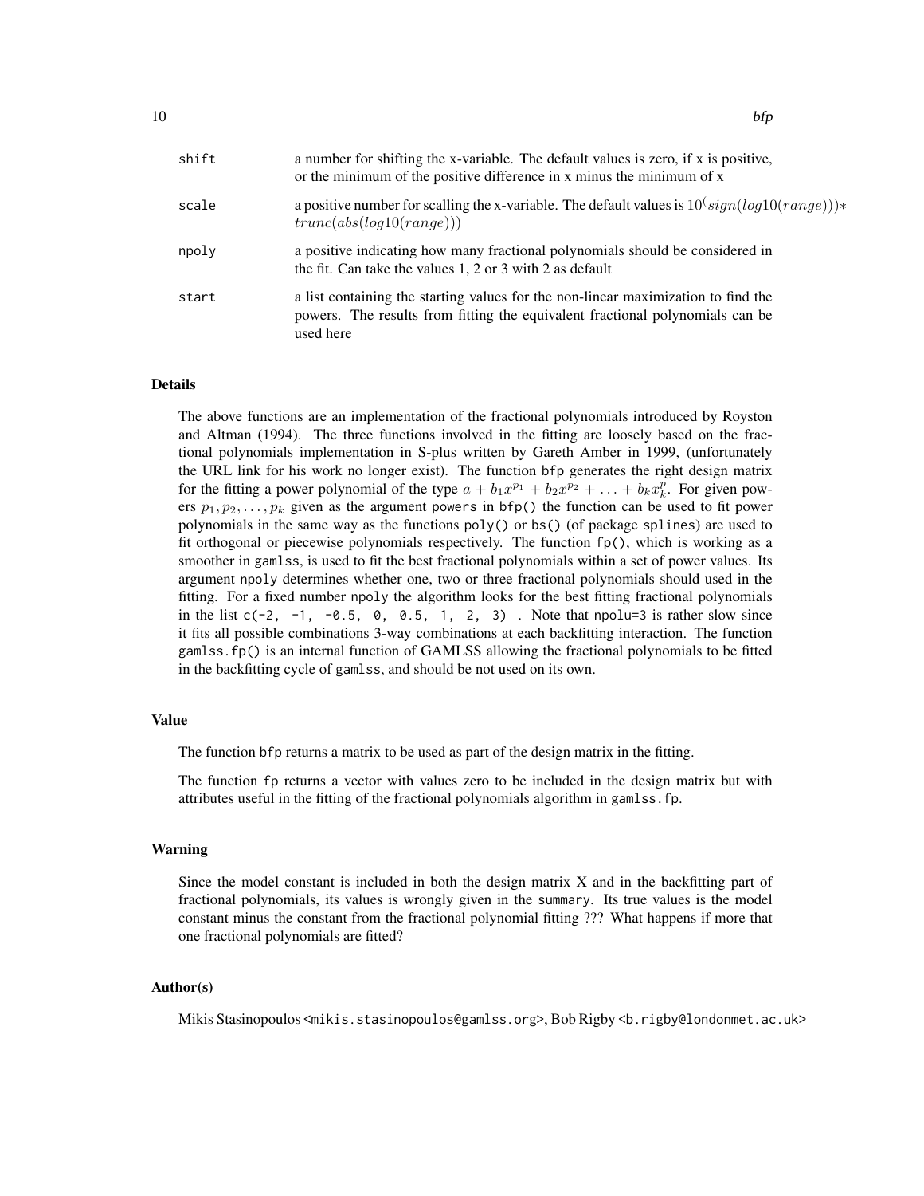| | |
|---|---|
| shift | a number for shifting the x-variable. The default values is zero, if x is positive, or the minimum of the positive difference in x minus the minimum of x |
| scale | a positive number for scalling the x-variable. The default values is $10^(sign(log10(range)))*trunc(abs(log10(range)))$ |
| npoly | a positive indicating how many fractional polynomials should be considered in the fit. Can take the values 1, 2 or 3 with 2 as default |
| start | a list containing the starting values for the non-linear maximization to find the powers. The results from fitting the equivalent fractional polynomials can be used here |

### Details

The above functions are an implementation of the fractional polynomials introduced by Royston and Altman (1994). The three functions involved in the fitting are loosely based on the fractional polynomials implementation in S-plus written by Gareth Amber in 1999, (unfortunately the URL link for his work no longer exist). The function `bfp` generates the right design matrix for the fitting a power polynomial of the type $a + b_1 x^{p_1} + b_2 x^{p_2} + \ldots + b_k x_k^p$. For given powers $p_1, p_2, \ldots, p_k$ given as the argument `powers` in `bfp()` the function can be used to fit power polynomials in the same way as the functions `poly()` or `bs()` (of package `splines`) are used to fit orthogonal or piecewise polynomials respectively. The function `fp()`, which is working as a smoother in `gamlss`, is used to fit the best fractional polynomials within a set of power values. Its argument `npoly` determines whether one, two or three fractional polynomials should used in the fitting. For a fixed number `npoly` the algorithm looks for the best fitting fractional polynomials in the list `c(-2, -1, -0.5, 0, 0.5, 1, 2, 3)` . Note that `npolu=3` is rather slow since it fits all possible combinations 3-way combinations at each backfitting interaction. The function `gamlss.fp()` is an internal function of GAMLSS allowing the fractional polynomials to be fitted in the backfitting cycle of `gamlss`, and should be not used on its own.

### Value

The function `bfp` returns a matrix to be used as part of the design matrix in the fitting.

The function `fp` returns a vector with values zero to be included in the design matrix but with attributes useful in the fitting of the fractional polynomials algorithm in `gamlss.fp`.

### Warning

Since the model constant is included in both the design matrix X and in the backfitting part of fractional polynomials, its values is wrongly given in the `summary`. Its true values is the model constant minus the constant from the fractional polynomial fitting ??? What happens if more that one fractional polynomials are fitted?

### Author(s)

Mikis Stasinopoulos <mikis.stasinopoulos@gamlss.org>, Bob Rigby <b.rigby@londonmet.ac.uk>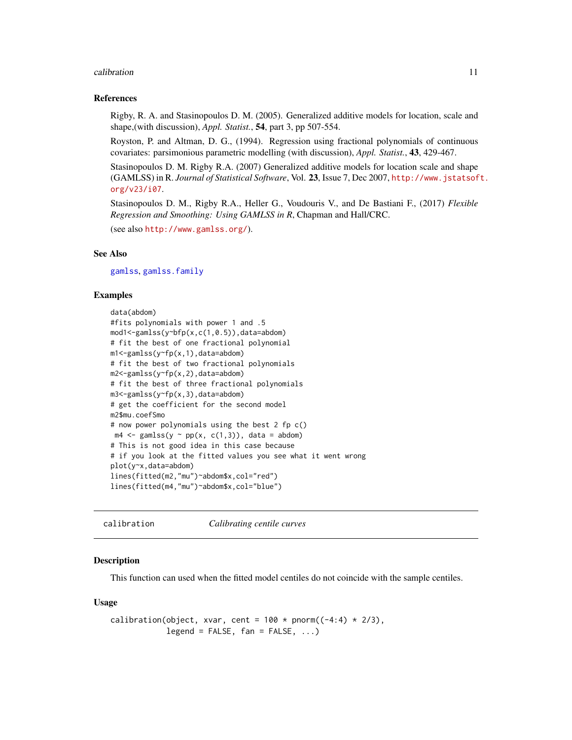### References

Rigby, R. A. and Stasinopoulos D. M. (2005). Generalized additive models for location, scale and shape,(with discussion), *Appl. Statist.*, **54**, part 3, pp 507-554.

Royston, P. and Altman, D. G., (1994). Regression using fractional polynomials of continuous covariates: parsimonious parametric modelling (with discussion), *Appl. Statist.*, **43**, 429-467.

Stasinopoulos D. M. Rigby R.A. (2007) Generalized additive models for location scale and shape (GAMLSS) in R. *Journal of Statistical Software*, Vol. **23**, Issue 7, Dec 2007, http://www.jstatsoft.org/v23/i07.

Stasinopoulos D. M., Rigby R.A., Heller G., Voudouris V., and De Bastiani F., (2017) *Flexible Regression and Smoothing: Using GAMLSS in R*, Chapman and Hall/CRC.

(see also http://www.gamlss.org/).

### See Also

gamlss, gamlss.family

### Examples

```
data(abdom)
#fits polynomials with power 1 and .5
mod1<-gamlss(y~bfp(x,c(1,0.5)),data=abdom)
# fit the best of one fractional polynomial
m1<-gamlss(y~fp(x,1),data=abdom)
# fit the best of two fractional polynomials
m2<-gamlss(y~fp(x,2),data=abdom)
# fit the best of three fractional polynomials
m3<-gamlss(y~fp(x,3),data=abdom)
# get the coefficient for the second model
m2$mu.coefSmo
# now power polynomials using the best 2 fp c()
 m4 <- gamlss(y ~ pp(x, c(1,3)), data = abdom)
# This is not good idea in this case because
# if you look at the fitted values you see what it went wrong
plot(y~x,data=abdom)
lines(fitted(m2,"mu")~abdom$x,col="red")
lines(fitted(m4,"mu")~abdom$x,col="blue")
```

---

## calibration *Calibrating centile curves*

### Description

This function can used when the fitted model centiles do not coincide with the sample centiles.

### Usage

```
calibration(object, xvar, cent = 100 * pnorm((-4:4) * 2/3),
            legend = FALSE, fan = FALSE, ...)
```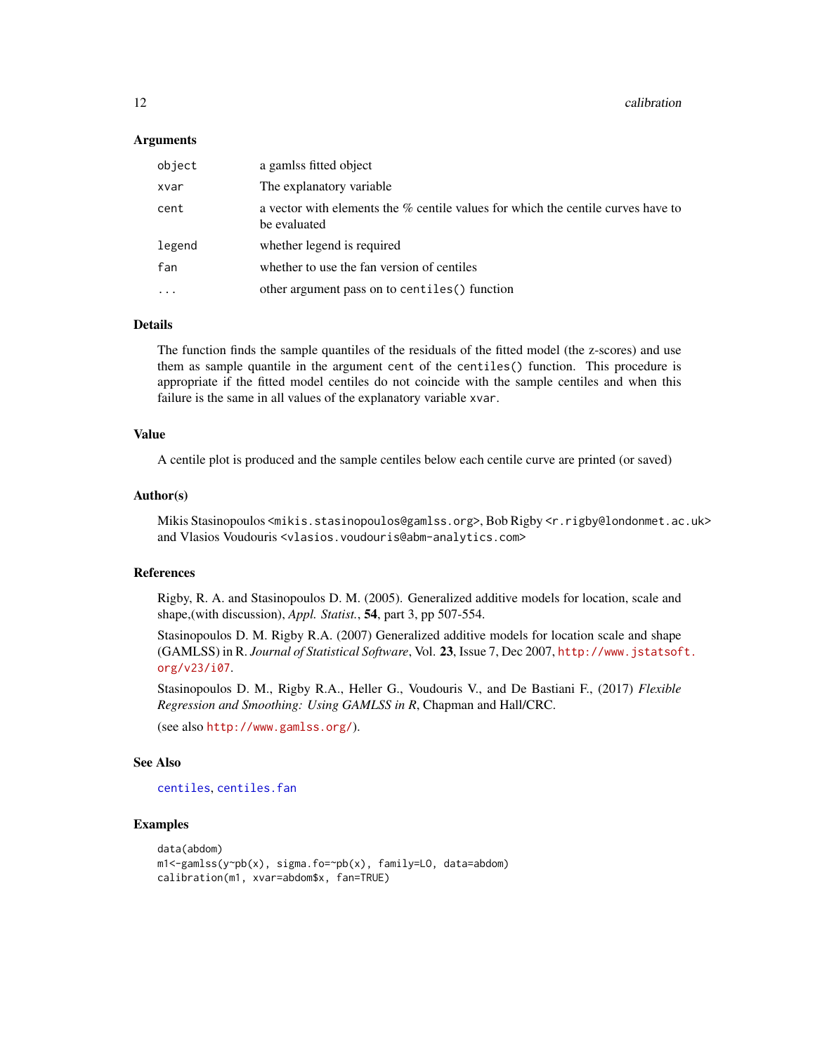### Arguments

| | |
|---|---|
| `object` | a gamlss fitted object |
| `xvar` | The explanatory variable |
| `cent` | a vector with elements the % centile values for which the centile curves have to be evaluated |
| `legend` | whether legend is required |
| `fan` | whether to use the fan version of centiles |
| `...` | other argument pass on to `centiles()` function |

### Details

The function finds the sample quantiles of the residuals of the fitted model (the z-scores) and use them as sample quantile in the argument `cent` of the `centiles()` function. This procedure is appropriate if the fitted model centiles do not coincide with the sample centiles and when this failure is the same in all values of the explanatory variable `xvar`.

### Value

A centile plot is produced and the sample centiles below each centile curve are printed (or saved)

### Author(s)

Mikis Stasinopoulos <mikis.stasinopoulos@gamlss.org>, Bob Rigby <r.rigby@londonmet.ac.uk> and Vlasios Voudouris <vlasios.voudouris@abm-analytics.com>

### References

Rigby, R. A. and Stasinopoulos D. M. (2005). Generalized additive models for location, scale and shape,(with discussion), *Appl. Statist.*, **54**, part 3, pp 507-554.

Stasinopoulos D. M. Rigby R.A. (2007) Generalized additive models for location scale and shape (GAMLSS) in R. *Journal of Statistical Software*, Vol. **23**, Issue 7, Dec 2007, http://www.jstatsoft.org/v23/i07.

Stasinopoulos D. M., Rigby R.A., Heller G., Voudouris V., and De Bastiani F., (2017) *Flexible Regression and Smoothing: Using GAMLSS in R*, Chapman and Hall/CRC.

(see also http://www.gamlss.org/).

### See Also

centiles, centiles.fan

### Examples

```
data(abdom)
m1<-gamlss(y~pb(x), sigma.fo=~pb(x), family=LO, data=abdom)
calibration(m1, xvar=abdom$x, fan=TRUE)
```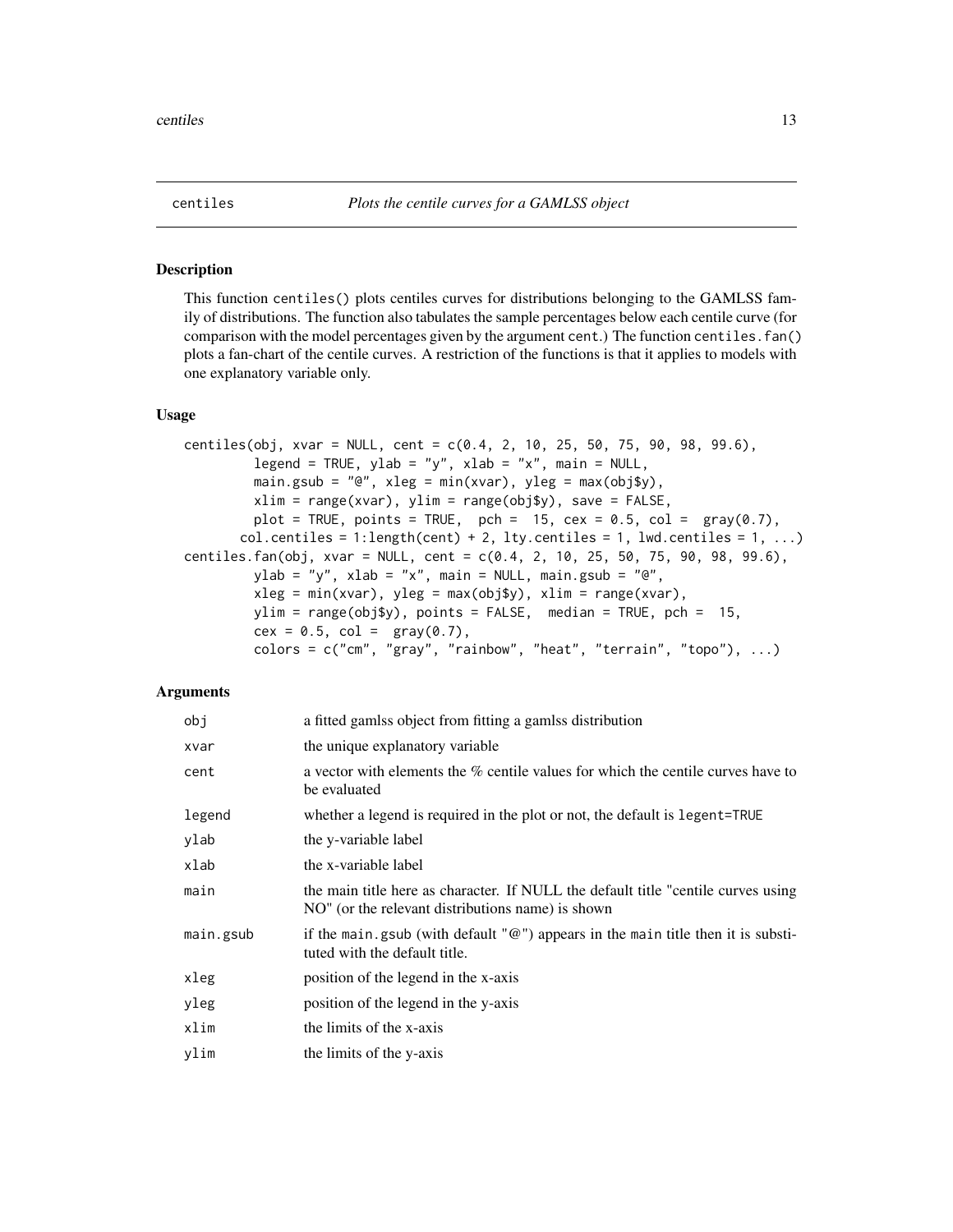centiles *Plots the centile curves for a GAMLSS object*

## Description

This function centiles() plots centiles curves for distributions belonging to the GAMLSS family of distributions. The function also tabulates the sample percentages below each centile curve (for comparison with the model percentages given by the argument cent.) The function centiles.fan() plots a fan-chart of the centile curves. A restriction of the functions is that it applies to models with one explanatory variable only.

## Usage

```
centiles(obj, xvar = NULL, cent = c(0.4, 2, 10, 25, 50, 75, 90, 98, 99.6),
         legend = TRUE, ylab = "y", xlab = "x", main = NULL,
         main.gsub = "@", xleg = min(xvar), yleg = max(obj$y),
         xlim = range(xvar), ylim = range(obj$y), save = FALSE,
         plot = TRUE, points = TRUE,  pch =  15, cex = 0.5, col =  gray(0.7),
       col.centiles = 1:length(cent) + 2, lty.centiles = 1, lwd.centiles = 1, ...)
centiles.fan(obj, xvar = NULL, cent = c(0.4, 2, 10, 25, 50, 75, 90, 98, 99.6),
         ylab = "y", xlab = "x", main = NULL, main.gsub = "@",
         xleg = min(xvar), yleg = max(obj$y), xlim = range(xvar),
         ylim = range(obj$y), points = FALSE,  median = TRUE, pch =  15,
         cex = 0.5, col =  gray(0.7),
         colors = c("cm", "gray", "rainbow", "heat", "terrain", "topo"), ...)
```

## Arguments

| | |
|---|---|
| obj | a fitted gamlss object from fitting a gamlss distribution |
| xvar | the unique explanatory variable |
| cent | a vector with elements the % centile values for which the centile curves have to be evaluated |
| legend | whether a legend is required in the plot or not, the default is legent=TRUE |
| ylab | the y-variable label |
| xlab | the x-variable label |
| main | the main title here as character. If NULL the default title "centile curves using NO" (or the relevant distributions name) is shown |
| main.gsub | if the main.gsub (with default "@") appears in the main title then it is substituted with the default title. |
| xleg | position of the legend in the x-axis |
| yleg | position of the legend in the y-axis |
| xlim | the limits of the x-axis |
| ylim | the limits of the y-axis |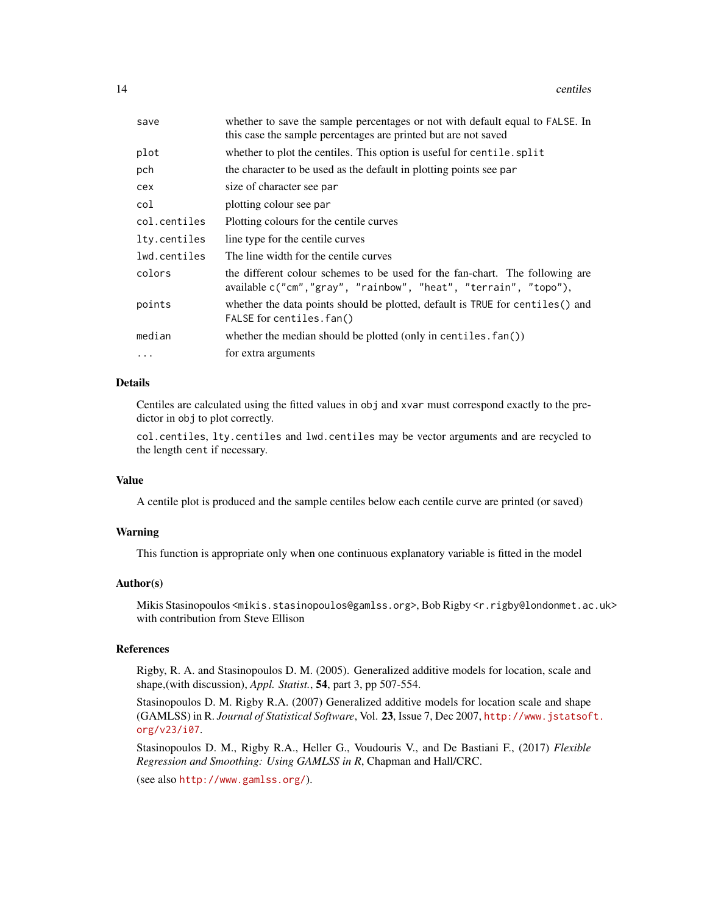| | |
|---|---|
| `save` | whether to save the sample percentages or not with default equal to `FALSE`. In this case the sample percentages are printed but are not saved |
| `plot` | whether to plot the centiles. This option is useful for `centile.split` |
| `pch` | the character to be used as the default in plotting points see `par` |
| `cex` | size of character see `par` |
| `col` | plotting colour see `par` |
| `col.centiles` | Plotting colours for the centile curves |
| `lty.centiles` | line type for the centile curves |
| `lwd.centiles` | The line width for the centile curves |
| `colors` | the different colour schemes to be used for the fan-chart. The following are available `c("cm","gray", "rainbow", "heat", "terrain", "topo")`, |
| `points` | whether the data points should be plotted, default is `TRUE` for `centiles()` and `FALSE` for `centiles.fan()` |
| `median` | whether the median should be plotted (only in `centiles.fan()`) |
| `...` | for extra arguments |

## Details

Centiles are calculated using the fitted values in `obj` and `xvar` must correspond exactly to the predictor in `obj` to plot correctly.

`col.centiles`, `lty.centiles` and `lwd.centiles` may be vector arguments and are recycled to the length `cent` if necessary.

## Value

A centile plot is produced and the sample centiles below each centile curve are printed (or saved)

## Warning

This function is appropriate only when one continuous explanatory variable is fitted in the model

## Author(s)

Mikis Stasinopoulos <mikis.stasinopoulos@gamlss.org>, Bob Rigby <r.rigby@londonmet.ac.uk> with contribution from Steve Ellison

## References

Rigby, R. A. and Stasinopoulos D. M. (2005). Generalized additive models for location, scale and shape,(with discussion), *Appl. Statist.*, **54**, part 3, pp 507-554.

Stasinopoulos D. M. Rigby R.A. (2007) Generalized additive models for location scale and shape (GAMLSS) in R. *Journal of Statistical Software*, Vol. **23**, Issue 7, Dec 2007, http://www.jstatsoft.org/v23/i07.

Stasinopoulos D. M., Rigby R.A., Heller G., Voudouris V., and De Bastiani F., (2017) *Flexible Regression and Smoothing: Using GAMLSS in R*, Chapman and Hall/CRC.

(see also http://www.gamlss.org/).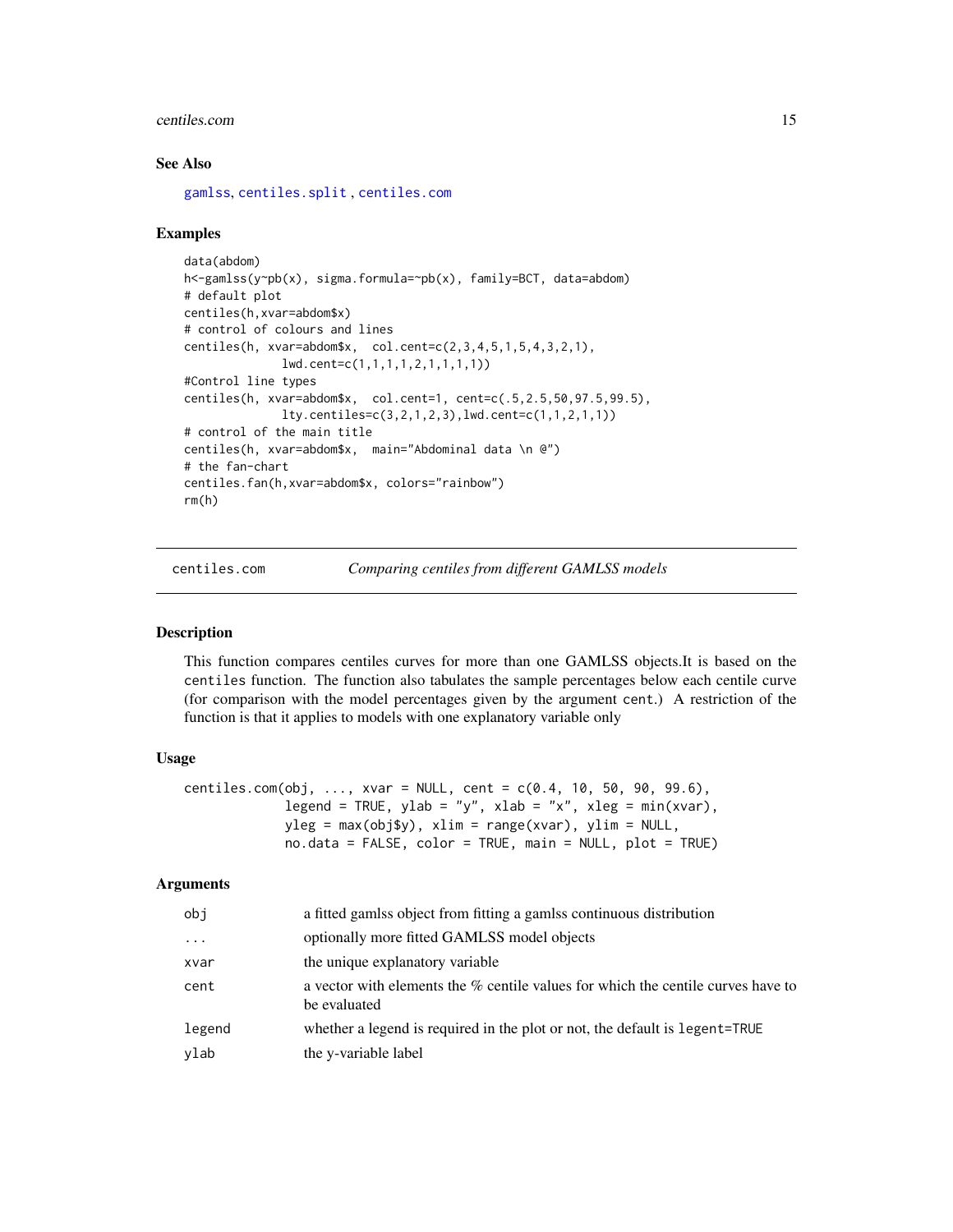### See Also

gamlss, centiles.split , centiles.com

### Examples

```
data(abdom)
h<-gamlss(y~pb(x), sigma.formula=~pb(x), family=BCT, data=abdom)
# default plot
centiles(h,xvar=abdom$x)
# control of colours and lines
centiles(h, xvar=abdom$x,  col.cent=c(2,3,4,5,1,5,4,3,2,1),
              lwd.cent=c(1,1,1,1,2,1,1,1,1))
#Control line types
centiles(h, xvar=abdom$x,  col.cent=1, cent=c(.5,2.5,50,97.5,99.5),
              lty.centiles=c(3,2,1,2,3),lwd.cent=c(1,1,2,1,1))
# control of the main title
centiles(h, xvar=abdom$x,  main="Abdominal data \n @")
# the fan-chart
centiles.fan(h,xvar=abdom$x, colors="rainbow")
rm(h)
```

---

## centiles.com — *Comparing centiles from different GAMLSS models*

### Description

This function compares centiles curves for more than one GAMLSS objects.It is based on the centiles function. The function also tabulates the sample percentages below each centile curve (for comparison with the model percentages given by the argument cent.) A restriction of the function is that it applies to models with one explanatory variable only

### Usage

```
centiles.com(obj, ..., xvar = NULL, cent = c(0.4, 10, 50, 90, 99.6),
             legend = TRUE, ylab = "y", xlab = "x", xleg = min(xvar),
             yleg = max(obj$y), xlim = range(xvar), ylim = NULL,
             no.data = FALSE, color = TRUE, main = NULL, plot = TRUE)
```

### Arguments

| | |
|---|---|
| obj | a fitted gamlss object from fitting a gamlss continuous distribution |
| ... | optionally more fitted GAMLSS model objects |
| xvar | the unique explanatory variable |
| cent | a vector with elements the % centile values for which the centile curves have to be evaluated |
| legend | whether a legend is required in the plot or not, the default is legent=TRUE |
| ylab | the y-variable label |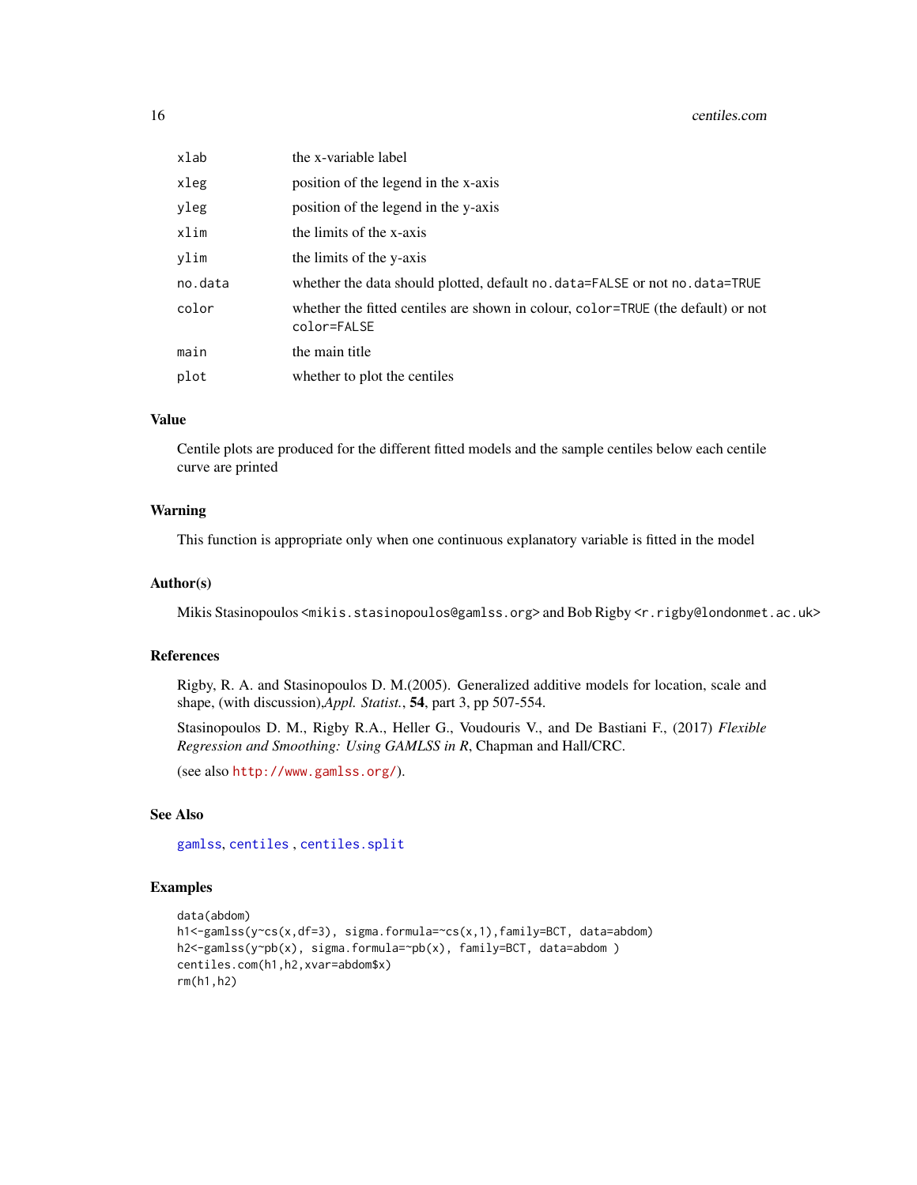| | |
|---|---|
| xlab | the x-variable label |
| xleg | position of the legend in the x-axis |
| yleg | position of the legend in the y-axis |
| xlim | the limits of the x-axis |
| ylim | the limits of the y-axis |
| no.data | whether the data should plotted, default no.data=FALSE or not no.data=TRUE |
| color | whether the fitted centiles are shown in colour, color=TRUE (the default) or not color=FALSE |
| main | the main title |
| plot | whether to plot the centiles |

## Value

Centile plots are produced for the different fitted models and the sample centiles below each centile curve are printed

## Warning

This function is appropriate only when one continuous explanatory variable is fitted in the model

## Author(s)

Mikis Stasinopoulos <mikis.stasinopoulos@gamlss.org> and Bob Rigby <r.rigby@londonmet.ac.uk>

## References

Rigby, R. A. and Stasinopoulos D. M.(2005). Generalized additive models for location, scale and shape, (with discussion),*Appl. Statist.*, **54**, part 3, pp 507-554.

Stasinopoulos D. M., Rigby R.A., Heller G., Voudouris V., and De Bastiani F., (2017) *Flexible Regression and Smoothing: Using GAMLSS in R*, Chapman and Hall/CRC.

(see also http://www.gamlss.org/).

## See Also

gamlss, centiles , centiles.split

## Examples

```
data(abdom)
h1<-gamlss(y~cs(x,df=3), sigma.formula=~cs(x,1),family=BCT, data=abdom)
h2<-gamlss(y~pb(x), sigma.formula=~pb(x), family=BCT, data=abdom )
centiles.com(h1,h2,xvar=abdom$x)
rm(h1,h2)
```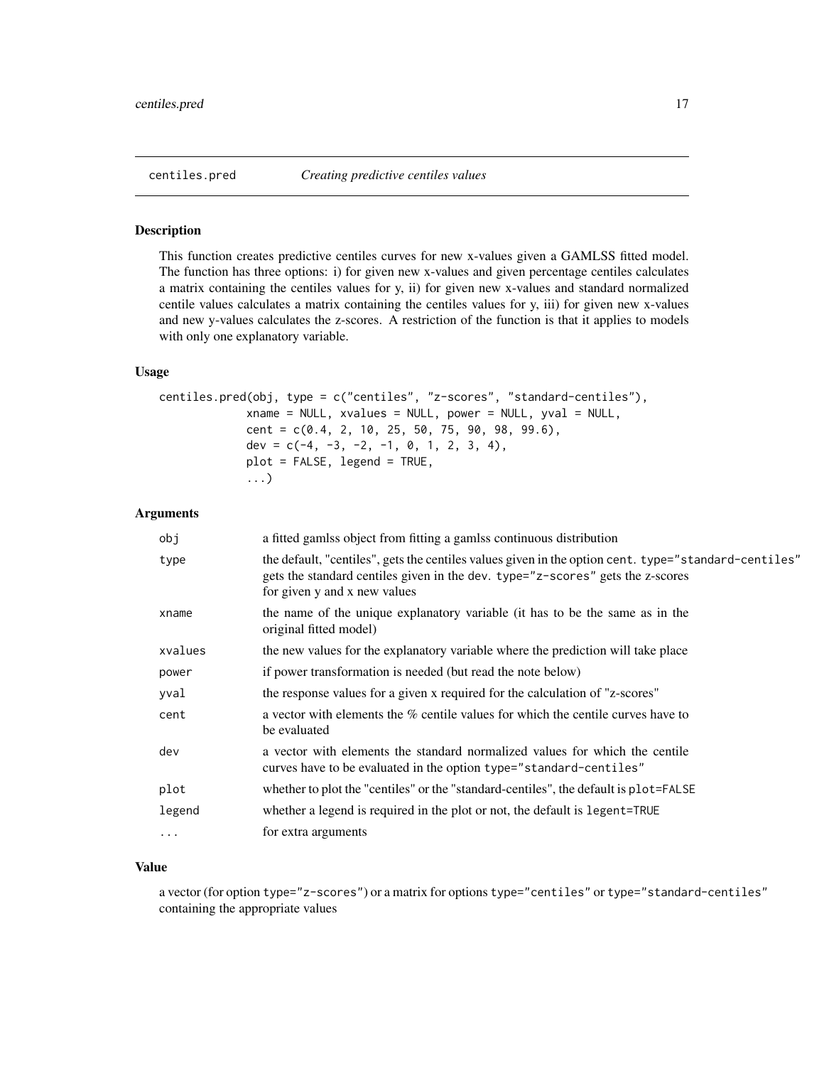# centiles.pred *Creating predictive centiles values*

## Description

This function creates predictive centiles curves for new x-values given a GAMLSS fitted model. The function has three options: i) for given new x-values and given percentage centiles calculates a matrix containing the centiles values for y, ii) for given new x-values and standard normalized centile values calculates a matrix containing the centiles values for y, iii) for given new x-values and new y-values calculates the z-scores. A restriction of the function is that it applies to models with only one explanatory variable.

## Usage

```
centiles.pred(obj, type = c("centiles", "z-scores", "standard-centiles"),
             xname = NULL, xvalues = NULL, power = NULL, yval = NULL,
             cent = c(0.4, 2, 10, 25, 50, 75, 90, 98, 99.6),
             dev = c(-4, -3, -2, -1, 0, 1, 2, 3, 4),
             plot = FALSE, legend = TRUE,
             ...)
```

## Arguments

| | |
|---|---|
| `obj` | a fitted gamlss object from fitting a gamlss continuous distribution |
| `type` | the default, "centiles", gets the centiles values given in the option `cent`. `type="standard-centiles"` gets the standard centiles given in the `dev`. `type="z-scores"` gets the z-scores for given y and x new values |
| `xname` | the name of the unique explanatory variable (it has to be the same as in the original fitted model) |
| `xvalues` | the new values for the explanatory variable where the prediction will take place |
| `power` | if power transformation is needed (but read the note below) |
| `yval` | the response values for a given x required for the calculation of "z-scores" |
| `cent` | a vector with elements the % centile values for which the centile curves have to be evaluated |
| `dev` | a vector with elements the standard normalized values for which the centile curves have to be evaluated in the option `type="standard-centiles"` |
| `plot` | whether to plot the "centiles" or the "standard-centiles", the default is `plot=FALSE` |
| `legend` | whether a legend is required in the plot or not, the default is `legent=TRUE` |
| `...` | for extra arguments |

## Value

a vector (for option `type="z-scores"`) or a matrix for options `type="centiles"` or `type="standard-centiles"` containing the appropriate values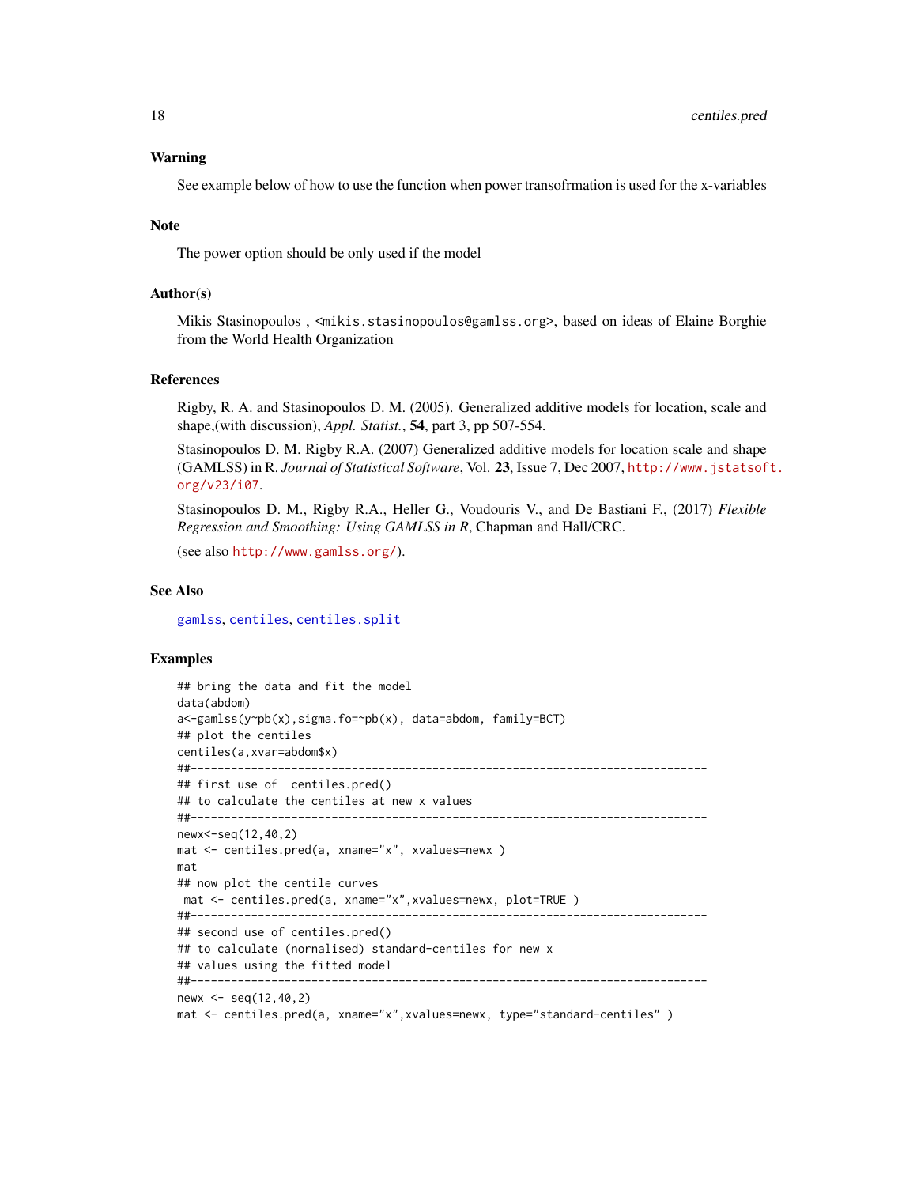## Warning

See example below of how to use the function when power transofrmation is used for the x-variables

## Note

The power option should be only used if the model

## Author(s)

Mikis Stasinopoulos , <mikis.stasinopoulos@gamlss.org>, based on ideas of Elaine Borghie from the World Health Organization

## References

Rigby, R. A. and Stasinopoulos D. M. (2005). Generalized additive models for location, scale and shape,(with discussion), *Appl. Statist.*, **54**, part 3, pp 507-554.

Stasinopoulos D. M. Rigby R.A. (2007) Generalized additive models for location scale and shape (GAMLSS) in R. *Journal of Statistical Software*, Vol. **23**, Issue 7, Dec 2007, http://www.jstatsoft.org/v23/i07.

Stasinopoulos D. M., Rigby R.A., Heller G., Voudouris V., and De Bastiani F., (2017) *Flexible Regression and Smoothing: Using GAMLSS in R*, Chapman and Hall/CRC.

(see also http://www.gamlss.org/).

## See Also

gamlss, centiles, centiles.split

## Examples

```
## bring the data and fit the model
data(abdom)
a<-gamlss(y~pb(x),sigma.fo=~pb(x), data=abdom, family=BCT)
## plot the centiles
centiles(a,xvar=abdom$x)
##-----------------------------------------------------------------------------
## first use of  centiles.pred()
## to calculate the centiles at new x values
##-----------------------------------------------------------------------------
newx<-seq(12,40,2)
mat <- centiles.pred(a, xname="x", xvalues=newx )
mat
## now plot the centile curves
 mat <- centiles.pred(a, xname="x",xvalues=newx, plot=TRUE )
##-----------------------------------------------------------------------------
## second use of centiles.pred()
## to calculate (nornalised) standard-centiles for new x
## values using the fitted model
##-----------------------------------------------------------------------------
newx <- seq(12,40,2)
mat <- centiles.pred(a, xname="x",xvalues=newx, type="standard-centiles" )
```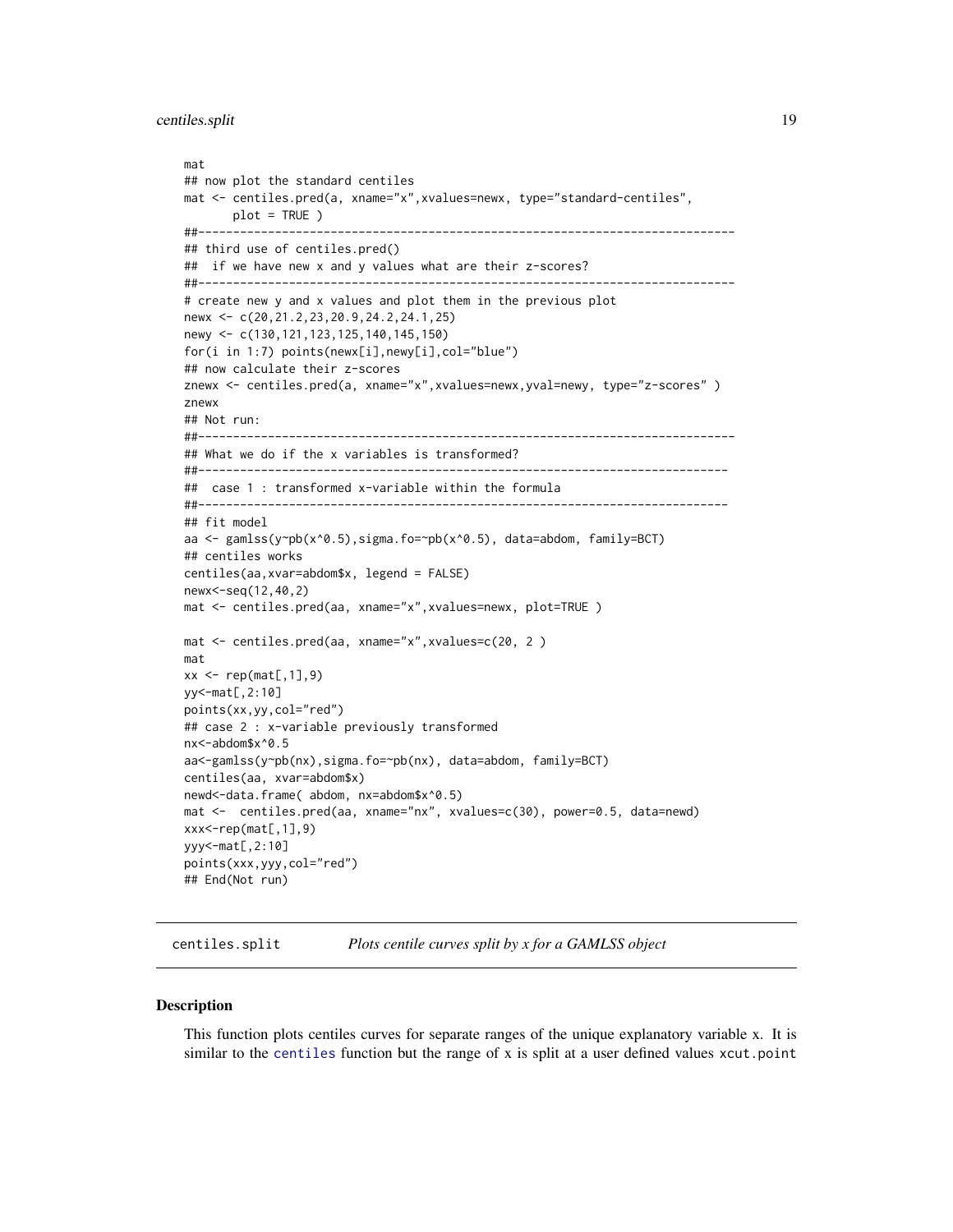```
mat
## now plot the standard centiles
mat <- centiles.pred(a, xname="x",xvalues=newx, type="standard-centiles",
       plot = TRUE )
##-----------------------------------------------------------------------------
## third use of centiles.pred()
##  if we have new x and y values what are their z-scores?
##-----------------------------------------------------------------------------
# create new y and x values and plot them in the previous plot
newx <- c(20,21.2,23,20.9,24.2,24.1,25)
newy <- c(130,121,123,125,140,145,150)
for(i in 1:7) points(newx[i],newy[i],col="blue")
## now calculate their z-scores
znewx <- centiles.pred(a, xname="x",xvalues=newx,yval=newy, type="z-scores" )
znewx
## Not run:
##-----------------------------------------------------------------------------
## What we do if the x variables is transformed?
##----------------------------------------------------------------------------
##  case 1 : transformed x-variable within the formula
##----------------------------------------------------------------------------
## fit model
aa <- gamlss(y~pb(x^0.5),sigma.fo=~pb(x^0.5), data=abdom, family=BCT)
## centiles works
centiles(aa,xvar=abdom$x, legend = FALSE)
newx<-seq(12,40,2)
mat <- centiles.pred(aa, xname="x",xvalues=newx, plot=TRUE )

mat <- centiles.pred(aa, xname="x",xvalues=c(20, 2 )
mat
xx <- rep(mat[,1],9)
yy<-mat[,2:10]
points(xx,yy,col="red")
## case 2 : x-variable previously transformed
nx<-abdom$x^0.5
aa<-gamlss(y~pb(nx),sigma.fo=~pb(nx), data=abdom, family=BCT)
centiles(aa, xvar=abdom$x)
newd<-data.frame( abdom, nx=abdom$x^0.5)
mat <-  centiles.pred(aa, xname="nx", xvalues=c(30), power=0.5, data=newd)
xxx<-rep(mat[,1],9)
yyy<-mat[,2:10]
points(xxx,yyy,col="red")
## End(Not run)
```

---

`centiles.split` — *Plots centile curves split by x for a GAMLSS object*

## Description

This function plots centiles curves for separate ranges of the unique explanatory variable x. It is similar to the `centiles` function but the range of x is split at a user defined values `xcut.point`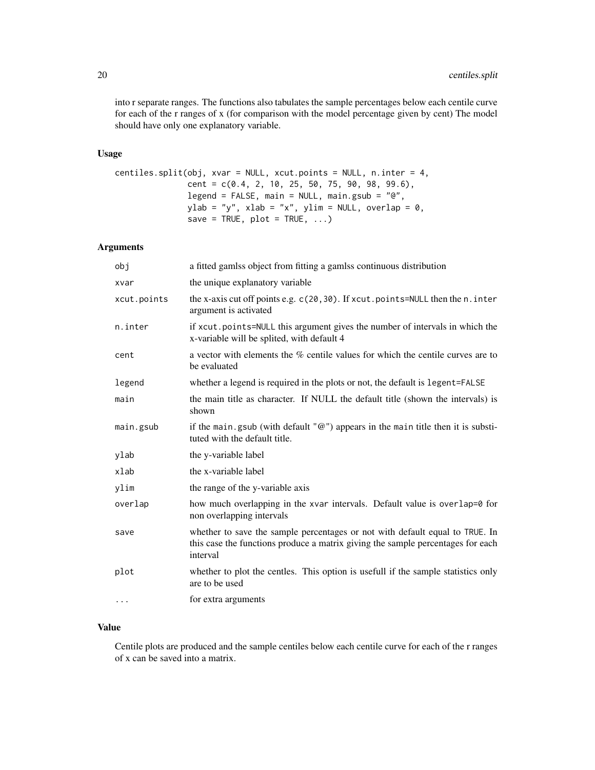into r separate ranges. The functions also tabulates the sample percentages below each centile curve for each of the r ranges of x (for comparison with the model percentage given by cent) The model should have only one explanatory variable.

## Usage

```
centiles.split(obj, xvar = NULL, xcut.points = NULL, n.inter = 4,
               cent = c(0.4, 2, 10, 25, 50, 75, 90, 98, 99.6),
               legend = FALSE, main = NULL, main.gsub = "@",
               ylab = "y", xlab = "x", ylim = NULL, overlap = 0,
               save = TRUE, plot = TRUE, ...)
```

## Arguments

| | |
|---|---|
| `obj` | a fitted gamlss object from fitting a gamlss continuous distribution |
| `xvar` | the unique explanatory variable |
| `xcut.points` | the x-axis cut off points e.g. `c(20,30)`. If `xcut.points=NULL` then the `n.inter` argument is activated |
| `n.inter` | if `xcut.points=NULL` this argument gives the number of intervals in which the x-variable will be splited, with default 4 |
| `cent` | a vector with elements the % centile values for which the centile curves are to be evaluated |
| `legend` | whether a legend is required in the plots or not, the default is `legent=FALSE` |
| `main` | the main title as character. If NULL the default title (shown the intervals) is shown |
| `main.gsub` | if the `main.gsub` (with default `"@"`) appears in the `main` title then it is substituted with the default title. |
| `ylab` | the y-variable label |
| `xlab` | the x-variable label |
| `ylim` | the range of the y-variable axis |
| `overlap` | how much overlapping in the `xvar` intervals. Default value is `overlap=0` for non overlapping intervals |
| `save` | whether to save the sample percentages or not with default equal to `TRUE`. In this case the functions produce a matrix giving the sample percentages for each interval |
| `plot` | whether to plot the centles. This option is usefull if the sample statistics only are to be used |
| `...` | for extra arguments |

## Value

Centile plots are produced and the sample centiles below each centile curve for each of the r ranges of x can be saved into a matrix.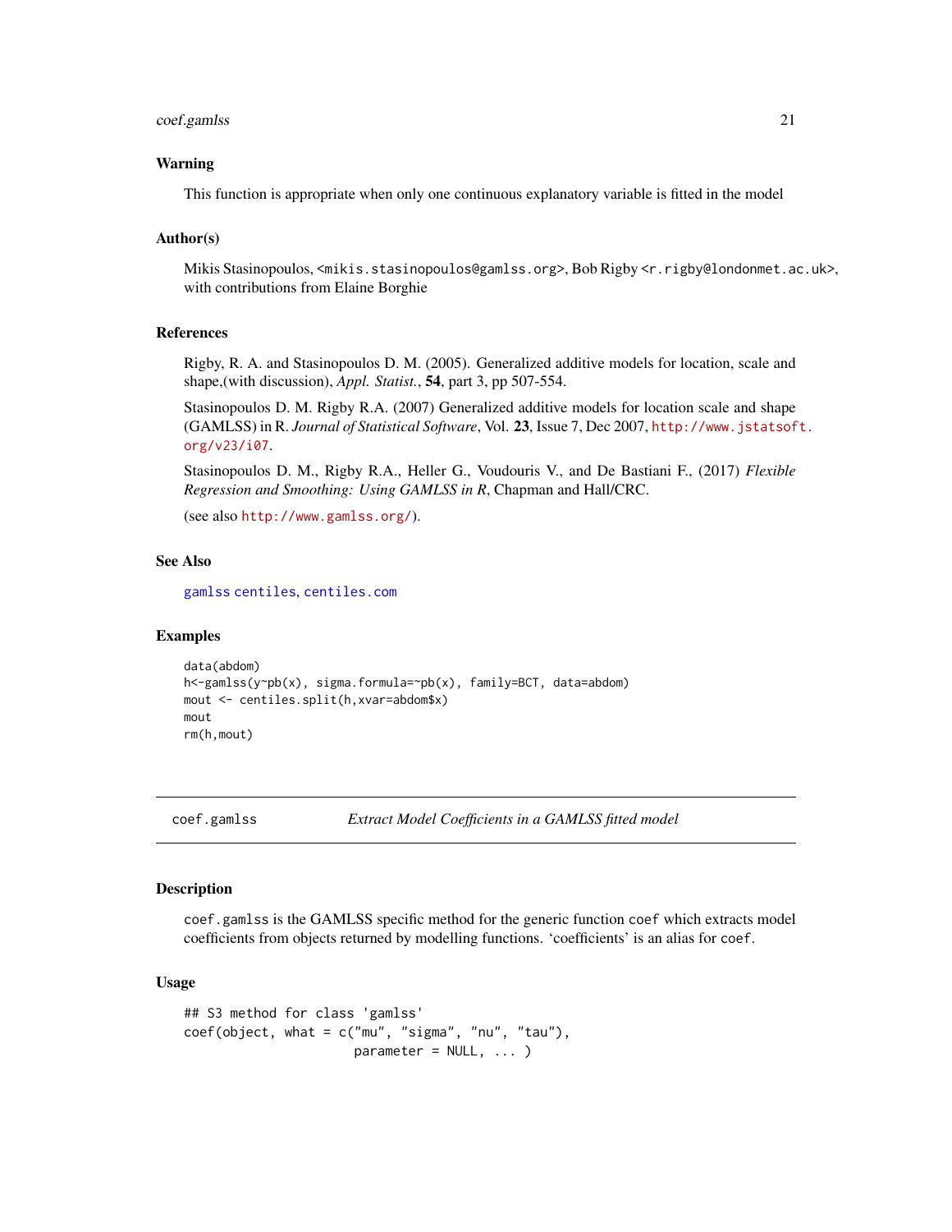### Warning

This function is appropriate when only one continuous explanatory variable is fitted in the model

### Author(s)

Mikis Stasinopoulos, <mikis.stasinopoulos@gamlss.org>, Bob Rigby <r.rigby@londonmet.ac.uk>, with contributions from Elaine Borghie

### References

Rigby, R. A. and Stasinopoulos D. M. (2005). Generalized additive models for location, scale and shape,(with discussion), *Appl. Statist.*, **54**, part 3, pp 507-554.

Stasinopoulos D. M. Rigby R.A. (2007) Generalized additive models for location scale and shape (GAMLSS) in R. *Journal of Statistical Software*, Vol. **23**, Issue 7, Dec 2007, http://www.jstatsoft.org/v23/i07.

Stasinopoulos D. M., Rigby R.A., Heller G., Voudouris V., and De Bastiani F., (2017) *Flexible Regression and Smoothing: Using GAMLSS in R*, Chapman and Hall/CRC.

(see also http://www.gamlss.org/).

### See Also

gamlss centiles, centiles.com

### Examples

```
data(abdom)
h<-gamlss(y~pb(x), sigma.formula=~pb(x), family=BCT, data=abdom)
mout <- centiles.split(h,xvar=abdom$x)
mout
rm(h,mout)
```

---

## coef.gamlss *Extract Model Coefficients in a GAMLSS fitted model*

### Description

coef.gamlss is the GAMLSS specific method for the generic function coef which extracts model coefficients from objects returned by modelling functions. 'coefficients' is an alias for coef.

### Usage

```
## S3 method for class 'gamlss'
coef(object, what = c("mu", "sigma", "nu", "tau"),
                      parameter = NULL, ... )
```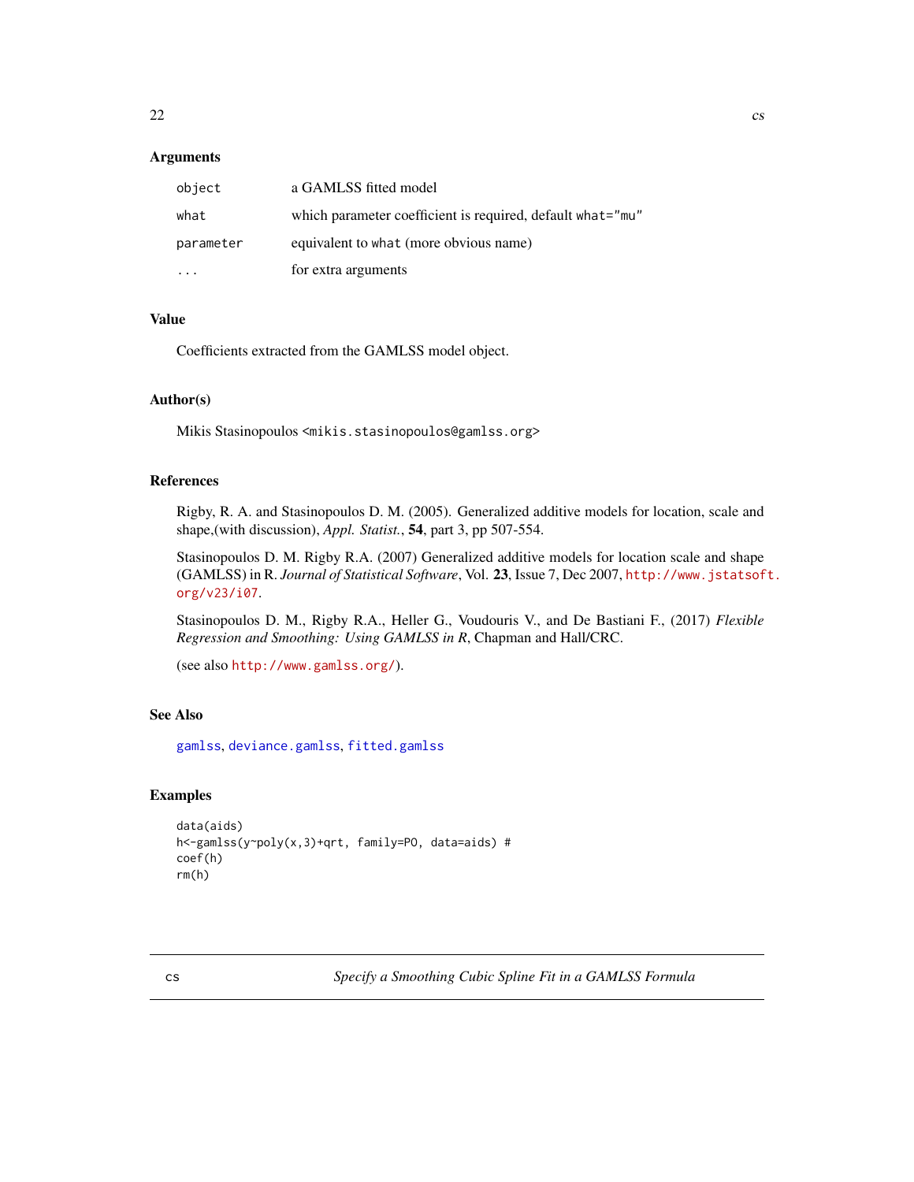## Arguments

| | |
|---|---|
| `object` | a GAMLSS fitted model |
| `what` | which parameter coefficient is required, default `what="mu"` |
| `parameter` | equivalent to `what` (more obvious name) |
| `...` | for extra arguments |

## Value

Coefficients extracted from the GAMLSS model object.

## Author(s)

Mikis Stasinopoulos <mikis.stasinopoulos@gamlss.org>

## References

Rigby, R. A. and Stasinopoulos D. M. (2005). Generalized additive models for location, scale and shape,(with discussion), *Appl. Statist.*, **54**, part 3, pp 507-554.

Stasinopoulos D. M. Rigby R.A. (2007) Generalized additive models for location scale and shape (GAMLSS) in R. *Journal of Statistical Software*, Vol. **23**, Issue 7, Dec 2007, http://www.jstatsoft.org/v23/i07.

Stasinopoulos D. M., Rigby R.A., Heller G., Voudouris V., and De Bastiani F., (2017) *Flexible Regression and Smoothing: Using GAMLSS in R*, Chapman and Hall/CRC.

(see also http://www.gamlss.org/).

## See Also

`gamlss`, `deviance.gamlss`, `fitted.gamlss`

## Examples

```
data(aids)
h<-gamlss(y~poly(x,3)+qrt, family=PO, data=aids) #
coef(h)
rm(h)
```

---

`cs` *Specify a Smoothing Cubic Spline Fit in a GAMLSS Formula*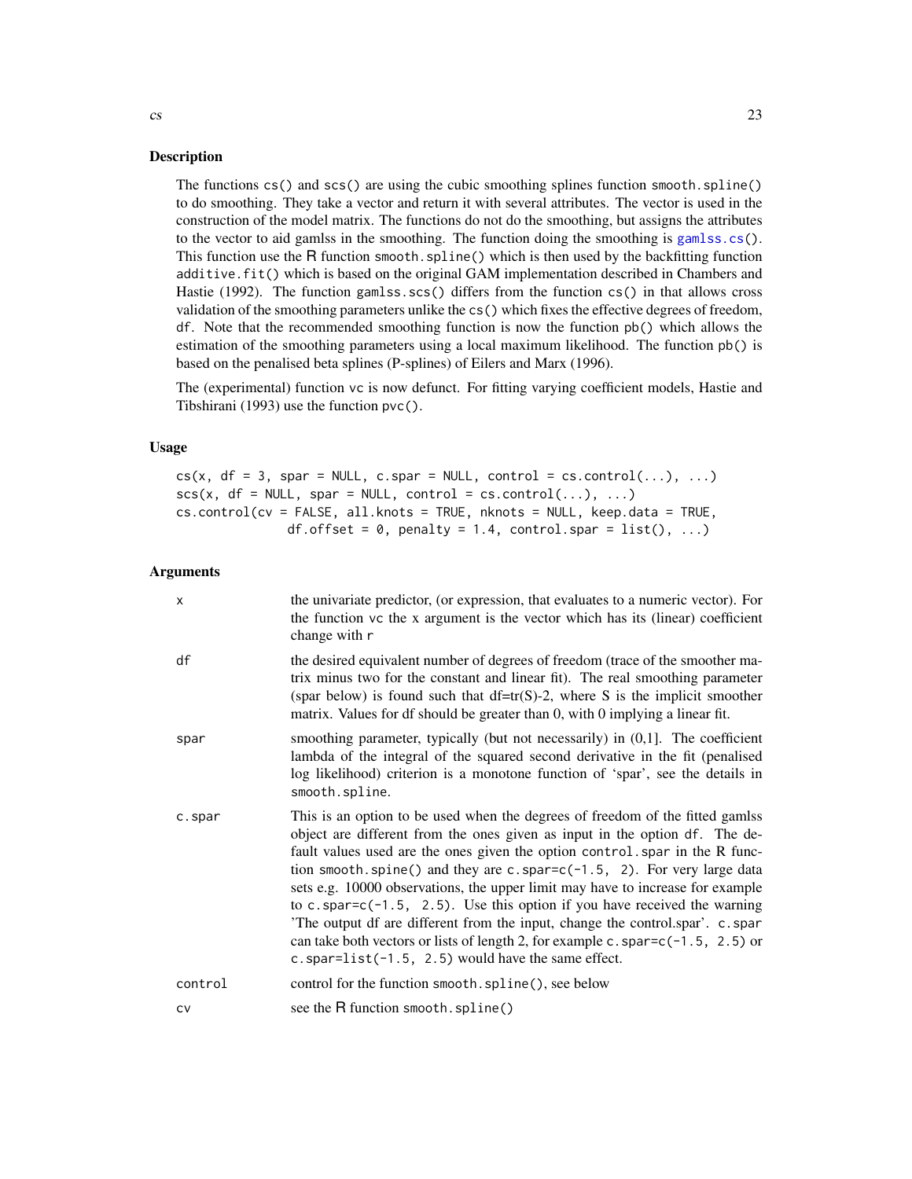## Description

The functions `cs()` and `scs()` are using the cubic smoothing splines function `smooth.spline()` to do smoothing. They take a vector and return it with several attributes. The vector is used in the construction of the model matrix. The functions do not do the smoothing, but assigns the attributes to the vector to aid gamlss in the smoothing. The function doing the smoothing is `gamlss.cs()`. This function use the R function `smooth.spline()` which is then used by the backfitting function `additive.fit()` which is based on the original GAM implementation described in Chambers and Hastie (1992). The function `gamlss.scs()` differs from the function `cs()` in that allows cross validation of the smoothing parameters unlike the `cs()` which fixes the effective degrees of freedom, `df`. Note that the recommended smoothing function is now the function `pb()` which allows the estimation of the smoothing parameters using a local maximum likelihood. The function `pb()` is based on the penalised beta splines (P-splines) of Eilers and Marx (1996).

The (experimental) function `vc` is now defunct. For fitting varying coefficient models, Hastie and Tibshirani (1993) use the function `pvc()`.

## Usage

```
cs(x, df = 3, spar = NULL, c.spar = NULL, control = cs.control(...), ...)
scs(x, df = NULL, spar = NULL, control = cs.control(...), ...)
cs.control(cv = FALSE, all.knots = TRUE, nknots = NULL, keep.data = TRUE,
              df.offset = 0, penalty = 1.4, control.spar = list(), ...)
```

## Arguments

| | |
|---|---|
| `x` | the univariate predictor, (or expression, that evaluates to a numeric vector). For the function `vc` the x argument is the vector which has its (linear) coefficient change with r |
| `df` | the desired equivalent number of degrees of freedom (trace of the smoother matrix minus two for the constant and linear fit). The real smoothing parameter (spar below) is found such that df=tr(S)-2, where S is the implicit smoother matrix. Values for df should be greater than 0, with 0 implying a linear fit. |
| `spar` | smoothing parameter, typically (but not necessarily) in (0,1]. The coefficient lambda of the integral of the squared second derivative in the fit (penalised log likelihood) criterion is a monotone function of 'spar', see the details in `smooth.spline`. |
| `c.spar` | This is an option to be used when the degrees of freedom of the fitted gamlss object are different from the ones given as input in the option `df`. The default values used are the ones given the option `control.spar` in the R function `smooth.spine()` and they are `c.spar=c(-1.5, 2)`. For very large data sets e.g. 10000 observations, the upper limit may have to increase for example to `c.spar=c(-1.5, 2.5)`. Use this option if you have received the warning 'The output df are different from the input, change the control.spar'. `c.spar` can take both vectors or lists of length 2, for example `c.spar=c(-1.5, 2.5)` or `c.spar=list(-1.5, 2.5)` would have the same effect. |
| `control` | control for the function `smooth.spline()`, see below |
| `cv` | see the R function `smooth.spline()` |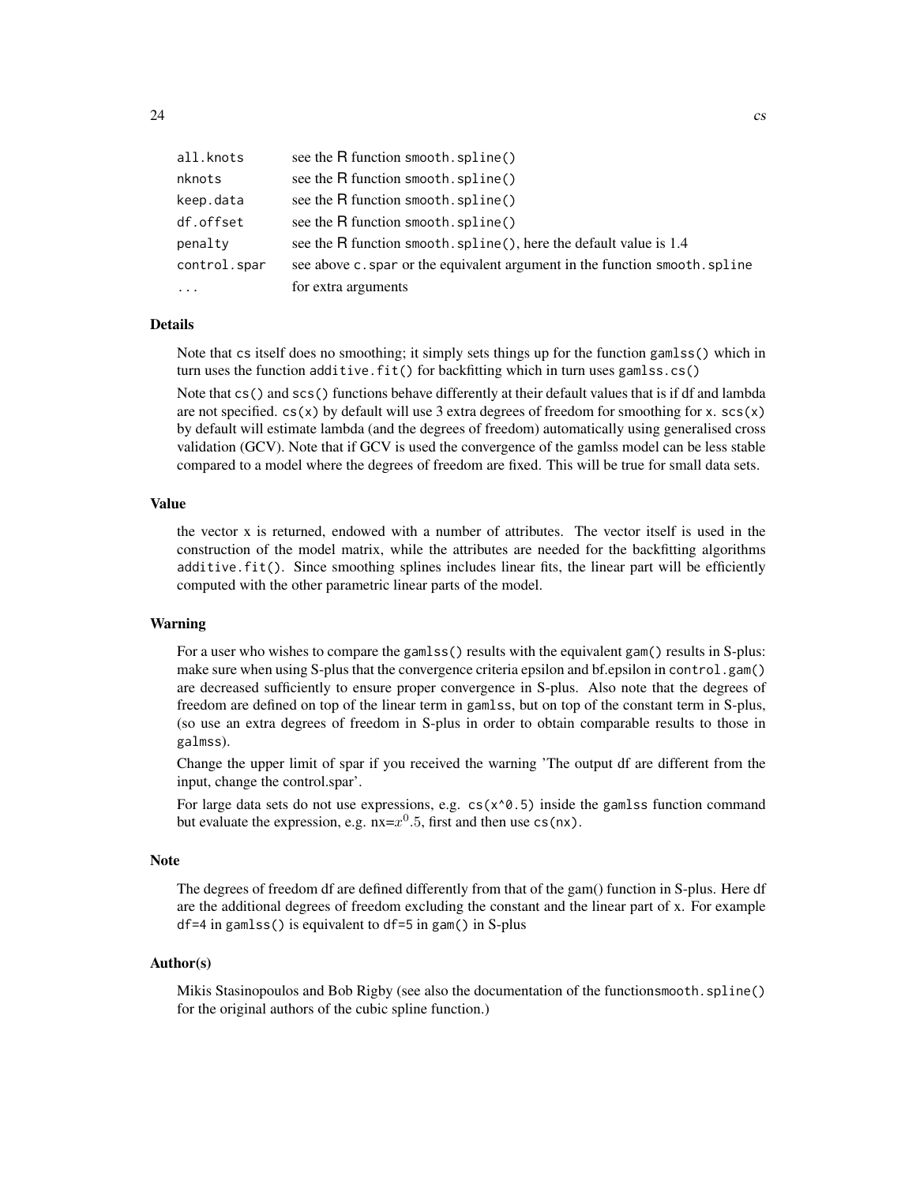| | |
|---|---|
| `all.knots` | see the R function `smooth.spline()` |
| `nknots` | see the R function `smooth.spline()` |
| `keep.data` | see the R function `smooth.spline()` |
| `df.offset` | see the R function `smooth.spline()` |
| `penalty` | see the R function `smooth.spline()`, here the default value is 1.4 |
| `control.spar` | see above `c.spar` or the equivalent argument in the function `smooth.spline` |
| `...` | for extra arguments |

## Details

Note that `cs` itself does no smoothing; it simply sets things up for the function `gamlss()` which in turn uses the function `additive.fit()` for backfitting which in turn uses `gamlss.cs()`

Note that `cs()` and `scs()` functions behave differently at their default values that is if df and lambda are not specified. `cs(x)` by default will use 3 extra degrees of freedom for smoothing for `x`. `scs(x)` by default will estimate lambda (and the degrees of freedom) automatically using generalised cross validation (GCV). Note that if GCV is used the convergence of the gamlss model can be less stable compared to a model where the degrees of freedom are fixed. This will be true for small data sets.

## Value

the vector x is returned, endowed with a number of attributes. The vector itself is used in the construction of the model matrix, while the attributes are needed for the backfitting algorithms `additive.fit()`. Since smoothing splines includes linear fits, the linear part will be efficiently computed with the other parametric linear parts of the model.

## Warning

For a user who wishes to compare the `gamlss()` results with the equivalent `gam()` results in S-plus: make sure when using S-plus that the convergence criteria epsilon and bf.epsilon in `control.gam()` are decreased sufficiently to ensure proper convergence in S-plus. Also note that the degrees of freedom are defined on top of the linear term in `gamlss`, but on top of the constant term in S-plus, (so use an extra degrees of freedom in S-plus in order to obtain comparable results to those in `galmss`).

Change the upper limit of spar if you received the warning 'The output df are different from the input, change the control.spar'.

For large data sets do not use expressions, e.g. `cs(x^0.5)` inside the `gamlss` function command but evaluate the expression, e.g. nx=$x^0.5$, first and then use `cs(nx)`.

## Note

The degrees of freedom df are defined differently from that of the gam() function in S-plus. Here df are the additional degrees of freedom excluding the constant and the linear part of x. For example `df=4` in `gamlss()` is equivalent to `df=5` in `gam()` in S-plus

## Author(s)

Mikis Stasinopoulos and Bob Rigby (see also the documentation of the functions`smooth.spline()` for the original authors of the cubic spline function.)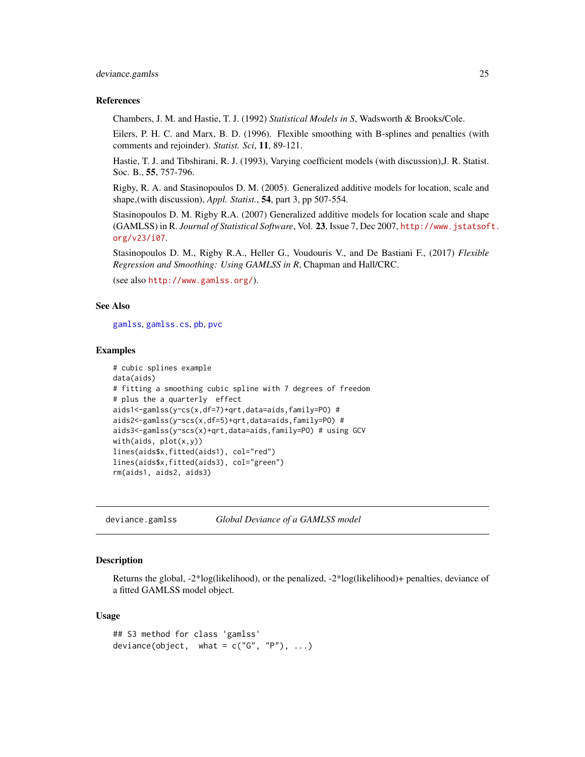### References

Chambers, J. M. and Hastie, T. J. (1992) *Statistical Models in S*, Wadsworth & Brooks/Cole.

Eilers, P. H. C. and Marx, B. D. (1996). Flexible smoothing with B-splines and penalties (with comments and rejoinder). *Statist. Sci*, **11**, 89-121.

Hastie, T. J. and Tibshirani, R. J. (1993), Varying coefficient models (with discussion),J. R. Statist. Soc. B., **55**, 757-796.

Rigby, R. A. and Stasinopoulos D. M. (2005). Generalized additive models for location, scale and shape,(with discussion), *Appl. Statist.*, **54**, part 3, pp 507-554.

Stasinopoulos D. M. Rigby R.A. (2007) Generalized additive models for location scale and shape (GAMLSS) in R. *Journal of Statistical Software*, Vol. **23**, Issue 7, Dec 2007, http://www.jstatsoft.org/v23/i07.

Stasinopoulos D. M., Rigby R.A., Heller G., Voudouris V., and De Bastiani F., (2017) *Flexible Regression and Smoothing: Using GAMLSS in R*, Chapman and Hall/CRC.

(see also http://www.gamlss.org/).

### See Also

gamlss, gamlss.cs, pb, pvc

### Examples

```
# cubic splines example
data(aids)
# fitting a smoothing cubic spline with 7 degrees of freedom
# plus the a quarterly  effect
aids1<-gamlss(y~cs(x,df=7)+qrt,data=aids,family=PO) #
aids2<-gamlss(y~scs(x,df=5)+qrt,data=aids,family=PO) #
aids3<-gamlss(y~scs(x)+qrt,data=aids,family=PO) # using GCV
with(aids, plot(x,y))
lines(aids$x,fitted(aids1), col="red")
lines(aids$x,fitted(aids3), col="green")
rm(aids1, aids2, aids3)
```

---

## deviance.gamlss *Global Deviance of a GAMLSS model*

### Description

Returns the global, -2*log(likelihood), or the penalized, -2*log(likelihood)+ penalties, deviance of a fitted GAMLSS model object.

### Usage

```
## S3 method for class 'gamlss'
deviance(object,  what = c("G", "P"), ...)
```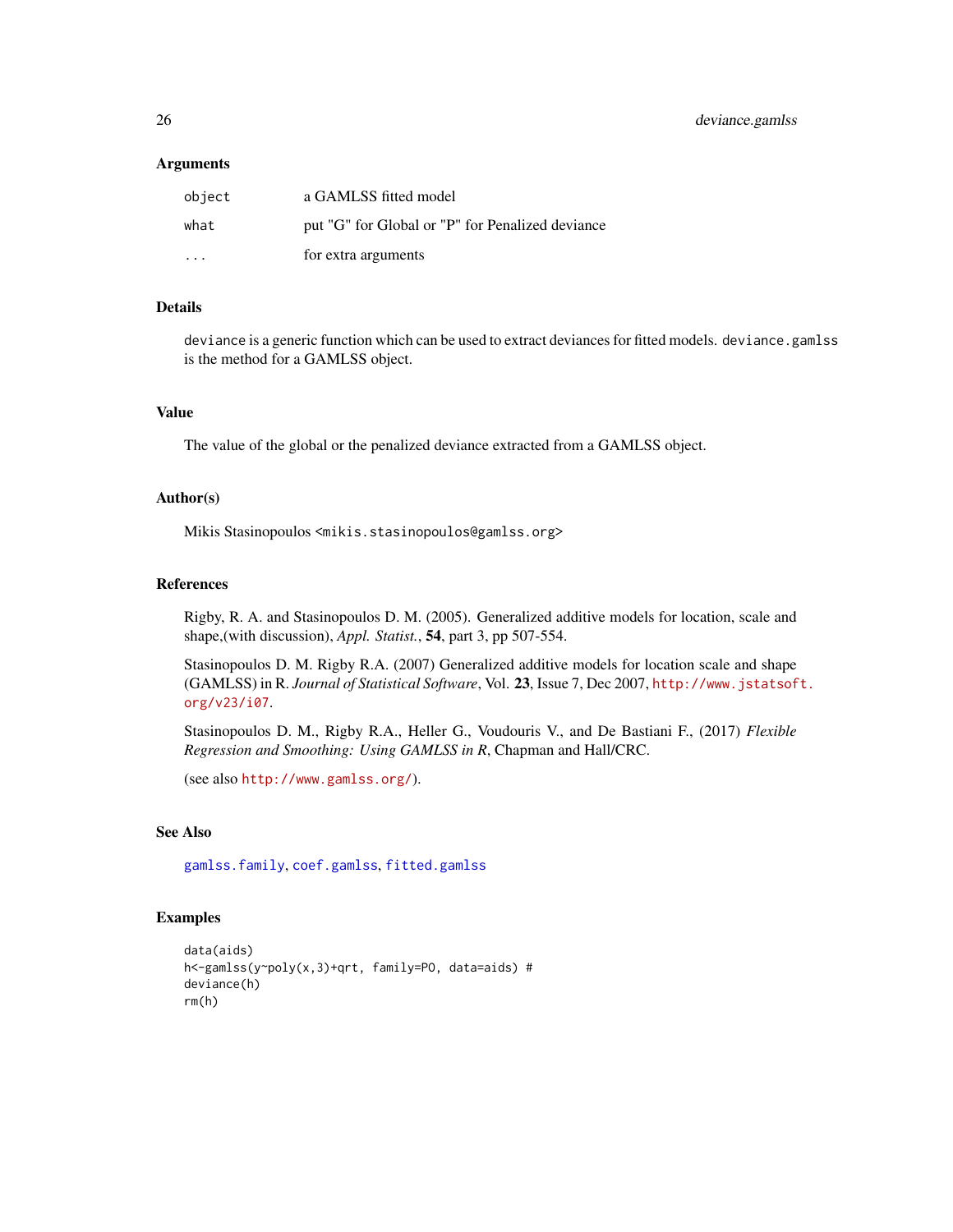### Arguments

| | |
|---|---|
| `object` | a GAMLSS fitted model |
| `what` | put "G" for Global or "P" for Penalized deviance |
| `...` | for extra arguments |

### Details

`deviance` is a generic function which can be used to extract deviances for fitted models. `deviance.gamlss` is the method for a GAMLSS object.

### Value

The value of the global or the penalized deviance extracted from a GAMLSS object.

### Author(s)

Mikis Stasinopoulos <mikis.stasinopoulos@gamlss.org>

### References

Rigby, R. A. and Stasinopoulos D. M. (2005). Generalized additive models for location, scale and shape,(with discussion), *Appl. Statist.*, **54**, part 3, pp 507-554.

Stasinopoulos D. M. Rigby R.A. (2007) Generalized additive models for location scale and shape (GAMLSS) in R. *Journal of Statistical Software*, Vol. **23**, Issue 7, Dec 2007, http://www.jstatsoft.org/v23/i07.

Stasinopoulos D. M., Rigby R.A., Heller G., Voudouris V., and De Bastiani F., (2017) *Flexible Regression and Smoothing: Using GAMLSS in R*, Chapman and Hall/CRC.

(see also http://www.gamlss.org/).

### See Also

`gamlss.family`, `coef.gamlss`, `fitted.gamlss`

### Examples

```
data(aids)
h<-gamlss(y~poly(x,3)+qrt, family=PO, data=aids) #
deviance(h)
rm(h)
```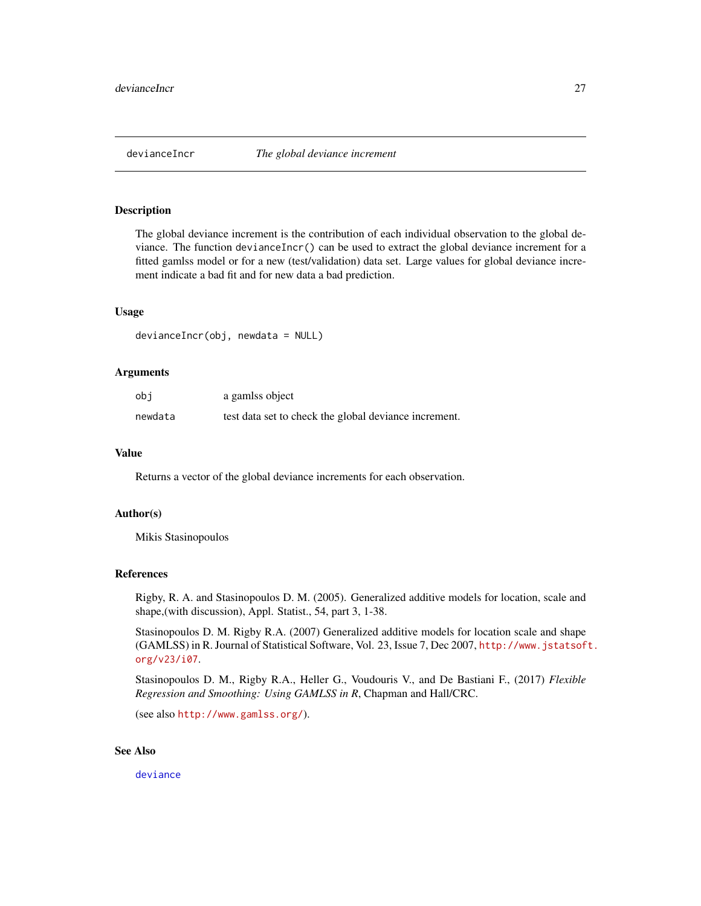# devianceIncr — *The global deviance increment*

## Description

The global deviance increment is the contribution of each individual observation to the global deviance. The function `devianceIncr()` can be used to extract the global deviance increment for a fitted gamlss model or for a new (test/validation) data set. Large values for global deviance increment indicate a bad fit and for new data a bad prediction.

## Usage

```
devianceIncr(obj, newdata = NULL)
```

## Arguments

| | |
|---|---|
| `obj` | a gamlss object |
| `newdata` | test data set to check the global deviance increment. |

## Value

Returns a vector of the global deviance increments for each observation.

## Author(s)

Mikis Stasinopoulos

## References

Rigby, R. A. and Stasinopoulos D. M. (2005). Generalized additive models for location, scale and shape,(with discussion), Appl. Statist., 54, part 3, 1-38.

Stasinopoulos D. M. Rigby R.A. (2007) Generalized additive models for location scale and shape (GAMLSS) in R. Journal of Statistical Software, Vol. 23, Issue 7, Dec 2007, http://www.jstatsoft.org/v23/i07.

Stasinopoulos D. M., Rigby R.A., Heller G., Voudouris V., and De Bastiani F., (2017) *Flexible Regression and Smoothing: Using GAMLSS in R*, Chapman and Hall/CRC.

(see also http://www.gamlss.org/).

## See Also

deviance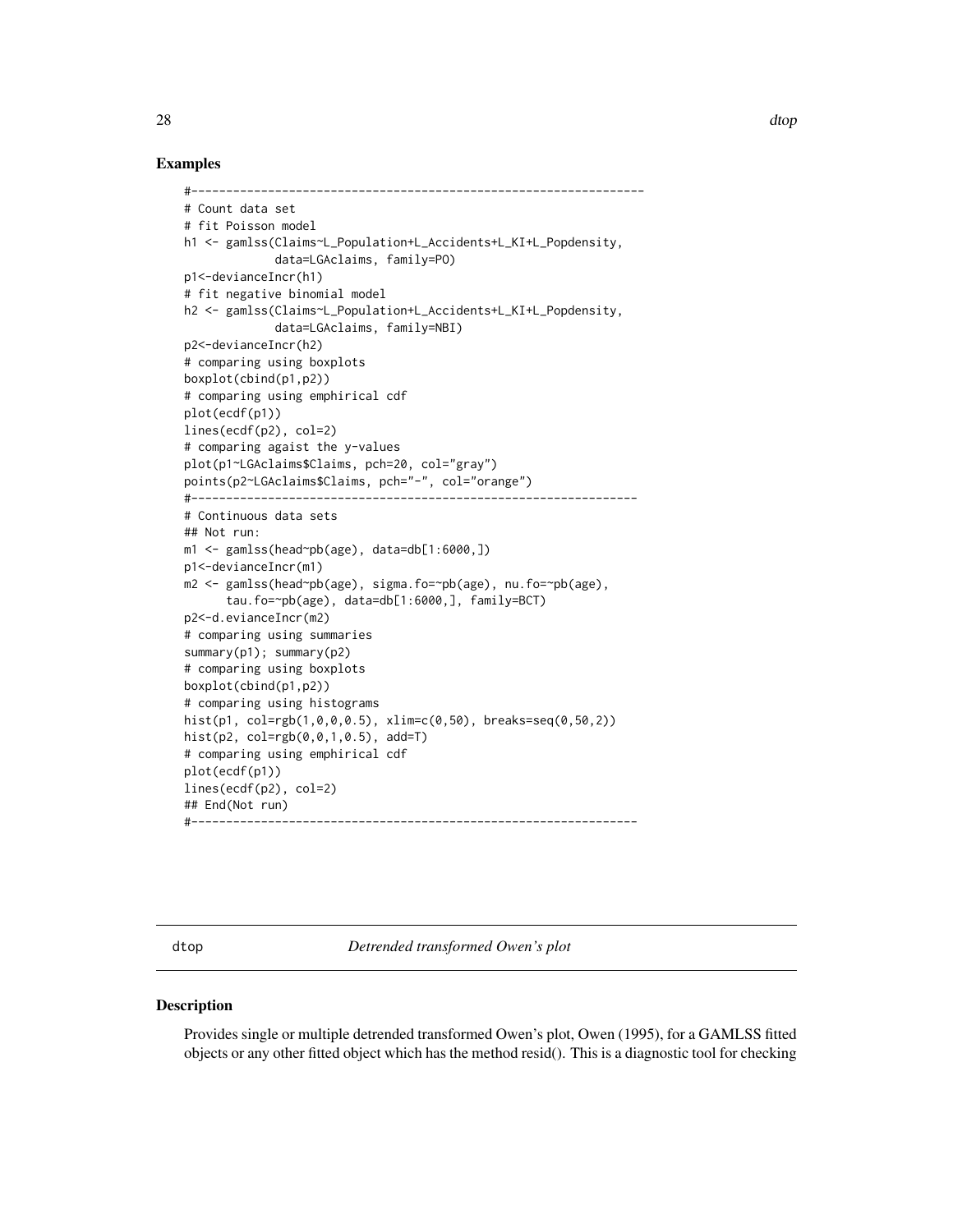## Examples

```
#----------------------------------------------------------------
# Count data set
# fit Poisson model
h1 <- gamlss(Claims~L_Population+L_Accidents+L_KI+L_Popdensity,
             data=LGAclaims, family=PO)
p1<-devianceIncr(h1)
# fit negative binomial model
h2 <- gamlss(Claims~L_Population+L_Accidents+L_KI+L_Popdensity,
             data=LGAclaims, family=NBI)
p2<-devianceIncr(h2)
# comparing using boxplots
boxplot(cbind(p1,p2))
# comparing using emphirical cdf
plot(ecdf(p1))
lines(ecdf(p2), col=2)
# comparing agaist the y-values
plot(p1~LGAclaims$Claims, pch=20, col="gray")
points(p2~LGAclaims$Claims, pch="-", col="orange")
#---------------------------------------------------------------
# Continuous data sets
## Not run:
m1 <- gamlss(head~pb(age), data=db[1:6000,])
p1<-devianceIncr(m1)
m2 <- gamlss(head~pb(age), sigma.fo=~pb(age), nu.fo=~pb(age),
      tau.fo=~pb(age), data=db[1:6000,], family=BCT)
p2<-d.evianceIncr(m2)
# comparing using summaries
summary(p1); summary(p2)
# comparing using boxplots
boxplot(cbind(p1,p2))
# comparing using histograms
hist(p1, col=rgb(1,0,0,0.5), xlim=c(0,50), breaks=seq(0,50,2))
hist(p2, col=rgb(0,0,1,0.5), add=T)
# comparing using emphirical cdf
plot(ecdf(p1))
lines(ecdf(p2), col=2)
## End(Not run)
#---------------------------------------------------------------
```

---

dtop *Detrended transformed Owen's plot*

---

## Description

Provides single or multiple detrended transformed Owen's plot, Owen (1995), for a GAMLSS fitted objects or any other fitted object which has the method resid(). This is a diagnostic tool for checking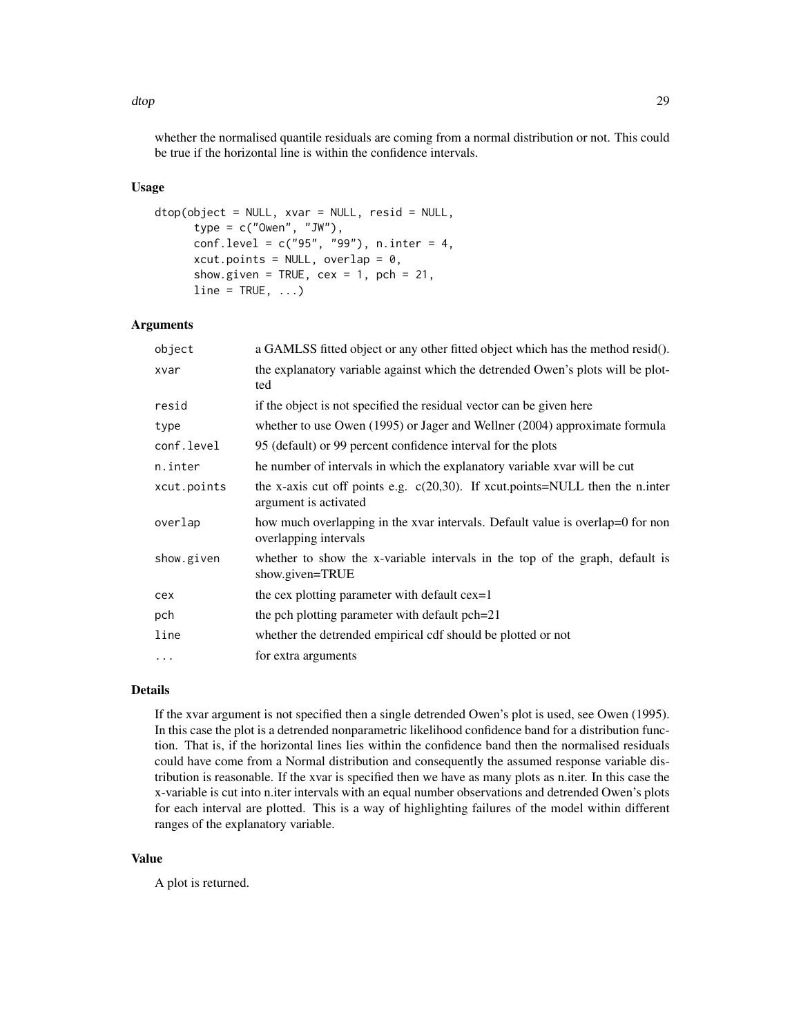whether the normalised quantile residuals are coming from a normal distribution or not. This could be true if the horizontal line is within the confidence intervals.

### Usage

```
dtop(object = NULL, xvar = NULL, resid = NULL,
      type = c("Owen", "JW"),
      conf.level = c("95", "99"), n.inter = 4,
      xcut.points = NULL, overlap = 0,
      show.given = TRUE, cex = 1, pch = 21,
      line = TRUE, ...)
```

### Arguments

| | |
|---|---|
| `object` | a GAMLSS fitted object or any other fitted object which has the method resid(). |
| `xvar` | the explanatory variable against which the detrended Owen's plots will be plotted |
| `resid` | if the object is not specified the residual vector can be given here |
| `type` | whether to use Owen (1995) or Jager and Wellner (2004) approximate formula |
| `conf.level` | 95 (default) or 99 percent confidence interval for the plots |
| `n.inter` | he number of intervals in which the explanatory variable xvar will be cut |
| `xcut.points` | the x-axis cut off points e.g. c(20,30). If xcut.points=NULL then the n.inter argument is activated |
| `overlap` | how much overlapping in the xvar intervals. Default value is overlap=0 for non overlapping intervals |
| `show.given` | whether to show the x-variable intervals in the top of the graph, default is show.given=TRUE |
| `cex` | the cex plotting parameter with default cex=1 |
| `pch` | the pch plotting parameter with default pch=21 |
| `line` | whether the detrended empirical cdf should be plotted or not |
| `...` | for extra arguments |

### Details

If the xvar argument is not specified then a single detrended Owen's plot is used, see Owen (1995). In this case the plot is a detrended nonparametric likelihood confidence band for a distribution function. That is, if the horizontal lines lies within the confidence band then the normalised residuals could have come from a Normal distribution and consequently the assumed response variable distribution is reasonable. If the xvar is specified then we have as many plots as n.iter. In this case the x-variable is cut into n.iter intervals with an equal number observations and detrended Owen's plots for each interval are plotted. This is a way of highlighting failures of the model within different ranges of the explanatory variable.

### Value

A plot is returned.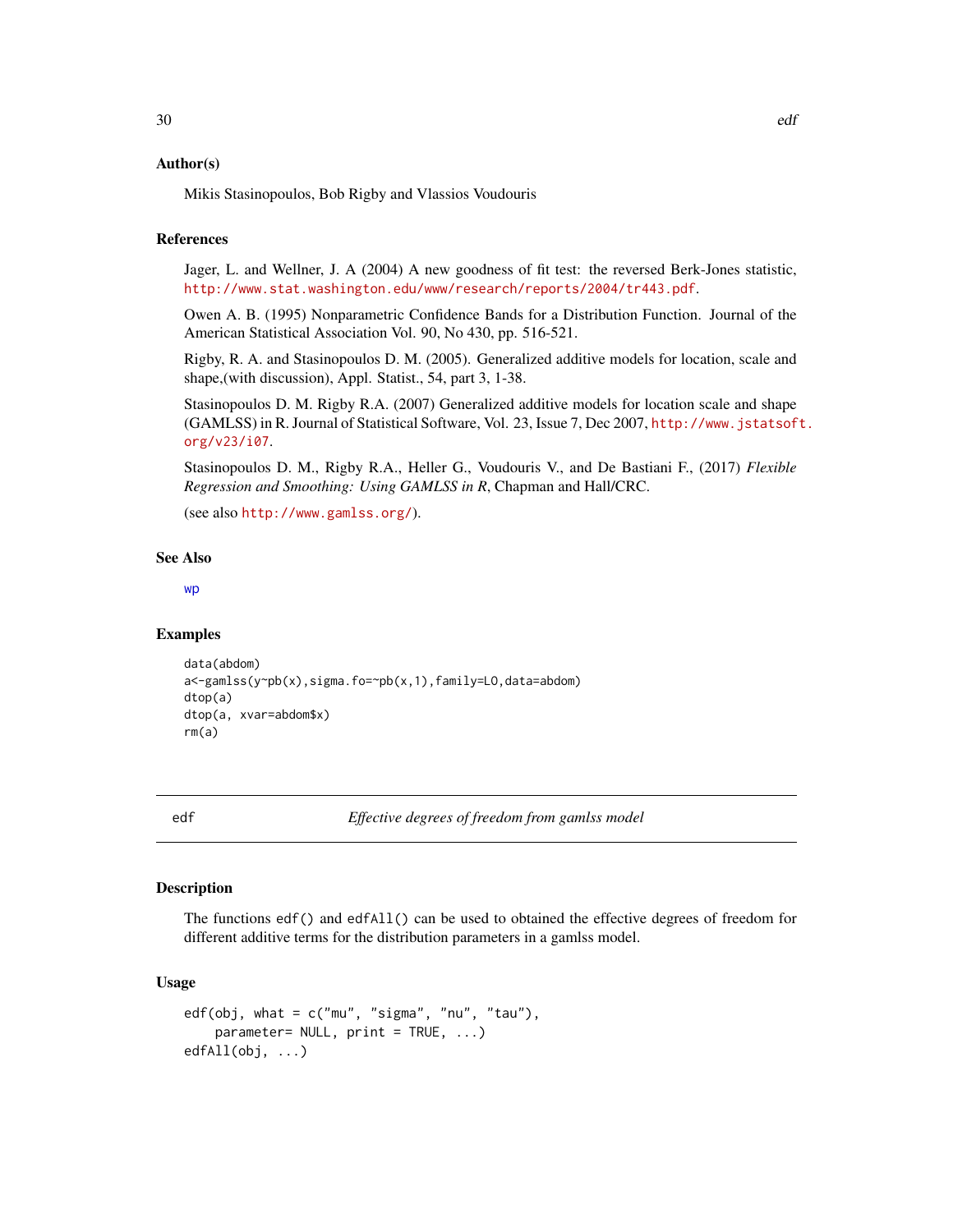### Author(s)

Mikis Stasinopoulos, Bob Rigby and Vlassios Voudouris

### References

Jager, L. and Wellner, J. A (2004) A new goodness of fit test: the reversed Berk-Jones statistic, http://www.stat.washington.edu/www/research/reports/2004/tr443.pdf.

Owen A. B. (1995) Nonparametric Confidence Bands for a Distribution Function. Journal of the American Statistical Association Vol. 90, No 430, pp. 516-521.

Rigby, R. A. and Stasinopoulos D. M. (2005). Generalized additive models for location, scale and shape,(with discussion), Appl. Statist., 54, part 3, 1-38.

Stasinopoulos D. M. Rigby R.A. (2007) Generalized additive models for location scale and shape (GAMLSS) in R. Journal of Statistical Software, Vol. 23, Issue 7, Dec 2007, http://www.jstatsoft.org/v23/i07.

Stasinopoulos D. M., Rigby R.A., Heller G., Voudouris V., and De Bastiani F., (2017) *Flexible Regression and Smoothing: Using GAMLSS in R*, Chapman and Hall/CRC.

(see also http://www.gamlss.org/).

### See Also

wp

### Examples

```
data(abdom)
a<-gamlss(y~pb(x),sigma.fo=~pb(x,1),family=LO,data=abdom)
dtop(a)
dtop(a, xvar=abdom$x)
rm(a)
```

---

## edf — *Effective degrees of freedom from gamlss model*

### Description

The functions edf() and edfAll() can be used to obtained the effective degrees of freedom for different additive terms for the distribution parameters in a gamlss model.

### Usage

```
edf(obj, what = c("mu", "sigma", "nu", "tau"),
    parameter= NULL, print = TRUE, ...)
edfAll(obj, ...)
```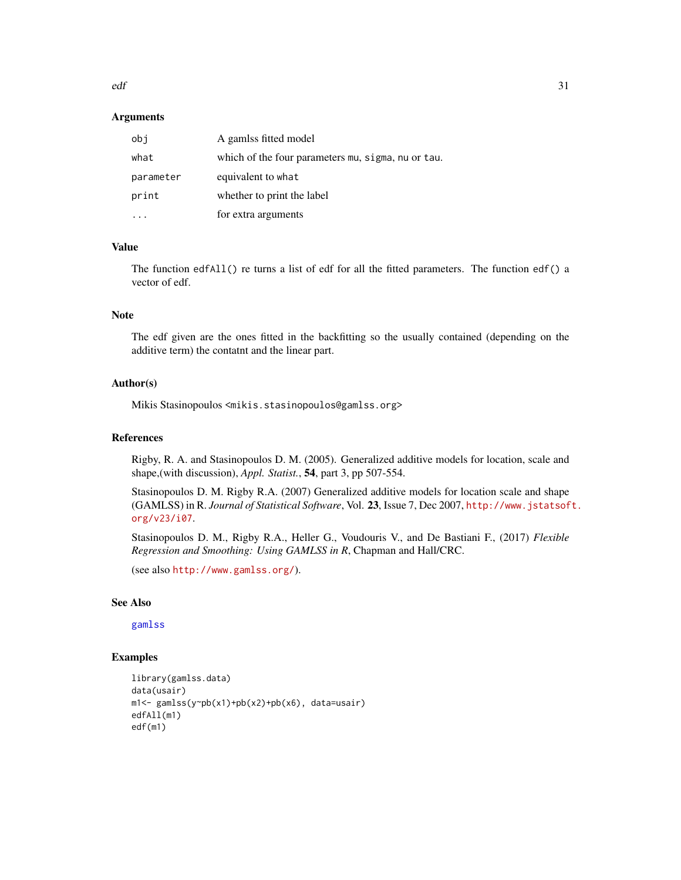### Arguments

| | |
|---|---|
| `obj` | A gamlss fitted model |
| `what` | which of the four parameters `mu`, `sigma`, `nu` or `tau`. |
| `parameter` | equivalent to `what` |
| `print` | whether to print the label |
| `...` | for extra arguments |

### Value

The function `edfAll()` re turns a list of edf for all the fitted parameters. The function `edf()` a vector of edf.

### Note

The edf given are the ones fitted in the backfitting so the usually contained (depending on the additive term) the contatnt and the linear part.

### Author(s)

Mikis Stasinopoulos <`mikis.stasinopoulos@gamlss.org`>

### References

Rigby, R. A. and Stasinopoulos D. M. (2005). Generalized additive models for location, scale and shape,(with discussion), *Appl. Statist.*, **54**, part 3, pp 507-554.

Stasinopoulos D. M. Rigby R.A. (2007) Generalized additive models for location scale and shape (GAMLSS) in R. *Journal of Statistical Software*, Vol. **23**, Issue 7, Dec 2007, `http://www.jstatsoft.org/v23/i07`.

Stasinopoulos D. M., Rigby R.A., Heller G., Voudouris V., and De Bastiani F., (2017) *Flexible Regression and Smoothing: Using GAMLSS in R*, Chapman and Hall/CRC.

(see also `http://www.gamlss.org/`).

### See Also

`gamlss`

### Examples

```
library(gamlss.data)
data(usair)
m1<- gamlss(y~pb(x1)+pb(x2)+pb(x6), data=usair)
edfAll(m1)
edf(m1)
```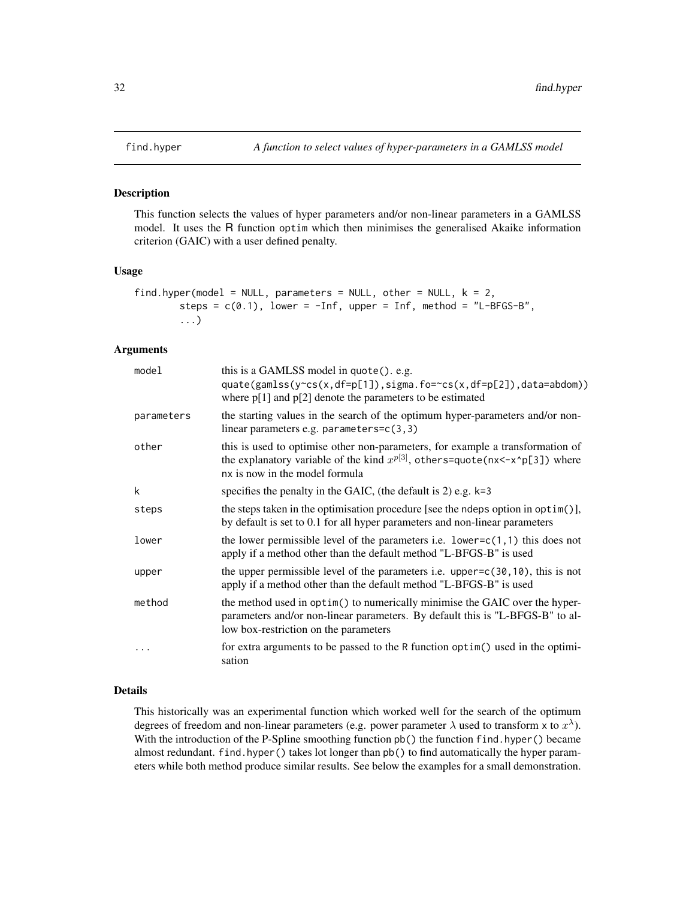# find.hyper *A function to select values of hyper-parameters in a GAMLSS model*

## Description

This function selects the values of hyper parameters and/or non-linear parameters in a GAMLSS model. It uses the R function `optim` which then minimises the generalised Akaike information criterion (GAIC) with a user defined penalty.

## Usage

```
find.hyper(model = NULL, parameters = NULL, other = NULL, k = 2,
        steps = c(0.1), lower = -Inf, upper = Inf, method = "L-BFGS-B",
        ...)
```

## Arguments

| | |
|---|---|
| `model` | this is a GAMLSS model in `quote()`. e.g. `quate(gamlss(y~cs(x,df=p[1]),sigma.fo=~cs(x,df=p[2]),data=abdom))` where p[1] and p[2] denote the parameters to be estimated |
| `parameters` | the starting values in the search of the optimum hyper-parameters and/or non-linear parameters e.g. `parameters=c(3,3)` |
| `other` | this is used to optimise other non-parameters, for example a transformation of the explanatory variable of the kind $x^{p[3]}$, `others=quote(nx<-x^p[3])` where `nx` is now in the model formula |
| `k` | specifies the penalty in the GAIC, (the default is 2) e.g. `k=3` |
| `steps` | the steps taken in the optimisation procedure [see the `ndeps` option in `optim()`], by default is set to 0.1 for all hyper parameters and non-linear parameters |
| `lower` | the lower permissible level of the parameters i.e. `lower=c(1,1)` this does not apply if a method other than the default method "L-BFGS-B" is used |
| `upper` | the upper permissible level of the parameters i.e. `upper=c(30,10)`, this is not apply if a method other than the default method "L-BFGS-B" is used |
| `method` | the method used in `optim()` to numerically minimise the GAIC over the hyper-parameters and/or non-linear parameters. By default this is "L-BFGS-B" to allow box-restriction on the parameters |
| `...` | for extra arguments to be passed to the R function `optim()` used in the optimisation |

## Details

This historically was an experimental function which worked well for the search of the optimum degrees of freedom and non-linear parameters (e.g. power parameter $\lambda$ used to transform `x` to $x^{\lambda}$). With the introduction of the P-Spline smoothing function `pb()` the function `find.hyper()` became almost redundant. `find.hyper()` takes lot longer than `pb()` to find automatically the hyper parameters while both method produce similar results. See below the examples for a small demonstration.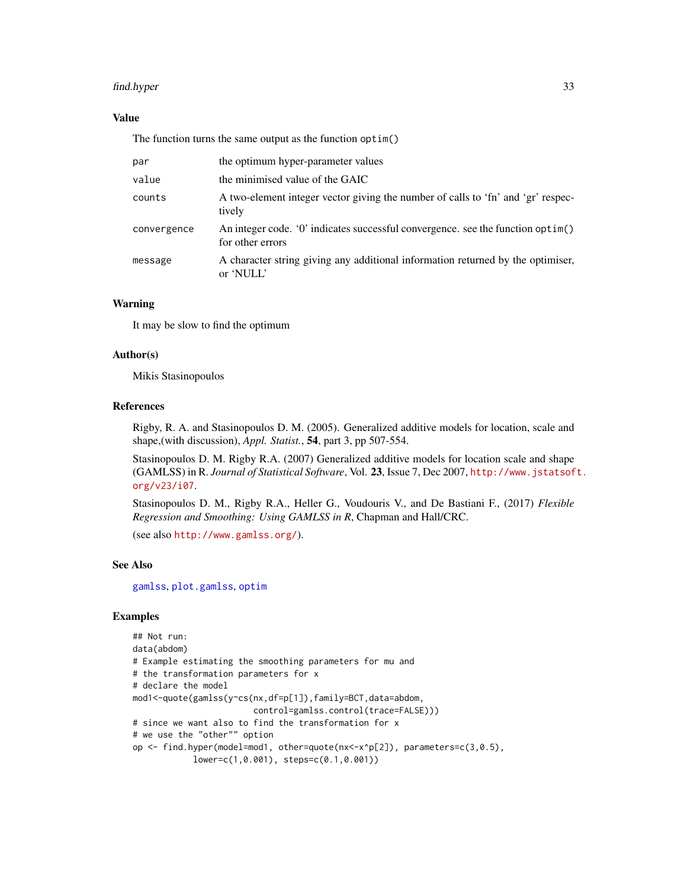## Value

The function turns the same output as the function `optim()`

| | |
|---|---|
| `par` | the optimum hyper-parameter values |
| `value` | the minimised value of the GAIC |
| `counts` | A two-element integer vector giving the number of calls to 'fn' and 'gr' respectively |
| `convergence` | An integer code. '0' indicates successful convergence. see the function `optim()` for other errors |
| `message` | A character string giving any additional information returned by the optimiser, or 'NULL' |

## Warning

It may be slow to find the optimum

## Author(s)

Mikis Stasinopoulos

## References

Rigby, R. A. and Stasinopoulos D. M. (2005). Generalized additive models for location, scale and shape,(with discussion), *Appl. Statist.*, **54**, part 3, pp 507-554.

Stasinopoulos D. M. Rigby R.A. (2007) Generalized additive models for location scale and shape (GAMLSS) in R. *Journal of Statistical Software*, Vol. **23**, Issue 7, Dec 2007, http://www.jstatsoft.org/v23/i07.

Stasinopoulos D. M., Rigby R.A., Heller G., Voudouris V., and De Bastiani F., (2017) *Flexible Regression and Smoothing: Using GAMLSS in R*, Chapman and Hall/CRC.

(see also http://www.gamlss.org/).

## See Also

gamlss, plot.gamlss, optim

## Examples

```
## Not run:
data(abdom)
# Example estimating the smoothing parameters for mu and
# the transformation parameters for x
# declare the model
mod1<-quote(gamlss(y~cs(nx,df=p[1]),family=BCT,data=abdom,
                        control=gamlss.control(trace=FALSE)))
# since we want also to find the transformation for x
# we use the "other"" option
op <- find.hyper(model=mod1, other=quote(nx<-x^p[2]), parameters=c(3,0.5),
            lower=c(1,0.001), steps=c(0.1,0.001))
```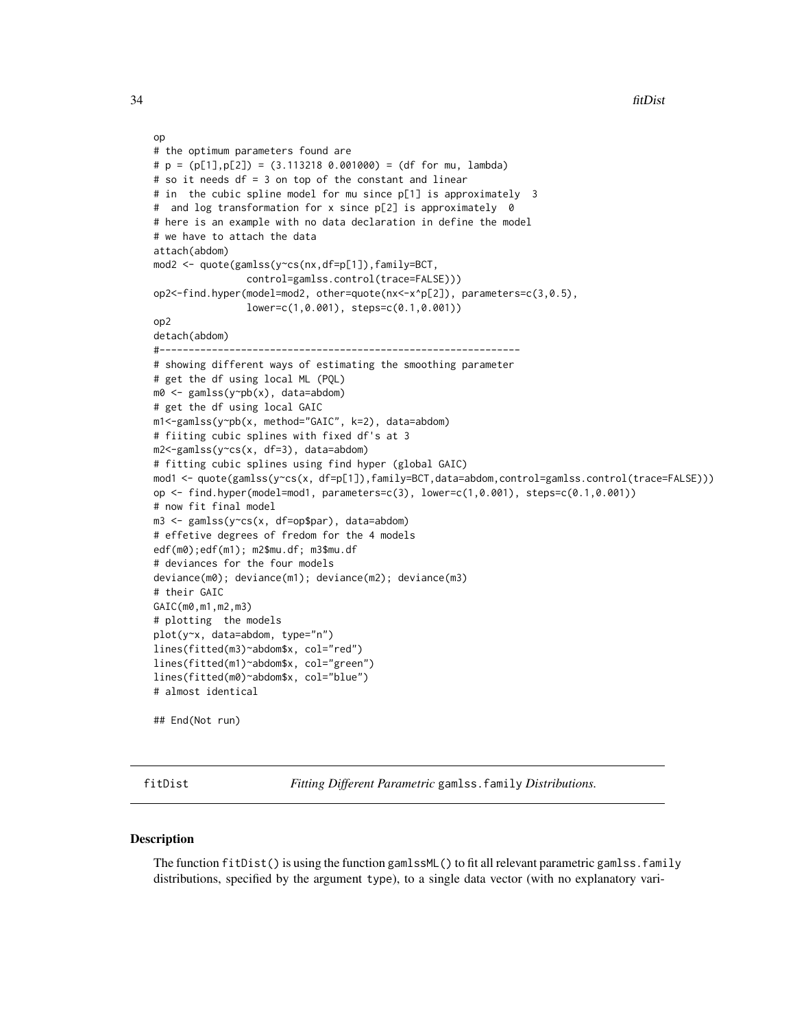```
op
# the optimum parameters found are
# p = (p[1],p[2]) = (3.113218 0.001000) = (df for mu, lambda)
# so it needs df = 3 on top of the constant and linear
# in  the cubic spline model for mu since p[1] is approximately  3
#  and log transformation for x since p[2] is approximately  0
# here is an example with no data declaration in define the model
# we have to attach the data
attach(abdom)
mod2 <- quote(gamlss(y~cs(nx,df=p[1]),family=BCT,
                control=gamlss.control(trace=FALSE)))
op2<-find.hyper(model=mod2, other=quote(nx<-x^p[2]), parameters=c(3,0.5),
                lower=c(1,0.001), steps=c(0.1,0.001))
op2
detach(abdom)
#---------------------------------------------------------------
# showing different ways of estimating the smoothing parameter
# get the df using local ML (PQL)
m0 <- gamlss(y~pb(x), data=abdom)
# get the df using local GAIC
m1<-gamlss(y~pb(x, method="GAIC", k=2), data=abdom)
# fiiting cubic splines with fixed df's at 3
m2<-gamlss(y~cs(x, df=3), data=abdom)
# fitting cubic splines using find hyper (global GAIC)
mod1 <- quote(gamlss(y~cs(x, df=p[1]),family=BCT,data=abdom,control=gamlss.control(trace=FALSE)))
op <- find.hyper(model=mod1, parameters=c(3), lower=c(1,0.001), steps=c(0.1,0.001))
# now fit final model
m3 <- gamlss(y~cs(x, df=op$par), data=abdom)
# effetive degrees of fredom for the 4 models
edf(m0);edf(m1); m2$mu.df; m3$mu.df
# deviances for the four models
deviance(m0); deviance(m1); deviance(m2); deviance(m3)
# their GAIC
GAIC(m0,m1,m2,m3)
# plotting  the models
plot(y~x, data=abdom, type="n")
lines(fitted(m3)~abdom$x, col="red")
lines(fitted(m1)~abdom$x, col="green")
lines(fitted(m0)~abdom$x, col="blue")
# almost identical

## End(Not run)
```

---

fitDist — *Fitting Different Parametric* `gamlss.family` *Distributions.*

---

### Description

The function `fitDist()` is using the function `gamlssML()` to fit all relevant parametric `gamlss.family` distributions, specified by the argument `type`), to a single data vector (with no explanatory vari-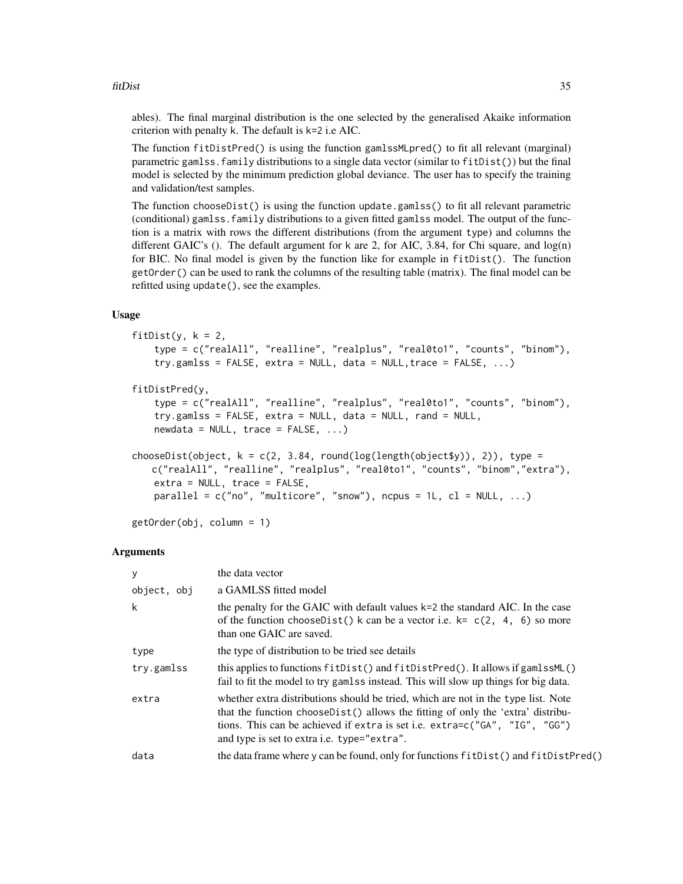ables). The final marginal distribution is the one selected by the generalised Akaike information criterion with penalty k. The default is k=2 i.e AIC.

The function fitDistPred() is using the function gamlssMLpred() to fit all relevant (marginal) parametric gamlss.family distributions to a single data vector (similar to fitDist()) but the final model is selected by the minimum prediction global deviance. The user has to specify the training and validation/test samples.

The function chooseDist() is using the function update.gamlss() to fit all relevant parametric (conditional) gamlss.family distributions to a given fitted gamlss model. The output of the function is a matrix with rows the different distributions (from the argument type) and columns the different GAIC's (). The default argument for k are 2, for AIC, 3.84, for Chi square, and log(n) for BIC. No final model is given by the function like for example in fitDist(). The function getOrder() can be used to rank the columns of the resulting table (matrix). The final model can be refitted using update(), see the examples.

### Usage

```
fitDist(y, k = 2,
    type = c("realAll", "realline", "realplus", "real0to1", "counts", "binom"),
    try.gamlss = FALSE, extra = NULL, data = NULL,trace = FALSE, ...)

fitDistPred(y,
    type = c("realAll", "realline", "realplus", "real0to1", "counts", "binom"),
    try.gamlss = FALSE, extra = NULL, data = NULL, rand = NULL,
    newdata = NULL, trace = FALSE, ...)

chooseDist(object, k = c(2, 3.84, round(log(length(object$y)), 2)), type =
   c("realAll", "realline", "realplus", "real0to1", "counts", "binom","extra"),
    extra = NULL, trace = FALSE,
    parallel = c("no", "multicore", "snow"), ncpus = 1L, cl = NULL, ...)

getOrder(obj, column = 1)
```

### Arguments

| | |
|---|---|
| y | the data vector |
| object, obj | a GAMLSS fitted model |
| k | the penalty for the GAIC with default values k=2 the standard AIC. In the case of the function chooseDist() k can be a vector i.e. k= c(2, 4, 6) so more than one GAIC are saved. |
| type | the type of distribution to be tried see details |
| try.gamlss | this applies to functions fitDist() and fitDistPred(). It allows if gamlssML() fail to fit the model to try gamlss instead. This will slow up things for big data. |
| extra | whether extra distributions should be tried, which are not in the type list. Note that the function chooseDist() allows the fitting of only the 'extra' distributions. This can be achieved if extra is set i.e. extra=c("GA", "IG", "GG") and type is set to extra i.e. type="extra". |
| data | the data frame where y can be found, only for functions fitDist() and fitDistPred() |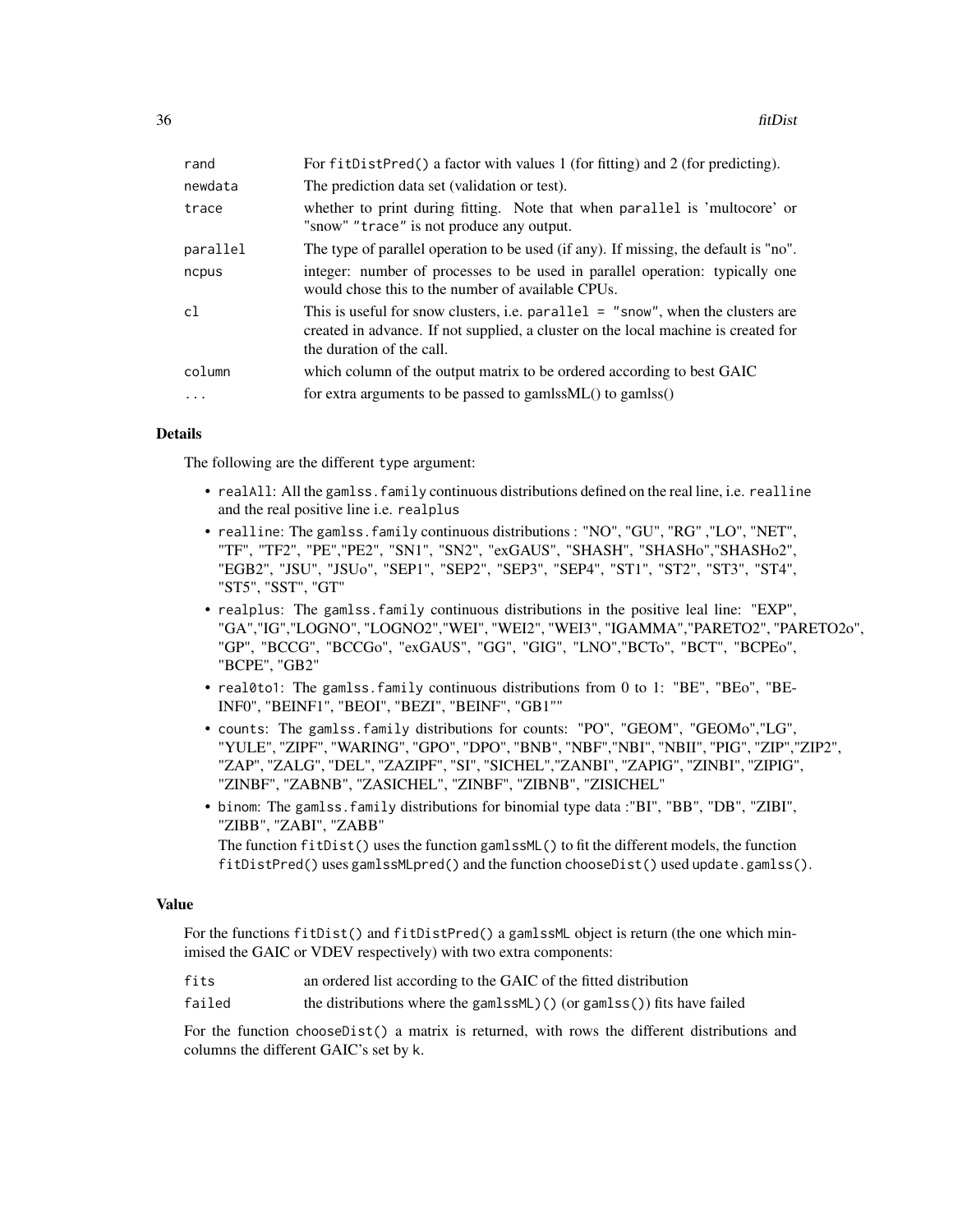| | |
|---|---|
| rand | For fitDistPred() a factor with values 1 (for fitting) and 2 (for predicting). |
| newdata | The prediction data set (validation or test). |
| trace | whether to print during fitting. Note that when parallel is 'multocore' or "snow" "trace" is not produce any output. |
| parallel | The type of parallel operation to be used (if any). If missing, the default is "no". |
| ncpus | integer: number of processes to be used in parallel operation: typically one would chose this to the number of available CPUs. |
| cl | This is useful for snow clusters, i.e. parallel = "snow", when the clusters are created in advance. If not supplied, a cluster on the local machine is created for the duration of the call. |
| column | which column of the output matrix to be ordered according to best GAIC |
| ... | for extra arguments to be passed to gamlssML() to gamlss() |

## Details

The following are the different type argument:

- realAll: All the gamlss.family continuous distributions defined on the real line, i.e. realline and the real positive line i.e. realplus
- realline: The gamlss.family continuous distributions : "NO", "GU", "RG" ,"LO", "NET", "TF", "TF2", "PE","PE2", "SN1", "SN2", "exGAUS", "SHASH", "SHASHo","SHASHo2", "EGB2", "JSU", "JSUo", "SEP1", "SEP2", "SEP3", "SEP4", "ST1", "ST2", "ST3", "ST4", "ST5", "SST", "GT"
- realplus: The gamlss.family continuous distributions in the positive leal line: "EXP", "GA","IG","LOGNO", "LOGNO2","WEI", "WEI2", "WEI3", "IGAMMA","PARETO2", "PARETO2o", "GP", "BCCG", "BCCGo", "exGAUS", "GG", "GIG", "LNO","BCTo", "BCT", "BCPEo", "BCPE", "GB2"
- real0to1: The gamlss.family continuous distributions from 0 to 1: "BE", "BEo", "BEINF0", "BEINF1", "BEOI", "BEZI", "BEINF", "GB1""
- counts: The gamlss.family distributions for counts: "PO", "GEOM", "GEOMo","LG", "YULE", "ZIPF", "WARING", "GPO", "DPO", "BNB", "NBF","NBI", "NBII", "PIG", "ZIP","ZIP2", "ZAP", "ZALG", "DEL", "ZAZIPF", "SI", "SICHEL","ZANBI", "ZAPIG", "ZINBI", "ZIPIG", "ZINBF", "ZABNB", "ZASICHEL", "ZINBF", "ZIBNB", "ZISICHEL"
- binom: The gamlss.family distributions for binomial type data :"BI", "BB", "DB", "ZIBI", "ZIBB", "ZABI", "ZABB"

  The function fitDist() uses the function gamlssML() to fit the different models, the function fitDistPred() uses gamlssMLpred() and the function chooseDist() used update.gamlss().

## Value

For the functions fitDist() and fitDistPred() a gamlssML object is return (the one which minimised the GAIC or VDEV respectively) with two extra components:

| | |
|---|---|
| fits | an ordered list according to the GAIC of the fitted distribution |
| failed | the distributions where the gamlssML)() (or gamlss()) fits have failed |

For the function chooseDist() a matrix is returned, with rows the different distributions and columns the different GAIC's set by k.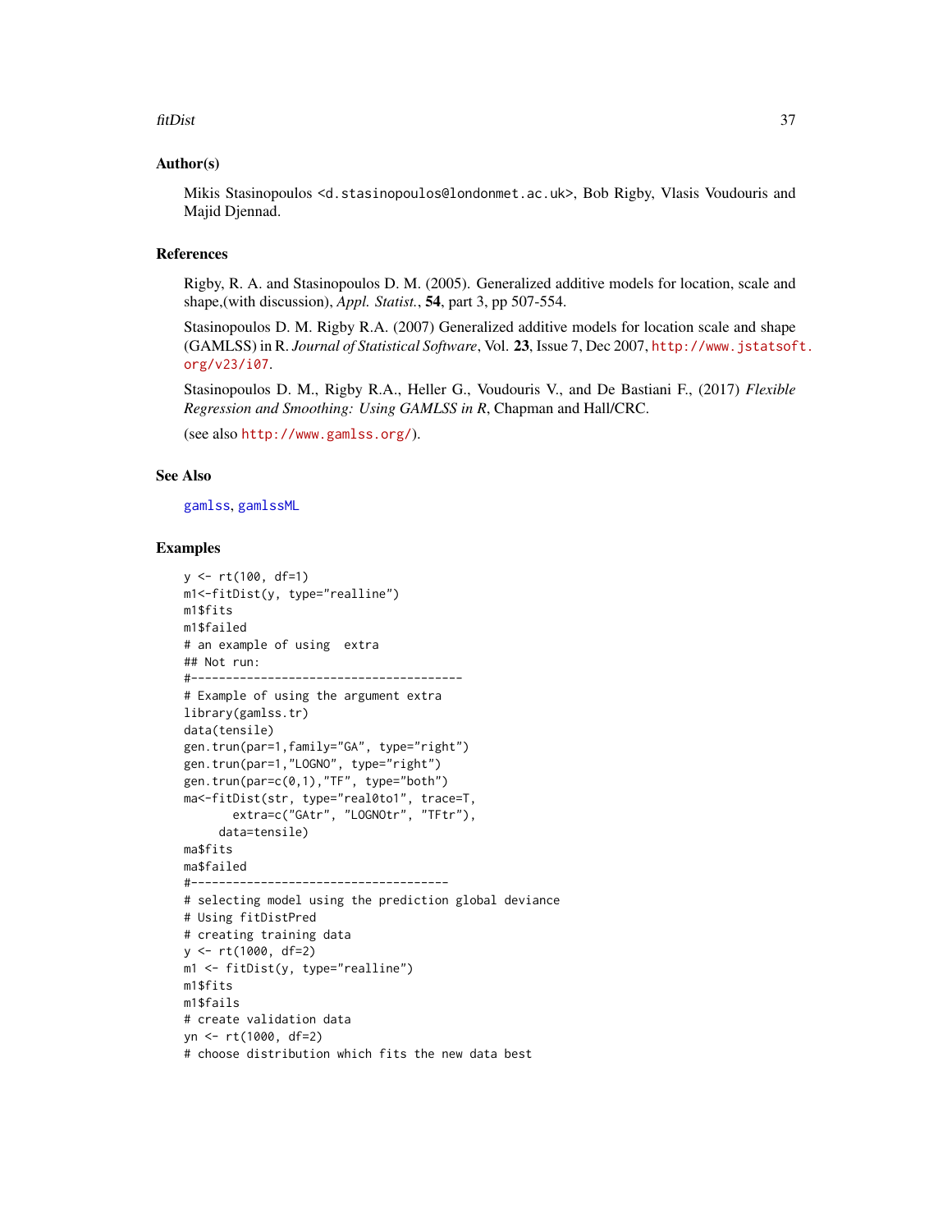### Author(s)

Mikis Stasinopoulos <d.stasinopoulos@londonmet.ac.uk>, Bob Rigby, Vlasis Voudouris and Majid Djennad.

### References

Rigby, R. A. and Stasinopoulos D. M. (2005). Generalized additive models for location, scale and shape,(with discussion), *Appl. Statist.*, **54**, part 3, pp 507-554.

Stasinopoulos D. M. Rigby R.A. (2007) Generalized additive models for location scale and shape (GAMLSS) in R. *Journal of Statistical Software*, Vol. **23**, Issue 7, Dec 2007, http://www.jstatsoft.org/v23/i07.

Stasinopoulos D. M., Rigby R.A., Heller G., Voudouris V., and De Bastiani F., (2017) *Flexible Regression and Smoothing: Using GAMLSS in R*, Chapman and Hall/CRC.

(see also http://www.gamlss.org/).

### See Also

gamlss, gamlssML

### Examples

```
y <- rt(100, df=1)
m1<-fitDist(y, type="realline")
m1$fits
m1$failed
# an example of using  extra
## Not run:
#---------------------------------------
# Example of using the argument extra
library(gamlss.tr)
data(tensile)
gen.trun(par=1,family="GA", type="right")
gen.trun(par=1,"LOGNO", type="right")
gen.trun(par=c(0,1),"TF", type="both")
ma<-fitDist(str, type="real0to1", trace=T,
       extra=c("GAtr", "LOGNOtr", "TFtr"),
     data=tensile)
ma$fits
ma$failed
#-------------------------------------
# selecting model using the prediction global deviance
# Using fitDistPred
# creating training data
y <- rt(1000, df=2)
m1 <- fitDist(y, type="realline")
m1$fits
m1$fails
# create validation data
yn <- rt(1000, df=2)
# choose distribution which fits the new data best
```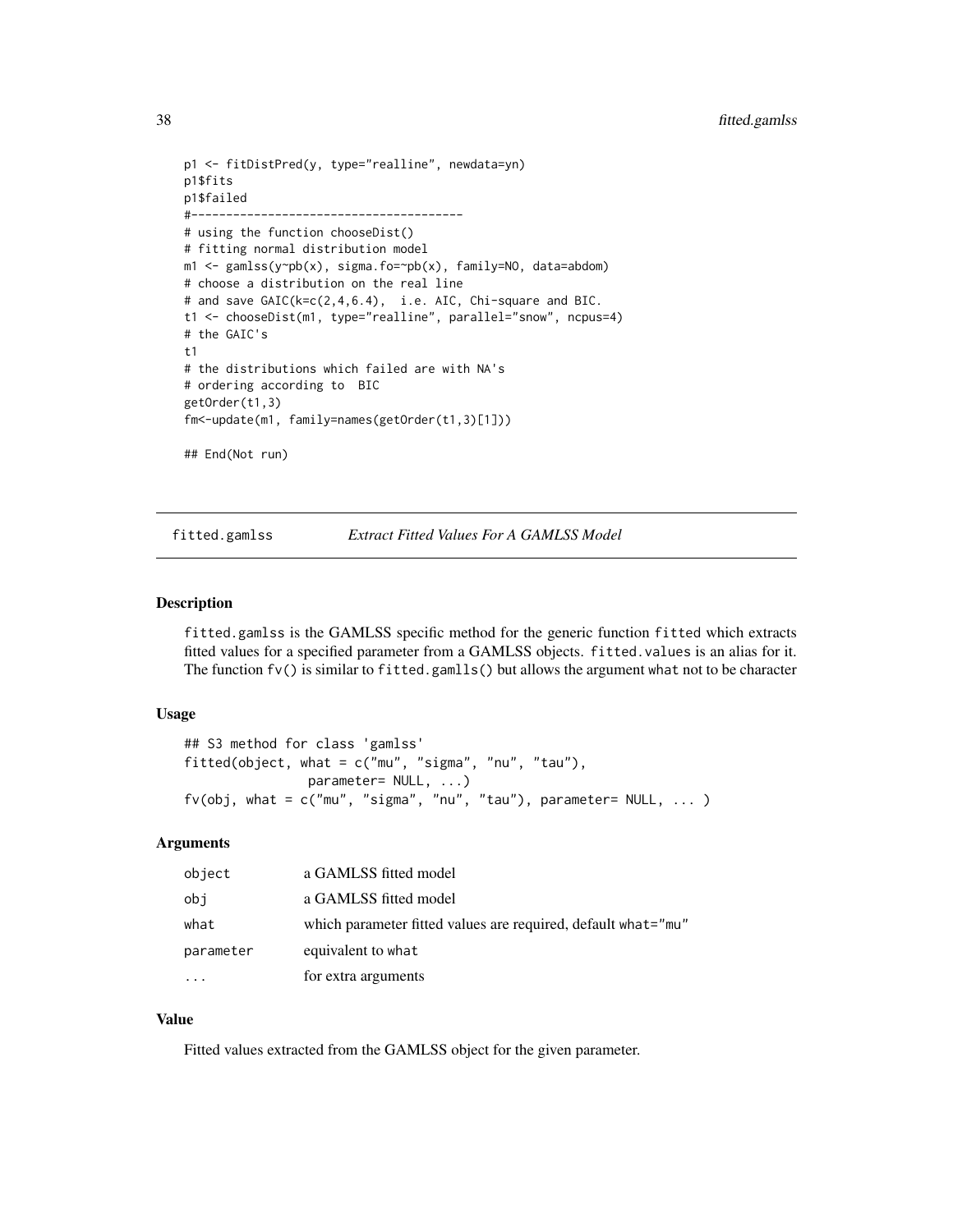```
p1 <- fitDistPred(y, type="realline", newdata=yn)
p1$fits
p1$failed
#---------------------------------------
# using the function chooseDist()
# fitting normal distribution model
m1 <- gamlss(y~pb(x), sigma.fo=~pb(x), family=NO, data=abdom)
# choose a distribution on the real line
# and save GAIC(k=c(2,4,6.4),  i.e. AIC, Chi-square and BIC.
t1 <- chooseDist(m1, type="realline", parallel="snow", ncpus=4)
# the GAIC's
t1
# the distributions which failed are with NA's
# ordering according to  BIC
getOrder(t1,3)
fm<-update(m1, family=names(getOrder(t1,3)[1]))

## End(Not run)
```

## fitted.gamlss *Extract Fitted Values For A GAMLSS Model*

### Description

fitted.gamlss is the GAMLSS specific method for the generic function fitted which extracts fitted values for a specified parameter from a GAMLSS objects. fitted.values is an alias for it. The function fv() is similar to fitted.gamlls() but allows the argument what not to be character

### Usage

```
## S3 method for class 'gamlss'
fitted(object, what = c("mu", "sigma", "nu", "tau"),
                parameter= NULL, ...)
fv(obj, what = c("mu", "sigma", "nu", "tau"), parameter= NULL, ... )
```

### Arguments

| | |
|---|---|
| object | a GAMLSS fitted model |
| obj | a GAMLSS fitted model |
| what | which parameter fitted values are required, default what="mu" |
| parameter | equivalent to what |
| ... | for extra arguments |

### Value

Fitted values extracted from the GAMLSS object for the given parameter.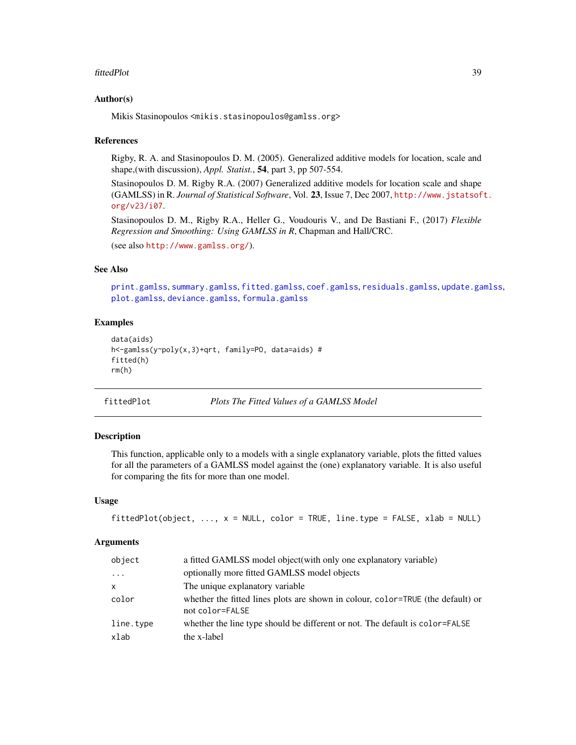### Author(s)

Mikis Stasinopoulos <mikis.stasinopoulos@gamlss.org>

### References

Rigby, R. A. and Stasinopoulos D. M. (2005). Generalized additive models for location, scale and shape,(with discussion), *Appl. Statist.*, **54**, part 3, pp 507-554.

Stasinopoulos D. M. Rigby R.A. (2007) Generalized additive models for location scale and shape (GAMLSS) in R. *Journal of Statistical Software*, Vol. **23**, Issue 7, Dec 2007, http://www.jstatsoft.org/v23/i07.

Stasinopoulos D. M., Rigby R.A., Heller G., Voudouris V., and De Bastiani F., (2017) *Flexible Regression and Smoothing: Using GAMLSS in R*, Chapman and Hall/CRC.

(see also http://www.gamlss.org/).

### See Also

print.gamlss, summary.gamlss, fitted.gamlss, coef.gamlss, residuals.gamlss, update.gamlss, plot.gamlss, deviance.gamlss, formula.gamlss

### Examples

```
data(aids)
h<-gamlss(y~poly(x,3)+qrt, family=PO, data=aids) #
fitted(h)
rm(h)
```

---

## fittedPlot — *Plots The Fitted Values of a GAMLSS Model*

### Description

This function, applicable only to a models with a single explanatory variable, plots the fitted values for all the parameters of a GAMLSS model against the (one) explanatory variable. It is also useful for comparing the fits for more than one model.

### Usage

```
fittedPlot(object, ..., x = NULL, color = TRUE, line.type = FALSE, xlab = NULL)
```

### Arguments

| | |
|---|---|
| `object` | a fitted GAMLSS model object(with only one explanatory variable) |
| `...` | optionally more fitted GAMLSS model objects |
| `x` | The unique explanatory variable |
| `color` | whether the fitted lines plots are shown in colour, `color=TRUE` (the default) or not `color=FALSE` |
| `line.type` | whether the line type should be different or not. The default is `color=FALSE` |
| `xlab` | the x-label |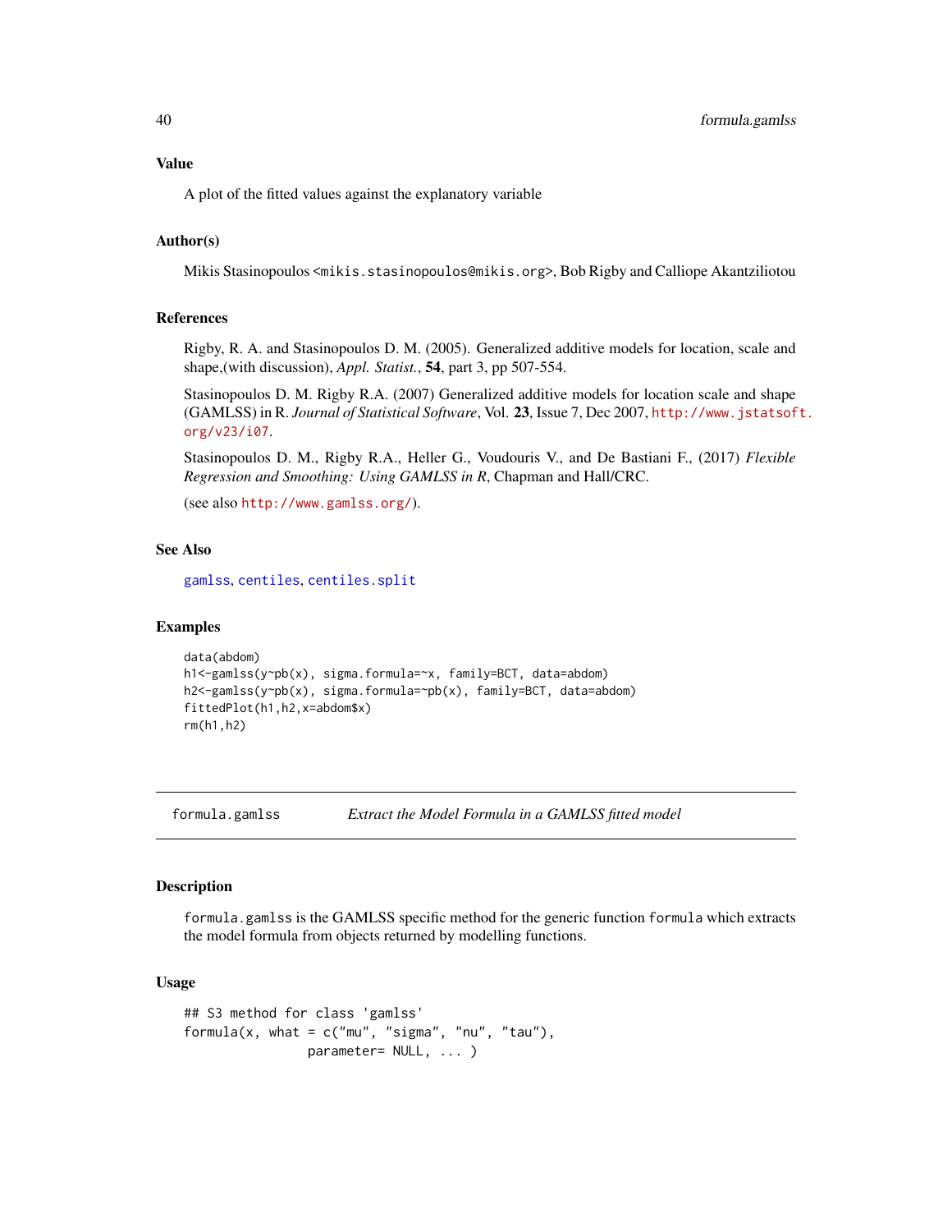### Value

A plot of the fitted values against the explanatory variable

### Author(s)

Mikis Stasinopoulos <mikis.stasinopoulos@mikis.org>, Bob Rigby and Calliope Akantziliotou

### References

Rigby, R. A. and Stasinopoulos D. M. (2005). Generalized additive models for location, scale and shape,(with discussion), *Appl. Statist.*, **54**, part 3, pp 507-554.

Stasinopoulos D. M. Rigby R.A. (2007) Generalized additive models for location scale and shape (GAMLSS) in R. *Journal of Statistical Software*, Vol. **23**, Issue 7, Dec 2007, http://www.jstatsoft.org/v23/i07.

Stasinopoulos D. M., Rigby R.A., Heller G., Voudouris V., and De Bastiani F., (2017) *Flexible Regression and Smoothing: Using GAMLSS in R*, Chapman and Hall/CRC.

(see also http://www.gamlss.org/).

### See Also

gamlss, centiles, centiles.split

### Examples

```
data(abdom)
h1<-gamlss(y~pb(x), sigma.formula=~x, family=BCT, data=abdom)
h2<-gamlss(y~pb(x), sigma.formula=~pb(x), family=BCT, data=abdom)
fittedPlot(h1,h2,x=abdom$x)
rm(h1,h2)
```

---

## formula.gamlss &nbsp;&nbsp;&nbsp; *Extract the Model Formula in a GAMLSS fitted model*

---

### Description

`formula.gamlss` is the GAMLSS specific method for the generic function `formula` which extracts the model formula from objects returned by modelling functions.

### Usage

```
## S3 method for class 'gamlss'
formula(x, what = c("mu", "sigma", "nu", "tau"),
                parameter= NULL, ... )
```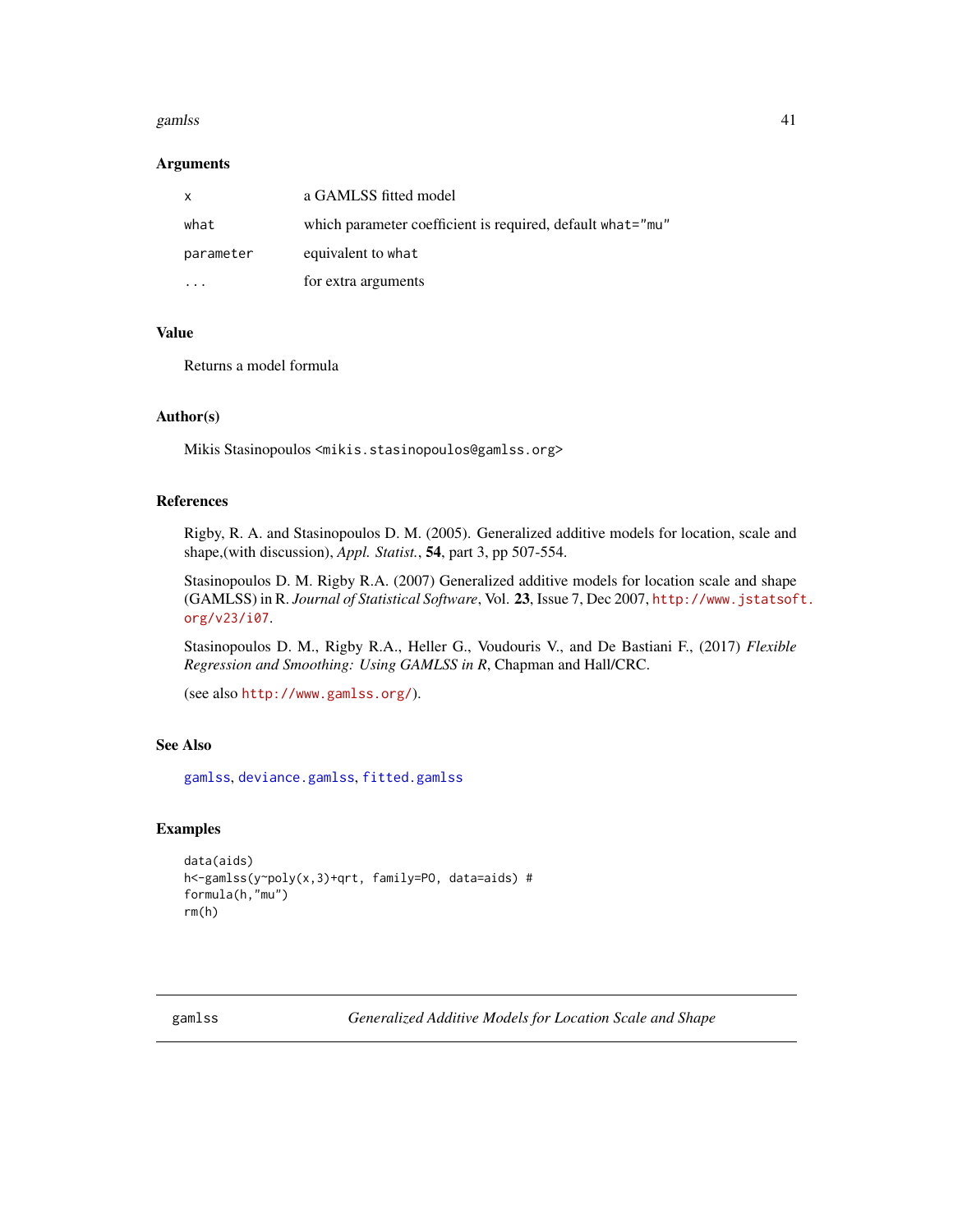### Arguments

| | |
|---|---|
| `x` | a GAMLSS fitted model |
| `what` | which parameter coefficient is required, default `what="mu"` |
| `parameter` | equivalent to `what` |
| `...` | for extra arguments |

### Value

Returns a model formula

### Author(s)

Mikis Stasinopoulos <mikis.stasinopoulos@gamlss.org>

### References

Rigby, R. A. and Stasinopoulos D. M. (2005). Generalized additive models for location, scale and shape,(with discussion), *Appl. Statist.*, **54**, part 3, pp 507-554.

Stasinopoulos D. M. Rigby R.A. (2007) Generalized additive models for location scale and shape (GAMLSS) in R. *Journal of Statistical Software*, Vol. **23**, Issue 7, Dec 2007, http://www.jstatsoft.org/v23/i07.

Stasinopoulos D. M., Rigby R.A., Heller G., Voudouris V., and De Bastiani F., (2017) *Flexible Regression and Smoothing: Using GAMLSS in R*, Chapman and Hall/CRC.

(see also http://www.gamlss.org/).

### See Also

`gamlss`, `deviance.gamlss`, `fitted.gamlss`

### Examples

```
data(aids)
h<-gamlss(y~poly(x,3)+qrt, family=PO, data=aids) #
formula(h,"mu")
rm(h)
```

---

## gamlss — *Generalized Additive Models for Location Scale and Shape*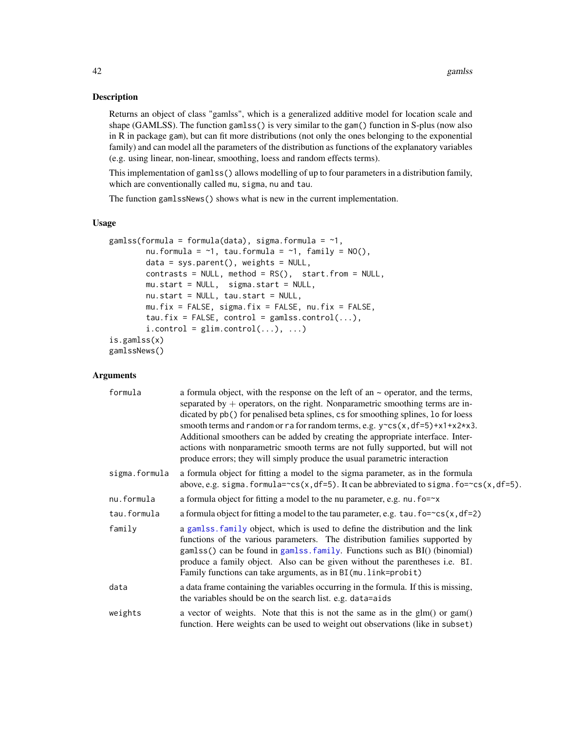## Description

Returns an object of class "gamlss", which is a generalized additive model for location scale and shape (GAMLSS). The function `gamlss()` is very similar to the `gam()` function in S-plus (now also in R in package `gam`), but can fit more distributions (not only the ones belonging to the exponential family) and can model all the parameters of the distribution as functions of the explanatory variables (e.g. using linear, non-linear, smoothing, loess and random effects terms).

This implementation of `gamlss()` allows modelling of up to four parameters in a distribution family, which are conventionally called `mu`, `sigma`, `nu` and `tau`.

The function `gamlssNews()` shows what is new in the current implementation.

## Usage

```
gamlss(formula = formula(data), sigma.formula = ~1,
        nu.formula = ~1, tau.formula = ~1, family = NO(),
        data = sys.parent(), weights = NULL,
        contrasts = NULL, method = RS(),  start.from = NULL,
        mu.start = NULL,  sigma.start = NULL,
        nu.start = NULL, tau.start = NULL,
        mu.fix = FALSE, sigma.fix = FALSE, nu.fix = FALSE,
        tau.fix = FALSE, control = gamlss.control(...),
        i.control = glim.control(...), ...)
is.gamlss(x)
gamlssNews()
```

## Arguments

| | |
|---|---|
| `formula` | a formula object, with the response on the left of an ~ operator, and the terms, separated by + operators, on the right. Nonparametric smoothing terms are indicated by `pb()` for penalised beta splines, `cs` for smoothing splines, `lo` for loess smooth terms and `random` or `ra` for random terms, e.g. `y~cs(x,df=5)+x1+x2*x3`. Additional smoothers can be added by creating the appropriate interface. Interactions with nonparametric smooth terms are not fully supported, but will not produce errors; they will simply produce the usual parametric interaction |
| `sigma.formula` | a formula object for fitting a model to the sigma parameter, as in the formula above, e.g. `sigma.formula=~cs(x,df=5)`. It can be abbreviated to `sigma.fo=~cs(x,df=5)`. |
| `nu.formula` | a formula object for fitting a model to the nu parameter, e.g. `nu.fo=~x` |
| `tau.formula` | a formula object for fitting a model to the tau parameter, e.g. `tau.fo=~cs(x,df=2)` |
| `family` | a `gamlss.family` object, which is used to define the distribution and the link functions of the various parameters. The distribution families supported by `gamlss()` can be found in `gamlss.family`. Functions such as BI() (binomial) produce a family object. Also can be given without the parentheses i.e. `BI`. Family functions can take arguments, as in `BI(mu.link=probit)` |
| `data` | a data frame containing the variables occurring in the formula. If this is missing, the variables should be on the search list. e.g. `data=aids` |
| `weights` | a vector of weights. Note that this is not the same as in the glm() or gam() function. Here weights can be used to weight out observations (like in `subset`) |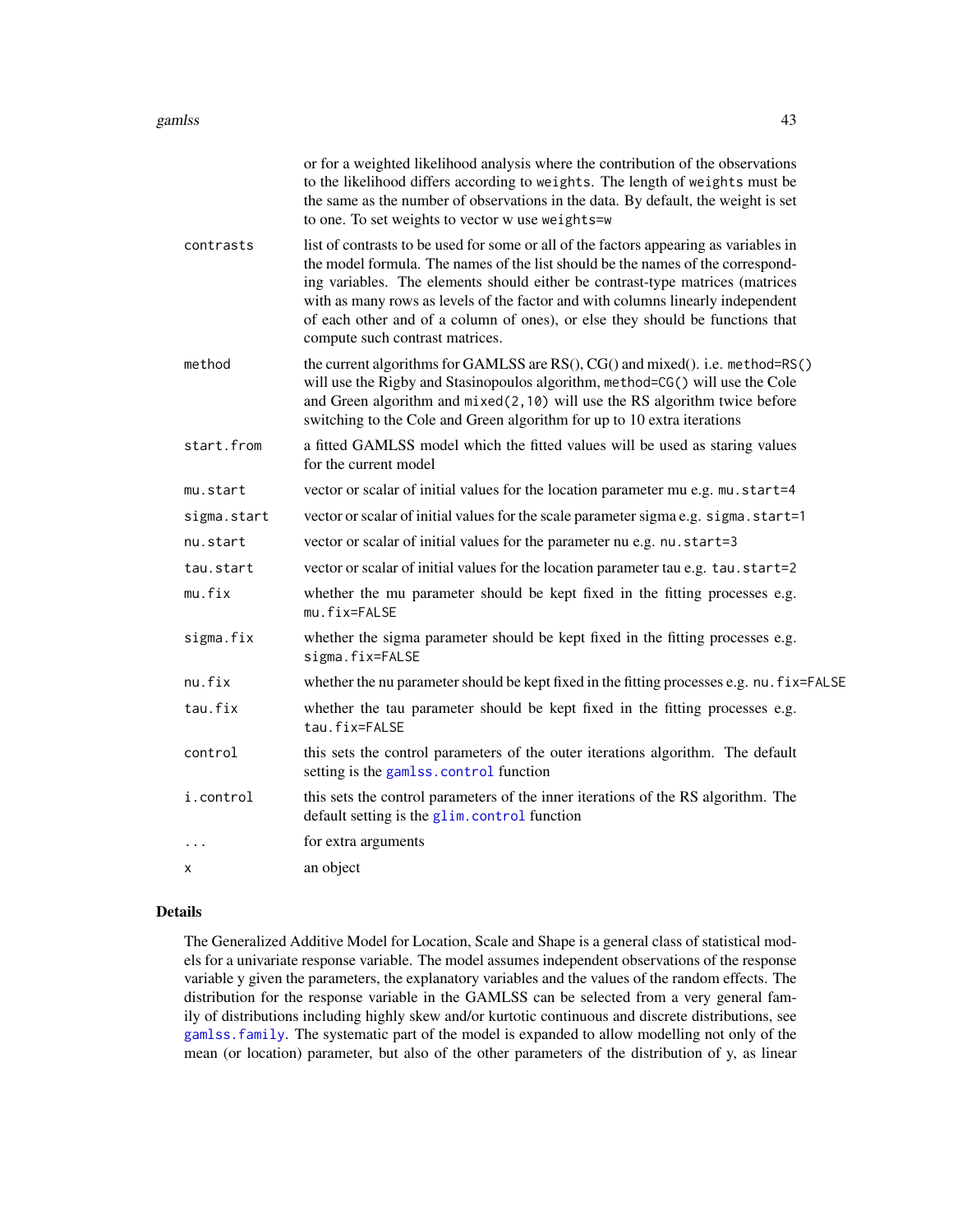or for a weighted likelihood analysis where the contribution of the observations to the likelihood differs according to `weights`. The length of `weights` must be the same as the number of observations in the data. By default, the weight is set to one. To set weights to vector w use `weights=w`

| | |
|---|---|
| `contrasts` | list of contrasts to be used for some or all of the factors appearing as variables in the model formula. The names of the list should be the names of the corresponding variables. The elements should either be contrast-type matrices (matrices with as many rows as levels of the factor and with columns linearly independent of each other and of a column of ones), or else they should be functions that compute such contrast matrices. |
| `method` | the current algorithms for GAMLSS are RS(), CG() and mixed(). i.e. `method=RS()` will use the Rigby and Stasinopoulos algorithm, `method=CG()` will use the Cole and Green algorithm and `mixed(2,10)` will use the RS algorithm twice before switching to the Cole and Green algorithm for up to 10 extra iterations |
| `start.from` | a fitted GAMLSS model which the fitted values will be used as staring values for the current model |
| `mu.start` | vector or scalar of initial values for the location parameter mu e.g. `mu.start=4` |
| `sigma.start` | vector or scalar of initial values for the scale parameter sigma e.g. `sigma.start=1` |
| `nu.start` | vector or scalar of initial values for the parameter nu e.g. `nu.start=3` |
| `tau.start` | vector or scalar of initial values for the location parameter tau e.g. `tau.start=2` |
| `mu.fix` | whether the mu parameter should be kept fixed in the fitting processes e.g. `mu.fix=FALSE` |
| `sigma.fix` | whether the sigma parameter should be kept fixed in the fitting processes e.g. `sigma.fix=FALSE` |
| `nu.fix` | whether the nu parameter should be kept fixed in the fitting processes e.g. `nu.fix=FALSE` |
| `tau.fix` | whether the tau parameter should be kept fixed in the fitting processes e.g. `tau.fix=FALSE` |
| `control` | this sets the control parameters of the outer iterations algorithm. The default setting is the `gamlss.control` function |
| `i.control` | this sets the control parameters of the inner iterations of the RS algorithm. The default setting is the `glim.control` function |
| `...` | for extra arguments |
| `x` | an object |

## Details

The Generalized Additive Model for Location, Scale and Shape is a general class of statistical models for a univariate response variable. The model assumes independent observations of the response variable y given the parameters, the explanatory variables and the values of the random effects. The distribution for the response variable in the GAMLSS can be selected from a very general family of distributions including highly skew and/or kurtotic continuous and discrete distributions, see `gamlss.family`. The systematic part of the model is expanded to allow modelling not only of the mean (or location) parameter, but also of the other parameters of the distribution of y, as linear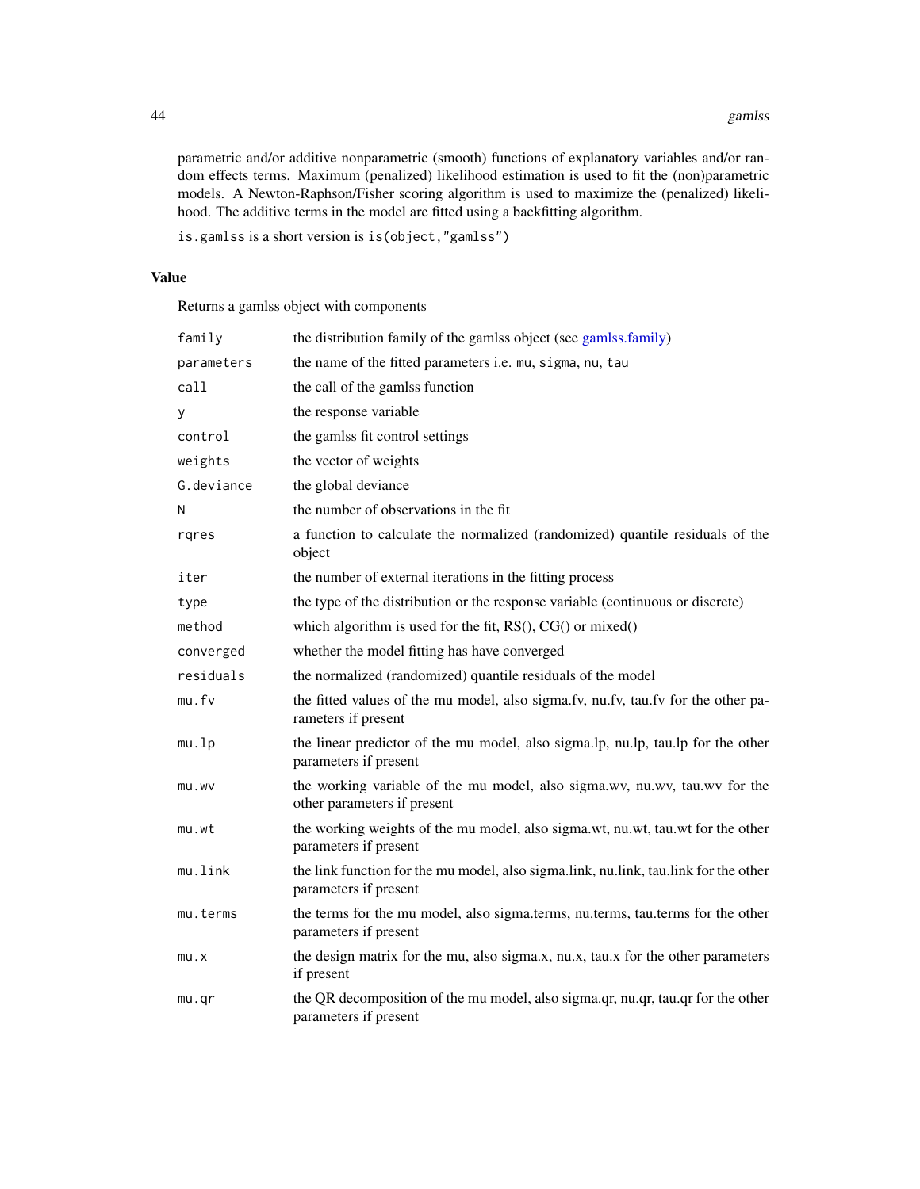parametric and/or additive nonparametric (smooth) functions of explanatory variables and/or random effects terms. Maximum (penalized) likelihood estimation is used to fit the (non)parametric models. A Newton-Raphson/Fisher scoring algorithm is used to maximize the (penalized) likelihood. The additive terms in the model are fitted using a backfitting algorithm.

`is.gamlss` is a short version is `is(object,"gamlss")`

## Value

Returns a gamlss object with components

| | |
|---|---|
| `family` | the distribution family of the gamlss object (see gamlss.family) |
| `parameters` | the name of the fitted parameters i.e. `mu`, `sigma`, `nu`, `tau` |
| `call` | the call of the gamlss function |
| `y` | the response variable |
| `control` | the gamlss fit control settings |
| `weights` | the vector of weights |
| `G.deviance` | the global deviance |
| `N` | the number of observations in the fit |
| `rqres` | a function to calculate the normalized (randomized) quantile residuals of the object |
| `iter` | the number of external iterations in the fitting process |
| `type` | the type of the distribution or the response variable (continuous or discrete) |
| `method` | which algorithm is used for the fit, RS(), CG() or mixed() |
| `converged` | whether the model fitting has have converged |
| `residuals` | the normalized (randomized) quantile residuals of the model |
| `mu.fv` | the fitted values of the mu model, also sigma.fv, nu.fv, tau.fv for the other parameters if present |
| `mu.lp` | the linear predictor of the mu model, also sigma.lp, nu.lp, tau.lp for the other parameters if present |
| `mu.wv` | the working variable of the mu model, also sigma.wv, nu.wv, tau.wv for the other parameters if present |
| `mu.wt` | the working weights of the mu model, also sigma.wt, nu.wt, tau.wt for the other parameters if present |
| `mu.link` | the link function for the mu model, also sigma.link, nu.link, tau.link for the other parameters if present |
| `mu.terms` | the terms for the mu model, also sigma.terms, nu.terms, tau.terms for the other parameters if present |
| `mu.x` | the design matrix for the mu, also sigma.x, nu.x, tau.x for the other parameters if present |
| `mu.qr` | the QR decomposition of the mu model, also sigma.qr, nu.qr, tau.qr for the other parameters if present |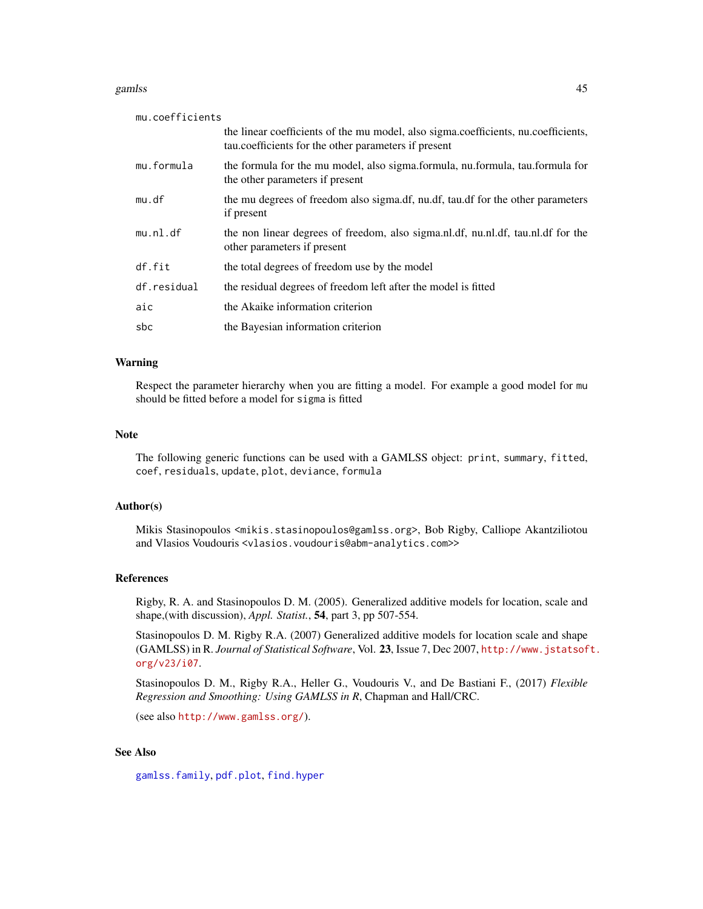mu.coefficients
: the linear coefficients of the mu model, also sigma.coefficients, nu.coefficients, tau.coefficients for the other parameters if present

mu.formula
: the formula for the mu model, also sigma.formula, nu.formula, tau.formula for the other parameters if present

mu.df
: the mu degrees of freedom also sigma.df, nu.df, tau.df for the other parameters if present

mu.nl.df
: the non linear degrees of freedom, also sigma.nl.df, nu.nl.df, tau.nl.df for the other parameters if present

df.fit
: the total degrees of freedom use by the model

df.residual
: the residual degrees of freedom left after the model is fitted

aic
: the Akaike information criterion

sbc
: the Bayesian information criterion

## Warning

Respect the parameter hierarchy when you are fitting a model. For example a good model for `mu` should be fitted before a model for `sigma` is fitted

## Note

The following generic functions can be used with a GAMLSS object: `print`, `summary`, `fitted`, `coef`, `residuals`, `update`, `plot`, `deviance`, `formula`

## Author(s)

Mikis Stasinopoulos <mikis.stasinopoulos@gamlss.org>, Bob Rigby, Calliope Akantziliotou and Vlasios Voudouris <vlasios.voudouris@abm-analytics.com>>

## References

Rigby, R. A. and Stasinopoulos D. M. (2005). Generalized additive models for location, scale and shape,(with discussion), *Appl. Statist.*, **54**, part 3, pp 507-554.

Stasinopoulos D. M. Rigby R.A. (2007) Generalized additive models for location scale and shape (GAMLSS) in R. *Journal of Statistical Software*, Vol. **23**, Issue 7, Dec 2007, http://www.jstatsoft.org/v23/i07.

Stasinopoulos D. M., Rigby R.A., Heller G., Voudouris V., and De Bastiani F., (2017) *Flexible Regression and Smoothing: Using GAMLSS in R*, Chapman and Hall/CRC.

(see also http://www.gamlss.org/).

## See Also

`gamlss.family`, `pdf.plot`, `find.hyper`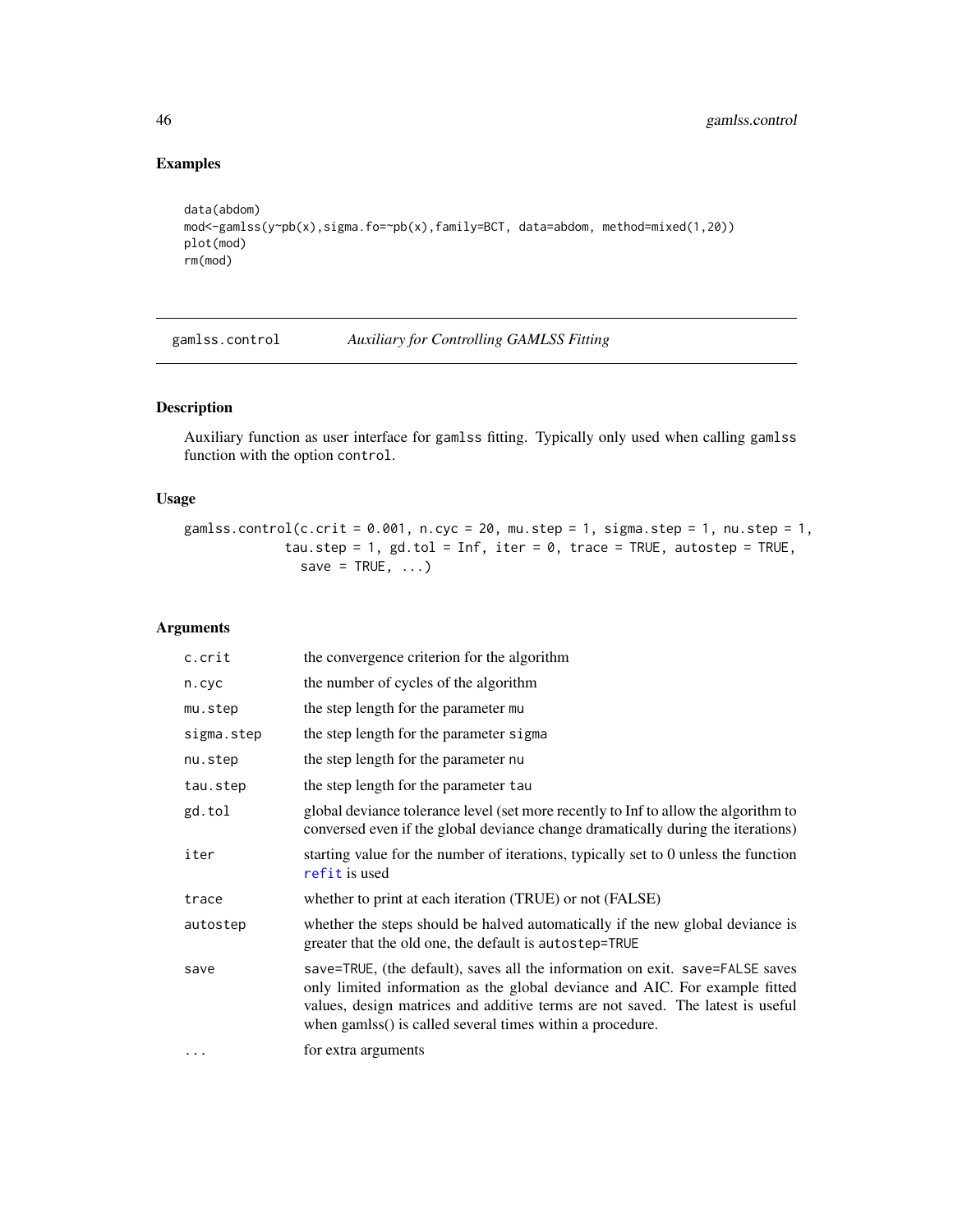## Examples

```
data(abdom)
mod<-gamlss(y~pb(x),sigma.fo=~pb(x),family=BCT, data=abdom, method=mixed(1,20))
plot(mod)
rm(mod)
```

---

# gamlss.control — *Auxiliary for Controlling GAMLSS Fitting*

## Description

Auxiliary function as user interface for `gamlss` fitting. Typically only used when calling `gamlss` function with the option `control`.

## Usage

```
gamlss.control(c.crit = 0.001, n.cyc = 20, mu.step = 1, sigma.step = 1, nu.step = 1,
            tau.step = 1, gd.tol = Inf, iter = 0, trace = TRUE, autostep = TRUE,
              save = TRUE, ...)
```

## Arguments

| | |
|---|---|
| `c.crit` | the convergence criterion for the algorithm |
| `n.cyc` | the number of cycles of the algorithm |
| `mu.step` | the step length for the parameter `mu` |
| `sigma.step` | the step length for the parameter `sigma` |
| `nu.step` | the step length for the parameter `nu` |
| `tau.step` | the step length for the parameter `tau` |
| `gd.tol` | global deviance tolerance level (set more recently to Inf to allow the algorithm to conversed even if the global deviance change dramatically during the iterations) |
| `iter` | starting value for the number of iterations, typically set to 0 unless the function `refit` is used |
| `trace` | whether to print at each iteration (TRUE) or not (FALSE) |
| `autostep` | whether the steps should be halved automatically if the new global deviance is greater that the old one, the default is `autostep=TRUE` |
| `save` | `save=TRUE`, (the default), saves all the information on exit. `save=FALSE` saves only limited information as the global deviance and AIC. For example fitted values, design matrices and additive terms are not saved. The latest is useful when gamlss() is called several times within a procedure. |
| `...` | for extra arguments |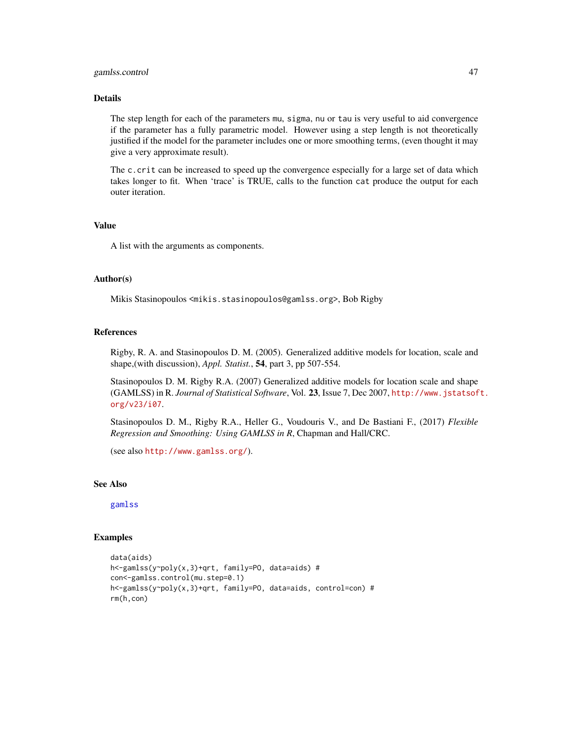## Details

The step length for each of the parameters `mu`, `sigma`, `nu` or `tau` is very useful to aid convergence if the parameter has a fully parametric model. However using a step length is not theoretically justified if the model for the parameter includes one or more smoothing terms, (even thought it may give a very approximate result).

The `c.crit` can be increased to speed up the convergence especially for a large set of data which takes longer to fit. When 'trace' is TRUE, calls to the function `cat` produce the output for each outer iteration.

## Value

A list with the arguments as components.

## Author(s)

Mikis Stasinopoulos <`mikis.stasinopoulos@gamlss.org`>, Bob Rigby

## References

Rigby, R. A. and Stasinopoulos D. M. (2005). Generalized additive models for location, scale and shape,(with discussion), *Appl. Statist.*, **54**, part 3, pp 507-554.

Stasinopoulos D. M. Rigby R.A. (2007) Generalized additive models for location scale and shape (GAMLSS) in R. *Journal of Statistical Software*, Vol. **23**, Issue 7, Dec 2007, http://www.jstatsoft.org/v23/i07.

Stasinopoulos D. M., Rigby R.A., Heller G., Voudouris V., and De Bastiani F., (2017) *Flexible Regression and Smoothing: Using GAMLSS in R*, Chapman and Hall/CRC.

(see also http://www.gamlss.org/).

## See Also

`gamlss`

## Examples

```
data(aids)
h<-gamlss(y~poly(x,3)+qrt, family=PO, data=aids) #
con<-gamlss.control(mu.step=0.1)
h<-gamlss(y~poly(x,3)+qrt, family=PO, data=aids, control=con) #
rm(h,con)
```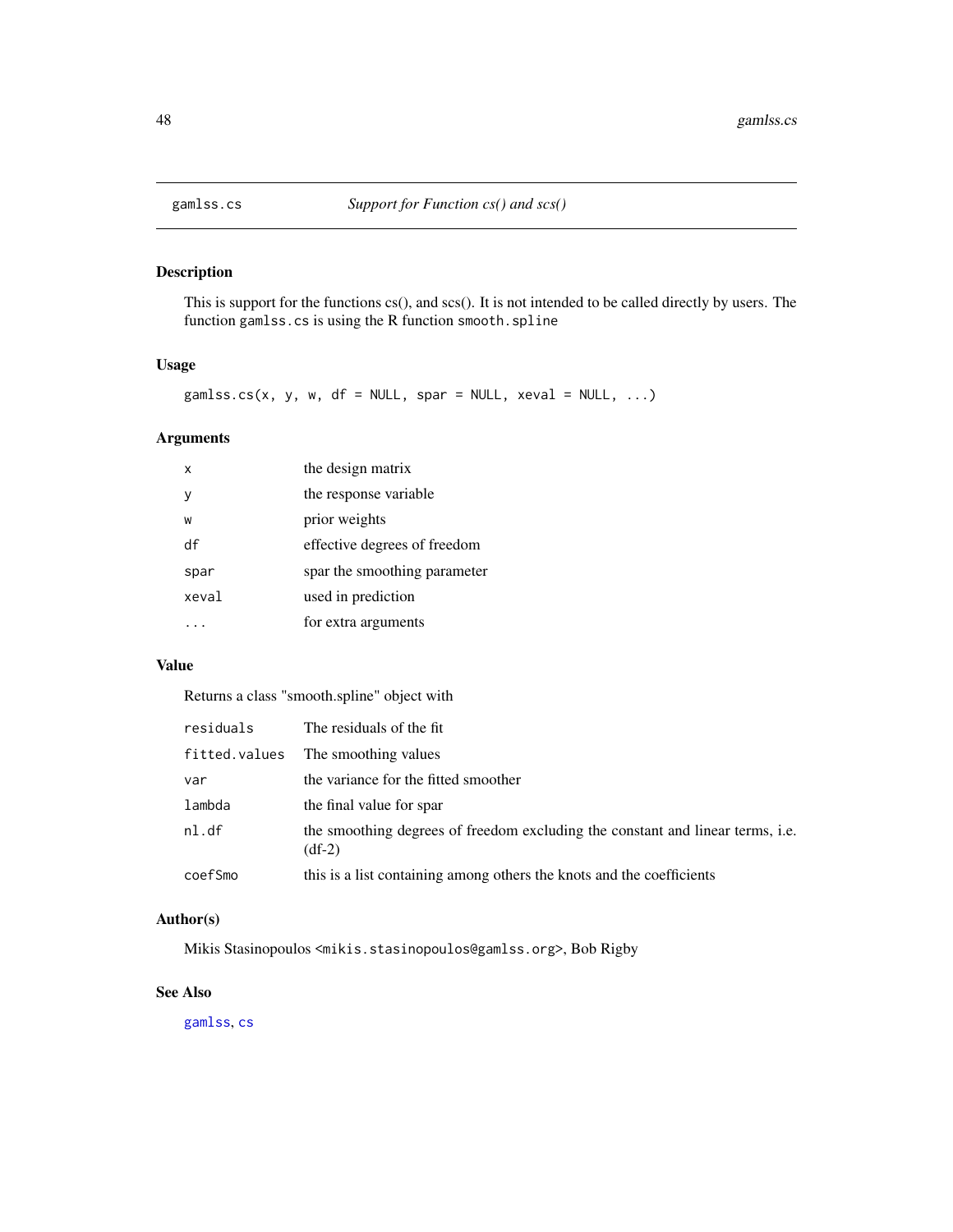# gamlss.cs *Support for Function cs() and scs()*

## Description

This is support for the functions cs(), and scs(). It is not intended to be called directly by users. The function `gamlss.cs` is using the R function `smooth.spline`

## Usage

```
gamlss.cs(x, y, w, df = NULL, spar = NULL, xeval = NULL, ...)
```

## Arguments

| | |
|---|---|
| `x` | the design matrix |
| `y` | the response variable |
| `w` | prior weights |
| `df` | effective degrees of freedom |
| `spar` | spar the smoothing parameter |
| `xeval` | used in prediction |
| `...` | for extra arguments |

## Value

Returns a class "smooth.spline" object with

| | |
|---|---|
| `residuals` | The residuals of the fit |
| `fitted.values` | The smoothing values |
| `var` | the variance for the fitted smoother |
| `lambda` | the final value for spar |
| `nl.df` | the smoothing degrees of freedom excluding the constant and linear terms, i.e. (df-2) |
| `coefSmo` | this is a list containing among others the knots and the coefficients |

## Author(s)

Mikis Stasinopoulos <`mikis.stasinopoulos@gamlss.org`>, Bob Rigby

## See Also

`gamlss`, `cs`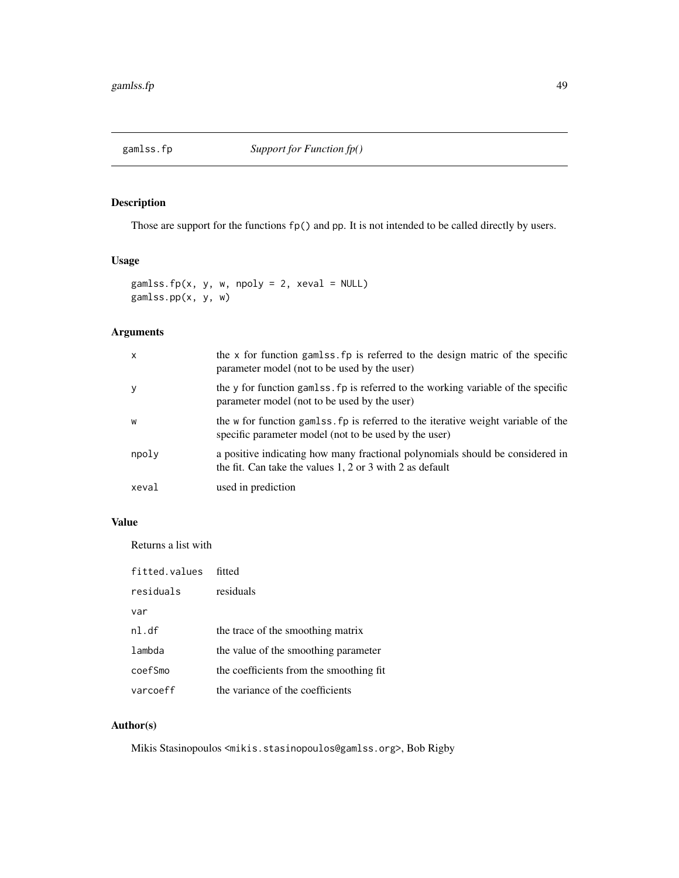# gamlss.fp *Support for Function fp()*

## Description

Those are support for the functions `fp()` and `pp`. It is not intended to be called directly by users.

## Usage

```
gamlss.fp(x, y, w, npoly = 2, xeval = NULL)
gamlss.pp(x, y, w)
```

## Arguments

| | |
|---|---|
| `x` | the `x` for function `gamlss.fp` is referred to the design matric of the specific parameter model (not to be used by the user) |
| `y` | the `y` for function `gamlss.fp` is referred to the working variable of the specific parameter model (not to be used by the user) |
| `w` | the `w` for function `gamlss.fp` is referred to the iterative weight variable of the specific parameter model (not to be used by the user) |
| `npoly` | a positive indicating how many fractional polynomials should be considered in the fit. Can take the values 1, 2 or 3 with 2 as default |
| `xeval` | used in prediction |

## Value

Returns a list with

| | |
|---|---|
| `fitted.values` | fitted |
| `residuals` | residuals |
| `var` | |
| `nl.df` | the trace of the smoothing matrix |
| `lambda` | the value of the smoothing parameter |
| `coefSmo` | the coefficients from the smoothing fit |
| `varcoeff` | the variance of the coefficients |

## Author(s)

Mikis Stasinopoulos <mikis.stasinopoulos@gamlss.org>, Bob Rigby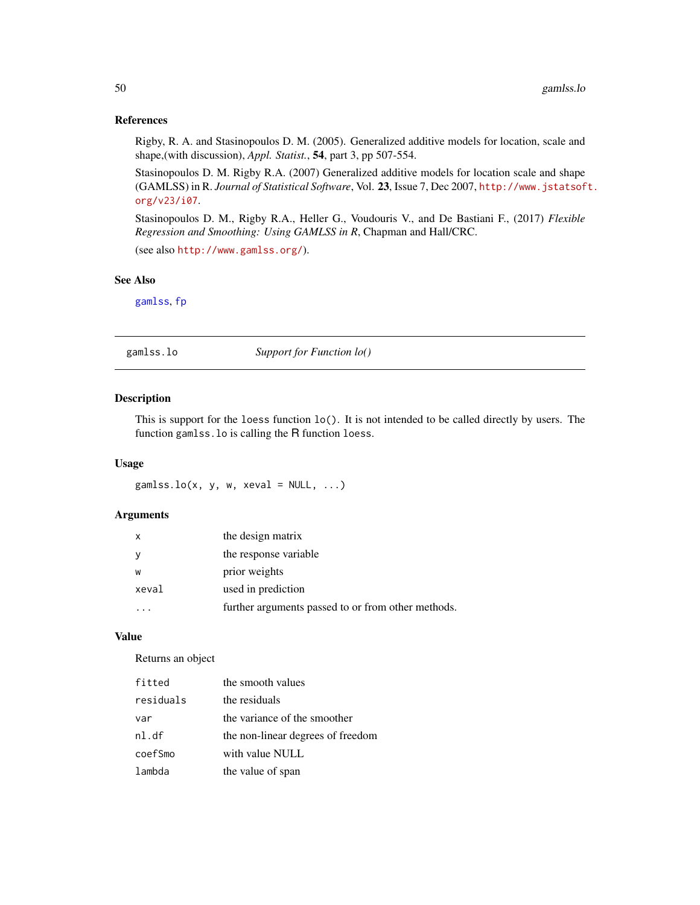## References

Rigby, R. A. and Stasinopoulos D. M. (2005). Generalized additive models for location, scale and shape,(with discussion), *Appl. Statist.*, **54**, part 3, pp 507-554.

Stasinopoulos D. M. Rigby R.A. (2007) Generalized additive models for location scale and shape (GAMLSS) in R. *Journal of Statistical Software*, Vol. **23**, Issue 7, Dec 2007, http://www.jstatsoft.org/v23/i07.

Stasinopoulos D. M., Rigby R.A., Heller G., Voudouris V., and De Bastiani F., (2017) *Flexible Regression and Smoothing: Using GAMLSS in R*, Chapman and Hall/CRC.

(see also http://www.gamlss.org/).

## See Also

gamlss, fp

---

# gamlss.lo    *Support for Function lo()*

## Description

This is support for the loess function lo(). It is not intended to be called directly by users. The function gamlss.lo is calling the R function loess.

## Usage

```
gamlss.lo(x, y, w, xeval = NULL, ...)
```

## Arguments

| | |
|---|---|
| x | the design matrix |
| y | the response variable |
| w | prior weights |
| xeval | used in prediction |
| ... | further arguments passed to or from other methods. |

## Value

Returns an object

| | |
|---|---|
| fitted | the smooth values |
| residuals | the residuals |
| var | the variance of the smoother |
| nl.df | the non-linear degrees of freedom |
| coefSmo | with value NULL |
| lambda | the value of span |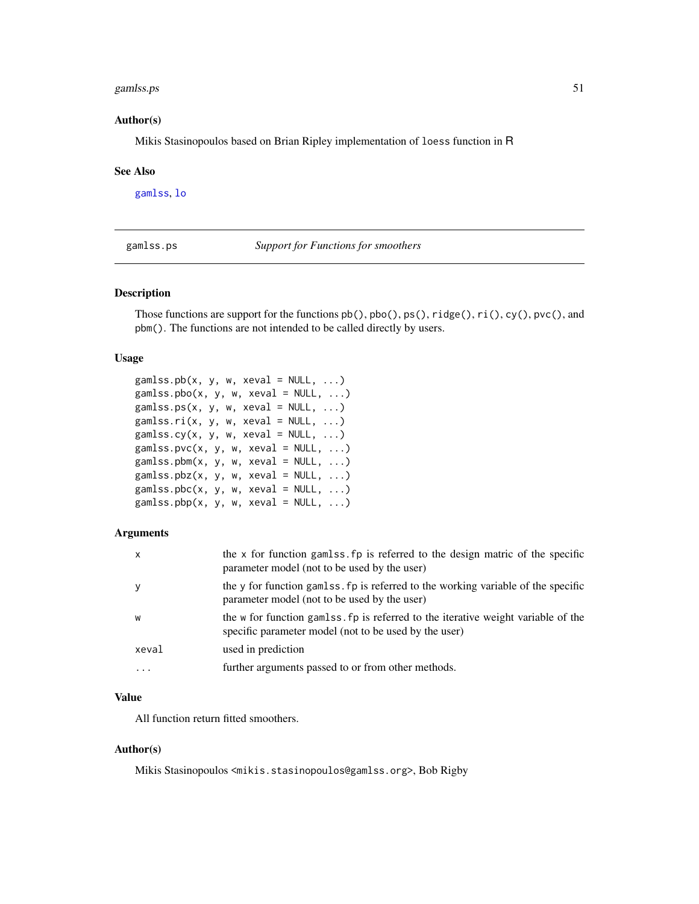### Author(s)

Mikis Stasinopoulos based on Brian Ripley implementation of `loess` function in R

### See Also

`gamlss`, `lo`

---

## gamlss.ps — *Support for Functions for smoothers*

### Description

Those functions are support for the functions `pb()`, `pbo()`, `ps()`, `ridge()`, `ri()`, `cy()`, `pvc()`, and `pbm()`. The functions are not intended to be called directly by users.

### Usage

```
gamlss.pb(x, y, w, xeval = NULL, ...)
gamlss.pbo(x, y, w, xeval = NULL, ...)
gamlss.ps(x, y, w, xeval = NULL, ...)
gamlss.ri(x, y, w, xeval = NULL, ...)
gamlss.cy(x, y, w, xeval = NULL, ...)
gamlss.pvc(x, y, w, xeval = NULL, ...)
gamlss.pbm(x, y, w, xeval = NULL, ...)
gamlss.pbz(x, y, w, xeval = NULL, ...)
gamlss.pbc(x, y, w, xeval = NULL, ...)
gamlss.pbp(x, y, w, xeval = NULL, ...)
```

### Arguments

| | |
|---|---|
| `x` | the `x` for function `gamlss.fp` is referred to the design matric of the specific parameter model (not to be used by the user) |
| `y` | the `y` for function `gamlss.fp` is referred to the working variable of the specific parameter model (not to be used by the user) |
| `w` | the `w` for function `gamlss.fp` is referred to the iterative weight variable of the specific parameter model (not to be used by the user) |
| `xeval` | used in prediction |
| `...` | further arguments passed to or from other methods. |

### Value

All function return fitted smoothers.

### Author(s)

Mikis Stasinopoulos <`mikis.stasinopoulos@gamlss.org`>, Bob Rigby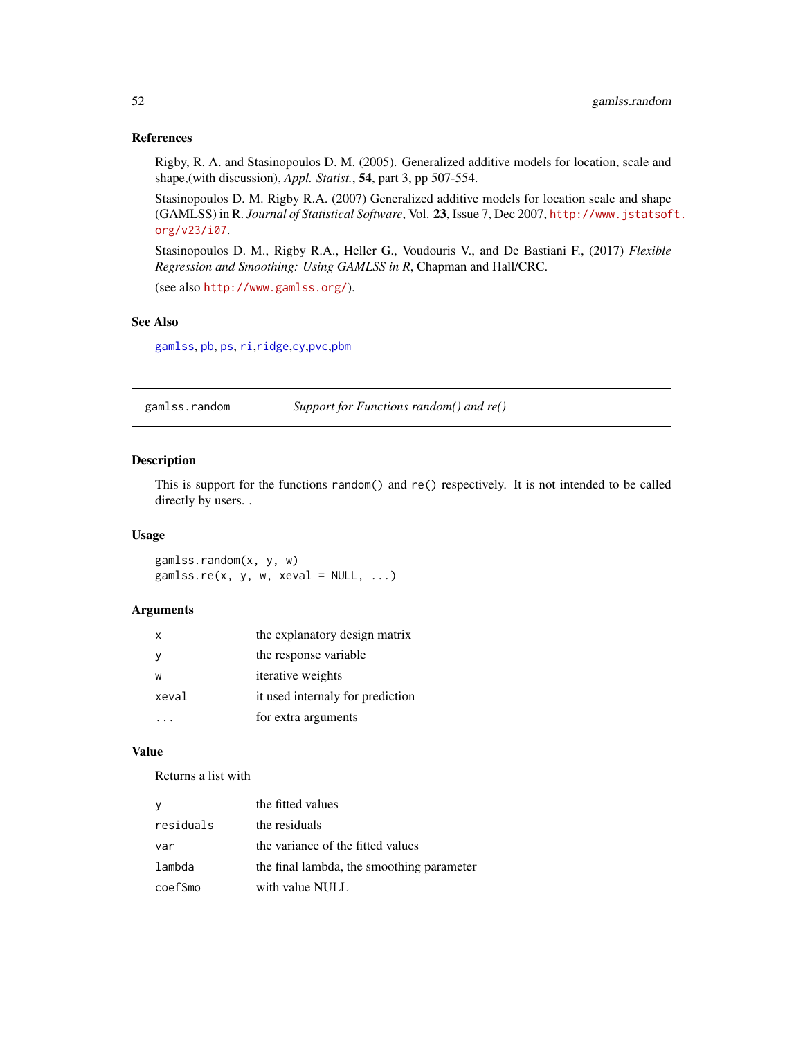### References

Rigby, R. A. and Stasinopoulos D. M. (2005). Generalized additive models for location, scale and shape,(with discussion), *Appl. Statist.*, **54**, part 3, pp 507-554.

Stasinopoulos D. M. Rigby R.A. (2007) Generalized additive models for location scale and shape (GAMLSS) in R. *Journal of Statistical Software*, Vol. **23**, Issue 7, Dec 2007, http://www.jstatsoft.org/v23/i07.

Stasinopoulos D. M., Rigby R.A., Heller G., Voudouris V., and De Bastiani F., (2017) *Flexible Regression and Smoothing: Using GAMLSS in R*, Chapman and Hall/CRC.

(see also http://www.gamlss.org/).

### See Also

gamlss, pb, ps, ri,ridge,cy,pvc,pbm

---

## gamlss.random — *Support for Functions random() and re()*

### Description

This is support for the functions random() and re() respectively. It is not intended to be called directly by users. .

### Usage

```
gamlss.random(x, y, w)
gamlss.re(x, y, w, xeval = NULL, ...)
```

### Arguments

| | |
|---|---|
| x | the explanatory design matrix |
| y | the response variable |
| w | iterative weights |
| xeval | it used internaly for prediction |
| ... | for extra arguments |

### Value

Returns a list with

| | |
|---|---|
| y | the fitted values |
| residuals | the residuals |
| var | the variance of the fitted values |
| lambda | the final lambda, the smoothing parameter |
| coefSmo | with value NULL |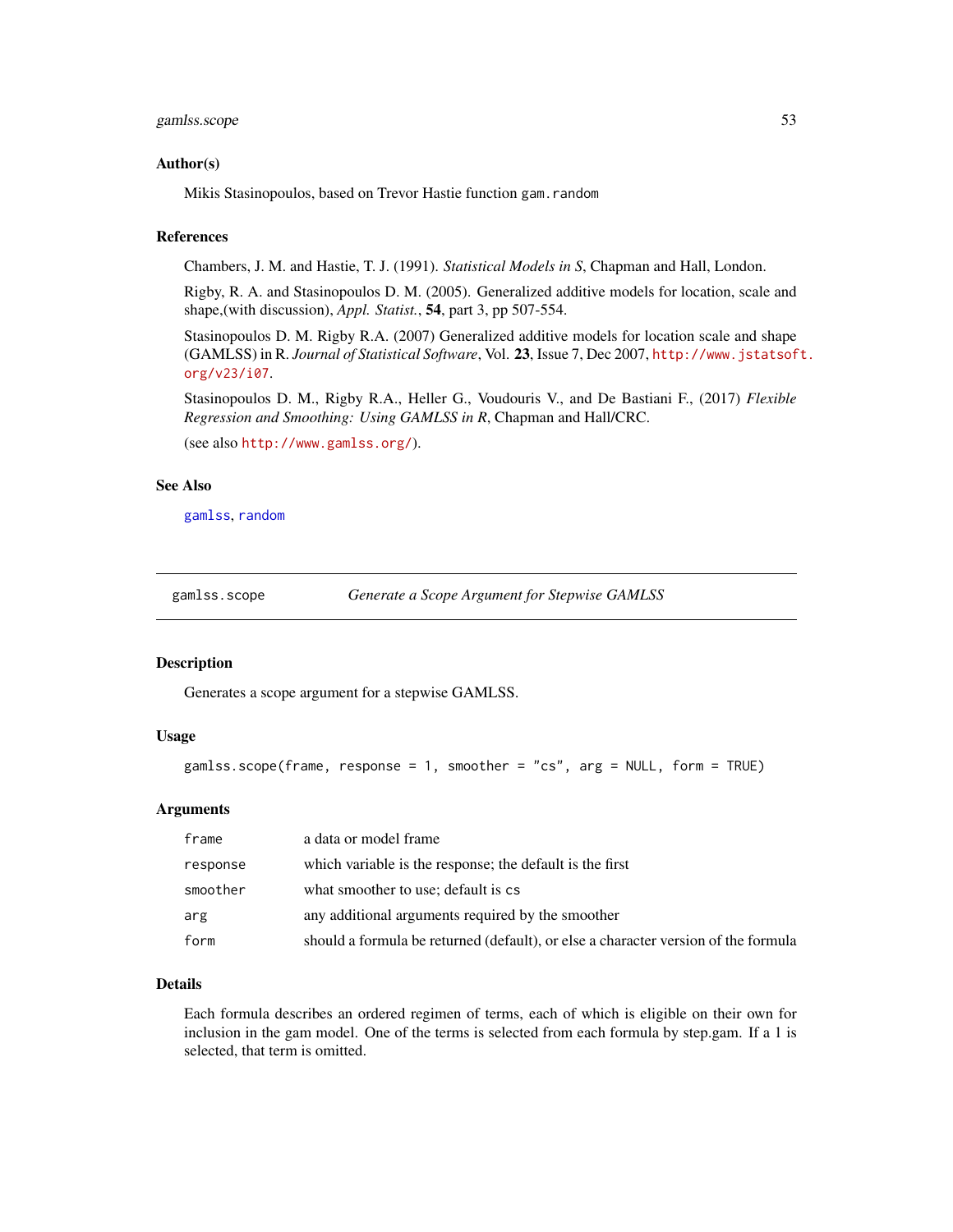### Author(s)

Mikis Stasinopoulos, based on Trevor Hastie function `gam.random`

### References

Chambers, J. M. and Hastie, T. J. (1991). *Statistical Models in S*, Chapman and Hall, London.

Rigby, R. A. and Stasinopoulos D. M. (2005). Generalized additive models for location, scale and shape,(with discussion), *Appl. Statist.*, **54**, part 3, pp 507-554.

Stasinopoulos D. M. Rigby R.A. (2007) Generalized additive models for location scale and shape (GAMLSS) in R. *Journal of Statistical Software*, Vol. **23**, Issue 7, Dec 2007, http://www.jstatsoft.org/v23/i07.

Stasinopoulos D. M., Rigby R.A., Heller G., Voudouris V., and De Bastiani F., (2017) *Flexible Regression and Smoothing: Using GAMLSS in R*, Chapman and Hall/CRC.

(see also http://www.gamlss.org/).

### See Also

gamlss, random

---

## gamlss.scope — *Generate a Scope Argument for Stepwise GAMLSS*

### Description

Generates a scope argument for a stepwise GAMLSS.

### Usage

```
gamlss.scope(frame, response = 1, smoother = "cs", arg = NULL, form = TRUE)
```

### Arguments

| | |
|---|---|
| `frame` | a data or model frame |
| `response` | which variable is the response; the default is the first |
| `smoother` | what smoother to use; default is `cs` |
| `arg` | any additional arguments required by the smoother |
| `form` | should a formula be returned (default), or else a character version of the formula |

### Details

Each formula describes an ordered regimen of terms, each of which is eligible on their own for inclusion in the gam model. One of the terms is selected from each formula by step.gam. If a 1 is selected, that term is omitted.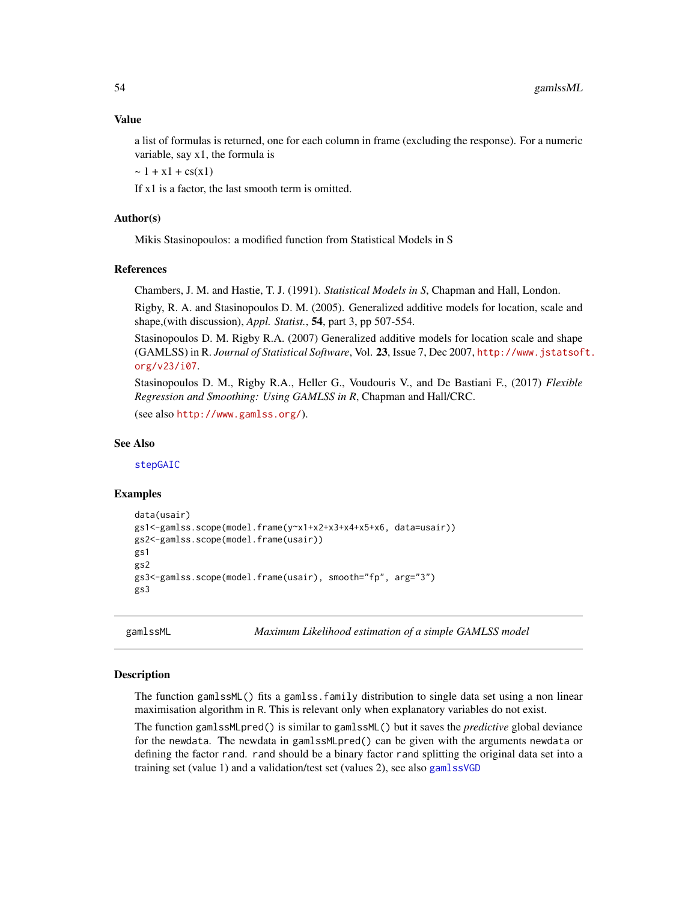### Value

a list of formulas is returned, one for each column in frame (excluding the response). For a numeric variable, say x1, the formula is

~ 1 + x1 + cs(x1)

If x1 is a factor, the last smooth term is omitted.

### Author(s)

Mikis Stasinopoulos: a modified function from Statistical Models in S

### References

Chambers, J. M. and Hastie, T. J. (1991). *Statistical Models in S*, Chapman and Hall, London.

Rigby, R. A. and Stasinopoulos D. M. (2005). Generalized additive models for location, scale and shape,(with discussion), *Appl. Statist.*, **54**, part 3, pp 507-554.

Stasinopoulos D. M. Rigby R.A. (2007) Generalized additive models for location scale and shape (GAMLSS) in R. *Journal of Statistical Software*, Vol. **23**, Issue 7, Dec 2007, http://www.jstatsoft.org/v23/i07.

Stasinopoulos D. M., Rigby R.A., Heller G., Voudouris V., and De Bastiani F., (2017) *Flexible Regression and Smoothing: Using GAMLSS in R*, Chapman and Hall/CRC.

(see also http://www.gamlss.org/).

### See Also

stepGAIC

### Examples

```
data(usair)
gs1<-gamlss.scope(model.frame(y~x1+x2+x3+x4+x5+x6, data=usair))
gs2<-gamlss.scope(model.frame(usair))
gs1
gs2
gs3<-gamlss.scope(model.frame(usair), smooth="fp", arg="3")
gs3
```

---

## gamlssML — *Maximum Likelihood estimation of a simple GAMLSS model*

### Description

The function gamlssML() fits a gamlss.family distribution to single data set using a non linear maximisation algorithm in R. This is relevant only when explanatory variables do not exist.

The function gamlssMLpred() is similar to gamlssML() but it saves the *predictive* global deviance for the newdata. The newdata in gamlssMLpred() can be given with the arguments newdata or defining the factor rand. rand should be a binary factor rand splitting the original data set into a training set (value 1) and a validation/test set (values 2), see also gamlssVGD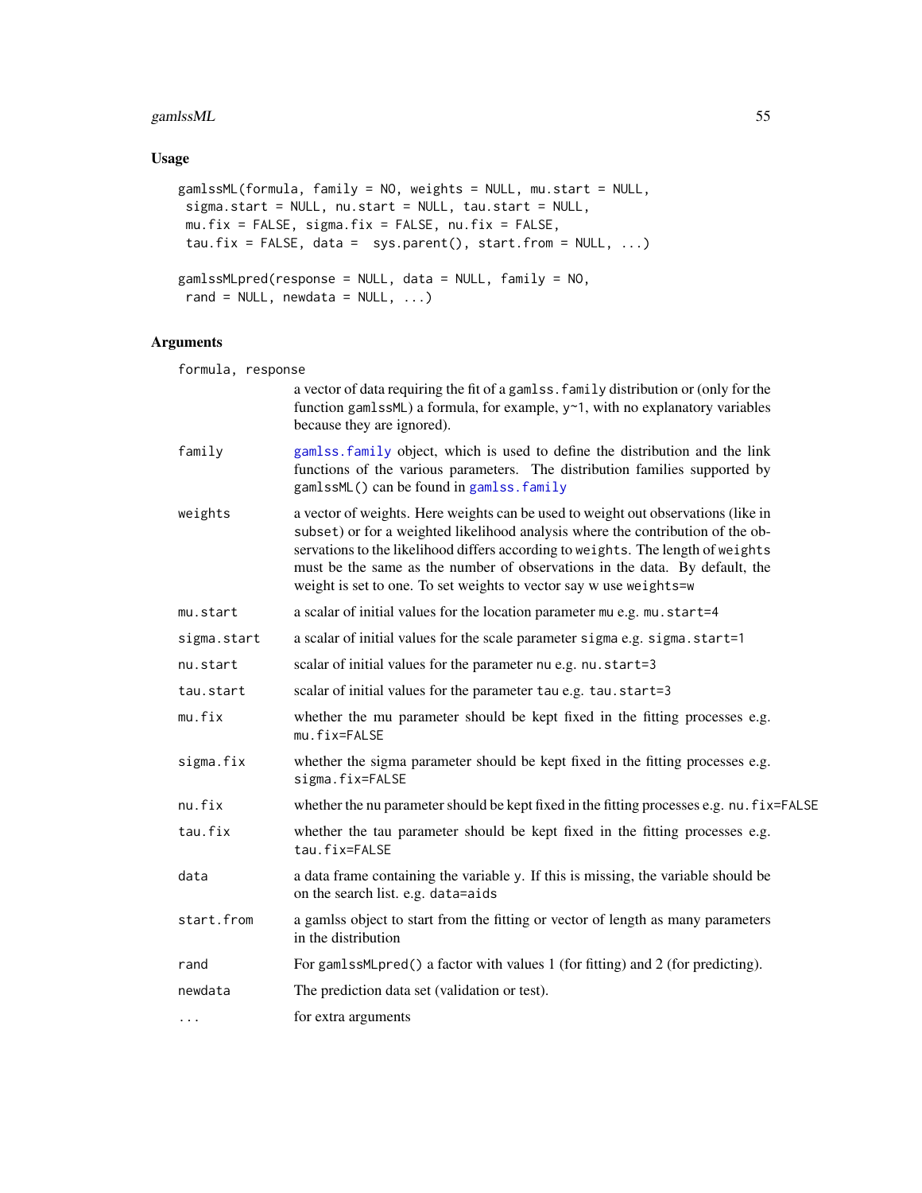## Usage

```
gamlssML(formula, family = NO, weights = NULL, mu.start = NULL,
 sigma.start = NULL, nu.start = NULL, tau.start = NULL,
 mu.fix = FALSE, sigma.fix = FALSE, nu.fix = FALSE,
 tau.fix = FALSE, data =  sys.parent(), start.from = NULL, ...)

gamlssMLpred(response = NULL, data = NULL, family = NO,
 rand = NULL, newdata = NULL, ...)
```

## Arguments

| | |
|---|---|
| `formula, response` | a vector of data requiring the fit of a `gamlss.family` distribution or (only for the function `gamlssML`) a formula, for example, `y~1`, with no explanatory variables because they are ignored). |
| `family` | `gamlss.family` object, which is used to define the distribution and the link functions of the various parameters. The distribution families supported by `gamlssML()` can be found in `gamlss.family` |
| `weights` | a vector of weights. Here weights can be used to weight out observations (like in `subset`) or for a weighted likelihood analysis where the contribution of the observations to the likelihood differs according to `weights`. The length of `weights` must be the same as the number of observations in the data. By default, the weight is set to one. To set weights to vector say w use `weights=w` |
| `mu.start` | a scalar of initial values for the location parameter `mu` e.g. `mu.start=4` |
| `sigma.start` | a scalar of initial values for the scale parameter `sigma` e.g. `sigma.start=1` |
| `nu.start` | scalar of initial values for the parameter `nu` e.g. `nu.start=3` |
| `tau.start` | scalar of initial values for the parameter `tau` e.g. `tau.start=3` |
| `mu.fix` | whether the mu parameter should be kept fixed in the fitting processes e.g. `mu.fix=FALSE` |
| `sigma.fix` | whether the sigma parameter should be kept fixed in the fitting processes e.g. `sigma.fix=FALSE` |
| `nu.fix` | whether the nu parameter should be kept fixed in the fitting processes e.g. `nu.fix=FALSE` |
| `tau.fix` | whether the tau parameter should be kept fixed in the fitting processes e.g. `tau.fix=FALSE` |
| `data` | a data frame containing the variable `y`. If this is missing, the variable should be on the search list. e.g. `data=aids` |
| `start.from` | a gamlss object to start from the fitting or vector of length as many parameters in the distribution |
| `rand` | For `gamlssMLpred()` a factor with values 1 (for fitting) and 2 (for predicting). |
| `newdata` | The prediction data set (validation or test). |
| `...` | for extra arguments |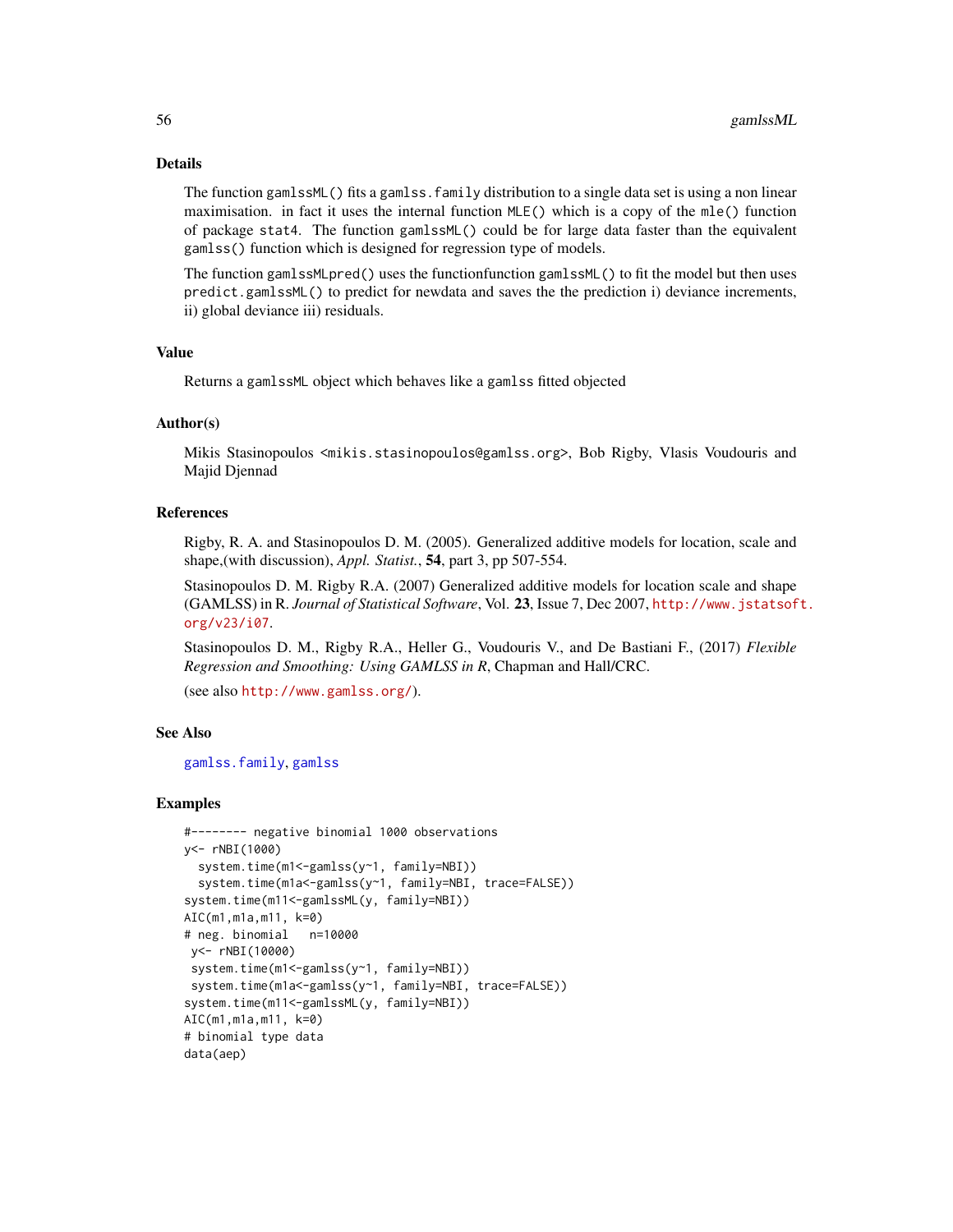## Details

The function `gamlssML()` fits a `gamlss.family` distribution to a single data set is using a non linear maximisation. in fact it uses the internal function `MLE()` which is a copy of the `mle()` function of package `stat4`. The function `gamlssML()` could be for large data faster than the equivalent `gamlss()` function which is designed for regression type of models.

The function `gamlssMLpred()` uses the functionfunction `gamlssML()` to fit the model but then uses `predict.gamlssML()` to predict for newdata and saves the the prediction i) deviance increments, ii) global deviance iii) residuals.

## Value

Returns a `gamlssML` object which behaves like a `gamlss` fitted objected

## Author(s)

Mikis Stasinopoulos <mikis.stasinopoulos@gamlss.org>, Bob Rigby, Vlasis Voudouris and Majid Djennad

## References

Rigby, R. A. and Stasinopoulos D. M. (2005). Generalized additive models for location, scale and shape,(with discussion), *Appl. Statist.*, **54**, part 3, pp 507-554.

Stasinopoulos D. M. Rigby R.A. (2007) Generalized additive models for location scale and shape (GAMLSS) in R. *Journal of Statistical Software*, Vol. **23**, Issue 7, Dec 2007, http://www.jstatsoft.org/v23/i07.

Stasinopoulos D. M., Rigby R.A., Heller G., Voudouris V., and De Bastiani F., (2017) *Flexible Regression and Smoothing: Using GAMLSS in R*, Chapman and Hall/CRC.

(see also http://www.gamlss.org/).

## See Also

gamlss.family, gamlss

## Examples

```
#-------- negative binomial 1000 observations
y<- rNBI(1000)
  system.time(m1<-gamlss(y~1, family=NBI))
  system.time(m1a<-gamlss(y~1, family=NBI, trace=FALSE))
system.time(m11<-gamlssML(y, family=NBI))
AIC(m1,m1a,m11, k=0)
# neg. binomial   n=10000
 y<- rNBI(10000)
 system.time(m1<-gamlss(y~1, family=NBI))
 system.time(m1a<-gamlss(y~1, family=NBI, trace=FALSE))
system.time(m11<-gamlssML(y, family=NBI))
AIC(m1,m1a,m11, k=0)
# binomial type data
data(aep)
```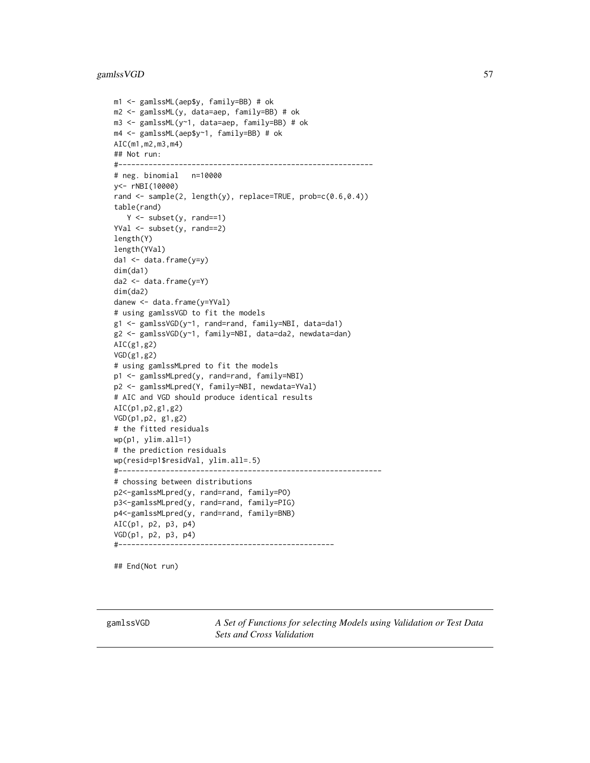```
m1 <- gamlssML(aep$y, family=BB) # ok
m2 <- gamlssML(y, data=aep, family=BB) # ok
m3 <- gamlssML(y~1, data=aep, family=BB) # ok
m4 <- gamlssML(aep$y~1, family=BB) # ok
AIC(m1,m2,m3,m4)
## Not run:
#-----------------------------------------------------------
# neg. binomial   n=10000
y<- rNBI(10000)
rand <- sample(2, length(y), replace=TRUE, prob=c(0.6,0.4))
table(rand)
   Y <- subset(y, rand==1)
YVal <- subset(y, rand==2)
length(Y)
length(YVal)
da1 <- data.frame(y=y)
dim(da1)
da2 <- data.frame(y=Y)
dim(da2)
danew <- data.frame(y=YVal)
# using gamlssVGD to fit the models
g1 <- gamlssVGD(y~1, rand=rand, family=NBI, data=da1)
g2 <- gamlssVGD(y~1, family=NBI, data=da2, newdata=dan)
AIC(g1,g2)
VGD(g1,g2)
# using gamlssMLpred to fit the models
p1 <- gamlssMLpred(y, rand=rand, family=NBI)
p2 <- gamlssMLpred(Y, family=NBI, newdata=YVal)
# AIC and VGD should produce identical results
AIC(p1,p2,g1,g2)
VGD(p1,p2, g1,g2)
# the fitted residuals
wp(p1, ylim.all=1)
# the prediction residuals
wp(resid=p1$residVal, ylim.all=.5)
#-------------------------------------------------------------
# chossing between distributions
p2<-gamlssMLpred(y, rand=rand, family=PO)
p3<-gamlssMLpred(y, rand=rand, family=PIG)
p4<-gamlssMLpred(y, rand=rand, family=BNB)
AIC(p1, p2, p3, p4)
VGD(p1, p2, p3, p4)
#--------------------------------------------------

## End(Not run)
```

---

gamlssVGD &nbsp;&nbsp;&nbsp; *A Set of Functions for selecting Models using Validation or Test Data Sets and Cross Validation*

---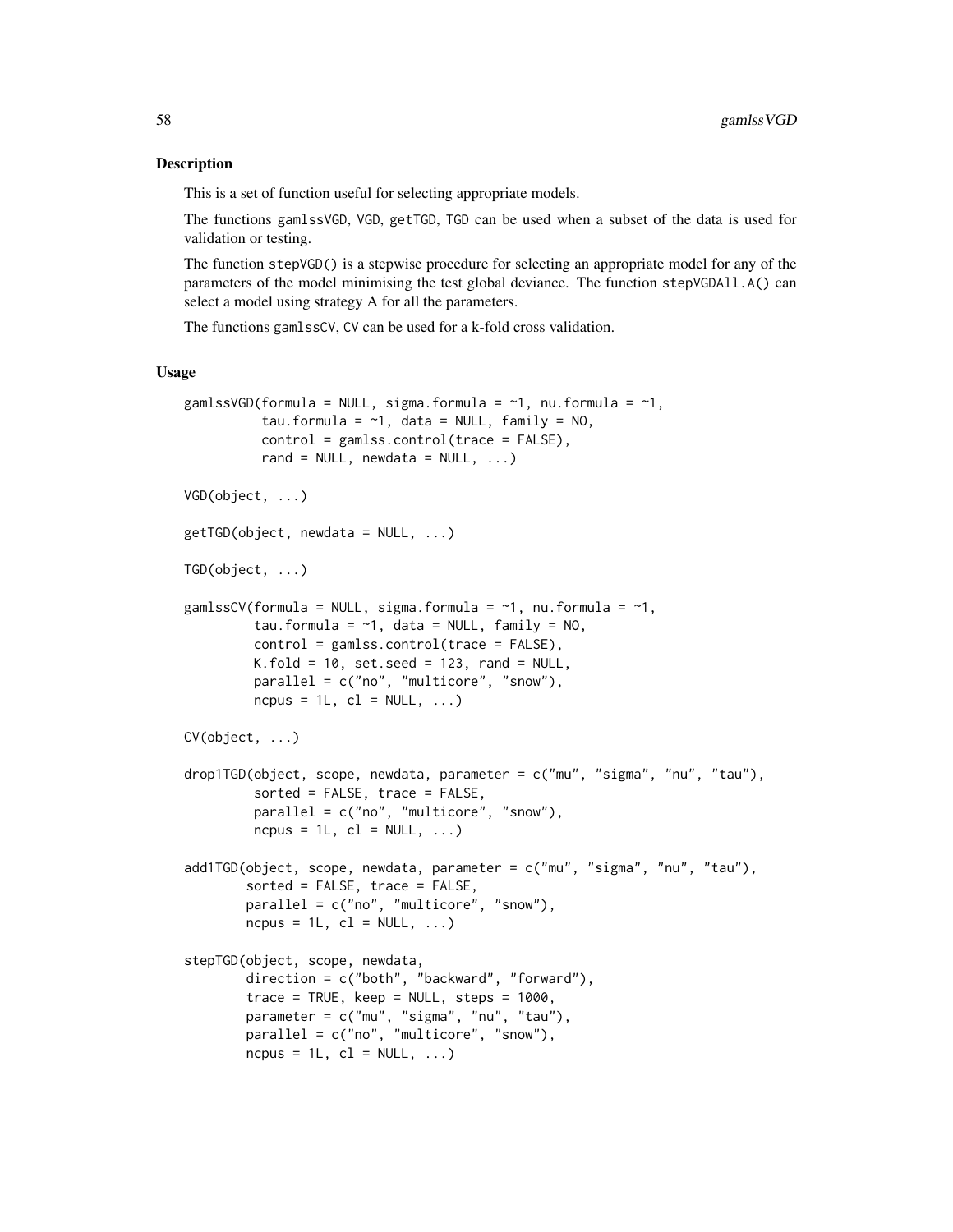## Description

This is a set of function useful for selecting appropriate models.

The functions `gamlssVGD`, `VGD`, `getTGD`, `TGD` can be used when a subset of the data is used for validation or testing.

The function `stepVGD()` is a stepwise procedure for selecting an appropriate model for any of the parameters of the model minimising the test global deviance. The function `stepVGDAll.A()` can select a model using strategy A for all the parameters.

The functions `gamlssCV`, `CV` can be used for a k-fold cross validation.

## Usage

```
gamlssVGD(formula = NULL, sigma.formula = ~1, nu.formula = ~1,
          tau.formula = ~1, data = NULL, family = NO,
          control = gamlss.control(trace = FALSE),
          rand = NULL, newdata = NULL, ...)

VGD(object, ...)

getTGD(object, newdata = NULL, ...)

TGD(object, ...)

gamlssCV(formula = NULL, sigma.formula = ~1, nu.formula = ~1,
         tau.formula = ~1, data = NULL, family = NO,
         control = gamlss.control(trace = FALSE),
         K.fold = 10, set.seed = 123, rand = NULL,
         parallel = c("no", "multicore", "snow"),
         ncpus = 1L, cl = NULL, ...)

CV(object, ...)

drop1TGD(object, scope, newdata, parameter = c("mu", "sigma", "nu", "tau"),
         sorted = FALSE, trace = FALSE,
         parallel = c("no", "multicore", "snow"),
         ncpus = 1L, cl = NULL, ...)

add1TGD(object, scope, newdata, parameter = c("mu", "sigma", "nu", "tau"),
        sorted = FALSE, trace = FALSE,
        parallel = c("no", "multicore", "snow"),
        ncpus = 1L, cl = NULL, ...)

stepTGD(object, scope, newdata,
        direction = c("both", "backward", "forward"),
        trace = TRUE, keep = NULL, steps = 1000,
        parameter = c("mu", "sigma", "nu", "tau"),
        parallel = c("no", "multicore", "snow"),
        ncpus = 1L, cl = NULL, ...)
```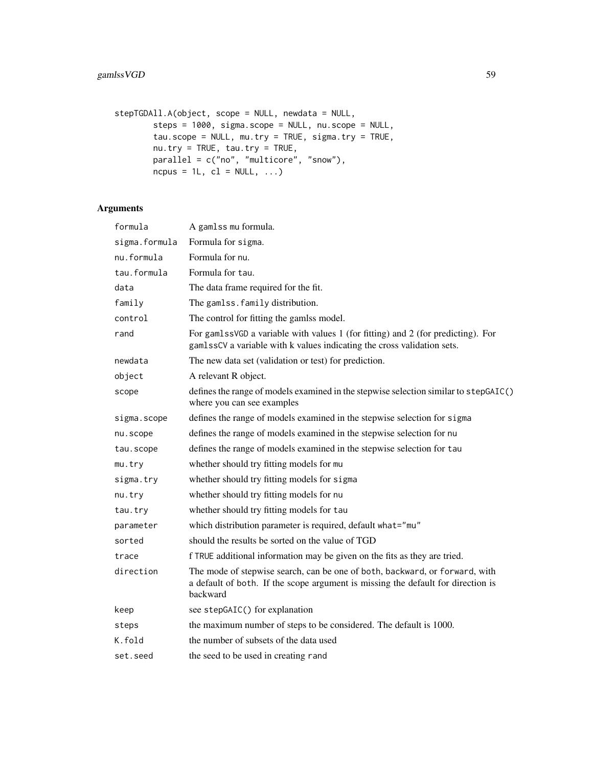```
stepTGDAll.A(object, scope = NULL, newdata = NULL,
        steps = 1000, sigma.scope = NULL, nu.scope = NULL,
        tau.scope = NULL, mu.try = TRUE, sigma.try = TRUE,
        nu.try = TRUE, tau.try = TRUE,
        parallel = c("no", "multicore", "snow"),
        ncpus = 1L, cl = NULL, ...)
```

## Arguments

| | |
|---|---|
| `formula` | A `gamlss` `mu` formula. |
| `sigma.formula` | Formula for `sigma`. |
| `nu.formula` | Formula for `nu`. |
| `tau.formula` | Formula for `tau`. |
| `data` | The data frame required for the fit. |
| `family` | The `gamlss.family` distribution. |
| `control` | The control for fitting the gamlss model. |
| `rand` | For `gamlssVGD` a variable with values 1 (for fitting) and 2 (for predicting). For `gamlssCV` a variable with k values indicating the cross validation sets. |
| `newdata` | The new data set (validation or test) for prediction. |
| `object` | A relevant R object. |
| `scope` | defines the range of models examined in the stepwise selection similar to `stepGAIC()` where you can see examples |
| `sigma.scope` | defines the range of models examined in the stepwise selection for `sigma` |
| `nu.scope` | defines the range of models examined in the stepwise selection for `nu` |
| `tau.scope` | defines the range of models examined in the stepwise selection for `tau` |
| `mu.try` | whether should try fitting models for `mu` |
| `sigma.try` | whether should try fitting models for `sigma` |
| `nu.try` | whether should try fitting models for `nu` |
| `tau.try` | whether should try fitting models for `tau` |
| `parameter` | which distribution parameter is required, default `what="mu"` |
| `sorted` | should the results be sorted on the value of TGD |
| `trace` | f `TRUE` additional information may be given on the fits as they are tried. |
| `direction` | The mode of stepwise search, can be one of `both`, `backward`, or `forward`, with a default of `both`. If the scope argument is missing the default for direction is backward |
| `keep` | see `stepGAIC()` for explanation |
| `steps` | the maximum number of steps to be considered. The default is 1000. |
| `K.fold` | the number of subsets of the data used |
| `set.seed` | the seed to be used in creating `rand` |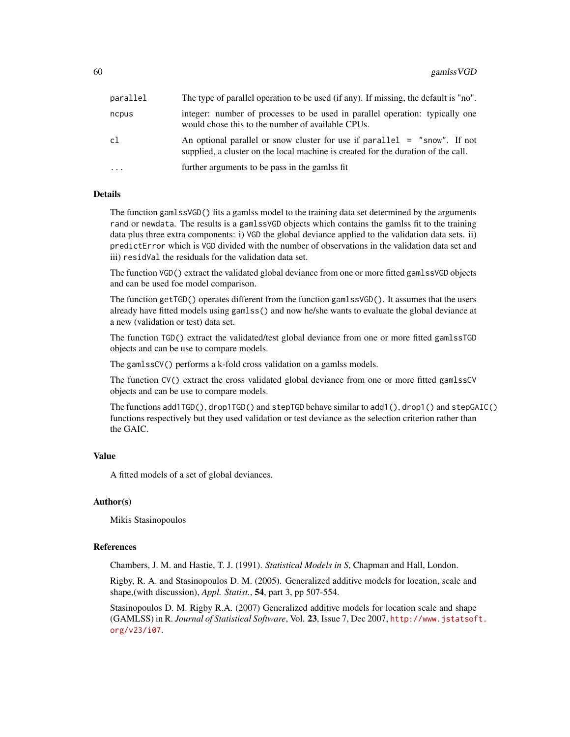| | |
|---|---|
| parallel | The type of parallel operation to be used (if any). If missing, the default is "no". |
| ncpus | integer: number of processes to be used in parallel operation: typically one would chose this to the number of available CPUs. |
| cl | An optional parallel or snow cluster for use if `parallel = "snow"`. If not supplied, a cluster on the local machine is created for the duration of the call. |
| ... | further arguments to be pass in the gamlss fit |

## Details

The function `gamlssVGD()` fits a gamlss model to the training data set determined by the arguments `rand` or `newdata`. The results is a `gamlssVGD` objects which contains the gamlss fit to the training data plus three extra components: i) `VGD` the global deviance applied to the validation data sets. ii) `predictError` which is `VGD` divided with the number of observations in the validation data set and iii) `residVal` the residuals for the validation data set.

The function `VGD()` extract the validated global deviance from one or more fitted `gamlssVGD` objects and can be used foe model comparison.

The function `getTGD()` operates different from the function `gamlssVGD()`. It assumes that the users already have fitted models using `gamlss()` and now he/she wants to evaluate the global deviance at a new (validation or test) data set.

The function `TGD()` extract the validated/test global deviance from one or more fitted `gamlssTGD` objects and can be use to compare models.

The `gamlssCV()` performs a k-fold cross validation on a gamlss models.

The function `CV()` extract the cross validated global deviance from one or more fitted `gamlssCV` objects and can be use to compare models.

The functions `add1TGD()`, `drop1TGD()` and `stepTGD` behave similar to `add1()`, `drop1()` and `stepGAIC()` functions respectively but they used validation or test deviance as the selection criterion rather than the GAIC.

## Value

A fitted models of a set of global deviances.

## Author(s)

Mikis Stasinopoulos

## References

Chambers, J. M. and Hastie, T. J. (1991). *Statistical Models in S*, Chapman and Hall, London.

Rigby, R. A. and Stasinopoulos D. M. (2005). Generalized additive models for location, scale and shape,(with discussion), *Appl. Statist.*, **54**, part 3, pp 507-554.

Stasinopoulos D. M. Rigby R.A. (2007) Generalized additive models for location scale and shape (GAMLSS) in R. *Journal of Statistical Software*, Vol. **23**, Issue 7, Dec 2007, http://www.jstatsoft.org/v23/i07.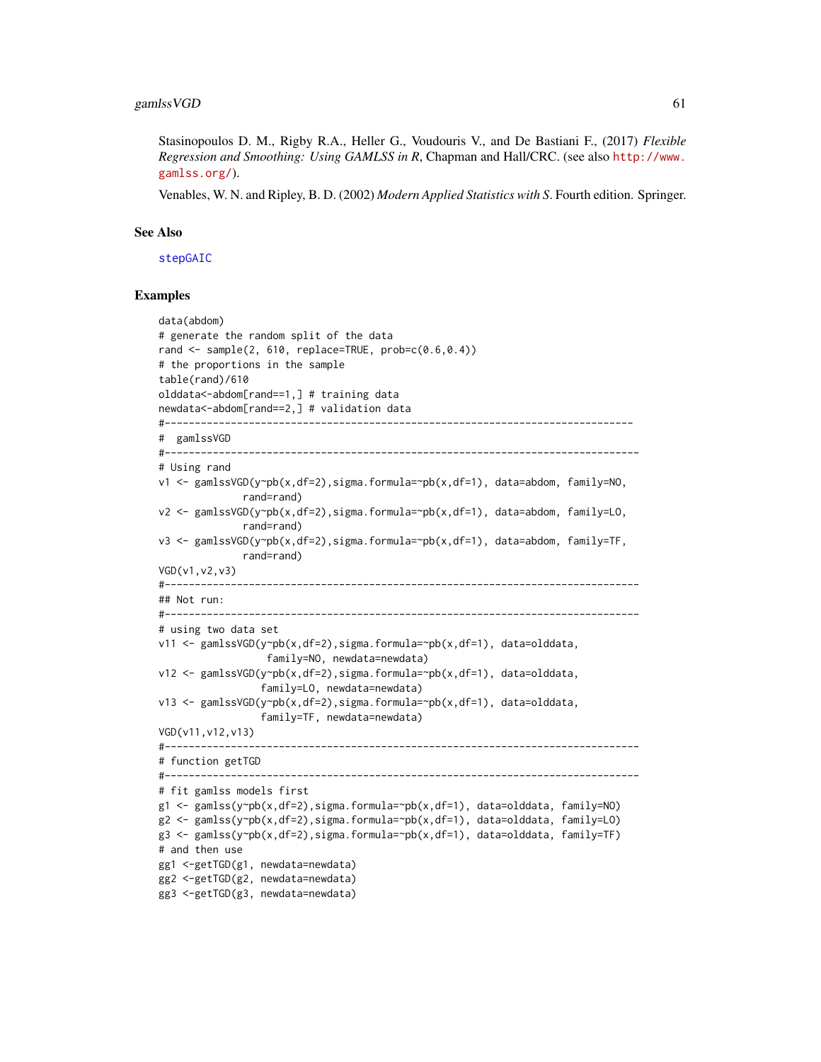Stasinopoulos D. M., Rigby R.A., Heller G., Voudouris V., and De Bastiani F., (2017) *Flexible Regression and Smoothing: Using GAMLSS in R*, Chapman and Hall/CRC. (see also http://www.gamlss.org/).

Venables, W. N. and Ripley, B. D. (2002) *Modern Applied Statistics with S*. Fourth edition. Springer.

## See Also

stepGAIC

## Examples

```
data(abdom)
# generate the random split of the data
rand <- sample(2, 610, replace=TRUE, prob=c(0.6,0.4))
# the proportions in the sample
table(rand)/610
olddata<-abdom[rand==1,] # training data
newdata<-abdom[rand==2,] # validation data
#-------------------------------------------------------------------------------
#  gamlssVGD
#--------------------------------------------------------------------------------
# Using rand
v1 <- gamlssVGD(y~pb(x,df=2),sigma.formula=~pb(x,df=1), data=abdom, family=NO,
            rand=rand)
v2 <- gamlssVGD(y~pb(x,df=2),sigma.formula=~pb(x,df=1), data=abdom, family=LO,
            rand=rand)
v3 <- gamlssVGD(y~pb(x,df=2),sigma.formula=~pb(x,df=1), data=abdom, family=TF,
            rand=rand)
VGD(v1,v2,v3)
#--------------------------------------------------------------------------------
## Not run:
#--------------------------------------------------------------------------------
# using two data set
v11 <- gamlssVGD(y~pb(x,df=2),sigma.formula=~pb(x,df=1), data=olddata,
                  family=NO, newdata=newdata)
v12 <- gamlssVGD(y~pb(x,df=2),sigma.formula=~pb(x,df=1), data=olddata,
                 family=LO, newdata=newdata)
v13 <- gamlssVGD(y~pb(x,df=2),sigma.formula=~pb(x,df=1), data=olddata,
                 family=TF, newdata=newdata)
VGD(v11,v12,v13)
#--------------------------------------------------------------------------------
# function getTGD
#--------------------------------------------------------------------------------
# fit gamlss models first
g1 <- gamlss(y~pb(x,df=2),sigma.formula=~pb(x,df=1), data=olddata, family=NO)
g2 <- gamlss(y~pb(x,df=2),sigma.formula=~pb(x,df=1), data=olddata, family=LO)
g3 <- gamlss(y~pb(x,df=2),sigma.formula=~pb(x,df=1), data=olddata, family=TF)
# and then use
gg1 <-getTGD(g1, newdata=newdata)
gg2 <-getTGD(g2, newdata=newdata)
gg3 <-getTGD(g3, newdata=newdata)
```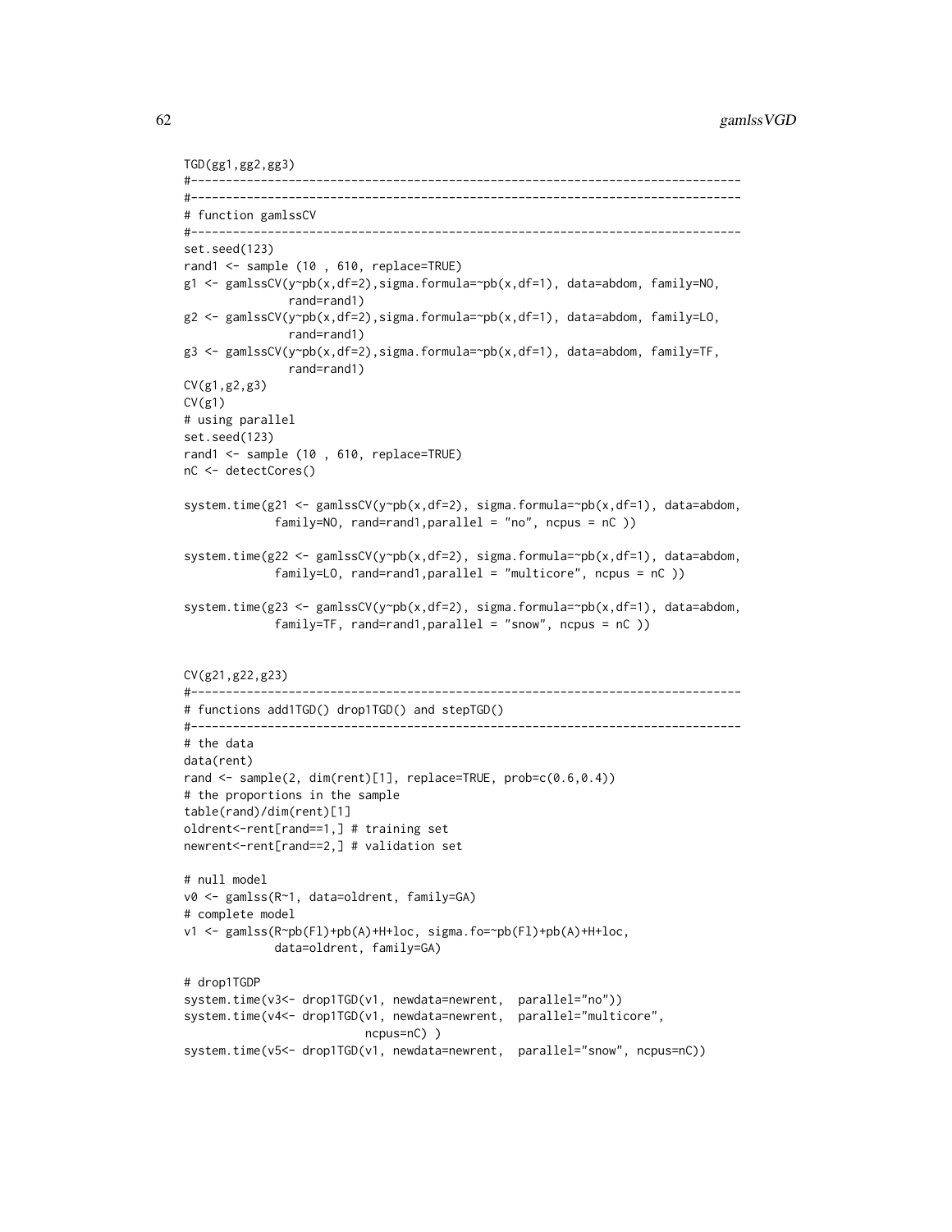```
TGD(gg1,gg2,gg3)
#-------------------------------------------------------------------------------
#-------------------------------------------------------------------------------
# function gamlssCV
#-------------------------------------------------------------------------------
set.seed(123)
rand1 <- sample (10 , 610, replace=TRUE)
g1 <- gamlssCV(y~pb(x,df=2),sigma.formula=~pb(x,df=1), data=abdom, family=NO,
               rand=rand1)
g2 <- gamlssCV(y~pb(x,df=2),sigma.formula=~pb(x,df=1), data=abdom, family=LO,
               rand=rand1)
g3 <- gamlssCV(y~pb(x,df=2),sigma.formula=~pb(x,df=1), data=abdom, family=TF,
               rand=rand1)
CV(g1,g2,g3)
CV(g1)
# using parallel
set.seed(123)
rand1 <- sample (10 , 610, replace=TRUE)
nC <- detectCores()

system.time(g21 <- gamlssCV(y~pb(x,df=2), sigma.formula=~pb(x,df=1), data=abdom,
            family=NO, rand=rand1,parallel = "no", ncpus = nC ))

system.time(g22 <- gamlssCV(y~pb(x,df=2), sigma.formula=~pb(x,df=1), data=abdom,
            family=LO, rand=rand1,parallel = "multicore", ncpus = nC ))

system.time(g23 <- gamlssCV(y~pb(x,df=2), sigma.formula=~pb(x,df=1), data=abdom,
            family=TF, rand=rand1,parallel = "snow", ncpus = nC ))


CV(g21,g22,g23)
#-------------------------------------------------------------------------------
# functions add1TGD() drop1TGD() and stepTGD()
#-------------------------------------------------------------------------------
# the data
data(rent)
rand <- sample(2, dim(rent)[1], replace=TRUE, prob=c(0.6,0.4))
# the proportions in the sample
table(rand)/dim(rent)[1]
oldrent<-rent[rand==1,] # training set
newrent<-rent[rand==2,] # validation set

# null model
v0 <- gamlss(R~1, data=oldrent, family=GA)
# complete model
v1 <- gamlss(R~pb(Fl)+pb(A)+H+loc, sigma.fo=~pb(Fl)+pb(A)+H+loc,
            data=oldrent, family=GA)

# drop1TGDP
system.time(v3<- drop1TGD(v1, newdata=newrent,  parallel="no"))
system.time(v4<- drop1TGD(v1, newdata=newrent,  parallel="multicore",
                          ncpus=nC) )
system.time(v5<- drop1TGD(v1, newdata=newrent,  parallel="snow", ncpus=nC))
```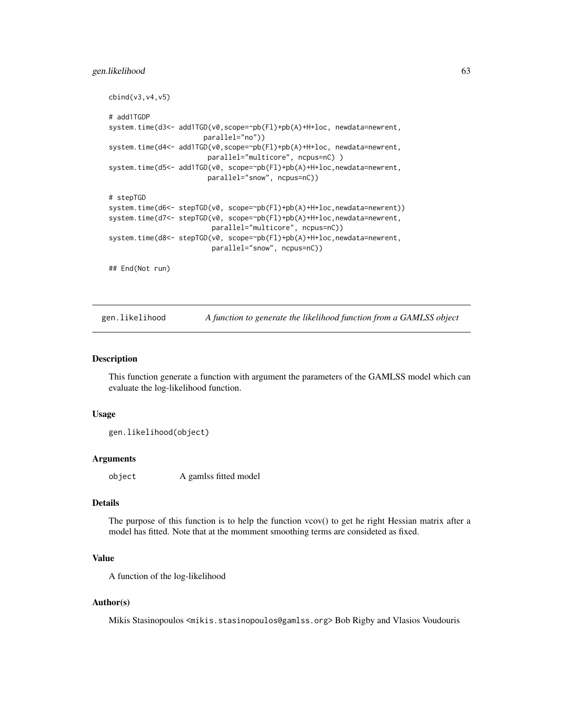```
cbind(v3,v4,v5)

# add1TGDP
system.time(d3<- add1TGD(v0,scope=~pb(Fl)+pb(A)+H+loc, newdata=newrent,
                      parallel="no"))
system.time(d4<- add1TGD(v0,scope=~pb(Fl)+pb(A)+H+loc, newdata=newrent,
                       parallel="multicore", ncpus=nC) )
system.time(d5<- add1TGD(v0, scope=~pb(Fl)+pb(A)+H+loc,newdata=newrent,
                       parallel="snow", ncpus=nC))

# stepTGD
system.time(d6<- stepTGD(v0, scope=~pb(Fl)+pb(A)+H+loc,newdata=newrent))
system.time(d7<- stepTGD(v0, scope=~pb(Fl)+pb(A)+H+loc,newdata=newrent,
                        parallel="multicore", ncpus=nC))
system.time(d8<- stepTGD(v0, scope=~pb(Fl)+pb(A)+H+loc,newdata=newrent,
                        parallel="snow", ncpus=nC))

## End(Not run)
```

---

## gen.likelihood *A function to generate the likelihood function from a GAMLSS object*

### Description

This function generate a function with argument the parameters of the GAMLSS model which can evaluate the log-likelihood function.

### Usage

```
gen.likelihood(object)
```

### Arguments

| | |
|---|---|
| `object` | A gamlss fitted model |

### Details

The purpose of this function is to help the function vcov() to get he right Hessian matrix after a model has fitted. Note that at the momment smoothing terms are consideted as fixed.

### Value

A function of the log-likelihood

### Author(s)

Mikis Stasinopoulos <mikis.stasinopoulos@gamlss.org> Bob Rigby and Vlasios Voudouris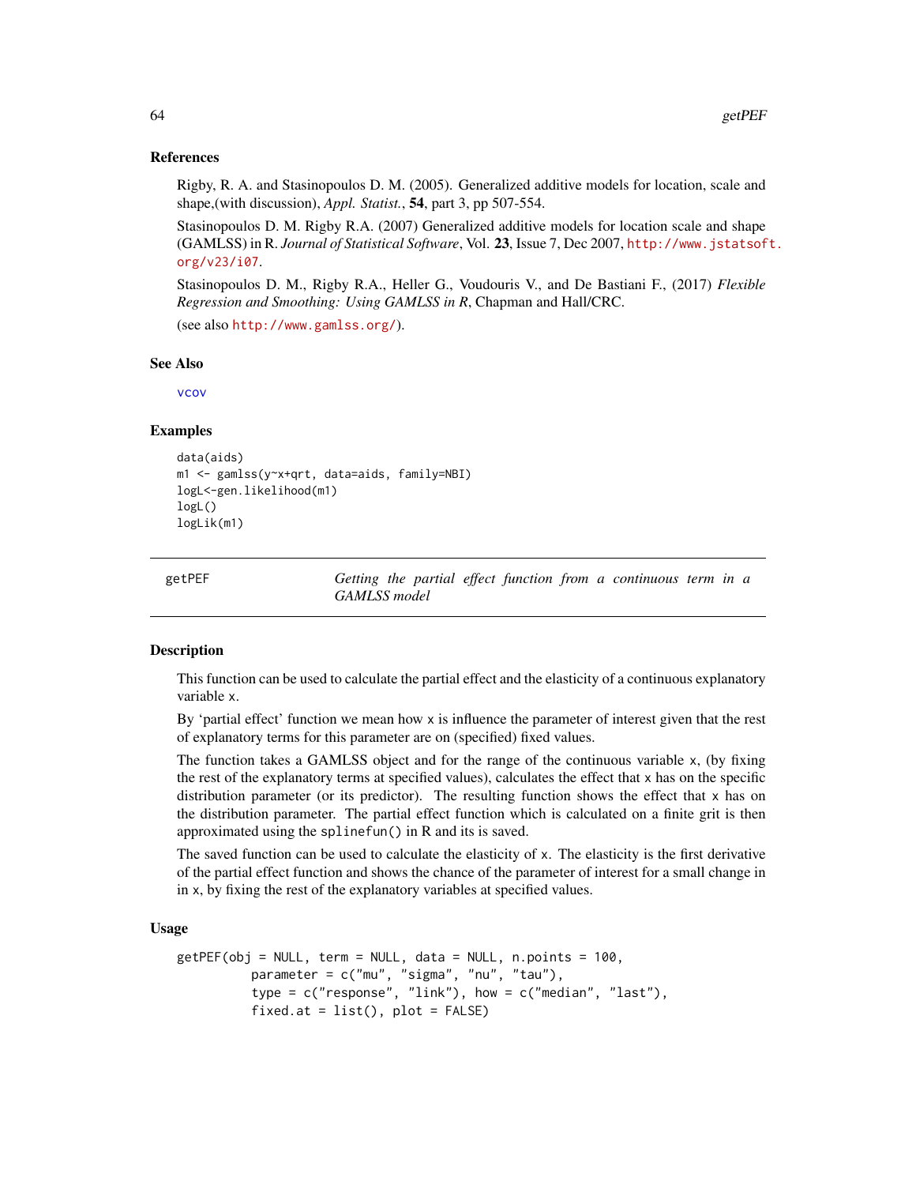### References

Rigby, R. A. and Stasinopoulos D. M. (2005). Generalized additive models for location, scale and shape,(with discussion), *Appl. Statist.*, **54**, part 3, pp 507-554.

Stasinopoulos D. M. Rigby R.A. (2007) Generalized additive models for location scale and shape (GAMLSS) in R. *Journal of Statistical Software*, Vol. **23**, Issue 7, Dec 2007, http://www.jstatsoft.org/v23/i07.

Stasinopoulos D. M., Rigby R.A., Heller G., Voudouris V., and De Bastiani F., (2017) *Flexible Regression and Smoothing: Using GAMLSS in R*, Chapman and Hall/CRC.

(see also http://www.gamlss.org/).

### See Also

vcov

### Examples

```
data(aids)
m1 <- gamlss(y~x+qrt, data=aids, family=NBI)
logL<-gen.likelihood(m1)
logL()
logLik(m1)
```

---

## getPEF — *Getting the partial effect function from a continuous term in a GAMLSS model*

### Description

This function can be used to calculate the partial effect and the elasticity of a continuous explanatory variable x.

By 'partial effect' function we mean how x is influence the parameter of interest given that the rest of explanatory terms for this parameter are on (specified) fixed values.

The function takes a GAMLSS object and for the range of the continuous variable x, (by fixing the rest of the explanatory terms at specified values), calculates the effect that x has on the specific distribution parameter (or its predictor). The resulting function shows the effect that x has on the distribution parameter. The partial effect function which is calculated on a finite grit is then approximated using the splinefun() in R and its is saved.

The saved function can be used to calculate the elasticity of x. The elasticity is the first derivative of the partial effect function and shows the chance of the parameter of interest for a small change in in x, by fixing the rest of the explanatory variables at specified values.

### Usage

```
getPEF(obj = NULL, term = NULL, data = NULL, n.points = 100,
          parameter = c("mu", "sigma", "nu", "tau"),
          type = c("response", "link"), how = c("median", "last"),
          fixed.at = list(), plot = FALSE)
```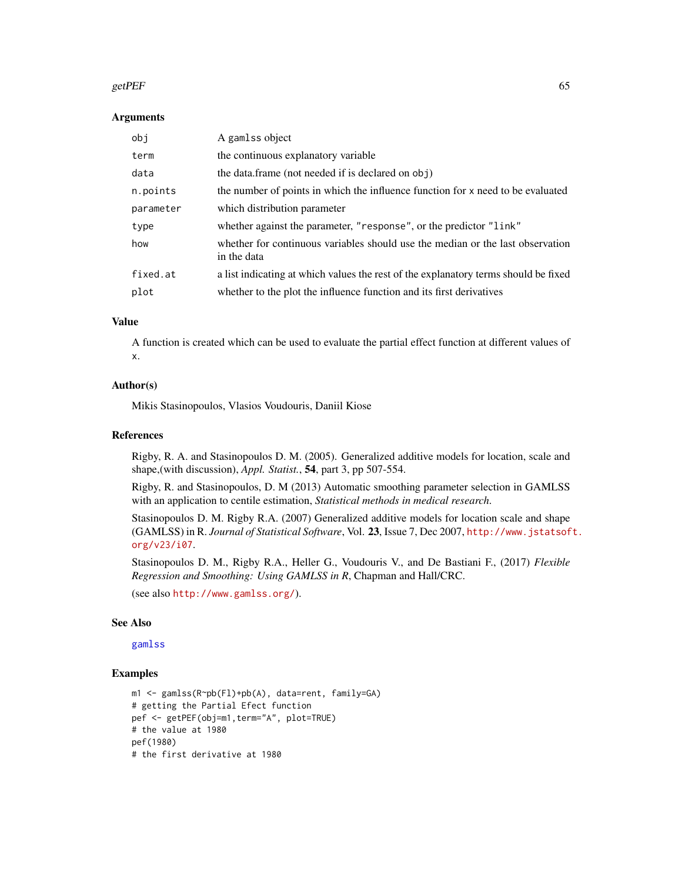### Arguments

| | |
|---|---|
| `obj` | A `gamlss` object |
| `term` | the continuous explanatory variable |
| `data` | the data.frame (not needed if is declared on `obj`) |
| `n.points` | the number of points in which the influence function for `x` need to be evaluated |
| `parameter` | which distribution parameter |
| `type` | whether against the parameter, `"response"`, or the predictor `"link"` |
| `how` | whether for continuous variables should use the median or the last observation in the data |
| `fixed.at` | a list indicating at which values the rest of the explanatory terms should be fixed |
| `plot` | whether to the plot the influence function and its first derivatives |

### Value

A function is created which can be used to evaluate the partial effect function at different values of `x`.

### Author(s)

Mikis Stasinopoulos, Vlasios Voudouris, Daniil Kiose

### References

Rigby, R. A. and Stasinopoulos D. M. (2005). Generalized additive models for location, scale and shape,(with discussion), *Appl. Statist.*, **54**, part 3, pp 507-554.

Rigby, R. and Stasinopoulos, D. M (2013) Automatic smoothing parameter selection in GAMLSS with an application to centile estimation, *Statistical methods in medical research.*

Stasinopoulos D. M. Rigby R.A. (2007) Generalized additive models for location scale and shape (GAMLSS) in R. *Journal of Statistical Software*, Vol. **23**, Issue 7, Dec 2007, http://www.jstatsoft.org/v23/i07.

Stasinopoulos D. M., Rigby R.A., Heller G., Voudouris V., and De Bastiani F., (2017) *Flexible Regression and Smoothing: Using GAMLSS in R*, Chapman and Hall/CRC.

(see also http://www.gamlss.org/).

### See Also

`gamlss`

### Examples

```
m1 <- gamlss(R~pb(Fl)+pb(A), data=rent, family=GA)
# getting the Partial Efect function
pef <- getPEF(obj=m1,term="A", plot=TRUE)
# the value at 1980
pef(1980)
# the first derivative at 1980
```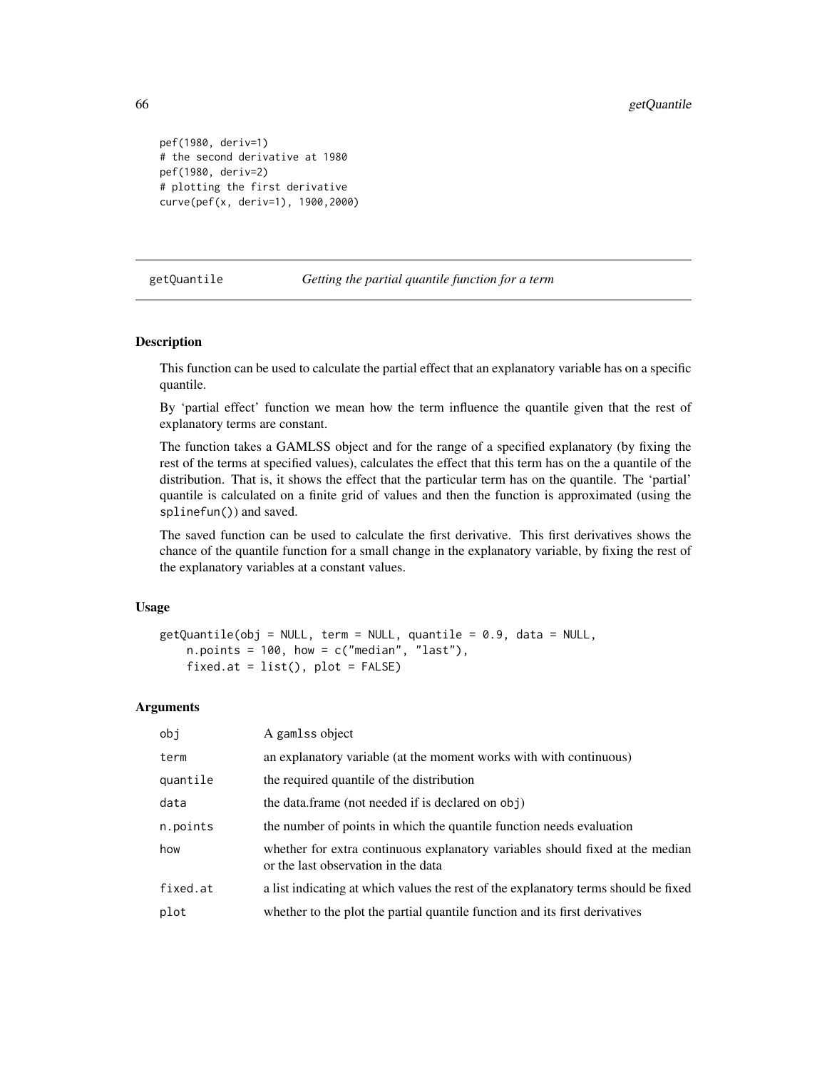```
pef(1980, deriv=1)
# the second derivative at 1980
pef(1980, deriv=2)
# plotting the first derivative
curve(pef(x, deriv=1), 1900,2000)
```

## getQuantile — *Getting the partial quantile function for a term*

### Description

This function can be used to calculate the partial effect that an explanatory variable has on a specific quantile.

By 'partial effect' function we mean how the term influence the quantile given that the rest of explanatory terms are constant.

The function takes a GAMLSS object and for the range of a specified explanatory (by fixing the rest of the terms at specified values), calculates the effect that this term has on the a quantile of the distribution. That is, it shows the effect that the particular term has on the quantile. The 'partial' quantile is calculated on a finite grid of values and then the function is approximated (using the `splinefun()`) and saved.

The saved function can be used to calculate the first derivative. This first derivatives shows the chance of the quantile function for a small change in the explanatory variable, by fixing the rest of the explanatory variables at a constant values.

### Usage

```
getQuantile(obj = NULL, term = NULL, quantile = 0.9, data = NULL,
    n.points = 100, how = c("median", "last"),
    fixed.at = list(), plot = FALSE)
```

### Arguments

| | |
|---|---|
| `obj` | A `gamlss` object |
| `term` | an explanatory variable (at the moment works with with continuous) |
| `quantile` | the required quantile of the distribution |
| `data` | the data.frame (not needed if is declared on `obj`) |
| `n.points` | the number of points in which the quantile function needs evaluation |
| `how` | whether for extra continuous explanatory variables should fixed at the median or the last observation in the data |
| `fixed.at` | a list indicating at which values the rest of the explanatory terms should be fixed |
| `plot` | whether to the plot the partial quantile function and its first derivatives |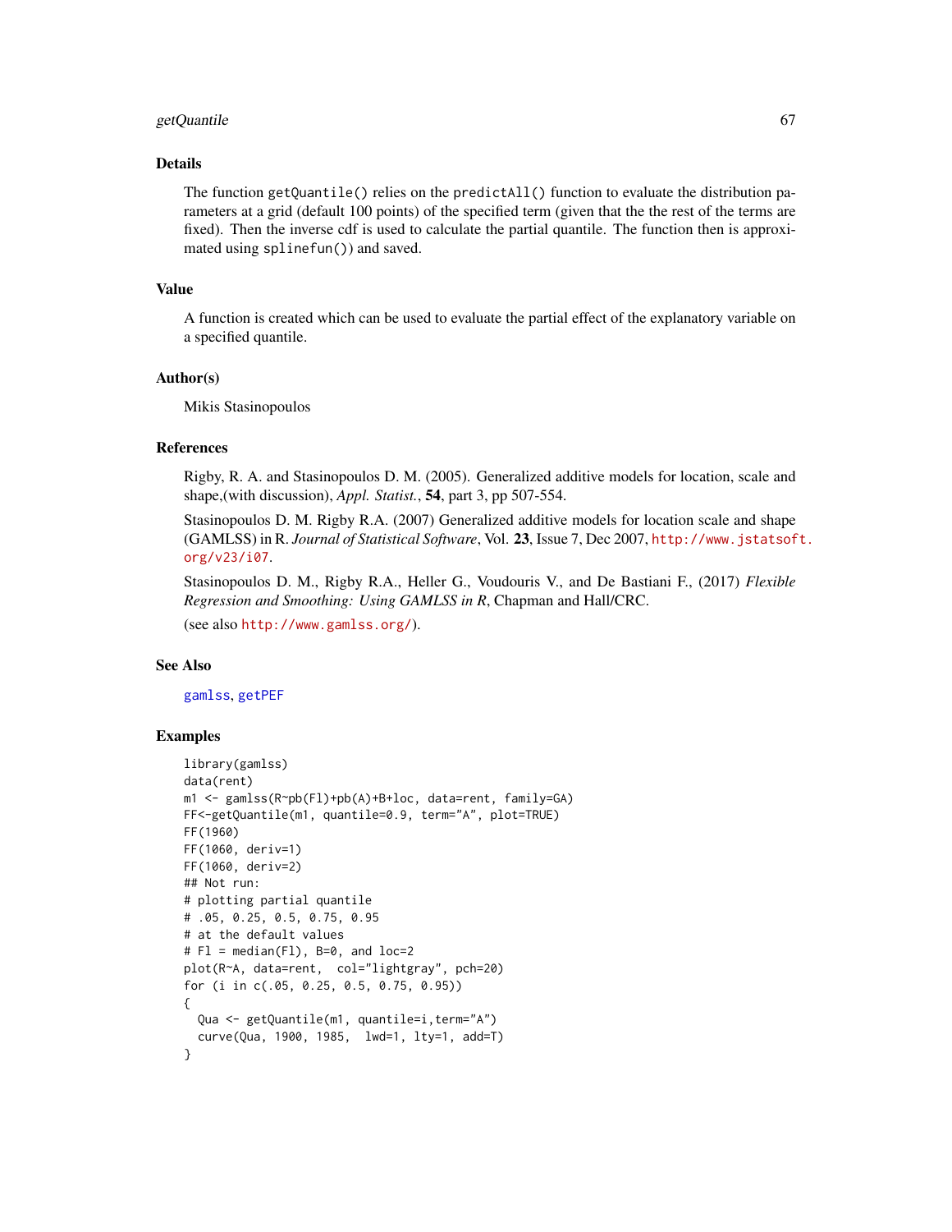### Details

The function `getQuantile()` relies on the `predictAll()` function to evaluate the distribution parameters at a grid (default 100 points) of the specified term (given that the the rest of the terms are fixed). Then the inverse cdf is used to calculate the partial quantile. The function then is approximated using `splinefun()`) and saved.

### Value

A function is created which can be used to evaluate the partial effect of the explanatory variable on a specified quantile.

### Author(s)

Mikis Stasinopoulos

### References

Rigby, R. A. and Stasinopoulos D. M. (2005). Generalized additive models for location, scale and shape,(with discussion), *Appl. Statist.*, **54**, part 3, pp 507-554.

Stasinopoulos D. M. Rigby R.A. (2007) Generalized additive models for location scale and shape (GAMLSS) in R. *Journal of Statistical Software*, Vol. **23**, Issue 7, Dec 2007, http://www.jstatsoft.org/v23/i07.

Stasinopoulos D. M., Rigby R.A., Heller G., Voudouris V., and De Bastiani F., (2017) *Flexible Regression and Smoothing: Using GAMLSS in R*, Chapman and Hall/CRC.

(see also http://www.gamlss.org/).

### See Also

gamlss, getPEF

### Examples

```
library(gamlss)
data(rent)
m1 <- gamlss(R~pb(Fl)+pb(A)+B+loc, data=rent, family=GA)
FF<-getQuantile(m1, quantile=0.9, term="A", plot=TRUE)
FF(1960)
FF(1060, deriv=1)
FF(1060, deriv=2)
## Not run:
# plotting partial quantile
# .05, 0.25, 0.5, 0.75, 0.95
# at the default values
# Fl = median(Fl), B=0, and loc=2
plot(R~A, data=rent,  col="lightgray", pch=20)
for (i in c(.05, 0.25, 0.5, 0.75, 0.95))
{
  Qua <- getQuantile(m1, quantile=i,term="A")
  curve(Qua, 1900, 1985,  lwd=1, lty=1, add=T)
}
```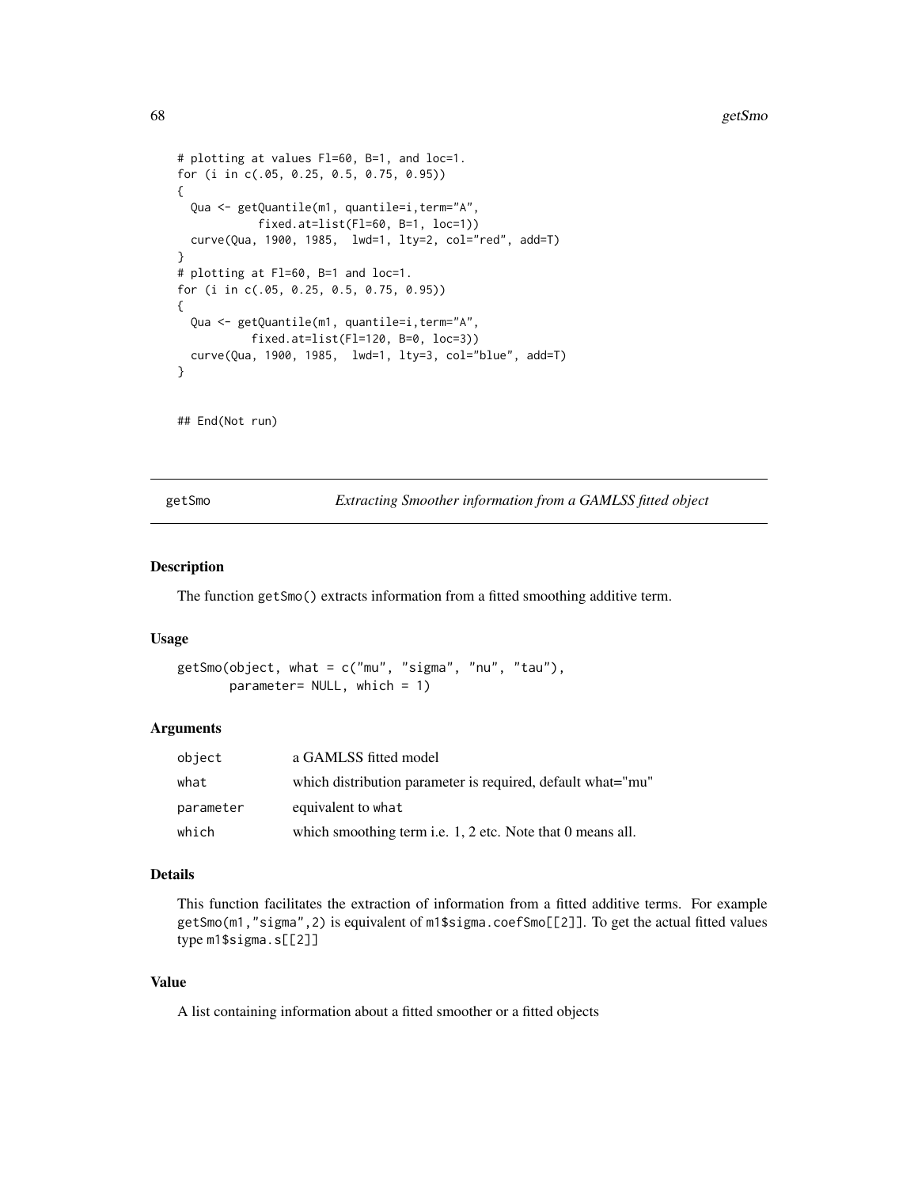```
# plotting at values Fl=60, B=1, and loc=1.
for (i in c(.05, 0.25, 0.5, 0.75, 0.95))
{
  Qua <- getQuantile(m1, quantile=i,term="A",
            fixed.at=list(Fl=60, B=1, loc=1))
  curve(Qua, 1900, 1985,  lwd=1, lty=2, col="red", add=T)
}
# plotting at Fl=60, B=1 and loc=1.
for (i in c(.05, 0.25, 0.5, 0.75, 0.95))
{
  Qua <- getQuantile(m1, quantile=i,term="A",
           fixed.at=list(Fl=120, B=0, loc=3))
  curve(Qua, 1900, 1985,  lwd=1, lty=3, col="blue", add=T)
}


## End(Not run)
```

## getSmo *Extracting Smoother information from a GAMLSS fitted object*

### Description

The function `getSmo()` extracts information from a fitted smoothing additive term.

### Usage

```
getSmo(object, what = c("mu", "sigma", "nu", "tau"),
       parameter= NULL, which = 1)
```

### Arguments

| | |
|---|---|
| `object` | a GAMLSS fitted model |
| `what` | which distribution parameter is required, default what="mu" |
| `parameter` | equivalent to `what` |
| `which` | which smoothing term i.e. 1, 2 etc. Note that 0 means all. |

### Details

This function facilitates the extraction of information from a fitted additive terms. For example `getSmo(m1,"sigma",2)` is equivalent of `m1$sigma.coefSmo[[2]]`. To get the actual fitted values type `m1$sigma.s[[2]]`

### Value

A list containing information about a fitted smoother or a fitted objects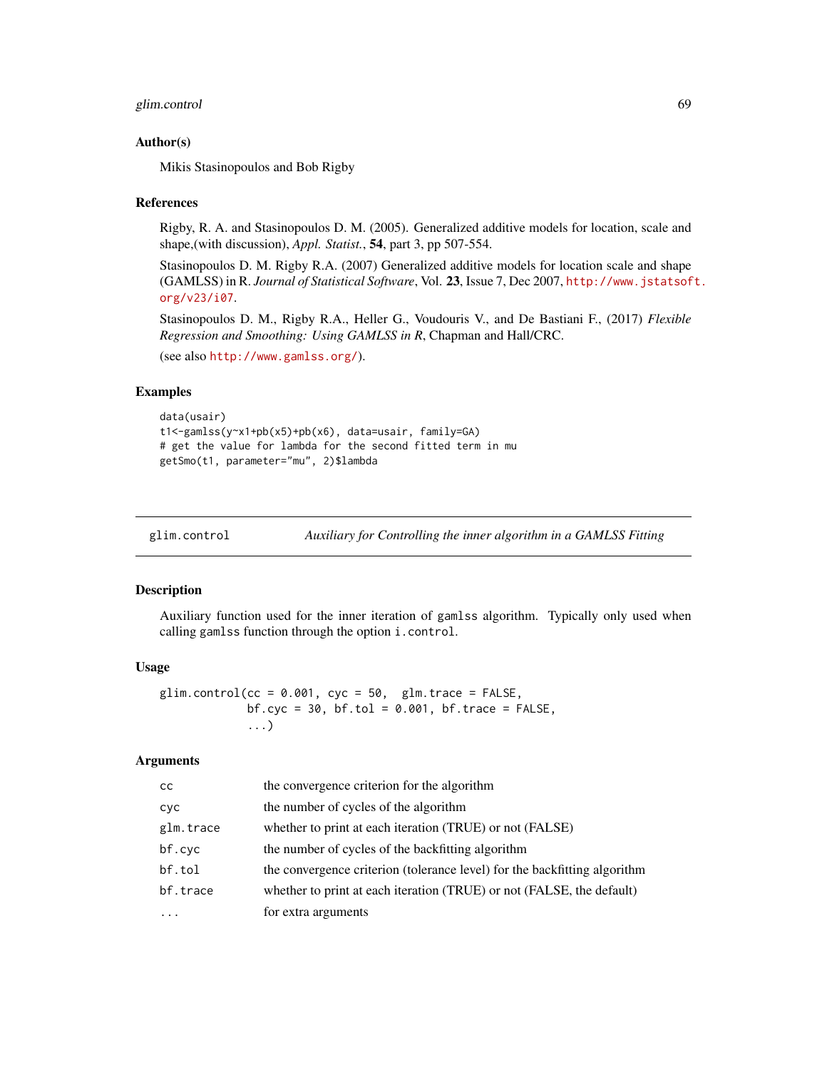### Author(s)

Mikis Stasinopoulos and Bob Rigby

### References

Rigby, R. A. and Stasinopoulos D. M. (2005). Generalized additive models for location, scale and shape,(with discussion), *Appl. Statist.*, **54**, part 3, pp 507-554.

Stasinopoulos D. M. Rigby R.A. (2007) Generalized additive models for location scale and shape (GAMLSS) in R. *Journal of Statistical Software*, Vol. **23**, Issue 7, Dec 2007, http://www.jstatsoft.org/v23/i07.

Stasinopoulos D. M., Rigby R.A., Heller G., Voudouris V., and De Bastiani F., (2017) *Flexible Regression and Smoothing: Using GAMLSS in R*, Chapman and Hall/CRC.

(see also http://www.gamlss.org/).

### Examples

```
data(usair)
t1<-gamlss(y~x1+pb(x5)+pb(x6), data=usair, family=GA)
# get the value for lambda for the second fitted term in mu
getSmo(t1, parameter="mu", 2)$lambda
```

---

## glim.control *Auxiliary for Controlling the inner algorithm in a GAMLSS Fitting*

---

### Description

Auxiliary function used for the inner iteration of `gamlss` algorithm. Typically only used when calling `gamlss` function through the option `i.control`.

### Usage

```
glim.control(cc = 0.001, cyc = 50,  glm.trace = FALSE,
             bf.cyc = 30, bf.tol = 0.001, bf.trace = FALSE,
             ...)
```

### Arguments

| | |
|---|---|
| `cc` | the convergence criterion for the algorithm |
| `cyc` | the number of cycles of the algorithm |
| `glm.trace` | whether to print at each iteration (TRUE) or not (FALSE) |
| `bf.cyc` | the number of cycles of the backfitting algorithm |
| `bf.tol` | the convergence criterion (tolerance level) for the backfitting algorithm |
| `bf.trace` | whether to print at each iteration (TRUE) or not (FALSE, the default) |
| `...` | for extra arguments |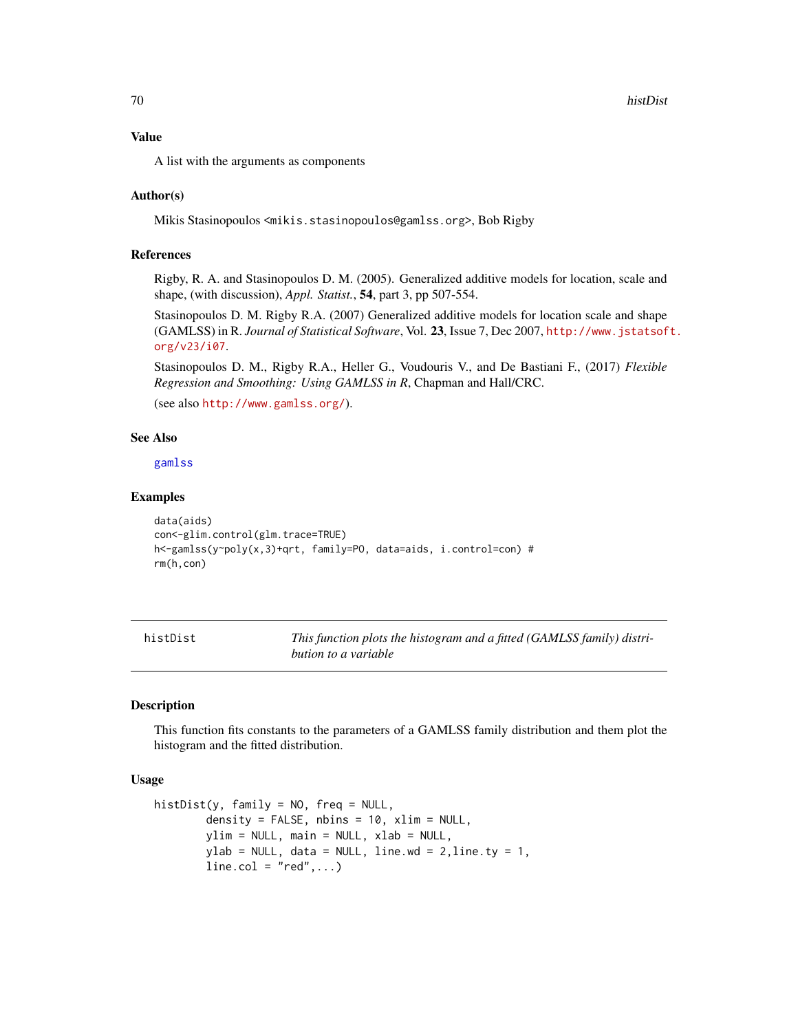## Value

A list with the arguments as components

## Author(s)

Mikis Stasinopoulos <mikis.stasinopoulos@gamlss.org>, Bob Rigby

## References

Rigby, R. A. and Stasinopoulos D. M. (2005). Generalized additive models for location, scale and shape, (with discussion), *Appl. Statist.*, **54**, part 3, pp 507-554.

Stasinopoulos D. M. Rigby R.A. (2007) Generalized additive models for location scale and shape (GAMLSS) in R. *Journal of Statistical Software*, Vol. **23**, Issue 7, Dec 2007, http://www.jstatsoft.org/v23/i07.

Stasinopoulos D. M., Rigby R.A., Heller G., Voudouris V., and De Bastiani F., (2017) *Flexible Regression and Smoothing: Using GAMLSS in R*, Chapman and Hall/CRC.

(see also http://www.gamlss.org/).

## See Also

gamlss

## Examples

```
data(aids)
con<-glim.control(glm.trace=TRUE)
h<-gamlss(y~poly(x,3)+qrt, family=PO, data=aids, i.control=con) #
rm(h,con)
```

---

# histDist — *This function plots the histogram and a fitted (GAMLSS family) distribution to a variable*

## Description

This function fits constants to the parameters of a GAMLSS family distribution and them plot the histogram and the fitted distribution.

## Usage

```
histDist(y, family = NO, freq = NULL,
        density = FALSE, nbins = 10, xlim = NULL,
        ylim = NULL, main = NULL, xlab = NULL,
        ylab = NULL, data = NULL, line.wd = 2,line.ty = 1,
        line.col = "red",...)
```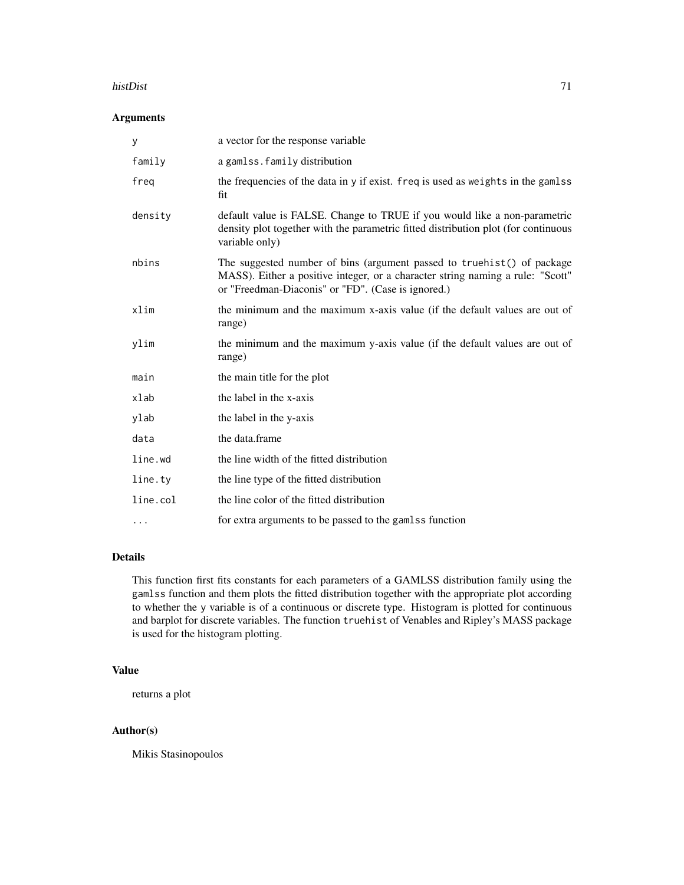## Arguments

| | |
|---|---|
| `y` | a vector for the response variable |
| `family` | a `gamlss.family` distribution |
| `freq` | the frequencies of the data in `y` if exist. `freq` is used as `weights` in the `gamlss` fit |
| `density` | default value is FALSE. Change to TRUE if you would like a non-parametric density plot together with the parametric fitted distribution plot (for continuous variable only) |
| `nbins` | The suggested number of bins (argument passed to `truehist()` of package MASS). Either a positive integer, or a character string naming a rule: "Scott" or "Freedman-Diaconis" or "FD". (Case is ignored.) |
| `xlim` | the minimum and the maximum x-axis value (if the default values are out of range) |
| `ylim` | the minimum and the maximum y-axis value (if the default values are out of range) |
| `main` | the main title for the plot |
| `xlab` | the label in the x-axis |
| `ylab` | the label in the y-axis |
| `data` | the data.frame |
| `line.wd` | the line width of the fitted distribution |
| `line.ty` | the line type of the fitted distribution |
| `line.col` | the line color of the fitted distribution |
| `...` | for extra arguments to be passed to the `gamlss` function |

## Details

This function first fits constants for each parameters of a GAMLSS distribution family using the `gamlss` function and them plots the fitted distribution together with the appropriate plot according to whether the `y` variable is of a continuous or discrete type. Histogram is plotted for continuous and barplot for discrete variables. The function `truehist` of Venables and Ripley's MASS package is used for the histogram plotting.

## Value

returns a plot

## Author(s)

Mikis Stasinopoulos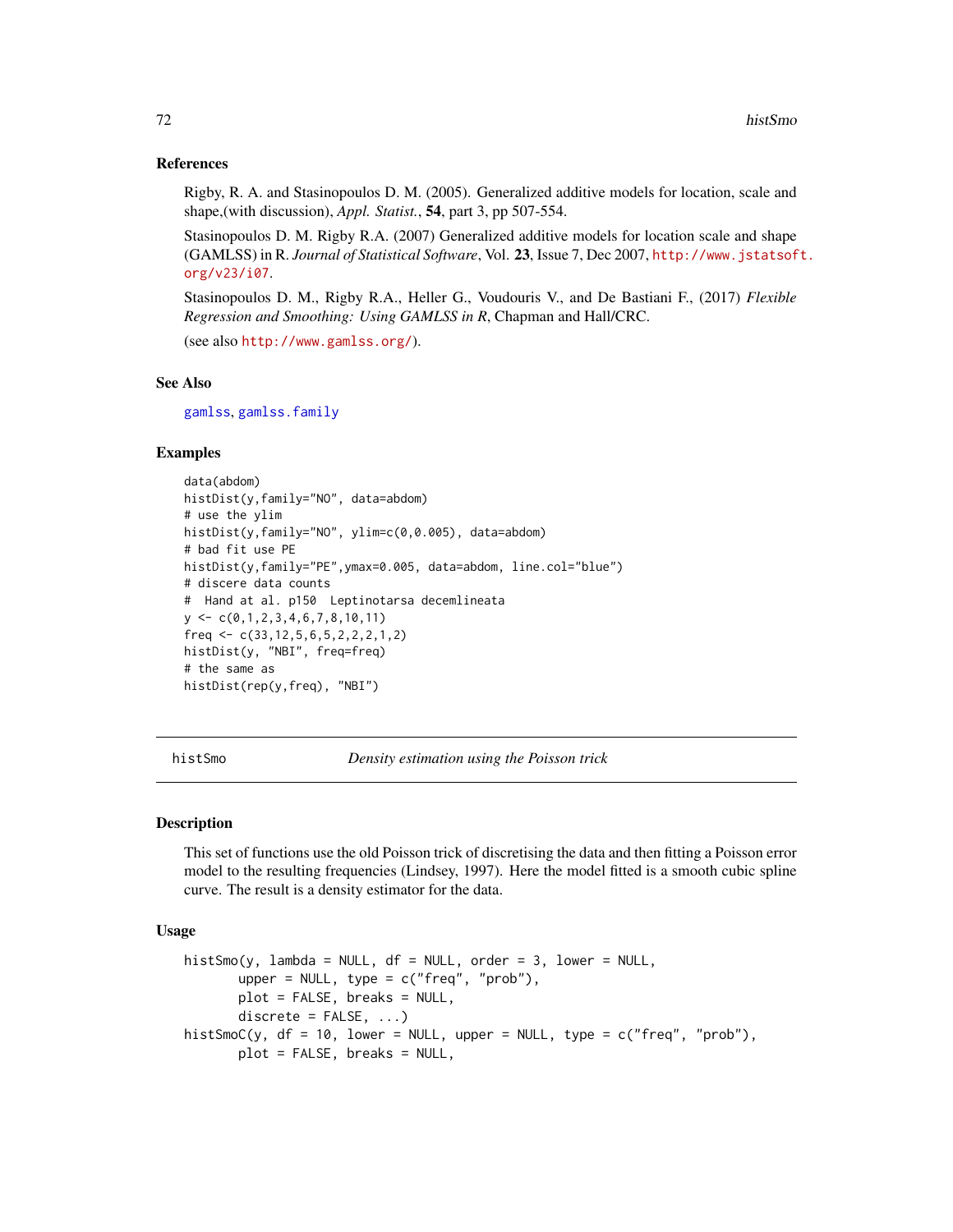### References

Rigby, R. A. and Stasinopoulos D. M. (2005). Generalized additive models for location, scale and shape,(with discussion), *Appl. Statist.*, **54**, part 3, pp 507-554.

Stasinopoulos D. M. Rigby R.A. (2007) Generalized additive models for location scale and shape (GAMLSS) in R. *Journal of Statistical Software*, Vol. **23**, Issue 7, Dec 2007, http://www.jstatsoft.org/v23/i07.

Stasinopoulos D. M., Rigby R.A., Heller G., Voudouris V., and De Bastiani F., (2017) *Flexible Regression and Smoothing: Using GAMLSS in R*, Chapman and Hall/CRC.

(see also http://www.gamlss.org/).

### See Also

gamlss, gamlss.family

### Examples

```
data(abdom)
histDist(y,family="NO", data=abdom)
# use the ylim
histDist(y,family="NO", ylim=c(0,0.005), data=abdom)
# bad fit use PE
histDist(y,family="PE",ymax=0.005, data=abdom, line.col="blue")
# discere data counts
#  Hand at al. p150  Leptinotarsa decemlineata
y <- c(0,1,2,3,4,6,7,8,10,11)
freq <- c(33,12,5,6,5,2,2,2,1,2)
histDist(y, "NBI", freq=freq)
# the same as
histDist(rep(y,freq), "NBI")
```

---

## histSmo — *Density estimation using the Poisson trick*

### Description

This set of functions use the old Poisson trick of discretising the data and then fitting a Poisson error model to the resulting frequencies (Lindsey, 1997). Here the model fitted is a smooth cubic spline curve. The result is a density estimator for the data.

### Usage

```
histSmo(y, lambda = NULL, df = NULL, order = 3, lower = NULL,
        upper = NULL, type = c("freq", "prob"),
        plot = FALSE, breaks = NULL,
        discrete = FALSE, ...)
histSmoC(y, df = 10, lower = NULL, upper = NULL, type = c("freq", "prob"),
        plot = FALSE, breaks = NULL,
```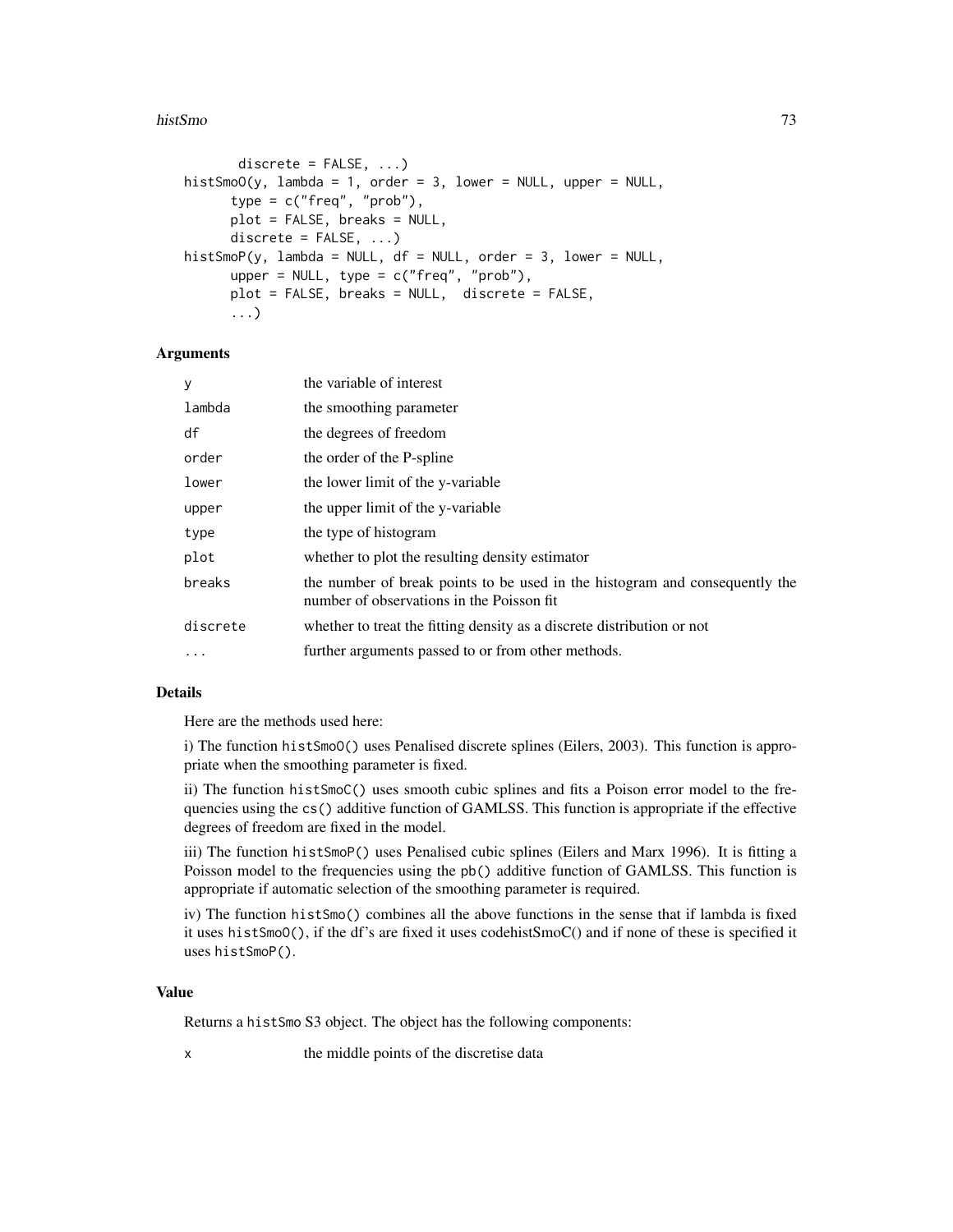```
        discrete = FALSE, ...)
histSmoO(y, lambda = 1, order = 3, lower = NULL, upper = NULL,
      type = c("freq", "prob"),
      plot = FALSE, breaks = NULL,
      discrete = FALSE, ...)
histSmoP(y, lambda = NULL, df = NULL, order = 3, lower = NULL,
      upper = NULL, type = c("freq", "prob"),
      plot = FALSE, breaks = NULL,  discrete = FALSE,
      ...)
```

### Arguments

| | |
|---|---|
| `y` | the variable of interest |
| `lambda` | the smoothing parameter |
| `df` | the degrees of freedom |
| `order` | the order of the P-spline |
| `lower` | the lower limit of the y-variable |
| `upper` | the upper limit of the y-variable |
| `type` | the type of histogram |
| `plot` | whether to plot the resulting density estimator |
| `breaks` | the number of break points to be used in the histogram and consequently the number of observations in the Poisson fit |
| `discrete` | whether to treat the fitting density as a discrete distribution or not |
| `...` | further arguments passed to or from other methods. |

### Details

Here are the methods used here:

i) The function `histSmoO()` uses Penalised discrete splines (Eilers, 2003). This function is appropriate when the smoothing parameter is fixed.

ii) The function `histSmoC()` uses smooth cubic splines and fits a Poison error model to the frequencies using the `cs()` additive function of GAMLSS. This function is appropriate if the effective degrees of freedom are fixed in the model.

iii) The function `histSmoP()` uses Penalised cubic splines (Eilers and Marx 1996). It is fitting a Poisson model to the frequencies using the `pb()` additive function of GAMLSS. This function is appropriate if automatic selection of the smoothing parameter is required.

iv) The function `histSmo()` combines all the above functions in the sense that if lambda is fixed it uses `histSmoO()`, if the df's are fixed it uses codehistSmoC() and if none of these is specified it uses `histSmoP()`.

### Value

Returns a `histSmo` S3 object. The object has the following components:

| | |
|---|---|
| `x` | the middle points of the discretise data |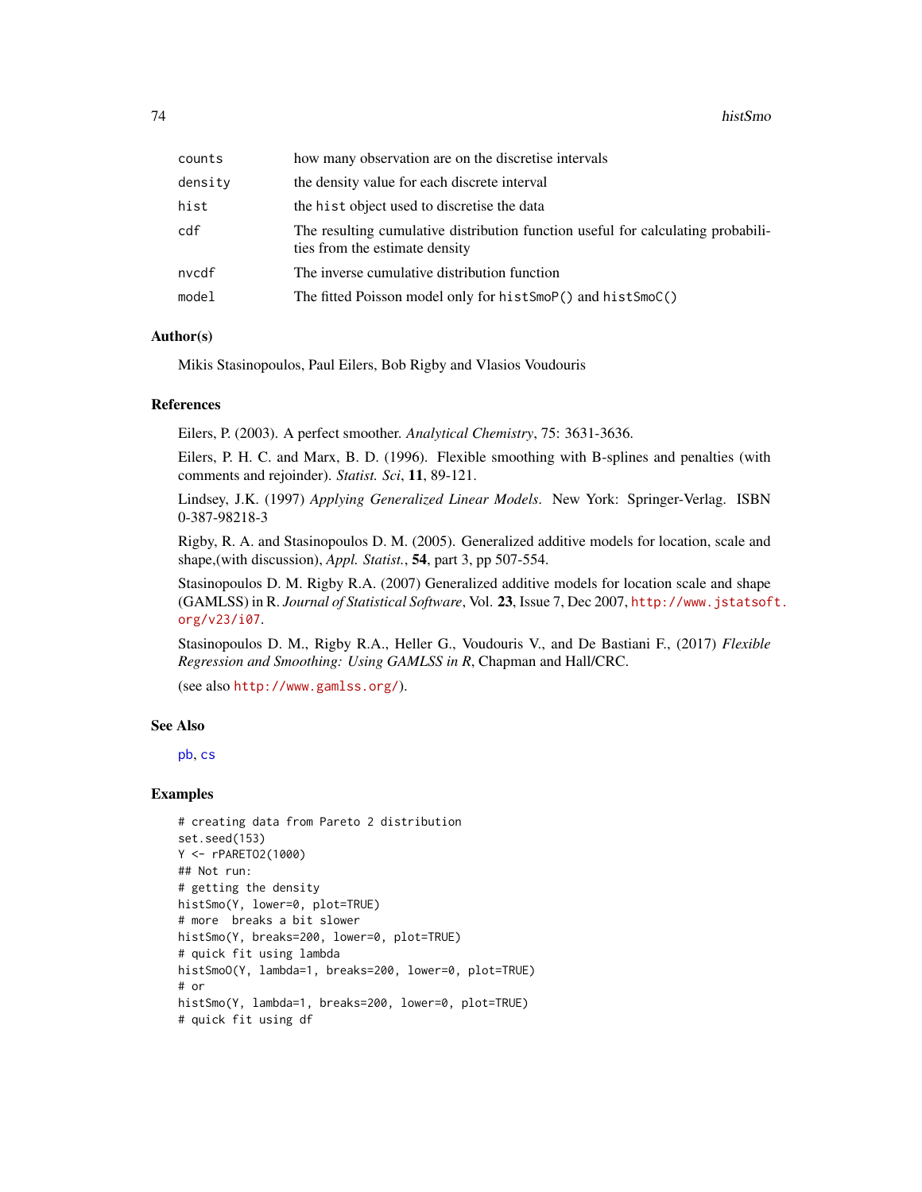| | |
|---|---|
| `counts` | how many observation are on the discretise intervals |
| `density` | the density value for each discrete interval |
| `hist` | the `hist` object used to discretise the data |
| `cdf` | The resulting cumulative distribution function useful for calculating probabilities from the estimate density |
| `nvcdf` | The inverse cumulative distribution function |
| `model` | The fitted Poisson model only for `histSmoP()` and `histSmoC()` |

### Author(s)

Mikis Stasinopoulos, Paul Eilers, Bob Rigby and Vlasios Voudouris

### References

Eilers, P. (2003). A perfect smoother. *Analytical Chemistry*, 75: 3631-3636.

Eilers, P. H. C. and Marx, B. D. (1996). Flexible smoothing with B-splines and penalties (with comments and rejoinder). *Statist. Sci*, **11**, 89-121.

Lindsey, J.K. (1997) *Applying Generalized Linear Models*. New York: Springer-Verlag. ISBN 0-387-98218-3

Rigby, R. A. and Stasinopoulos D. M. (2005). Generalized additive models for location, scale and shape,(with discussion), *Appl. Statist.*, **54**, part 3, pp 507-554.

Stasinopoulos D. M. Rigby R.A. (2007) Generalized additive models for location scale and shape (GAMLSS) in R. *Journal of Statistical Software*, Vol. **23**, Issue 7, Dec 2007, http://www.jstatsoft.org/v23/i07.

Stasinopoulos D. M., Rigby R.A., Heller G., Voudouris V., and De Bastiani F., (2017) *Flexible Regression and Smoothing: Using GAMLSS in R*, Chapman and Hall/CRC.

(see also http://www.gamlss.org/).

### See Also

`pb`, `cs`

### Examples

```
# creating data from Pareto 2 distribution
set.seed(153)
Y <- rPARETO2(1000)
## Not run:
# getting the density
histSmo(Y, lower=0, plot=TRUE)
# more  breaks a bit slower
histSmo(Y, breaks=200, lower=0, plot=TRUE)
# quick fit using lambda
histSmoO(Y, lambda=1, breaks=200, lower=0, plot=TRUE)
# or
histSmo(Y, lambda=1, breaks=200, lower=0, plot=TRUE)
# quick fit using df
```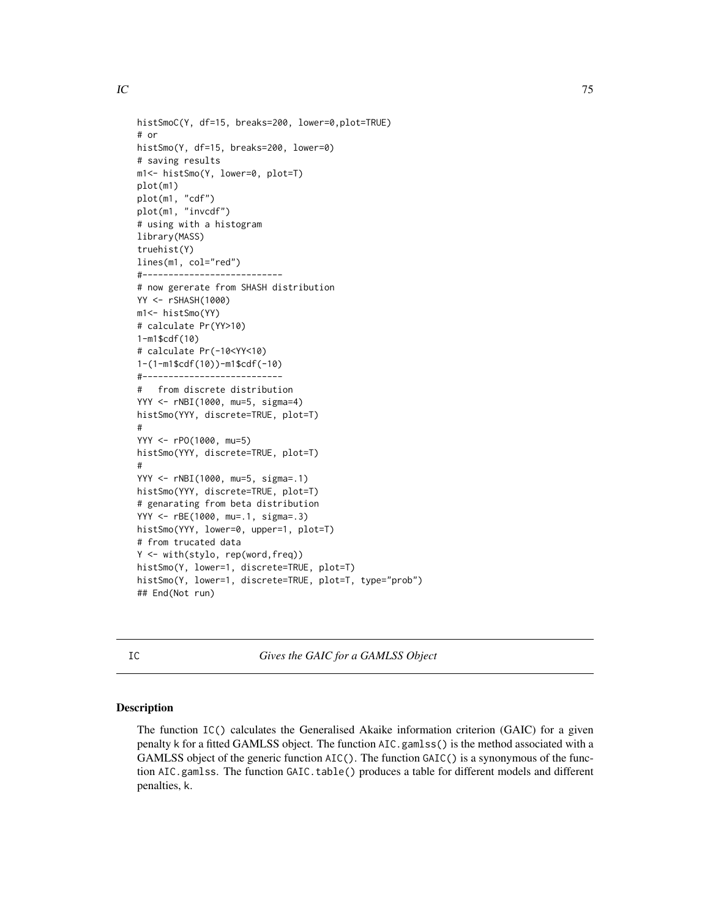```
histSmoC(Y, df=15, breaks=200, lower=0,plot=TRUE)
# or
histSmo(Y, df=15, breaks=200, lower=0)
# saving results
m1<- histSmo(Y, lower=0, plot=T)
plot(m1)
plot(m1, "cdf")
plot(m1, "invcdf")
# using with a histogram
library(MASS)
truehist(Y)
lines(m1, col="red")
#---------------------------
# now gererate from SHASH distribution
YY <- rSHASH(1000)
m1<- histSmo(YY)
# calculate Pr(YY>10)
1-m1$cdf(10)
# calculate Pr(-10<YY<10)
1-(1-m1$cdf(10))-m1$cdf(-10)
#---------------------------
#   from discrete distribution
YYY <- rNBI(1000, mu=5, sigma=4)
histSmo(YYY, discrete=TRUE, plot=T)
#
YYY <- rPO(1000, mu=5)
histSmo(YYY, discrete=TRUE, plot=T)
#
YYY <- rNBI(1000, mu=5, sigma=.1)
histSmo(YYY, discrete=TRUE, plot=T)
# genarating from beta distribution
YYY <- rBE(1000, mu=.1, sigma=.3)
histSmo(YYY, lower=0, upper=1, plot=T)
# from trucated data
Y <- with(stylo, rep(word,freq))
histSmo(Y, lower=1, discrete=TRUE, plot=T)
histSmo(Y, lower=1, discrete=TRUE, plot=T, type="prob")
## End(Not run)
```

---

IC *Gives the GAIC for a GAMLSS Object*

---

## Description

The function IC() calculates the Generalised Akaike information criterion (GAIC) for a given penalty k for a fitted GAMLSS object. The function AIC.gamlss() is the method associated with a GAMLSS object of the generic function AIC(). The function GAIC() is a synonymous of the function AIC.gamlss. The function GAIC.table() produces a table for different models and different penalties, k.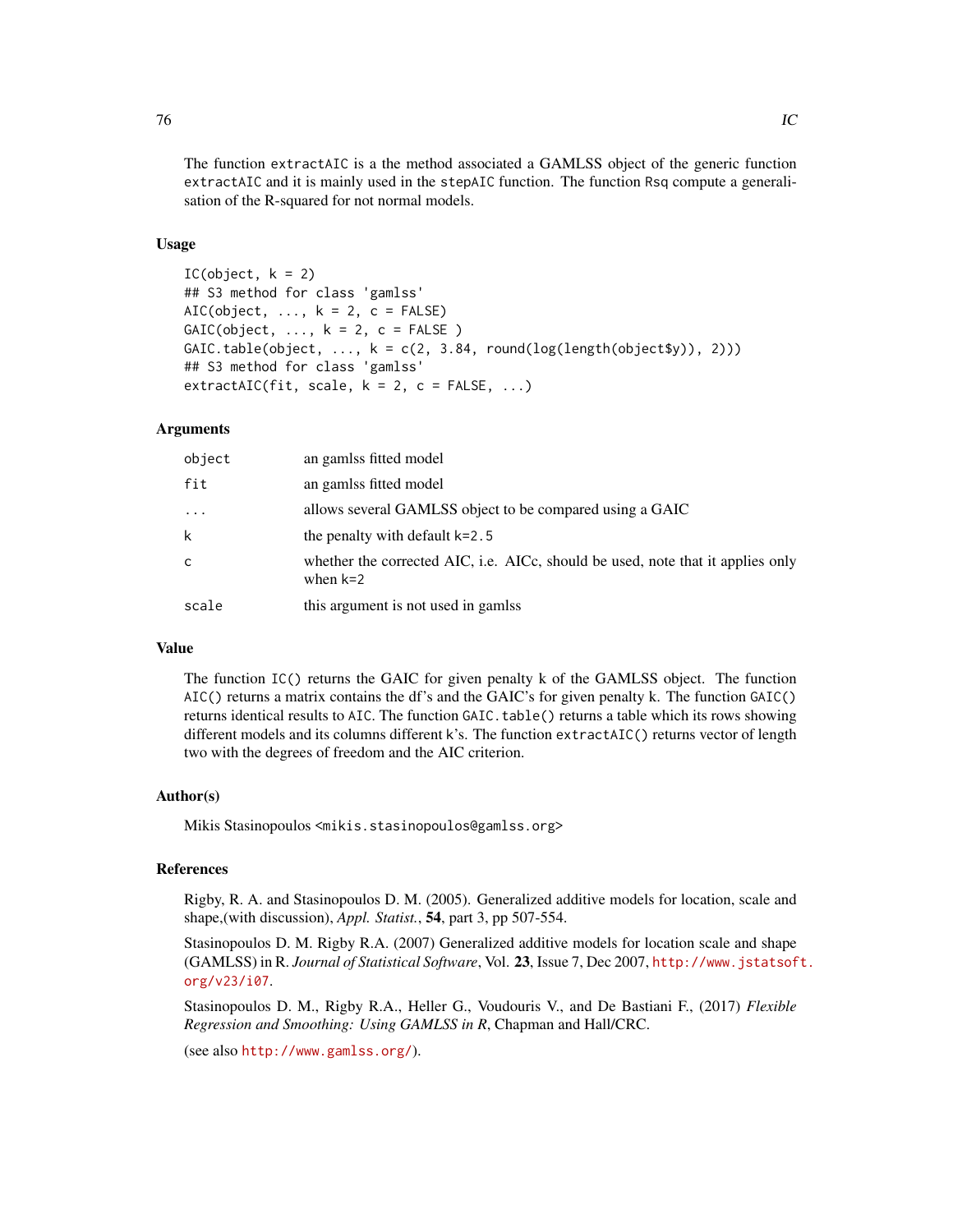The function `extractAIC` is a the method associated a GAMLSS object of the generic function `extractAIC` and it is mainly used in the `stepAIC` function. The function `Rsq` compute a generalisation of the R-squared for not normal models.

### Usage

```
IC(object, k = 2)
## S3 method for class 'gamlss'
AIC(object, ..., k = 2, c = FALSE)
GAIC(object, ..., k = 2, c = FALSE )
GAIC.table(object, ..., k = c(2, 3.84, round(log(length(object$y)), 2)))
## S3 method for class 'gamlss'
extractAIC(fit, scale, k = 2, c = FALSE, ...)
```

### Arguments

| | |
|---|---|
| `object` | an gamlss fitted model |
| `fit` | an gamlss fitted model |
| `...` | allows several GAMLSS object to be compared using a GAIC |
| `k` | the penalty with default `k=2.5` |
| `c` | whether the corrected AIC, i.e. AICc, should be used, note that it applies only when `k=2` |
| `scale` | this argument is not used in gamlss |

### Value

The function `IC()` returns the GAIC for given penalty k of the GAMLSS object. The function `AIC()` returns a matrix contains the df's and the GAIC's for given penalty k. The function `GAIC()` returns identical results to `AIC`. The function `GAIC.table()` returns a table which its rows showing different models and its columns different `k`'s. The function `extractAIC()` returns vector of length two with the degrees of freedom and the AIC criterion.

### Author(s)

Mikis Stasinopoulos <`mikis.stasinopoulos@gamlss.org`>

### References

Rigby, R. A. and Stasinopoulos D. M. (2005). Generalized additive models for location, scale and shape,(with discussion), *Appl. Statist.*, **54**, part 3, pp 507-554.

Stasinopoulos D. M. Rigby R.A. (2007) Generalized additive models for location scale and shape (GAMLSS) in R. *Journal of Statistical Software*, Vol. **23**, Issue 7, Dec 2007, http://www.jstatsoft.org/v23/i07.

Stasinopoulos D. M., Rigby R.A., Heller G., Voudouris V., and De Bastiani F., (2017) *Flexible Regression and Smoothing: Using GAMLSS in R*, Chapman and Hall/CRC.

(see also http://www.gamlss.org/).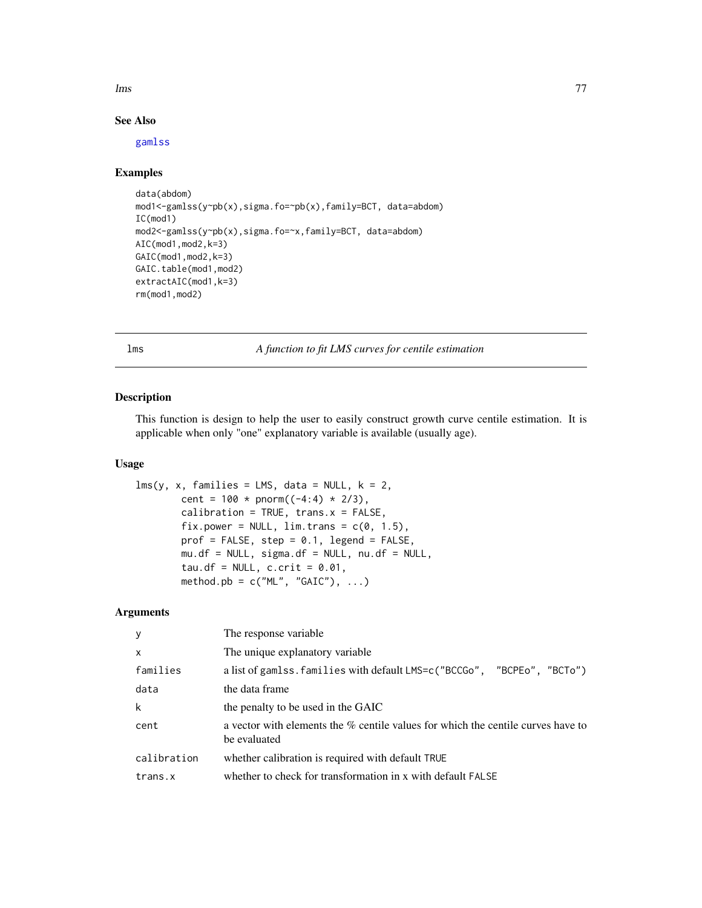### See Also

gamlss

### Examples

```
data(abdom)
mod1<-gamlss(y~pb(x),sigma.fo=~pb(x),family=BCT, data=abdom)
IC(mod1)
mod2<-gamlss(y~pb(x),sigma.fo=~x,family=BCT, data=abdom)
AIC(mod1,mod2,k=3)
GAIC(mod1,mod2,k=3)
GAIC.table(mod1,mod2)
extractAIC(mod1,k=3)
rm(mod1,mod2)
```

---

## lms — *A function to fit LMS curves for centile estimation*

### Description

This function is design to help the user to easily construct growth curve centile estimation. It is applicable when only "one" explanatory variable is available (usually age).

### Usage

```
lms(y, x, families = LMS, data = NULL, k = 2,
        cent = 100 * pnorm((-4:4) * 2/3),
        calibration = TRUE, trans.x = FALSE,
        fix.power = NULL, lim.trans = c(0, 1.5),
        prof = FALSE, step = 0.1, legend = FALSE,
        mu.df = NULL, sigma.df = NULL, nu.df = NULL,
        tau.df = NULL, c.crit = 0.01,
        method.pb = c("ML", "GAIC"), ...)
```

### Arguments

| | |
|---|---|
| y | The response variable |
| x | The unique explanatory variable |
| families | a list of gamlss.families with default LMS=c("BCCGo", "BCPEo", "BCTo") |
| data | the data frame |
| k | the penalty to be used in the GAIC |
| cent | a vector with elements the % centile values for which the centile curves have to be evaluated |
| calibration | whether calibration is required with default TRUE |
| trans.x | whether to check for transformation in x with default FALSE |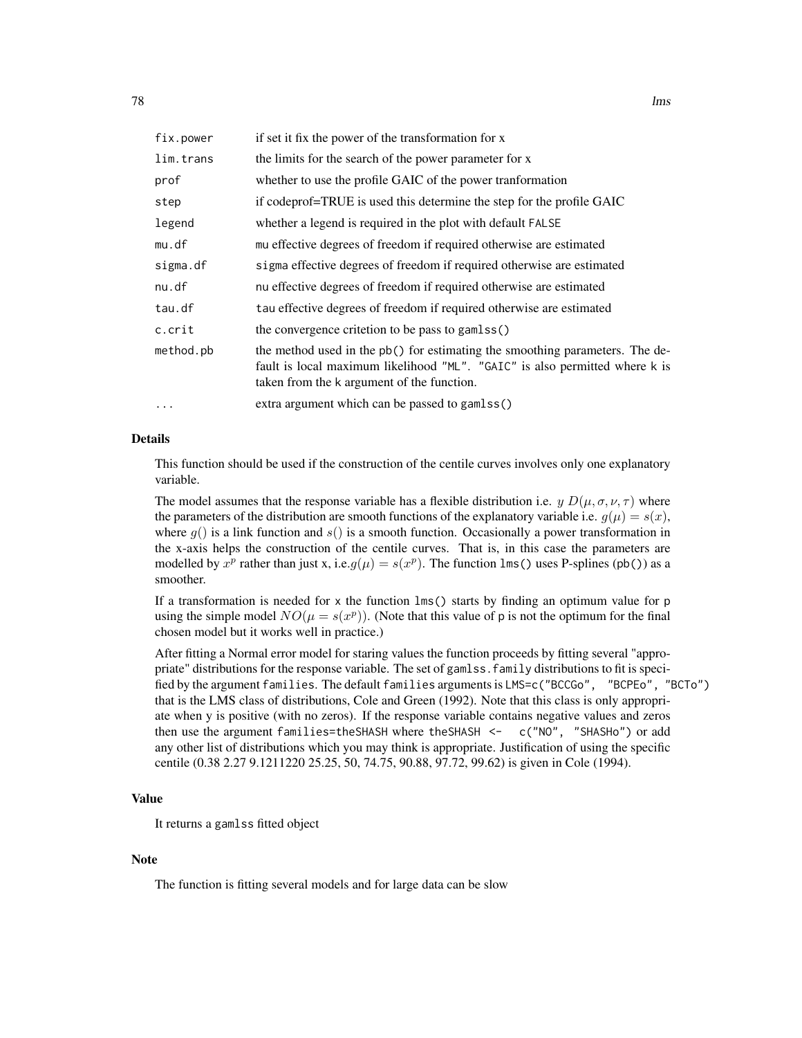| | |
|---|---|
| `fix.power` | if set it fix the power of the transformation for x |
| `lim.trans` | the limits for the search of the power parameter for x |
| `prof` | whether to use the profile GAIC of the power tranformation |
| `step` | if codeprof=TRUE is used this determine the step for the profile GAIC |
| `legend` | whether a legend is required in the plot with default `FALSE` |
| `mu.df` | `mu` effective degrees of freedom if required otherwise are estimated |
| `sigma.df` | `sigma` effective degrees of freedom if required otherwise are estimated |
| `nu.df` | `nu` effective degrees of freedom if required otherwise are estimated |
| `tau.df` | `tau` effective degrees of freedom if required otherwise are estimated |
| `c.crit` | the convergence critetion to be pass to `gamlss()` |
| `method.pb` | the method used in the `pb()` for estimating the smoothing parameters. The default is local maximum likelihood `"ML"`. `"GAIC"` is also permitted where `k` is taken from the `k` argument of the function. |
| `...` | extra argument which can be passed to `gamlss()` |

### Details

This function should be used if the construction of the centile curves involves only one explanatory variable.

The model assumes that the response variable has a flexible distribution i.e. $y \; D(\mu, \sigma, \nu, \tau)$ where the parameters of the distribution are smooth functions of the explanatory variable i.e. $g(\mu) = s(x)$, where $g()$ is a link function and $s()$ is a smooth function. Occasionally a power transformation in the x-axis helps the construction of the centile curves. That is, in this case the parameters are modelled by $x^p$ rather than just x, i.e.$g(\mu) = s(x^p)$. The function `lms()` uses P-splines (`pb()`) as a smoother.

If a transformation is needed for `x` the function `lms()` starts by finding an optimum value for `p` using the simple model $NO(\mu = s(x^p))$. (Note that this value of `p` is not the optimum for the final chosen model but it works well in practice.)

After fitting a Normal error model for staring values the function proceeds by fitting several "appropriate" distributions for the response variable. The set of `gamlss.family` distributions to fit is specified by the argument `families`. The default `families` arguments is `LMS=c("BCCGo", "BCPEo", "BCTo")` that is the LMS class of distributions, Cole and Green (1992). Note that this class is only appropriate when y is positive (with no zeros). If the response variable contains negative values and zeros then use the argument `families=theSHASH` where `theSHASH <- c("NO", "SHASHo")` or add any other list of distributions which you may think is appropriate. Justification of using the specific centile (0.38 2.27 9.1211220 25.25, 50, 74.75, 90.88, 97.72, 99.62) is given in Cole (1994).

### Value

It returns a `gamlss` fitted object

### Note

The function is fitting several models and for large data can be slow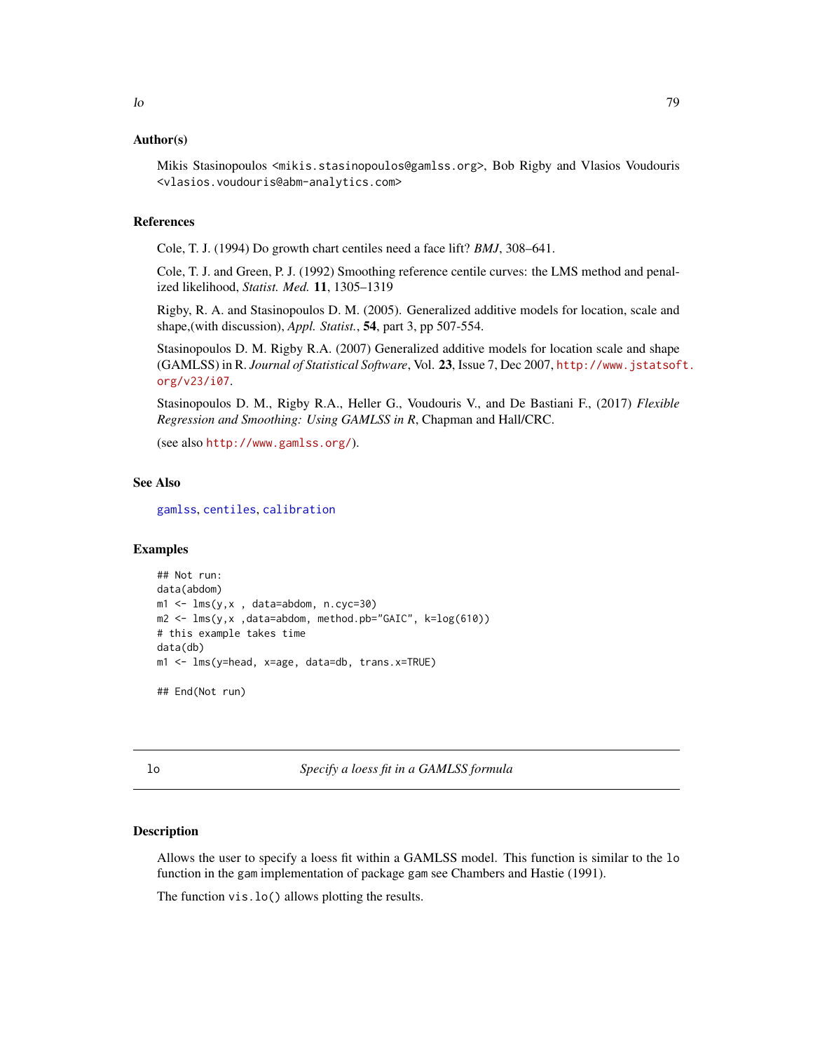## Author(s)

Mikis Stasinopoulos <mikis.stasinopoulos@gamlss.org>, Bob Rigby and Vlasios Voudouris <vlasios.voudouris@abm-analytics.com>

## References

Cole, T. J. (1994) Do growth chart centiles need a face lift? *BMJ*, 308–641.

Cole, T. J. and Green, P. J. (1992) Smoothing reference centile curves: the LMS method and penalized likelihood, *Statist. Med.* **11**, 1305–1319

Rigby, R. A. and Stasinopoulos D. M. (2005). Generalized additive models for location, scale and shape,(with discussion), *Appl. Statist.*, **54**, part 3, pp 507-554.

Stasinopoulos D. M. Rigby R.A. (2007) Generalized additive models for location scale and shape (GAMLSS) in R. *Journal of Statistical Software*, Vol. **23**, Issue 7, Dec 2007, http://www.jstatsoft.org/v23/i07.

Stasinopoulos D. M., Rigby R.A., Heller G., Voudouris V., and De Bastiani F., (2017) *Flexible Regression and Smoothing: Using GAMLSS in R*, Chapman and Hall/CRC.

(see also http://www.gamlss.org/).

## See Also

gamlss, centiles, calibration

## Examples

```
## Not run:
data(abdom)
m1 <- lms(y,x , data=abdom, n.cyc=30)
m2 <- lms(y,x ,data=abdom, method.pb="GAIC", k=log(610))
# this example takes time
data(db)
m1 <- lms(y=head, x=age, data=db, trans.x=TRUE)

## End(Not run)
```

---

# lo — *Specify a loess fit in a GAMLSS formula*

## Description

Allows the user to specify a loess fit within a GAMLSS model. This function is similar to the lo function in the gam implementation of package gam see Chambers and Hastie (1991).

The function vis.lo() allows plotting the results.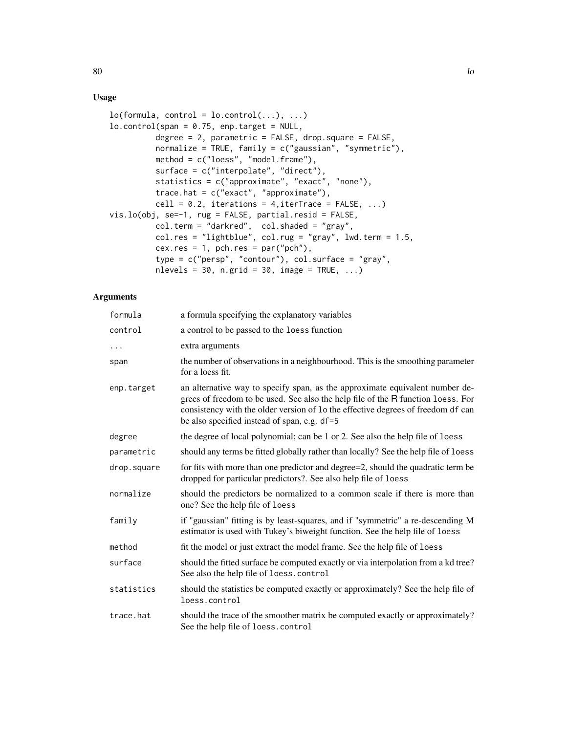## Usage

```
lo(formula, control = lo.control(...), ...)
lo.control(span = 0.75, enp.target = NULL,
          degree = 2, parametric = FALSE, drop.square = FALSE,
          normalize = TRUE, family = c("gaussian", "symmetric"),
          method = c("loess", "model.frame"),
          surface = c("interpolate", "direct"),
          statistics = c("approximate", "exact", "none"),
          trace.hat = c("exact", "approximate"),
          cell = 0.2, iterations = 4,iterTrace = FALSE, ...)
vis.lo(obj, se=-1, rug = FALSE, partial.resid = FALSE,
          col.term = "darkred",  col.shaded = "gray",
          col.res = "lightblue", col.rug = "gray", lwd.term = 1.5,
          cex.res = 1, pch.res = par("pch"),
          type = c("persp", "contour"), col.surface = "gray",
          nlevels = 30, n.grid = 30, image = TRUE, ...)
```

## Arguments

| | |
|---|---|
| `formula` | a formula specifying the explanatory variables |
| `control` | a control to be passed to the `loess` function |
| `...` | extra arguments |
| `span` | the number of observations in a neighbourhood. This is the smoothing parameter for a loess fit. |
| `enp.target` | an alternative way to specify span, as the approximate equivalent number degrees of freedom to be used. See also the help file of the R function `loess`. For consistency with the older version of `lo` the effective degrees of freedom `df` can be also specified instead of span, e.g. `df=5` |
| `degree` | the degree of local polynomial; can be 1 or 2. See also the help file of `loess` |
| `parametric` | should any terms be fitted globally rather than locally? See the help file of `loess` |
| `drop.square` | for fits with more than one predictor and degree=2, should the quadratic term be dropped for particular predictors?. See also help file of `loess` |
| `normalize` | should the predictors be normalized to a common scale if there is more than one? See the help file of `loess` |
| `family` | if "gaussian" fitting is by least-squares, and if "symmetric" a re-descending M estimator is used with Tukey's biweight function. See the help file of `loess` |
| `method` | fit the model or just extract the model frame. See the help file of `loess` |
| `surface` | should the fitted surface be computed exactly or via interpolation from a kd tree? See also the help file of `loess.control` |
| `statistics` | should the statistics be computed exactly or approximately? See the help file of `loess.control` |
| `trace.hat` | should the trace of the smoother matrix be computed exactly or approximately? See the help file of `loess.control` |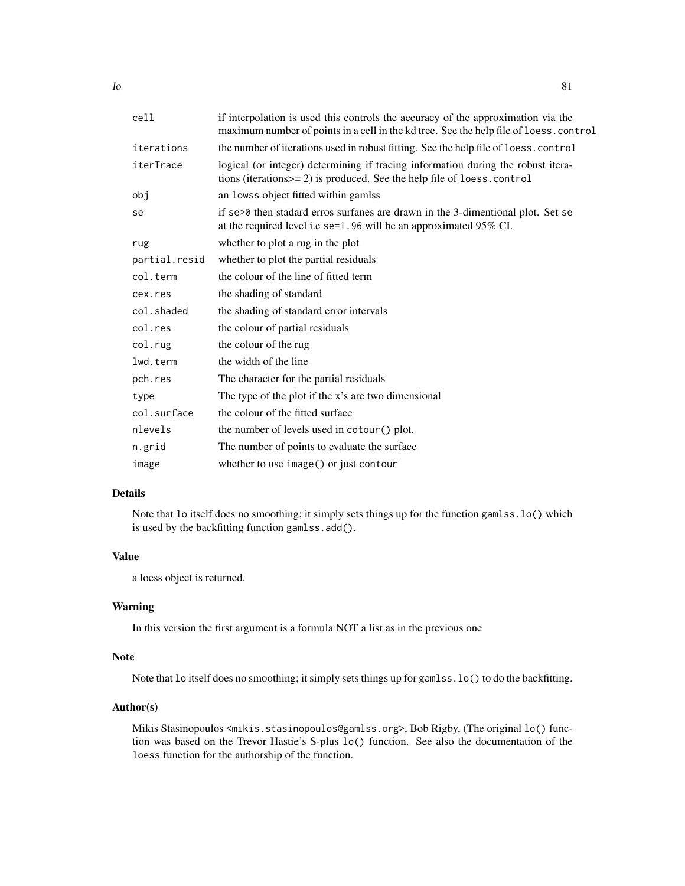| | |
|---|---|
| `cell` | if interpolation is used this controls the accuracy of the approximation via the maximum number of points in a cell in the kd tree. See the help file of `loess.control` |
| `iterations` | the number of iterations used in robust fitting. See the help file of `loess.control` |
| `iterTrace` | logical (or integer) determining if tracing information during the robust iterations (iterations>= 2) is produced. See the help file of `loess.control` |
| `obj` | an `lowss` object fitted within gamlss |
| `se` | if `se>0` then stadard erros surfanes are drawn in the 3-dimentional plot. Set `se` at the required level i.e `se=1.96` will be an approximated 95% CI. |
| `rug` | whether to plot a rug in the plot |
| `partial.resid` | whether to plot the partial residuals |
| `col.term` | the colour of the line of fitted term |
| `cex.res` | the shading of standard |
| `col.shaded` | the shading of standard error intervals |
| `col.res` | the colour of partial residuals |
| `col.rug` | the colour of the rug |
| `lwd.term` | the width of the line |
| `pch.res` | The character for the partial residuals |
| `type` | The type of the plot if the x's are two dimensional |
| `col.surface` | the colour of the fitted surface |
| `nlevels` | the number of levels used in `cotour()` plot. |
| `n.grid` | The number of points to evaluate the surface |
| `image` | whether to use `image()` or just `contour` |

## Details

Note that `lo` itself does no smoothing; it simply sets things up for the function `gamlss.lo()` which is used by the backfitting function `gamlss.add()`.

## Value

a loess object is returned.

## Warning

In this version the first argument is a formula NOT a list as in the previous one

## Note

Note that `lo` itself does no smoothing; it simply sets things up for `gamlss.lo()` to do the backfitting.

## Author(s)

Mikis Stasinopoulos <mikis.stasinopoulos@gamlss.org>, Bob Rigby, (The original `lo()` function was based on the Trevor Hastie's S-plus `lo()` function. See also the documentation of the `loess` function for the authorship of the function.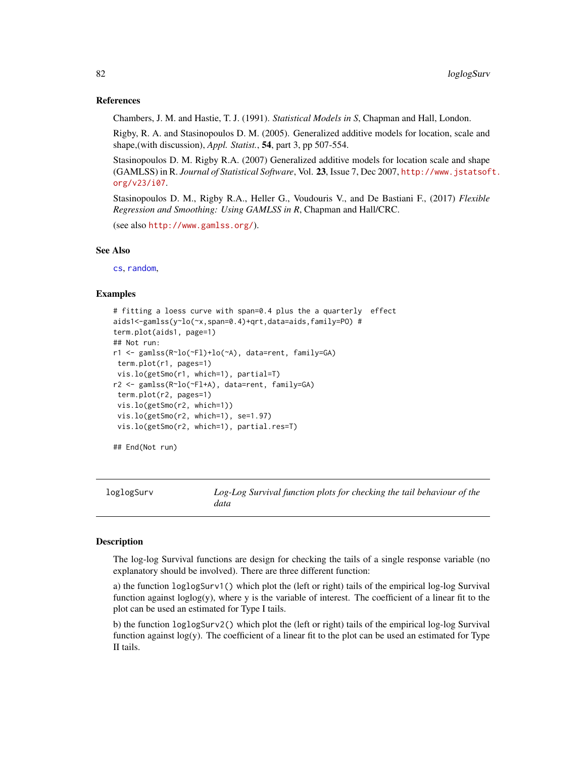### References

Chambers, J. M. and Hastie, T. J. (1991). *Statistical Models in S*, Chapman and Hall, London.

Rigby, R. A. and Stasinopoulos D. M. (2005). Generalized additive models for location, scale and shape,(with discussion), *Appl. Statist.*, **54**, part 3, pp 507-554.

Stasinopoulos D. M. Rigby R.A. (2007) Generalized additive models for location scale and shape (GAMLSS) in R. *Journal of Statistical Software*, Vol. **23**, Issue 7, Dec 2007, http://www.jstatsoft.org/v23/i07.

Stasinopoulos D. M., Rigby R.A., Heller G., Voudouris V., and De Bastiani F., (2017) *Flexible Regression and Smoothing: Using GAMLSS in R*, Chapman and Hall/CRC.

(see also http://www.gamlss.org/).

### See Also

cs, random,

### Examples

```
# fitting a loess curve with span=0.4 plus the a quarterly  effect
aids1<-gamlss(y~lo(~x,span=0.4)+qrt,data=aids,family=PO) #
term.plot(aids1, page=1)
## Not run:
r1 <- gamlss(R~lo(~Fl)+lo(~A), data=rent, family=GA)
 term.plot(r1, pages=1)
 vis.lo(getSmo(r1, which=1), partial=T)
r2 <- gamlss(R~lo(~Fl+A), data=rent, family=GA)
 term.plot(r2, pages=1)
 vis.lo(getSmo(r2, which=1))
 vis.lo(getSmo(r2, which=1), se=1.97)
 vis.lo(getSmo(r2, which=1), partial.res=T)

## End(Not run)
```

---

## loglogSurv — *Log-Log Survival function plots for checking the tail behaviour of the data*

---

### Description

The log-log Survival functions are design for checking the tails of a single response variable (no explanatory should be involved). There are three different function:

a) the function `loglogSurv1()` which plot the (left or right) tails of the empirical log-log Survival function against loglog(y), where y is the variable of interest. The coefficient of a linear fit to the plot can be used an estimated for Type I tails.

b) the function `loglogSurv2()` which plot the (left or right) tails of the empirical log-log Survival function against log(y). The coefficient of a linear fit to the plot can be used an estimated for Type II tails.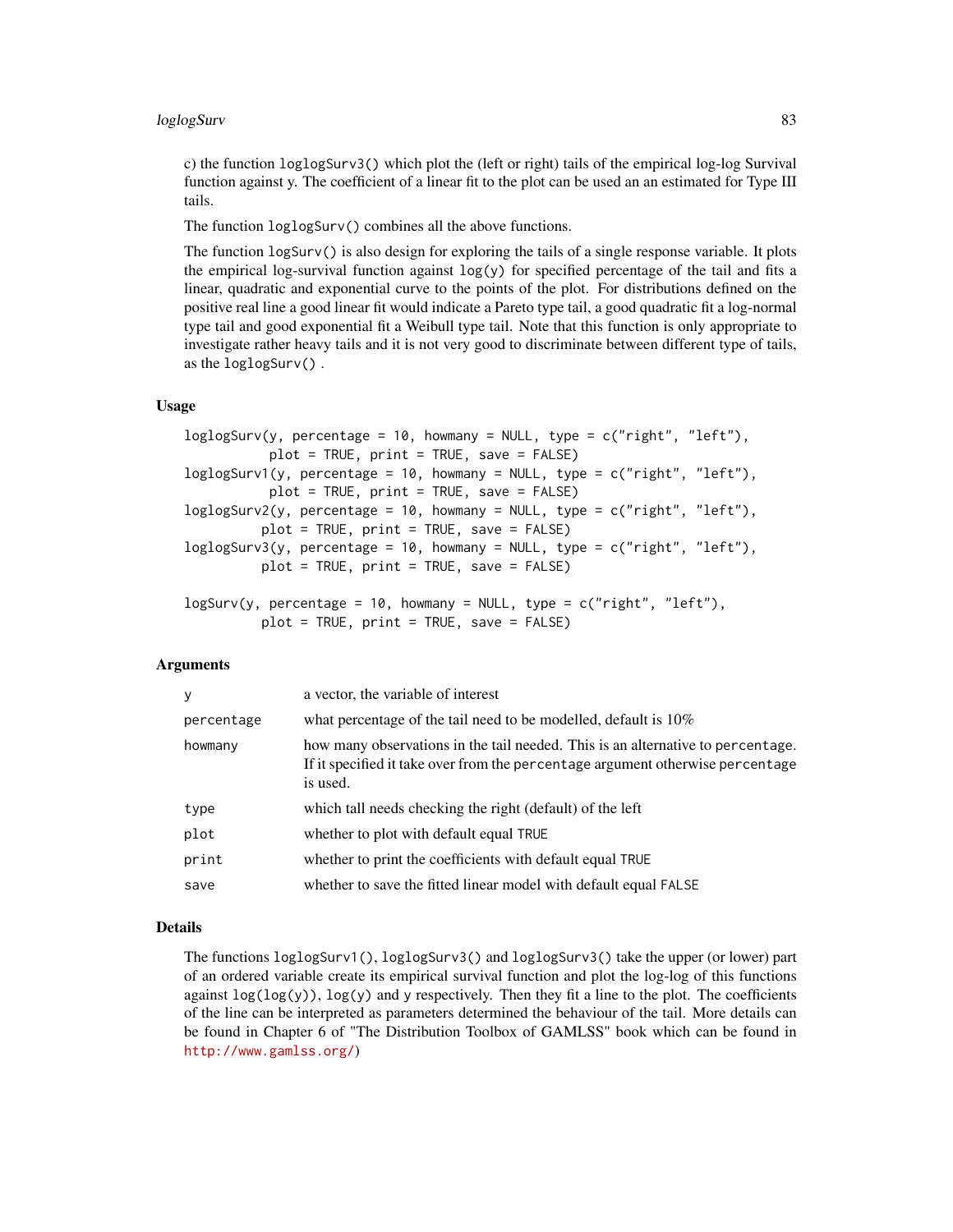c) the function `loglogSurv3()` which plot the (left or right) tails of the empirical log-log Survival function against y. The coefficient of a linear fit to the plot can be used an an estimated for Type III tails.

The function `loglogSurv()` combines all the above functions.

The function `logSurv()` is also design for exploring the tails of a single response variable. It plots the empirical log-survival function against `log(y)` for specified percentage of the tail and fits a linear, quadratic and exponential curve to the points of the plot. For distributions defined on the positive real line a good linear fit would indicate a Pareto type tail, a good quadratic fit a log-normal type tail and good exponential fit a Weibull type tail. Note that this function is only appropriate to investigate rather heavy tails and it is not very good to discriminate between different type of tails, as the `loglogSurv()` .

## Usage

```
loglogSurv(y, percentage = 10, howmany = NULL, type = c("right", "left"),
           plot = TRUE, print = TRUE, save = FALSE)
loglogSurv1(y, percentage = 10, howmany = NULL, type = c("right", "left"),
           plot = TRUE, print = TRUE, save = FALSE)
loglogSurv2(y, percentage = 10, howmany = NULL, type = c("right", "left"),
          plot = TRUE, print = TRUE, save = FALSE)
loglogSurv3(y, percentage = 10, howmany = NULL, type = c("right", "left"),
          plot = TRUE, print = TRUE, save = FALSE)

logSurv(y, percentage = 10, howmany = NULL, type = c("right", "left"),
          plot = TRUE, print = TRUE, save = FALSE)
```

## Arguments

| | |
|---|---|
| `y` | a vector, the variable of interest |
| `percentage` | what percentage of the tail need to be modelled, default is 10% |
| `howmany` | how many observations in the tail needed. This is an alternative to `percentage`. If it specified it take over from the `percentage` argument otherwise `percentage` is used. |
| `type` | which tall needs checking the right (default) of the left |
| `plot` | whether to plot with default equal `TRUE` |
| `print` | whether to print the coefficients with default equal `TRUE` |
| `save` | whether to save the fitted linear model with default equal `FALSE` |

## Details

The functions `loglogSurv1()`, `loglogSurv3()` and `loglogSurv3()` take the upper (or lower) part of an ordered variable create its empirical survival function and plot the log-log of this functions against `log(log(y))`, `log(y)` and `y` respectively. Then they fit a line to the plot. The coefficients of the line can be interpreted as parameters determined the behaviour of the tail. More details can be found in Chapter 6 of "The Distribution Toolbox of GAMLSS" book which can be found in http://www.gamlss.org/)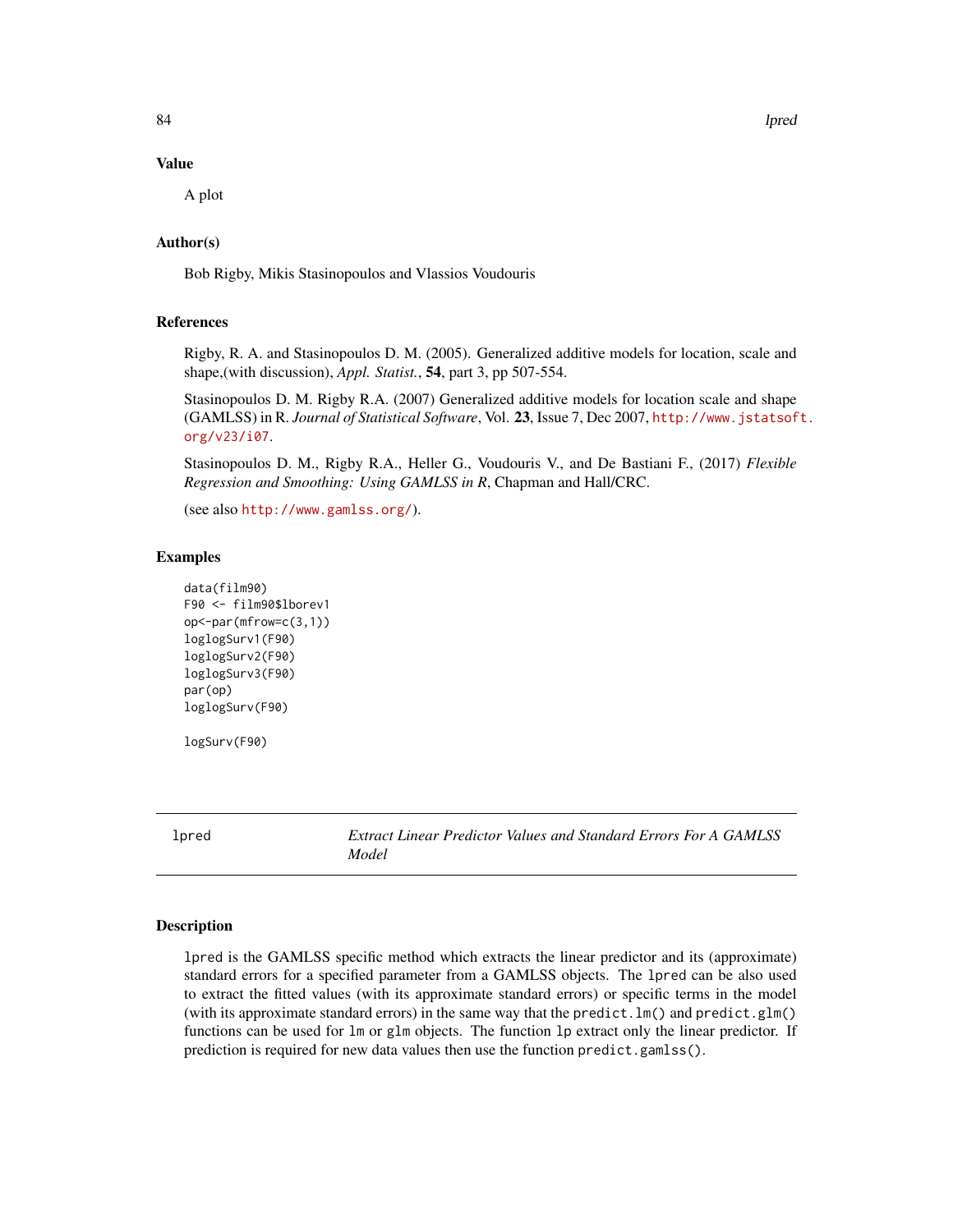## Value

A plot

## Author(s)

Bob Rigby, Mikis Stasinopoulos and Vlassios Voudouris

## References

Rigby, R. A. and Stasinopoulos D. M. (2005). Generalized additive models for location, scale and shape,(with discussion), *Appl. Statist.*, **54**, part 3, pp 507-554.

Stasinopoulos D. M. Rigby R.A. (2007) Generalized additive models for location scale and shape (GAMLSS) in R. *Journal of Statistical Software*, Vol. **23**, Issue 7, Dec 2007, http://www.jstatsoft.org/v23/i07.

Stasinopoulos D. M., Rigby R.A., Heller G., Voudouris V., and De Bastiani F., (2017) *Flexible Regression and Smoothing: Using GAMLSS in R*, Chapman and Hall/CRC.

(see also http://www.gamlss.org/).

## Examples

```
data(film90)
F90 <- film90$lborev1
op<-par(mfrow=c(3,1))
loglogSurv1(F90)
loglogSurv2(F90)
loglogSurv3(F90)
par(op)
loglogSurv(F90)

logSurv(F90)
```

---

# lpred — *Extract Linear Predictor Values and Standard Errors For A GAMLSS Model*

## Description

lpred is the GAMLSS specific method which extracts the linear predictor and its (approximate) standard errors for a specified parameter from a GAMLSS objects. The lpred can be also used to extract the fitted values (with its approximate standard errors) or specific terms in the model (with its approximate standard errors) in the same way that the predict.lm() and predict.glm() functions can be used for lm or glm objects. The function lp extract only the linear predictor. If prediction is required for new data values then use the function predict.gamlss().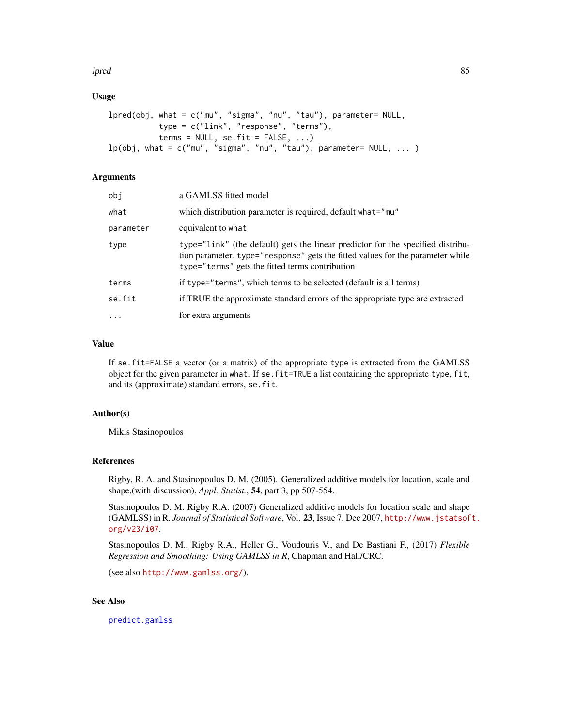## Usage

```
lpred(obj, what = c("mu", "sigma", "nu", "tau"), parameter= NULL,
           type = c("link", "response", "terms"),
           terms = NULL, se.fit = FALSE, ...)
lp(obj, what = c("mu", "sigma", "nu", "tau"), parameter= NULL, ... )
```

## Arguments

| | |
|---|---|
| `obj` | a GAMLSS fitted model |
| `what` | which distribution parameter is required, default `what="mu"` |
| `parameter` | equivalent to `what` |
| `type` | `type="link"` (the default) gets the linear predictor for the specified distribution parameter. `type="response"` gets the fitted values for the parameter while `type="terms"` gets the fitted terms contribution |
| `terms` | if `type="terms"`, which terms to be selected (default is all terms) |
| `se.fit` | if TRUE the approximate standard errors of the appropriate type are extracted |
| `...` | for extra arguments |

## Value

If `se.fit=FALSE` a vector (or a matrix) of the appropriate `type` is extracted from the GAMLSS object for the given parameter in `what`. If `se.fit=TRUE` a list containing the appropriate `type`, `fit`, and its (approximate) standard errors, `se.fit`.

## Author(s)

Mikis Stasinopoulos

## References

Rigby, R. A. and Stasinopoulos D. M. (2005). Generalized additive models for location, scale and shape,(with discussion), *Appl. Statist.*, **54**, part 3, pp 507-554.

Stasinopoulos D. M. Rigby R.A. (2007) Generalized additive models for location scale and shape (GAMLSS) in R. *Journal of Statistical Software*, Vol. **23**, Issue 7, Dec 2007, http://www.jstatsoft.org/v23/i07.

Stasinopoulos D. M., Rigby R.A., Heller G., Voudouris V., and De Bastiani F., (2017) *Flexible Regression and Smoothing: Using GAMLSS in R*, Chapman and Hall/CRC.

(see also http://www.gamlss.org/).

## See Also

`predict.gamlss`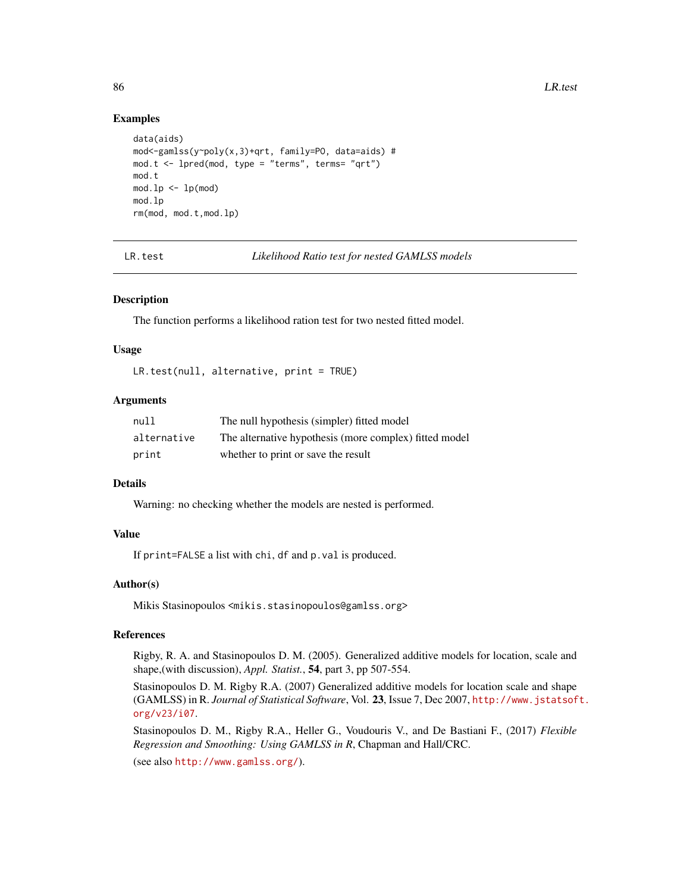## Examples

```
data(aids)
mod<-gamlss(y~poly(x,3)+qrt, family=PO, data=aids) #
mod.t <- lpred(mod, type = "terms", terms= "qrt")
mod.t
mod.lp <- lp(mod)
mod.lp
rm(mod, mod.t,mod.lp)
```

---

# LR.test *Likelihood Ratio test for nested GAMLSS models*

---

## Description

The function performs a likelihood ration test for two nested fitted model.

## Usage

```
LR.test(null, alternative, print = TRUE)
```

## Arguments

| | |
|---|---|
| `null` | The null hypothesis (simpler) fitted model |
| `alternative` | The alternative hypothesis (more complex) fitted model |
| `print` | whether to print or save the result |

## Details

Warning: no checking whether the models are nested is performed.

## Value

If `print=FALSE` a list with `chi`, `df` and `p.val` is produced.

## Author(s)

Mikis Stasinopoulos <mikis.stasinopoulos@gamlss.org>

## References

Rigby, R. A. and Stasinopoulos D. M. (2005). Generalized additive models for location, scale and shape,(with discussion), *Appl. Statist.*, **54**, part 3, pp 507-554.

Stasinopoulos D. M. Rigby R.A. (2007) Generalized additive models for location scale and shape (GAMLSS) in R. *Journal of Statistical Software*, Vol. **23**, Issue 7, Dec 2007, http://www.jstatsoft.org/v23/i07.

Stasinopoulos D. M., Rigby R.A., Heller G., Voudouris V., and De Bastiani F., (2017) *Flexible Regression and Smoothing: Using GAMLSS in R*, Chapman and Hall/CRC.

(see also http://www.gamlss.org/).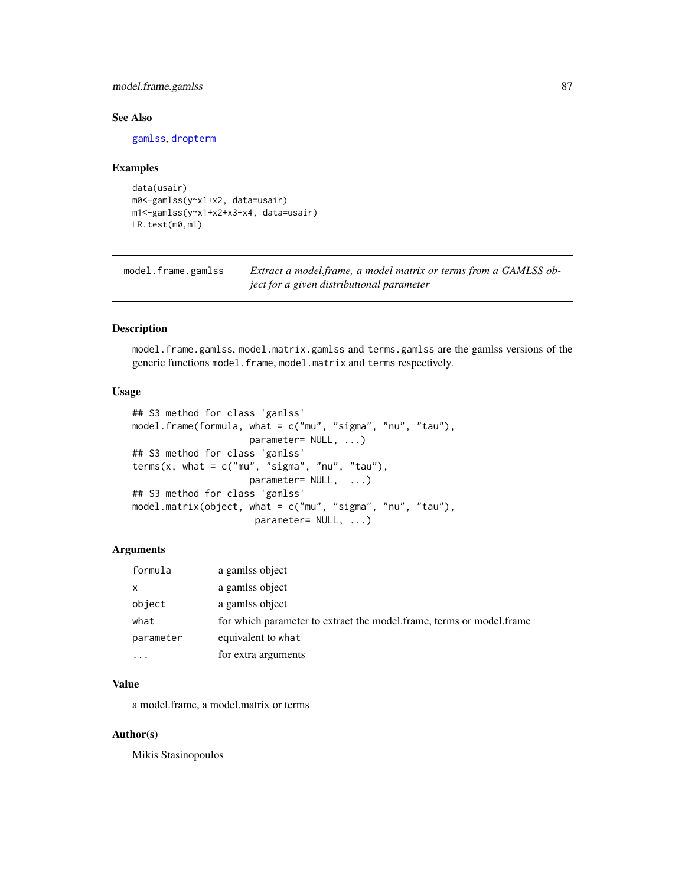### See Also

gamlss, dropterm

### Examples

```
data(usair)
m0<-gamlss(y~x1+x2, data=usair)
m1<-gamlss(y~x1+x2+x3+x4, data=usair)
LR.test(m0,m1)
```

---

## model.frame.gamlss

*Extract a model.frame, a model matrix or terms from a GAMLSS object for a given distributional parameter*

---

### Description

`model.frame.gamlss`, `model.matrix.gamlss` and `terms.gamlss` are the gamlss versions of the generic functions `model.frame`, `model.matrix` and `terms` respectively.

### Usage

```
## S3 method for class 'gamlss'
model.frame(formula, what = c("mu", "sigma", "nu", "tau"),
                     parameter= NULL, ...)
## S3 method for class 'gamlss'
terms(x, what = c("mu", "sigma", "nu", "tau"),
                     parameter= NULL,  ...)
## S3 method for class 'gamlss'
model.matrix(object, what = c("mu", "sigma", "nu", "tau"),
                      parameter= NULL, ...)
```

### Arguments

| | |
|---|---|
| `formula` | a gamlss object |
| `x` | a gamlss object |
| `object` | a gamlss object |
| `what` | for which parameter to extract the model.frame, terms or model.frame |
| `parameter` | equivalent to `what` |
| `...` | for extra arguments |

### Value

a model.frame, a model.matrix or terms

### Author(s)

Mikis Stasinopoulos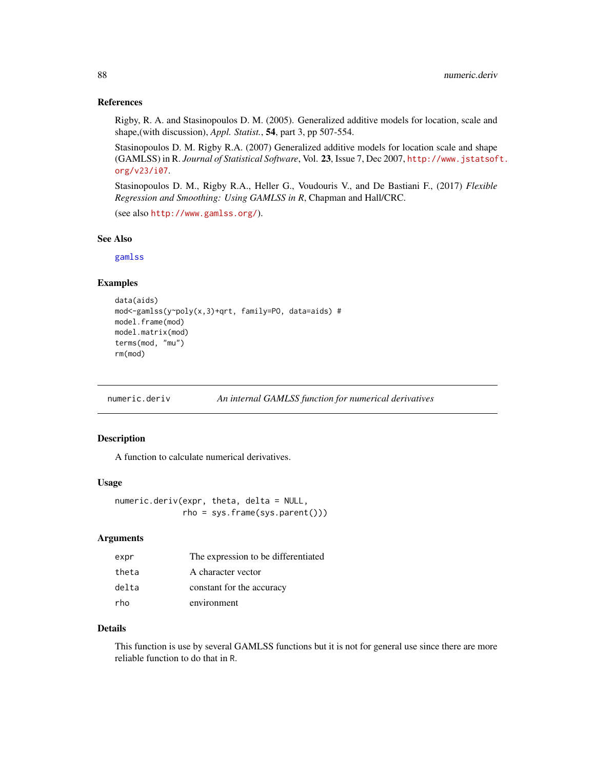## References

Rigby, R. A. and Stasinopoulos D. M. (2005). Generalized additive models for location, scale and shape,(with discussion), *Appl. Statist.*, **54**, part 3, pp 507-554.

Stasinopoulos D. M. Rigby R.A. (2007) Generalized additive models for location scale and shape (GAMLSS) in R. *Journal of Statistical Software*, Vol. **23**, Issue 7, Dec 2007, http://www.jstatsoft.org/v23/i07.

Stasinopoulos D. M., Rigby R.A., Heller G., Voudouris V., and De Bastiani F., (2017) *Flexible Regression and Smoothing: Using GAMLSS in R*, Chapman and Hall/CRC.

(see also http://www.gamlss.org/).

## See Also

gamlss

## Examples

```
data(aids)
mod<-gamlss(y~poly(x,3)+qrt, family=PO, data=aids) #
model.frame(mod)
model.matrix(mod)
terms(mod, "mu")
rm(mod)
```

---

# numeric.deriv — *An internal GAMLSS function for numerical derivatives*

## Description

A function to calculate numerical derivatives.

## Usage

```
numeric.deriv(expr, theta, delta = NULL,
              rho = sys.frame(sys.parent()))
```

## Arguments

| | |
|---|---|
| expr | The expression to be differentiated |
| theta | A character vector |
| delta | constant for the accuracy |
| rho | environment |

## Details

This function is use by several GAMLSS functions but it is not for general use since there are more reliable function to do that in R.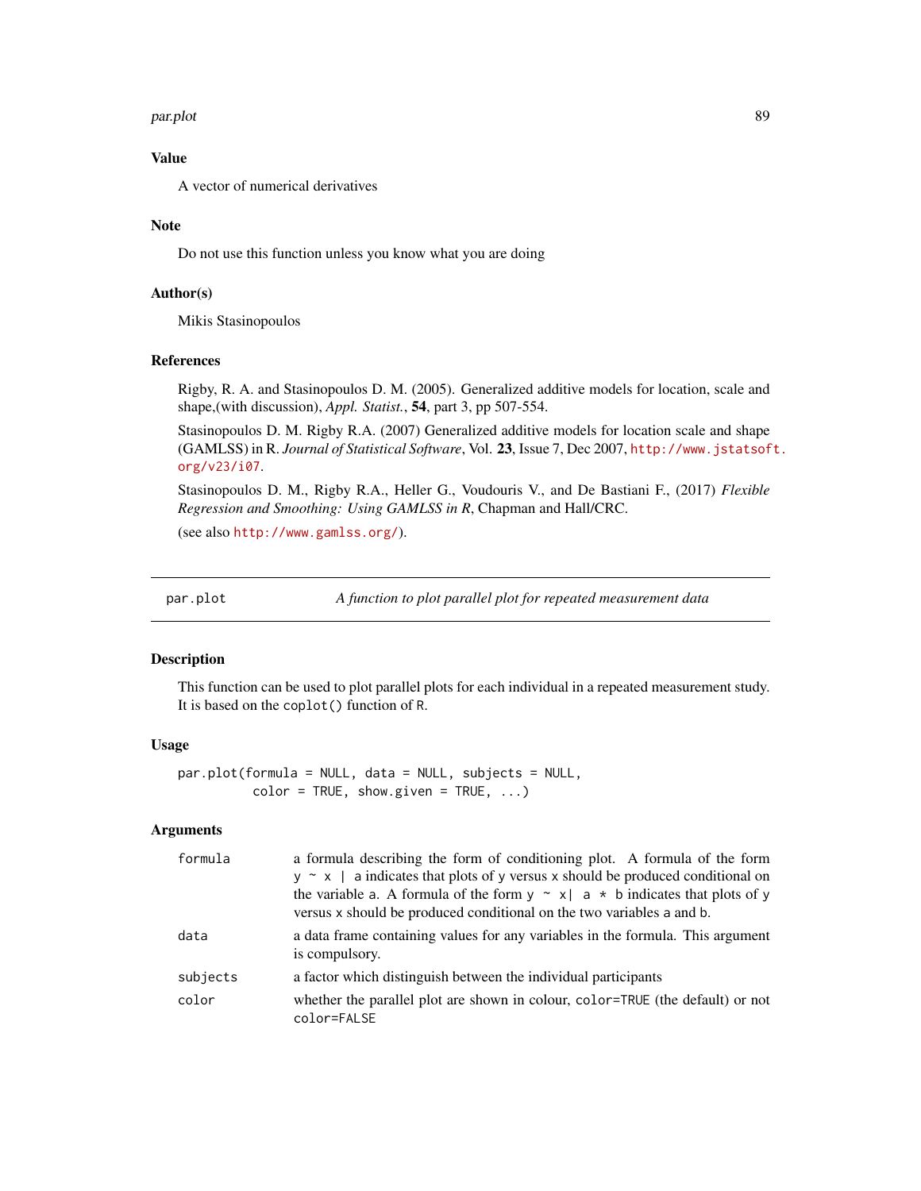### Value

A vector of numerical derivatives

### Note

Do not use this function unless you know what you are doing

### Author(s)

Mikis Stasinopoulos

### References

Rigby, R. A. and Stasinopoulos D. M. (2005). Generalized additive models for location, scale and shape,(with discussion), *Appl. Statist.*, **54**, part 3, pp 507-554.

Stasinopoulos D. M. Rigby R.A. (2007) Generalized additive models for location scale and shape (GAMLSS) in R. *Journal of Statistical Software*, Vol. **23**, Issue 7, Dec 2007, http://www.jstatsoft.org/v23/i07.

Stasinopoulos D. M., Rigby R.A., Heller G., Voudouris V., and De Bastiani F., (2017) *Flexible Regression and Smoothing: Using GAMLSS in R*, Chapman and Hall/CRC.

(see also http://www.gamlss.org/).

---

## par.plot — *A function to plot parallel plot for repeated measurement data*

### Description

This function can be used to plot parallel plots for each individual in a repeated measurement study. It is based on the `coplot()` function of R.

### Usage

```
par.plot(formula = NULL, data = NULL, subjects = NULL,
         color = TRUE, show.given = TRUE, ...)
```

### Arguments

| | |
|---|---|
| `formula` | a formula describing the form of conditioning plot. A formula of the form `y ~ x | a` indicates that plots of `y` versus `x` should be produced conditional on the variable `a`. A formula of the form `y ~ x| a * b` indicates that plots of `y` versus `x` should be produced conditional on the two variables `a` and `b`. |
| `data` | a data frame containing values for any variables in the formula. This argument is compulsory. |
| `subjects` | a factor which distinguish between the individual participants |
| `color` | whether the parallel plot are shown in colour, `color=TRUE` (the default) or not `color=FALSE` |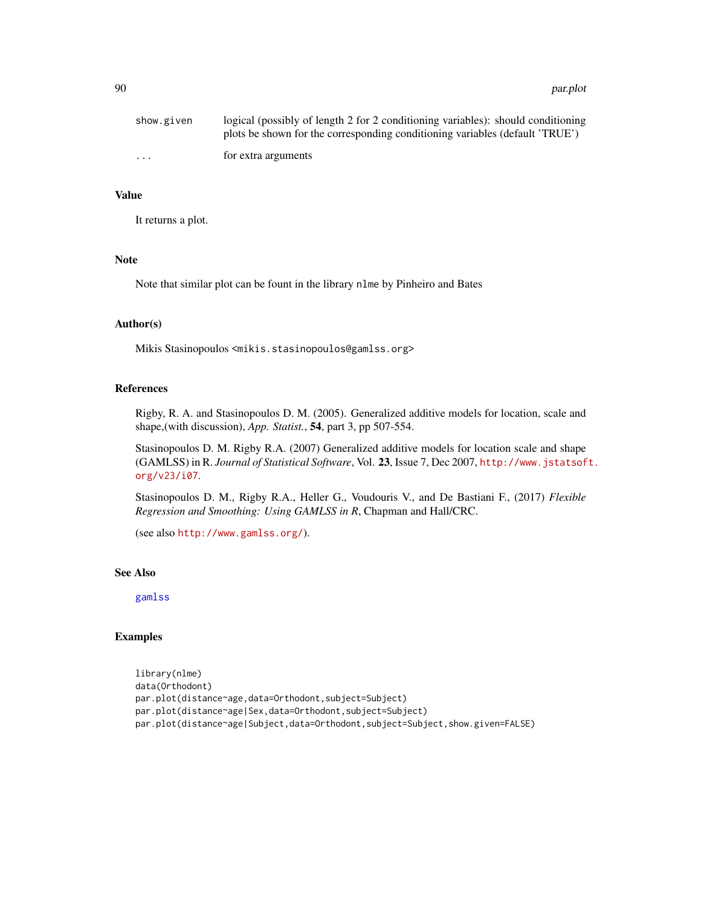| | |
|---|---|
| show.given | logical (possibly of length 2 for 2 conditioning variables): should conditioning plots be shown for the corresponding conditioning variables (default 'TRUE') |
| ... | for extra arguments |

## Value

It returns a plot.

## Note

Note that similar plot can be fount in the library `nlme` by Pinheiro and Bates

## Author(s)

Mikis Stasinopoulos <mikis.stasinopoulos@gamlss.org>

## References

Rigby, R. A. and Stasinopoulos D. M. (2005). Generalized additive models for location, scale and shape,(with discussion), *App. Statist.*, **54**, part 3, pp 507-554.

Stasinopoulos D. M. Rigby R.A. (2007) Generalized additive models for location scale and shape (GAMLSS) in R. *Journal of Statistical Software*, Vol. **23**, Issue 7, Dec 2007, http://www.jstatsoft.org/v23/i07.

Stasinopoulos D. M., Rigby R.A., Heller G., Voudouris V., and De Bastiani F., (2017) *Flexible Regression and Smoothing: Using GAMLSS in R*, Chapman and Hall/CRC.

(see also http://www.gamlss.org/).

## See Also

gamlss

## Examples

```
library(nlme)
data(Orthodont)
par.plot(distance~age,data=Orthodont,subject=Subject)
par.plot(distance~age|Sex,data=Orthodont,subject=Subject)
par.plot(distance~age|Subject,data=Orthodont,subject=Subject,show.given=FALSE)
```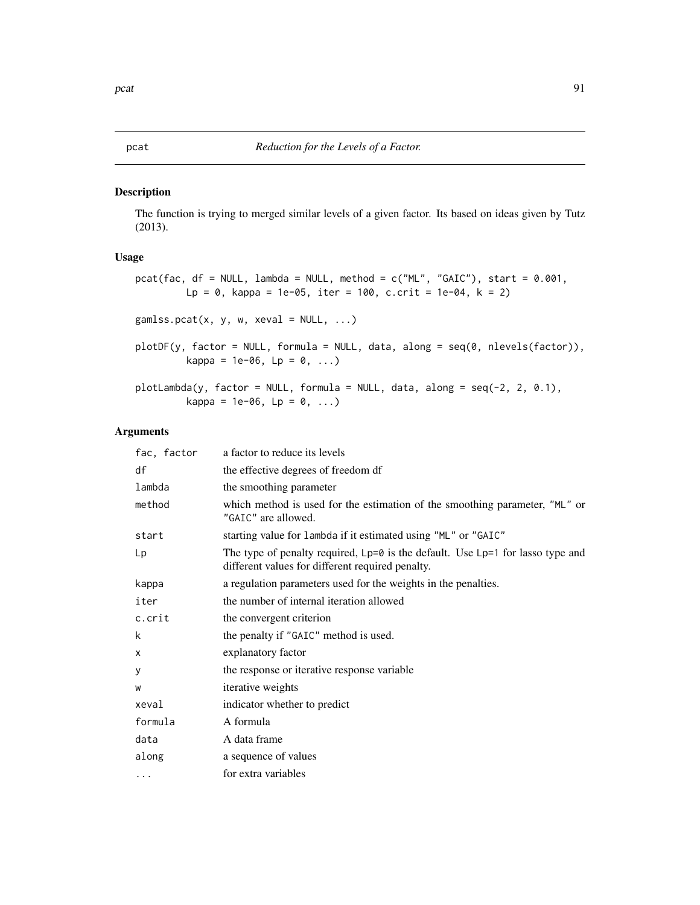# pcat — *Reduction for the Levels of a Factor.*

## Description

The function is trying to merged similar levels of a given factor. Its based on ideas given by Tutz (2013).

## Usage

```
pcat(fac, df = NULL, lambda = NULL, method = c("ML", "GAIC"), start = 0.001,
        Lp = 0, kappa = 1e-05, iter = 100, c.crit = 1e-04, k = 2)

gamlss.pcat(x, y, w, xeval = NULL, ...)

plotDF(y, factor = NULL, formula = NULL, data, along = seq(0, nlevels(factor)),
        kappa = 1e-06, Lp = 0, ...)

plotLambda(y, factor = NULL, formula = NULL, data, along = seq(-2, 2, 0.1),
        kappa = 1e-06, Lp = 0, ...)
```

## Arguments

| | |
|---|---|
| `fac, factor` | a factor to reduce its levels |
| `df` | the effective degrees of freedom df |
| `lambda` | the smoothing parameter |
| `method` | which method is used for the estimation of the smoothing parameter, `"ML"` or `"GAIC"` are allowed. |
| `start` | starting value for `lambda` if it estimated using `"ML"` or `"GAIC"` |
| `Lp` | The type of penalty required, `Lp=0` is the default. Use `Lp=1` for lasso type and different values for different required penalty. |
| `kappa` | a regulation parameters used for the weights in the penalties. |
| `iter` | the number of internal iteration allowed |
| `c.crit` | the convergent criterion |
| `k` | the penalty if `"GAIC"` method is used. |
| `x` | explanatory factor |
| `y` | the response or iterative response variable |
| `w` | iterative weights |
| `xeval` | indicator whether to predict |
| `formula` | A formula |
| `data` | A data frame |
| `along` | a sequence of values |
| `...` | for extra variables |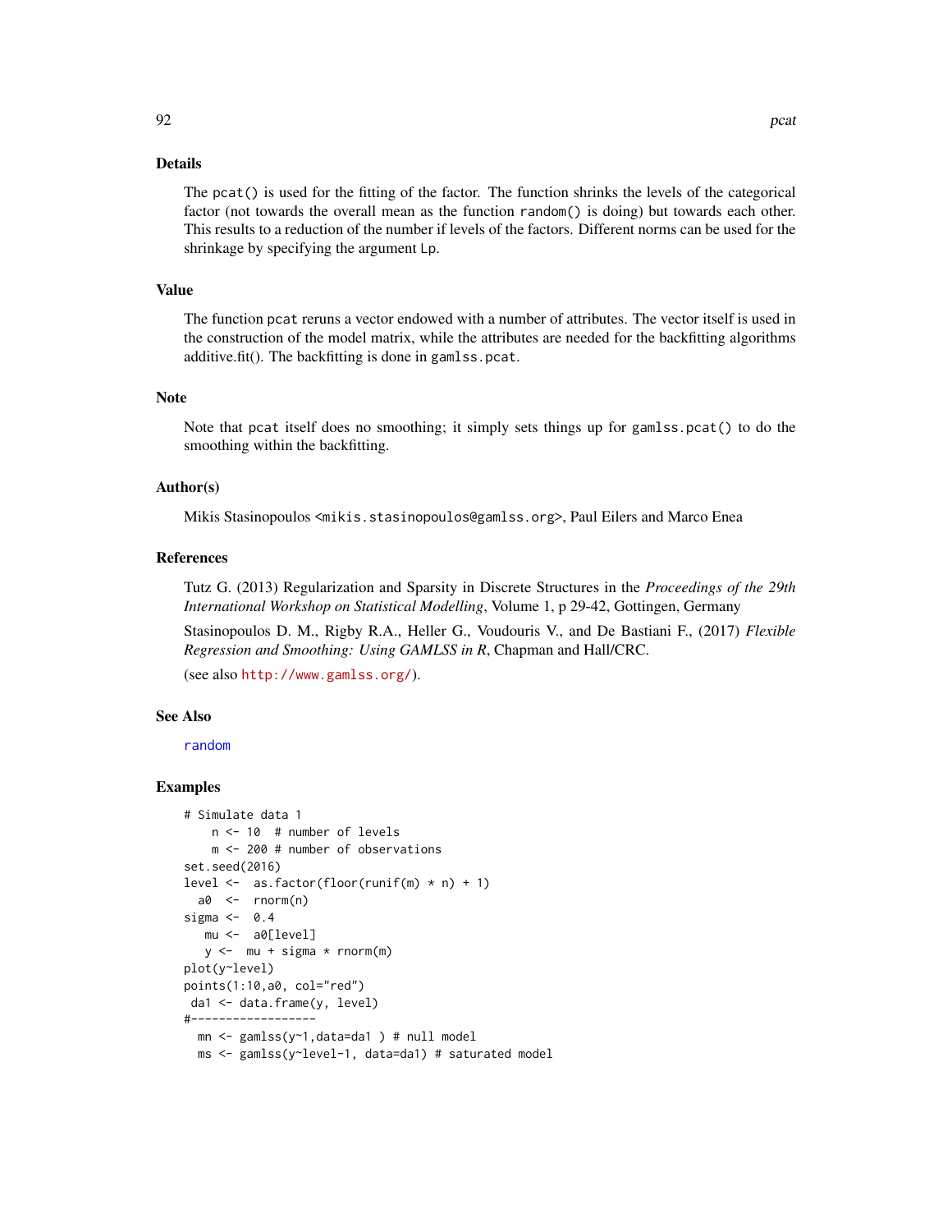## Details

The `pcat()` is used for the fitting of the factor. The function shrinks the levels of the categorical factor (not towards the overall mean as the function `random()` is doing) but towards each other. This results to a reduction of the number if levels of the factors. Different norms can be used for the shrinkage by specifying the argument `Lp`.

## Value

The function `pcat` reruns a vector endowed with a number of attributes. The vector itself is used in the construction of the model matrix, while the attributes are needed for the backfitting algorithms additive.fit(). The backfitting is done in `gamlss.pcat`.

## Note

Note that `pcat` itself does no smoothing; it simply sets things up for `gamlss.pcat()` to do the smoothing within the backfitting.

## Author(s)

Mikis Stasinopoulos <`mikis.stasinopoulos@gamlss.org`>, Paul Eilers and Marco Enea

## References

Tutz G. (2013) Regularization and Sparsity in Discrete Structures in the *Proceedings of the 29th International Workshop on Statistical Modelling*, Volume 1, p 29-42, Gottingen, Germany

Stasinopoulos D. M., Rigby R.A., Heller G., Voudouris V., and De Bastiani F., (2017) *Flexible Regression and Smoothing: Using GAMLSS in R*, Chapman and Hall/CRC.

(see also http://www.gamlss.org/).

## See Also

random

## Examples

```
# Simulate data 1
    n <- 10  # number of levels
    m <- 200 # number of observations
set.seed(2016)
level <-  as.factor(floor(runif(m) * n) + 1)
  a0  <-  rnorm(n)
sigma <-  0.4
   mu <-  a0[level]
   y <-  mu + sigma * rnorm(m)
plot(y~level)
points(1:10,a0, col="red")
 da1 <- data.frame(y, level)
#------------------
  mn <- gamlss(y~1,data=da1 ) # null model
  ms <- gamlss(y~level-1, data=da1) # saturated model
```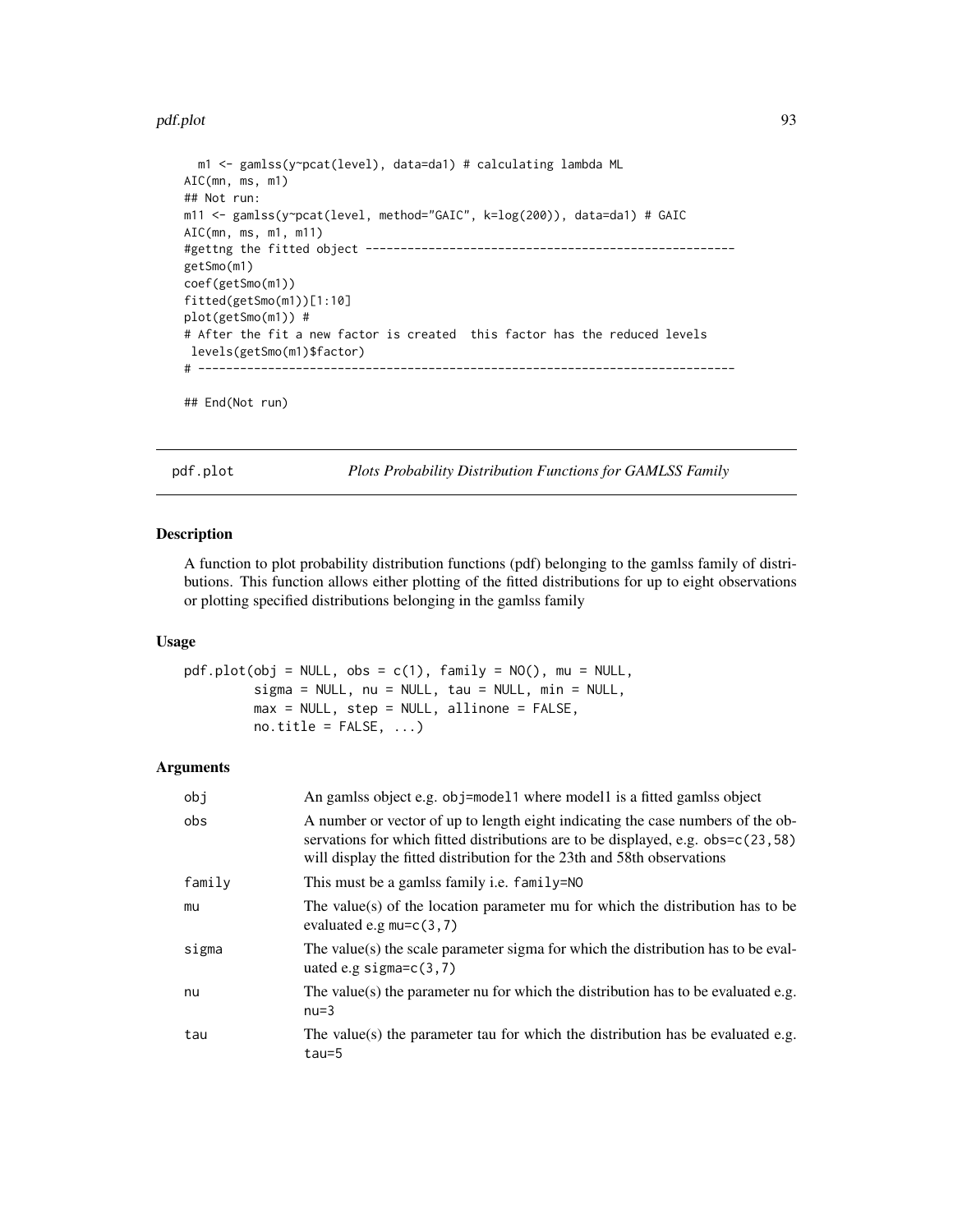```
  m1 <- gamlss(y~pcat(level), data=da1) # calculating lambda ML
AIC(mn, ms, m1)
## Not run:
m11 <- gamlss(y~pcat(level, method="GAIC", k=log(200)), data=da1) # GAIC
AIC(mn, ms, m1, m11)
#gettng the fitted object -----------------------------------------------------
getSmo(m1)
coef(getSmo(m1))
fitted(getSmo(m1))[1:10]
plot(getSmo(m1)) #
# After the fit a new factor is created  this factor has the reduced levels
 levels(getSmo(m1)$factor)
# ---------------------------------------------------------------------------

## End(Not run)
```

## pdf.plot — *Plots Probability Distribution Functions for GAMLSS Family*

### Description

A function to plot probability distribution functions (pdf) belonging to the gamlss family of distributions. This function allows either plotting of the fitted distributions for up to eight observations or plotting specified distributions belonging in the gamlss family

### Usage

```
pdf.plot(obj = NULL, obs = c(1), family = NO(), mu = NULL,
         sigma = NULL, nu = NULL, tau = NULL, min = NULL,
         max = NULL, step = NULL, allinone = FALSE,
         no.title = FALSE, ...)
```

### Arguments

| | |
|---|---|
| `obj` | An gamlss object e.g. `obj=model1` where model1 is a fitted gamlss object |
| `obs` | A number or vector of up to length eight indicating the case numbers of the observations for which fitted distributions are to be displayed, e.g. `obs=c(23,58)` will display the fitted distribution for the 23th and 58th observations |
| `family` | This must be a gamlss family i.e. `family=NO` |
| `mu` | The value(s) of the location parameter mu for which the distribution has to be evaluated e.g `mu=c(3,7)` |
| `sigma` | The value(s) the scale parameter sigma for which the distribution has to be evaluated e.g `sigma=c(3,7)` |
| `nu` | The value(s) the parameter nu for which the distribution has to be evaluated e.g. `nu=3` |
| `tau` | The value(s) the parameter tau for which the distribution has be evaluated e.g. `tau=5` |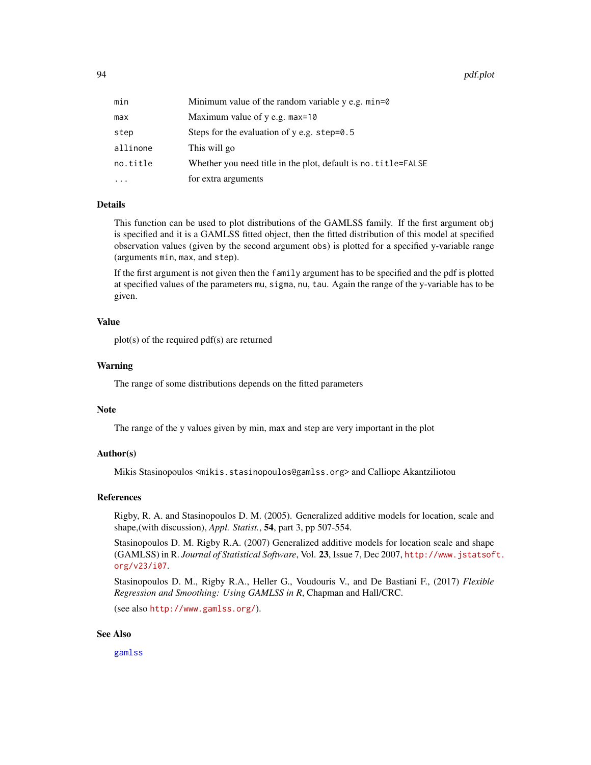| | |
|---|---|
| `min` | Minimum value of the random variable y e.g. `min=0` |
| `max` | Maximum value of y e.g. `max=10` |
| `step` | Steps for the evaluation of y e.g. `step=0.5` |
| `allinone` | This will go |
| `no.title` | Whether you need title in the plot, default is `no.title=FALSE` |
| `...` | for extra arguments |

### Details

This function can be used to plot distributions of the GAMLSS family. If the first argument `obj` is specified and it is a GAMLSS fitted object, then the fitted distribution of this model at specified observation values (given by the second argument `obs`) is plotted for a specified y-variable range (arguments `min`, `max`, and `step`).

If the first argument is not given then the `family` argument has to be specified and the pdf is plotted at specified values of the parameters `mu`, `sigma`, `nu`, `tau`. Again the range of the y-variable has to be given.

### Value

plot(s) of the required pdf(s) are returned

### Warning

The range of some distributions depends on the fitted parameters

### Note

The range of the y values given by min, max and step are very important in the plot

### Author(s)

Mikis Stasinopoulos <`mikis.stasinopoulos@gamlss.org`> and Calliope Akantziliotou

### References

Rigby, R. A. and Stasinopoulos D. M. (2005). Generalized additive models for location, scale and shape,(with discussion), *Appl. Statist.*, **54**, part 3, pp 507-554.

Stasinopoulos D. M. Rigby R.A. (2007) Generalized additive models for location scale and shape (GAMLSS) in R. *Journal of Statistical Software*, Vol. **23**, Issue 7, Dec 2007, http://www.jstatsoft.org/v23/i07.

Stasinopoulos D. M., Rigby R.A., Heller G., Voudouris V., and De Bastiani F., (2017) *Flexible Regression and Smoothing: Using GAMLSS in R*, Chapman and Hall/CRC.

(see also http://www.gamlss.org/).

### See Also

`gamlss`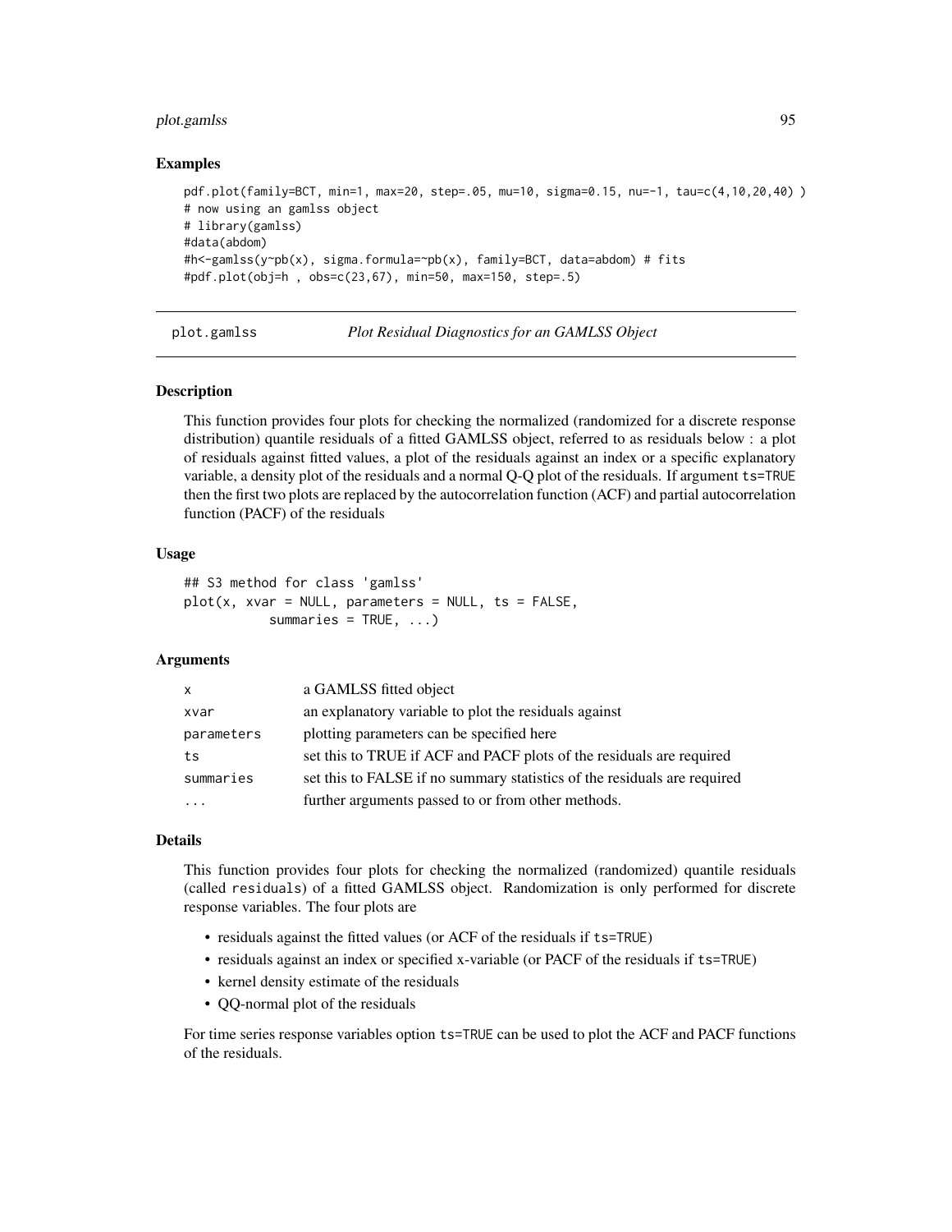## Examples

```
pdf.plot(family=BCT, min=1, max=20, step=.05, mu=10, sigma=0.15, nu=-1, tau=c(4,10,20,40) )
# now using an gamlss object
# library(gamlss)
#data(abdom)
#h<-gamlss(y~pb(x), sigma.formula=~pb(x), family=BCT, data=abdom) # fits
#pdf.plot(obj=h , obs=c(23,67), min=50, max=150, step=.5)
```

---

plot.gamlss *Plot Residual Diagnostics for an GAMLSS Object*

---

## Description

This function provides four plots for checking the normalized (randomized for a discrete response distribution) quantile residuals of a fitted GAMLSS object, referred to as residuals below : a plot of residuals against fitted values, a plot of the residuals against an index or a specific explanatory variable, a density plot of the residuals and a normal Q-Q plot of the residuals. If argument `ts=TRUE` then the first two plots are replaced by the autocorrelation function (ACF) and partial autocorrelation function (PACF) of the residuals

## Usage

```
## S3 method for class 'gamlss'
plot(x, xvar = NULL, parameters = NULL, ts = FALSE,
          summaries = TRUE, ...)
```

## Arguments

| | |
|---|---|
| x | a GAMLSS fitted object |
| xvar | an explanatory variable to plot the residuals against |
| parameters | plotting parameters can be specified here |
| ts | set this to TRUE if ACF and PACF plots of the residuals are required |
| summaries | set this to FALSE if no summary statistics of the residuals are required |
| ... | further arguments passed to or from other methods. |

## Details

This function provides four plots for checking the normalized (randomized) quantile residuals (called `residuals`) of a fitted GAMLSS object. Randomization is only performed for discrete response variables. The four plots are

- residuals against the fitted values (or ACF of the residuals if `ts=TRUE`)
- residuals against an index or specified x-variable (or PACF of the residuals if `ts=TRUE`)
- kernel density estimate of the residuals
- QQ-normal plot of the residuals

For time series response variables option `ts=TRUE` can be used to plot the ACF and PACF functions of the residuals.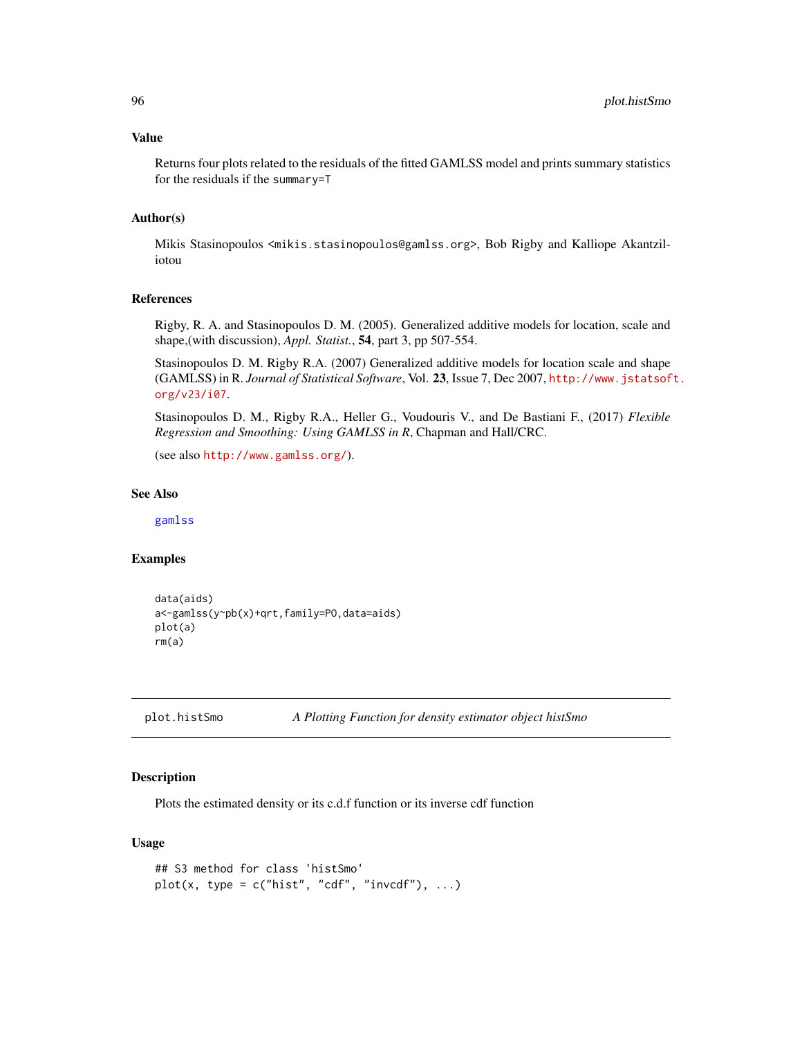### Value

Returns four plots related to the residuals of the fitted GAMLSS model and prints summary statistics for the residuals if the `summary=T`

### Author(s)

Mikis Stasinopoulos <mikis.stasinopoulos@gamlss.org>, Bob Rigby and Kalliope Akantziliotou

### References

Rigby, R. A. and Stasinopoulos D. M. (2005). Generalized additive models for location, scale and shape,(with discussion), *Appl. Statist.*, **54**, part 3, pp 507-554.

Stasinopoulos D. M. Rigby R.A. (2007) Generalized additive models for location scale and shape (GAMLSS) in R. *Journal of Statistical Software*, Vol. **23**, Issue 7, Dec 2007, http://www.jstatsoft.org/v23/i07.

Stasinopoulos D. M., Rigby R.A., Heller G., Voudouris V., and De Bastiani F., (2017) *Flexible Regression and Smoothing: Using GAMLSS in R*, Chapman and Hall/CRC.

(see also http://www.gamlss.org/).

### See Also

gamlss

### Examples

```
data(aids)
a<-gamlss(y~pb(x)+qrt,family=PO,data=aids)
plot(a)
rm(a)
```

---

## plot.histSmo — *A Plotting Function for density estimator object histSmo*

### Description

Plots the estimated density or its c.d.f function or its inverse cdf function

### Usage

```
## S3 method for class 'histSmo'
plot(x, type = c("hist", "cdf", "invcdf"), ...)
```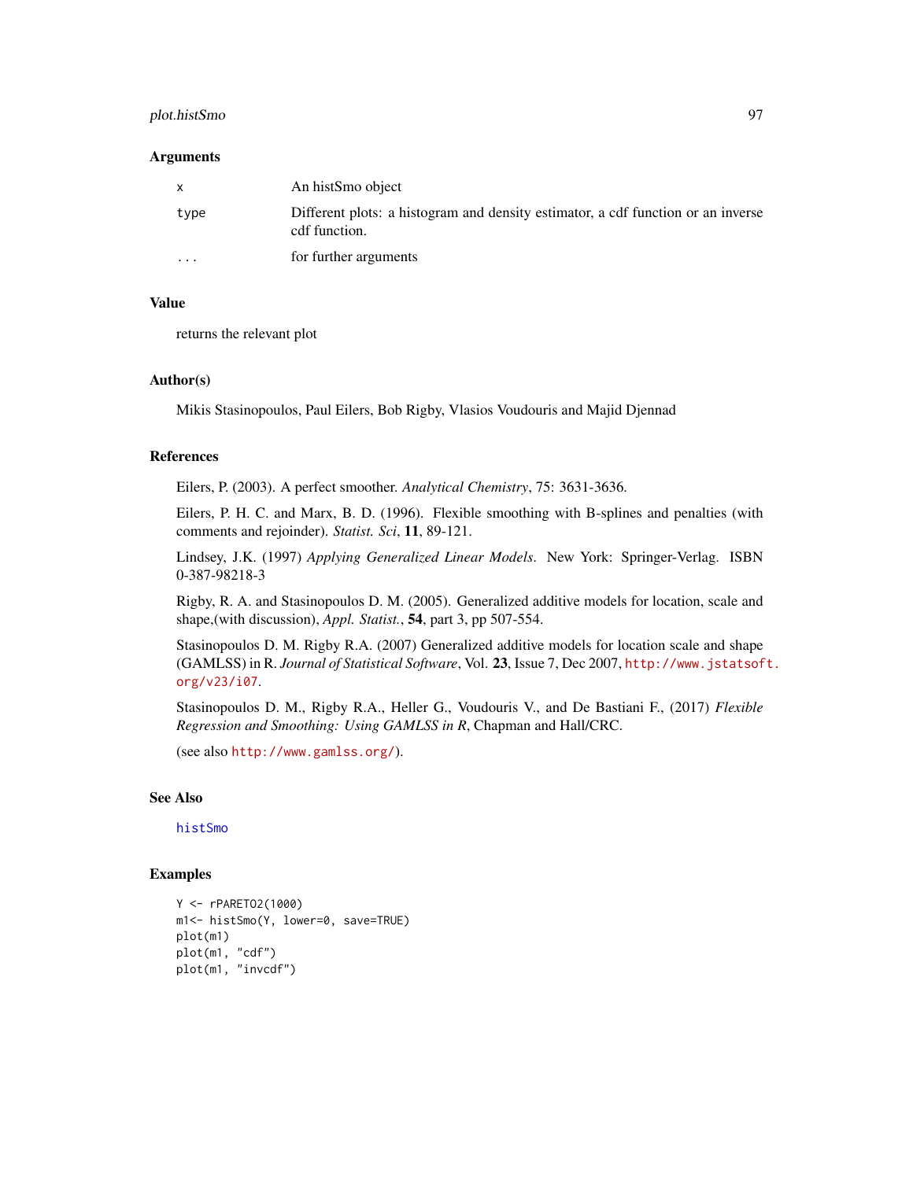### Arguments

| | |
|---|---|
| `x` | An histSmo object |
| `type` | Different plots: a histogram and density estimator, a cdf function or an inverse cdf function. |
| `...` | for further arguments |

### Value

returns the relevant plot

### Author(s)

Mikis Stasinopoulos, Paul Eilers, Bob Rigby, Vlasios Voudouris and Majid Djennad

### References

Eilers, P. (2003). A perfect smoother. *Analytical Chemistry*, 75: 3631-3636.

Eilers, P. H. C. and Marx, B. D. (1996). Flexible smoothing with B-splines and penalties (with comments and rejoinder). *Statist. Sci*, **11**, 89-121.

Lindsey, J.K. (1997) *Applying Generalized Linear Models*. New York: Springer-Verlag. ISBN 0-387-98218-3

Rigby, R. A. and Stasinopoulos D. M. (2005). Generalized additive models for location, scale and shape,(with discussion), *Appl. Statist.*, **54**, part 3, pp 507-554.

Stasinopoulos D. M. Rigby R.A. (2007) Generalized additive models for location scale and shape (GAMLSS) in R. *Journal of Statistical Software*, Vol. **23**, Issue 7, Dec 2007, http://www.jstatsoft.org/v23/i07.

Stasinopoulos D. M., Rigby R.A., Heller G., Voudouris V., and De Bastiani F., (2017) *Flexible Regression and Smoothing: Using GAMLSS in R*, Chapman and Hall/CRC.

(see also http://www.gamlss.org/).

### See Also

histSmo

### Examples

```
Y <- rPARETO2(1000)
m1<- histSmo(Y, lower=0, save=TRUE)
plot(m1)
plot(m1, "cdf")
plot(m1, "invcdf")
```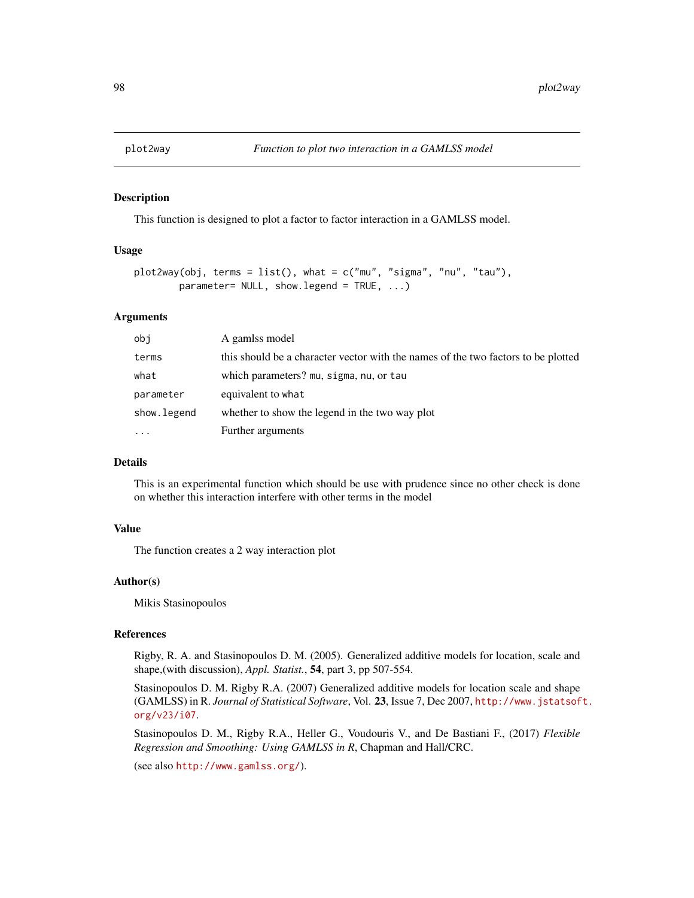plot2way — *Function to plot two interaction in a GAMLSS model*

## Description

This function is designed to plot a factor to factor interaction in a GAMLSS model.

## Usage

```
plot2way(obj, terms = list(), what = c("mu", "sigma", "nu", "tau"),
        parameter= NULL, show.legend = TRUE, ...)
```

## Arguments

| | |
|---|---|
| `obj` | A gamlss model |
| `terms` | this should be a character vector with the names of the two factors to be plotted |
| `what` | which parameters? `mu`, `sigma`, `nu`, or `tau` |
| `parameter` | equivalent to `what` |
| `show.legend` | whether to show the legend in the two way plot |
| `...` | Further arguments |

## Details

This is an experimental function which should be use with prudence since no other check is done on whether this interaction interfere with other terms in the model

## Value

The function creates a 2 way interaction plot

## Author(s)

Mikis Stasinopoulos

## References

Rigby, R. A. and Stasinopoulos D. M. (2005). Generalized additive models for location, scale and shape,(with discussion), *Appl. Statist.*, **54**, part 3, pp 507-554.

Stasinopoulos D. M. Rigby R.A. (2007) Generalized additive models for location scale and shape (GAMLSS) in R. *Journal of Statistical Software*, Vol. **23**, Issue 7, Dec 2007, http://www.jstatsoft.org/v23/i07.

Stasinopoulos D. M., Rigby R.A., Heller G., Voudouris V., and De Bastiani F., (2017) *Flexible Regression and Smoothing: Using GAMLSS in R*, Chapman and Hall/CRC.

(see also http://www.gamlss.org/).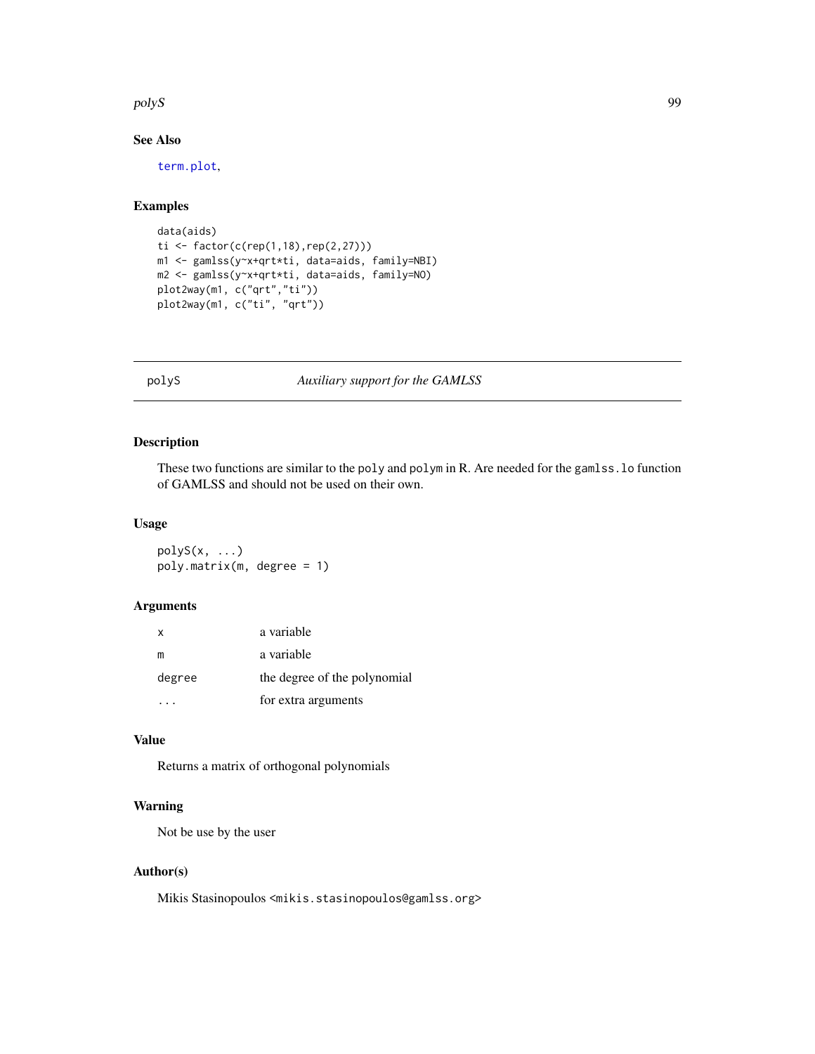## See Also

term.plot,

## Examples

```
data(aids)
ti <- factor(c(rep(1,18),rep(2,27)))
m1 <- gamlss(y~x+qrt*ti, data=aids, family=NBI)
m2 <- gamlss(y~x+qrt*ti, data=aids, family=NO)
plot2way(m1, c("qrt","ti"))
plot2way(m1, c("ti", "qrt"))
```

---

# polyS *Auxiliary support for the GAMLSS*

## Description

These two functions are similar to the `poly` and `polym` in R. Are needed for the `gamlss.lo` function of GAMLSS and should not be used on their own.

## Usage

```
polyS(x, ...)
poly.matrix(m, degree = 1)
```

## Arguments

| | |
|---|---|
| `x` | a variable |
| `m` | a variable |
| `degree` | the degree of the polynomial |
| `...` | for extra arguments |

## Value

Returns a matrix of orthogonal polynomials

## Warning

Not be use by the user

## Author(s)

Mikis Stasinopoulos <mikis.stasinopoulos@gamlss.org>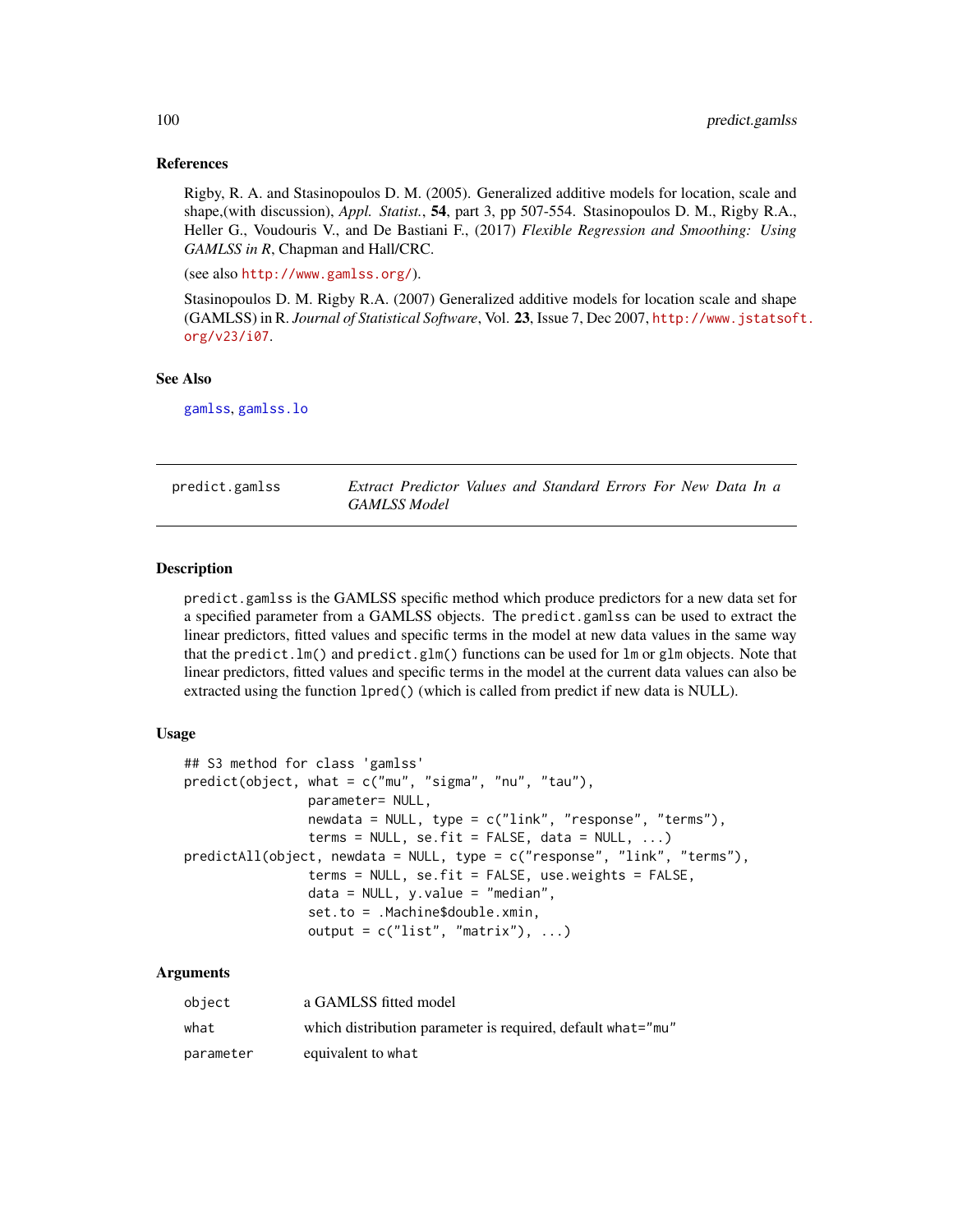### References

Rigby, R. A. and Stasinopoulos D. M. (2005). Generalized additive models for location, scale and shape,(with discussion), *Appl. Statist.*, **54**, part 3, pp 507-554. Stasinopoulos D. M., Rigby R.A., Heller G., Voudouris V., and De Bastiani F., (2017) *Flexible Regression and Smoothing: Using GAMLSS in R*, Chapman and Hall/CRC.

(see also http://www.gamlss.org/).

Stasinopoulos D. M. Rigby R.A. (2007) Generalized additive models for location scale and shape (GAMLSS) in R. *Journal of Statistical Software*, Vol. **23**, Issue 7, Dec 2007, http://www.jstatsoft.org/v23/i07.

### See Also

gamlss, gamlss.lo

---

## predict.gamlss — *Extract Predictor Values and Standard Errors For New Data In a GAMLSS Model*

---

### Description

`predict.gamlss` is the GAMLSS specific method which produce predictors for a new data set for a specified parameter from a GAMLSS objects. The `predict.gamlss` can be used to extract the linear predictors, fitted values and specific terms in the model at new data values in the same way that the `predict.lm()` and `predict.glm()` functions can be used for `lm` or `glm` objects. Note that linear predictors, fitted values and specific terms in the model at the current data values can also be extracted using the function `lpred()` (which is called from predict if new data is NULL).

### Usage

```
## S3 method for class 'gamlss'
predict(object, what = c("mu", "sigma", "nu", "tau"),
                parameter= NULL,
                newdata = NULL, type = c("link", "response", "terms"),
                terms = NULL, se.fit = FALSE, data = NULL, ...)
predictAll(object, newdata = NULL, type = c("response", "link", "terms"),
                terms = NULL, se.fit = FALSE, use.weights = FALSE,
                data = NULL, y.value = "median",
                set.to = .Machine$double.xmin,
                output = c("list", "matrix"), ...)
```

### Arguments

| | |
|---|---|
| `object` | a GAMLSS fitted model |
| `what` | which distribution parameter is required, default `what="mu"` |
| `parameter` | equivalent to `what` |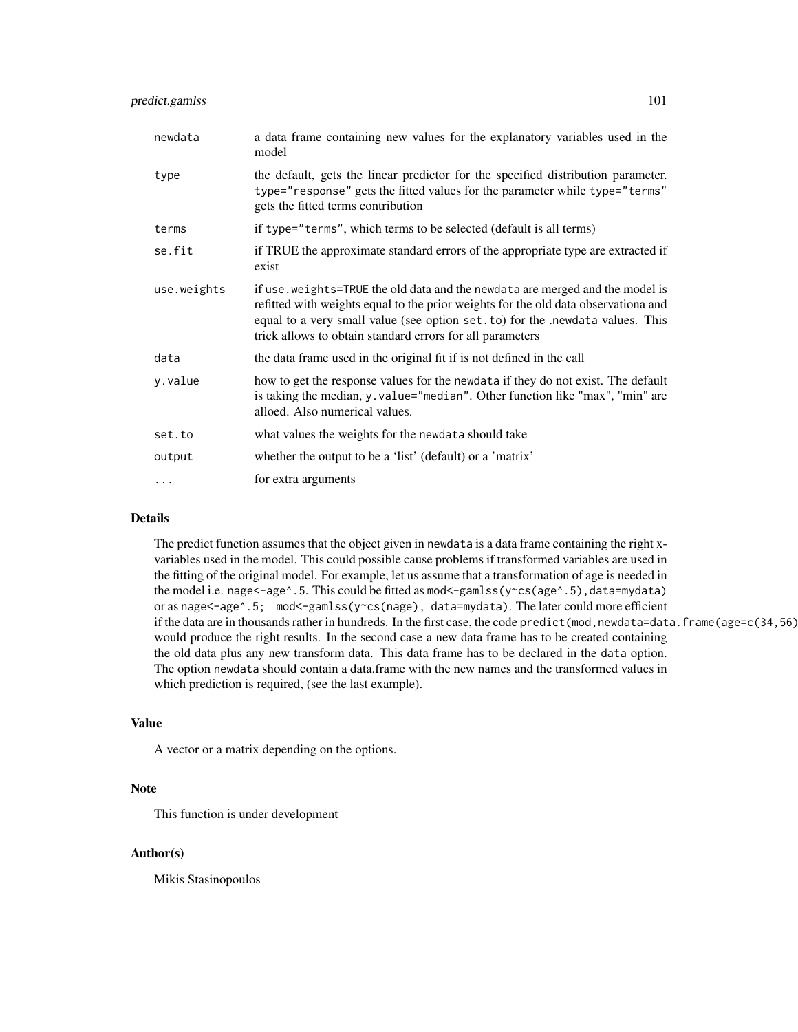| | |
|---|---|
| `newdata` | a data frame containing new values for the explanatory variables used in the model |
| `type` | the default, gets the linear predictor for the specified distribution parameter. `type="response"` gets the fitted values for the parameter while `type="terms"` gets the fitted terms contribution |
| `terms` | if `type="terms"`, which terms to be selected (default is all terms) |
| `se.fit` | if TRUE the approximate standard errors of the appropriate type are extracted if exist |
| `use.weights` | if `use.weights=TRUE` the old data and the `newdata` are merged and the model is refitted with weights equal to the prior weights for the old data observationa and equal to a very small value (see option `set.to`) for the .`newdata` values. This trick allows to obtain standard errors for all parameters |
| `data` | the data frame used in the original fit if is not defined in the call |
| `y.value` | how to get the response values for the `newdata` if they do not exist. The default is taking the median, `y.value="median"`. Other function like "max", "min" are alloed. Also numerical values. |
| `set.to` | what values the weights for the `newdata` should take |
| `output` | whether the output to be a 'list' (default) or a 'matrix' |
| `...` | for extra arguments |

## Details

The predict function assumes that the object given in `newdata` is a data frame containing the right x-variables used in the model. This could possible cause problems if transformed variables are used in the fitting of the original model. For example, let us assume that a transformation of age is needed in the model i.e. `nage<-age^.5`. This could be fitted as `mod<-gamlss(y~cs(age^.5),data=mydata)` or as `nage<-age^.5; mod<-gamlss(y~cs(nage), data=mydata)`. The later could more efficient if the data are in thousands rather in hundreds. In the first case, the code `predict(mod,newdata=data.frame(age=c(34,56)))` would produce the right results. In the second case a new data frame has to be created containing the old data plus any new transform data. This data frame has to be declared in the `data` option. The option `newdata` should contain a data.frame with the new names and the transformed values in which prediction is required, (see the last example).

## Value

A vector or a matrix depending on the options.

## Note

This function is under development

## Author(s)

Mikis Stasinopoulos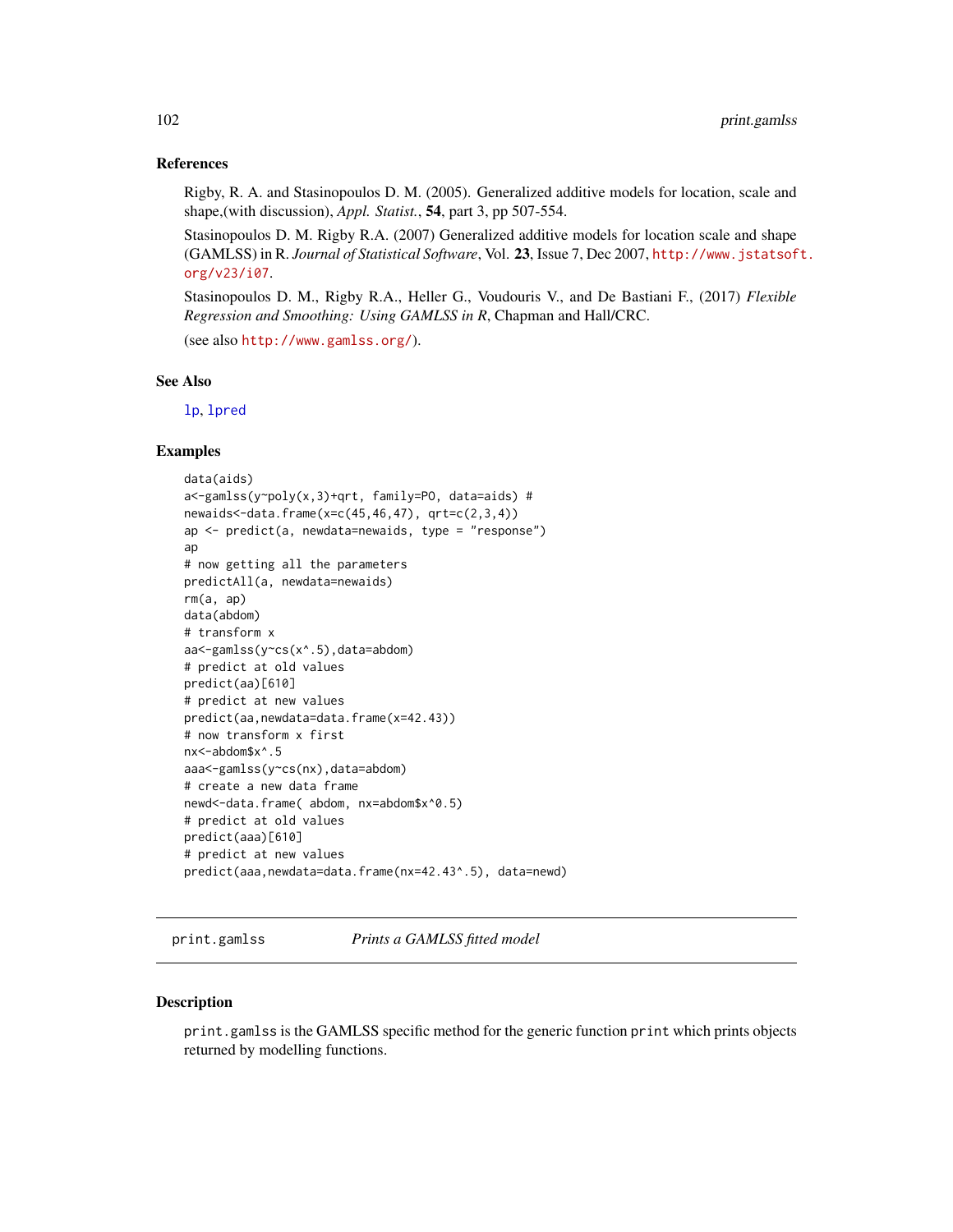### References

Rigby, R. A. and Stasinopoulos D. M. (2005). Generalized additive models for location, scale and shape,(with discussion), *Appl. Statist.*, **54**, part 3, pp 507-554.

Stasinopoulos D. M. Rigby R.A. (2007) Generalized additive models for location scale and shape (GAMLSS) in R. *Journal of Statistical Software*, Vol. **23**, Issue 7, Dec 2007, http://www.jstatsoft.org/v23/i07.

Stasinopoulos D. M., Rigby R.A., Heller G., Voudouris V., and De Bastiani F., (2017) *Flexible Regression and Smoothing: Using GAMLSS in R*, Chapman and Hall/CRC.

(see also http://www.gamlss.org/).

### See Also

lp, lpred

### Examples

```
data(aids)
a<-gamlss(y~poly(x,3)+qrt, family=PO, data=aids) #
newaids<-data.frame(x=c(45,46,47), qrt=c(2,3,4))
ap <- predict(a, newdata=newaids, type = "response")
ap
# now getting all the parameters
predictAll(a, newdata=newaids)
rm(a, ap)
data(abdom)
# transform x
aa<-gamlss(y~cs(x^.5),data=abdom)
# predict at old values
predict(aa)[610]
# predict at new values
predict(aa,newdata=data.frame(x=42.43))
# now transform x first
nx<-abdom$x^.5
aaa<-gamlss(y~cs(nx),data=abdom)
# create a new data frame
newd<-data.frame( abdom, nx=abdom$x^0.5)
# predict at old values
predict(aaa)[610]
# predict at new values
predict(aaa,newdata=data.frame(nx=42.43^.5), data=newd)
```

## print.gamlss *Prints a GAMLSS fitted model*

### Description

print.gamlss is the GAMLSS specific method for the generic function print which prints objects returned by modelling functions.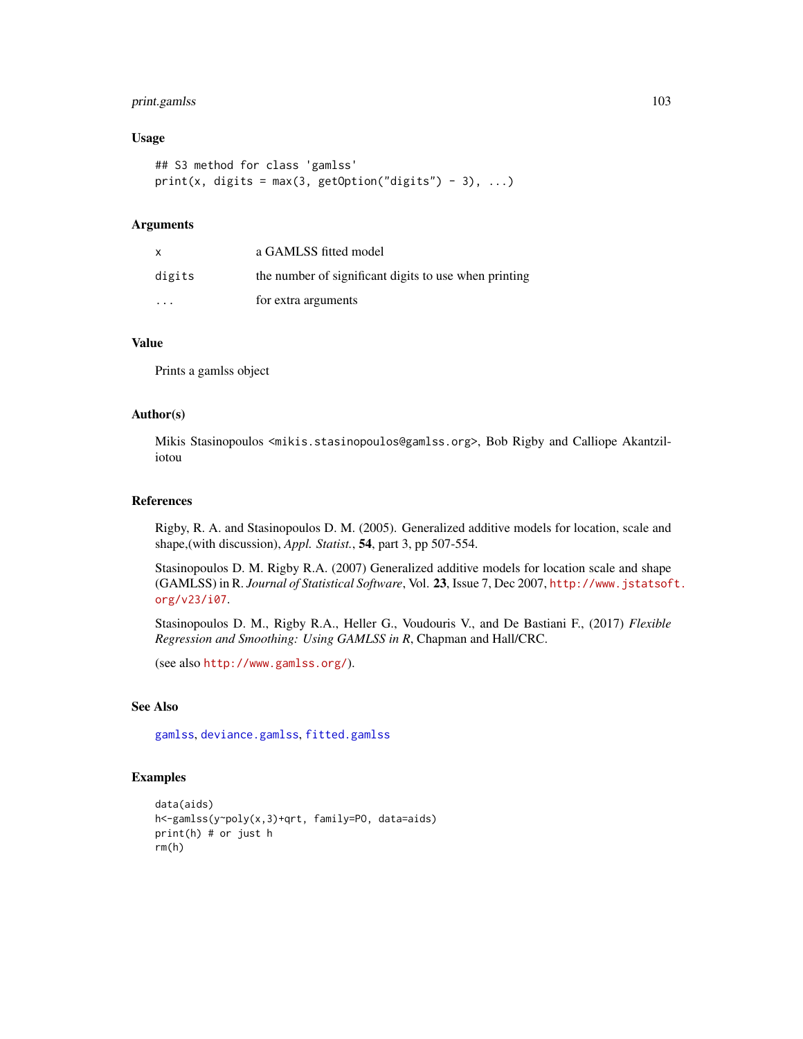### Usage

```
## S3 method for class 'gamlss'
print(x, digits = max(3, getOption("digits") - 3), ...)
```

### Arguments

| | |
|---|---|
| x | a GAMLSS fitted model |
| digits | the number of significant digits to use when printing |
| ... | for extra arguments |

### Value

Prints a gamlss object

### Author(s)

Mikis Stasinopoulos <mikis.stasinopoulos@gamlss.org>, Bob Rigby and Calliope Akantziliotou

### References

Rigby, R. A. and Stasinopoulos D. M. (2005). Generalized additive models for location, scale and shape,(with discussion), *Appl. Statist.*, **54**, part 3, pp 507-554.

Stasinopoulos D. M. Rigby R.A. (2007) Generalized additive models for location scale and shape (GAMLSS) in R. *Journal of Statistical Software*, Vol. **23**, Issue 7, Dec 2007, http://www.jstatsoft.org/v23/i07.

Stasinopoulos D. M., Rigby R.A., Heller G., Voudouris V., and De Bastiani F., (2017) *Flexible Regression and Smoothing: Using GAMLSS in R*, Chapman and Hall/CRC.

(see also http://www.gamlss.org/).

### See Also

gamlss, deviance.gamlss, fitted.gamlss

### Examples

```
data(aids)
h<-gamlss(y~poly(x,3)+qrt, family=PO, data=aids)
print(h) # or just h
rm(h)
```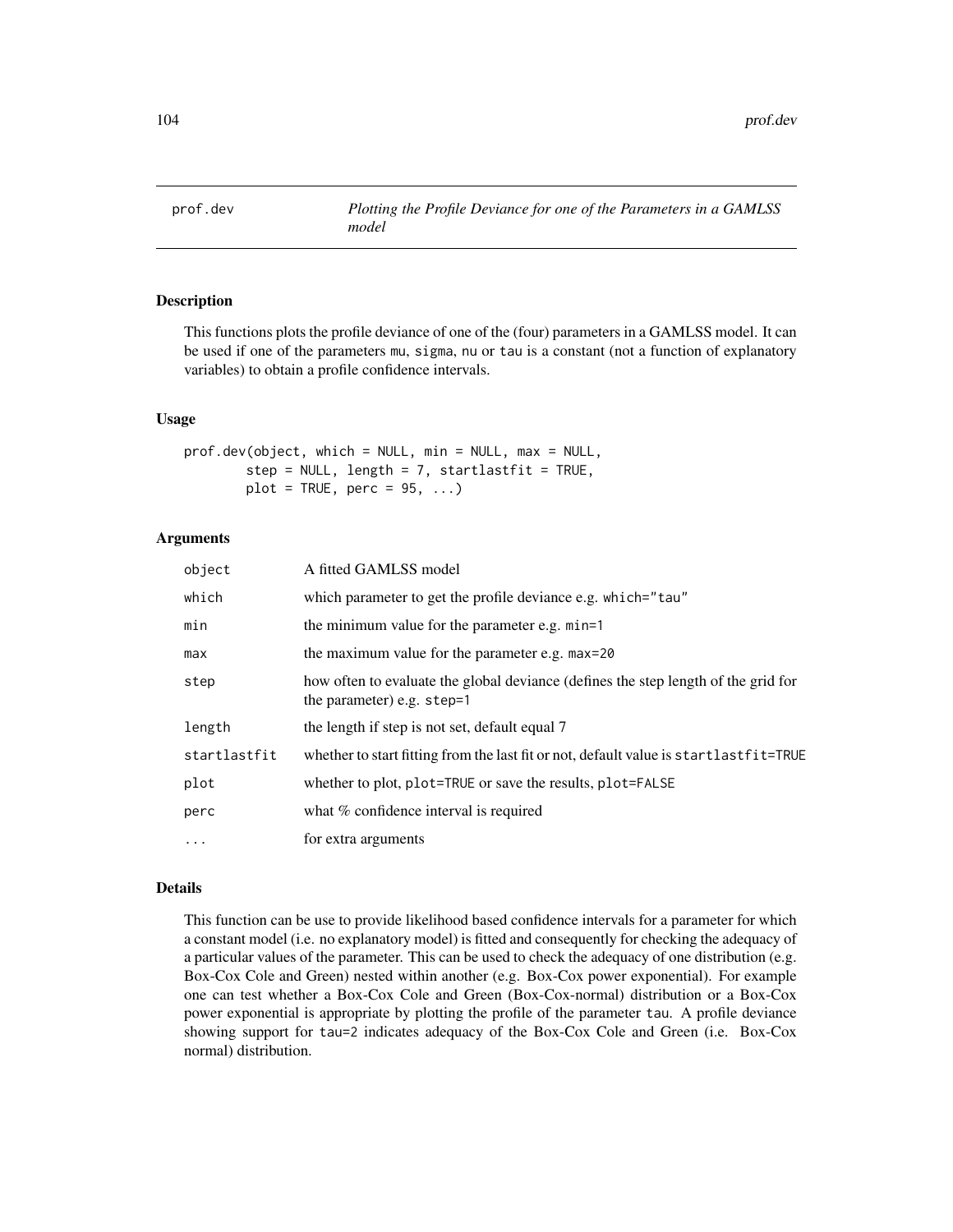prof.dev *Plotting the Profile Deviance for one of the Parameters in a GAMLSS model*

## Description

This functions plots the profile deviance of one of the (four) parameters in a GAMLSS model. It can be used if one of the parameters mu, sigma, nu or tau is a constant (not a function of explanatory variables) to obtain a profile confidence intervals.

## Usage

```
prof.dev(object, which = NULL, min = NULL, max = NULL,
        step = NULL, length = 7, startlastfit = TRUE,
        plot = TRUE, perc = 95, ...)
```

## Arguments

| | |
|---|---|
| object | A fitted GAMLSS model |
| which | which parameter to get the profile deviance e.g. which="tau" |
| min | the minimum value for the parameter e.g. min=1 |
| max | the maximum value for the parameter e.g. max=20 |
| step | how often to evaluate the global deviance (defines the step length of the grid for the parameter) e.g. step=1 |
| length | the length if step is not set, default equal 7 |
| startlastfit | whether to start fitting from the last fit or not, default value is startlastfit=TRUE |
| plot | whether to plot, plot=TRUE or save the results, plot=FALSE |
| perc | what % confidence interval is required |
| ... | for extra arguments |

## Details

This function can be use to provide likelihood based confidence intervals for a parameter for which a constant model (i.e. no explanatory model) is fitted and consequently for checking the adequacy of a particular values of the parameter. This can be used to check the adequacy of one distribution (e.g. Box-Cox Cole and Green) nested within another (e.g. Box-Cox power exponential). For example one can test whether a Box-Cox Cole and Green (Box-Cox-normal) distribution or a Box-Cox power exponential is appropriate by plotting the profile of the parameter tau. A profile deviance showing support for tau=2 indicates adequacy of the Box-Cox Cole and Green (i.e. Box-Cox normal) distribution.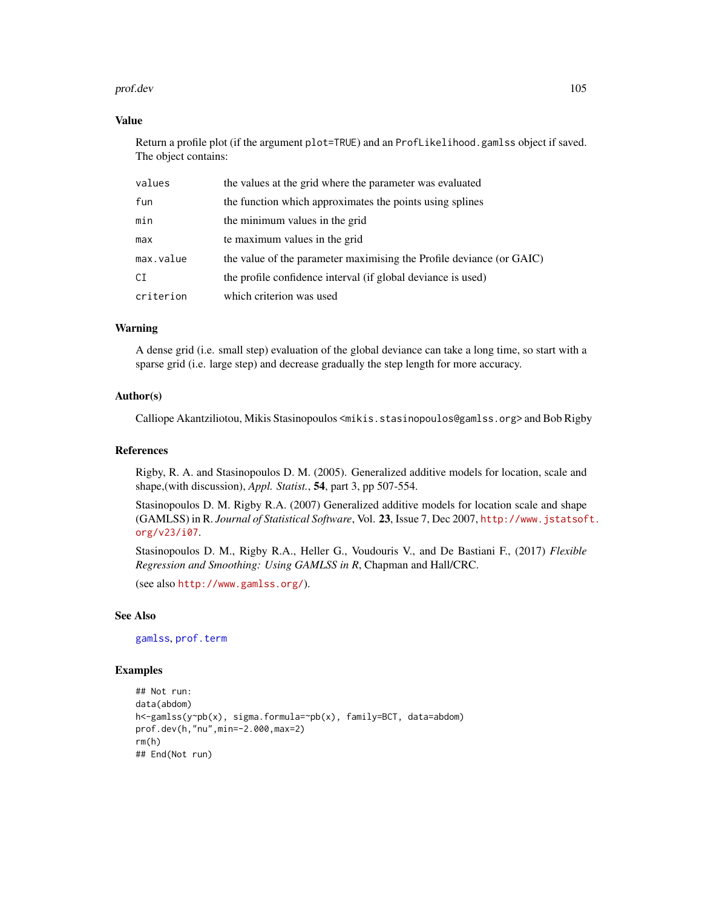## Value

Return a profile plot (if the argument `plot=TRUE`) and an `ProfLikelihood.gamlss` object if saved. The object contains:

| | |
|---|---|
| `values` | the values at the grid where the parameter was evaluated |
| `fun` | the function which approximates the points using splines |
| `min` | the minimum values in the grid |
| `max` | te maximum values in the grid |
| `max.value` | the value of the parameter maximising the Profile deviance (or GAIC) |
| `CI` | the profile confidence interval (if global deviance is used) |
| `criterion` | which criterion was used |

## Warning

A dense grid (i.e. small step) evaluation of the global deviance can take a long time, so start with a sparse grid (i.e. large step) and decrease gradually the step length for more accuracy.

## Author(s)

Calliope Akantziliotou, Mikis Stasinopoulos <mikis.stasinopoulos@gamlss.org> and Bob Rigby

## References

Rigby, R. A. and Stasinopoulos D. M. (2005). Generalized additive models for location, scale and shape,(with discussion), *Appl. Statist.*, **54**, part 3, pp 507-554.

Stasinopoulos D. M. Rigby R.A. (2007) Generalized additive models for location scale and shape (GAMLSS) in R. *Journal of Statistical Software*, Vol. **23**, Issue 7, Dec 2007, http://www.jstatsoft.org/v23/i07.

Stasinopoulos D. M., Rigby R.A., Heller G., Voudouris V., and De Bastiani F., (2017) *Flexible Regression and Smoothing: Using GAMLSS in R*, Chapman and Hall/CRC.

(see also http://www.gamlss.org/).

## See Also

gamlss, prof.term

## Examples

```
## Not run:
data(abdom)
h<-gamlss(y~pb(x), sigma.formula=~pb(x), family=BCT, data=abdom)
prof.dev(h,"nu",min=-2.000,max=2)
rm(h)
## End(Not run)
```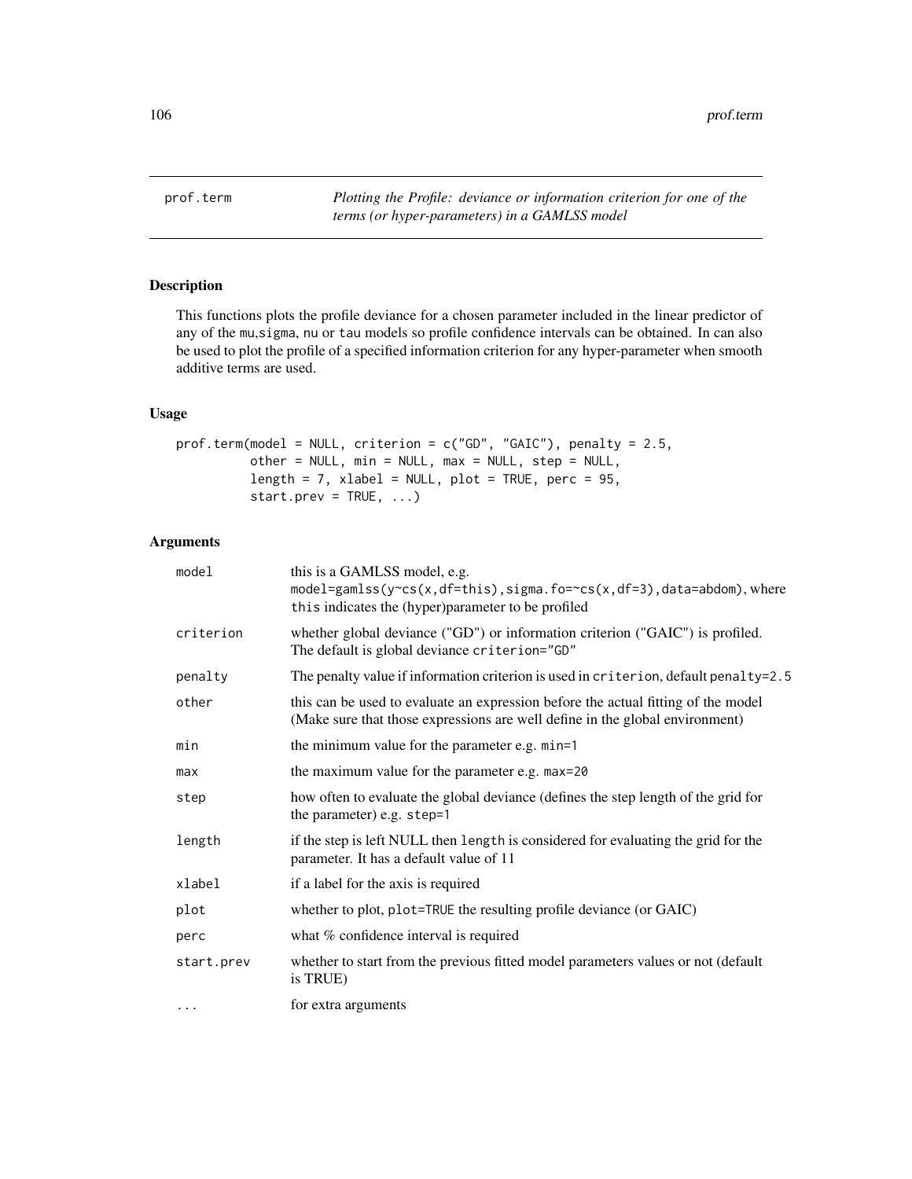prof.term *Plotting the Profile: deviance or information criterion for one of the terms (or hyper-parameters) in a GAMLSS model*

## Description

This functions plots the profile deviance for a chosen parameter included in the linear predictor of any of the mu,sigma, nu or tau models so profile confidence intervals can be obtained. In can also be used to plot the profile of a specified information criterion for any hyper-parameter when smooth additive terms are used.

## Usage

```
prof.term(model = NULL, criterion = c("GD", "GAIC"), penalty = 2.5,
          other = NULL, min = NULL, max = NULL, step = NULL,
          length = 7, xlabel = NULL, plot = TRUE, perc = 95,
          start.prev = TRUE, ...)
```

## Arguments

| | |
|---|---|
| model | this is a GAMLSS model, e.g. `model=gamlss(y~cs(x,df=this),sigma.fo=~cs(x,df=3),data=abdom)`, where `this` indicates the (hyper)parameter to be profiled |
| criterion | whether global deviance ("GD") or information criterion ("GAIC") is profiled. The default is global deviance `criterion="GD"` |
| penalty | The penalty value if information criterion is used in `criterion`, default `penalty=2.5` |
| other | this can be used to evaluate an expression before the actual fitting of the model (Make sure that those expressions are well define in the global environment) |
| min | the minimum value for the parameter e.g. `min=1` |
| max | the maximum value for the parameter e.g. `max=20` |
| step | how often to evaluate the global deviance (defines the step length of the grid for the parameter) e.g. `step=1` |
| length | if the step is left NULL then `length` is considered for evaluating the grid for the parameter. It has a default value of 11 |
| xlabel | if a label for the axis is required |
| plot | whether to plot, `plot=TRUE` the resulting profile deviance (or GAIC) |
| perc | what % confidence interval is required |
| start.prev | whether to start from the previous fitted model parameters values or not (default is TRUE) |
| ... | for extra arguments |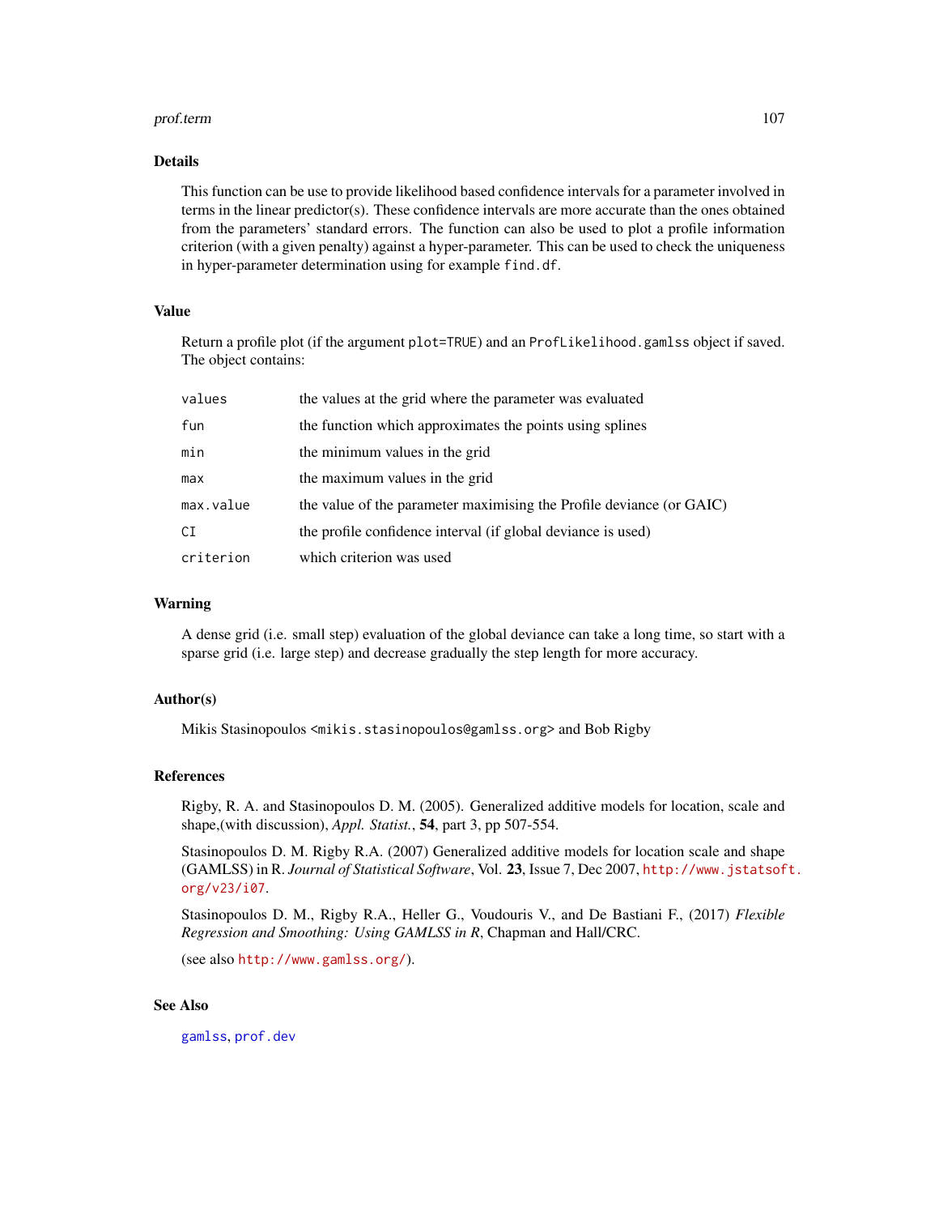## Details

This function can be use to provide likelihood based confidence intervals for a parameter involved in terms in the linear predictor(s). These confidence intervals are more accurate than the ones obtained from the parameters' standard errors. The function can also be used to plot a profile information criterion (with a given penalty) against a hyper-parameter. This can be used to check the uniqueness in hyper-parameter determination using for example `find.df`.

## Value

Return a profile plot (if the argument `plot=TRUE`) and an `ProfLikelihood.gamlss` object if saved. The object contains:

| | |
|---|---|
| `values` | the values at the grid where the parameter was evaluated |
| `fun` | the function which approximates the points using splines |
| `min` | the minimum values in the grid |
| `max` | the maximum values in the grid |
| `max.value` | the value of the parameter maximising the Profile deviance (or GAIC) |
| `CI` | the profile confidence interval (if global deviance is used) |
| `criterion` | which criterion was used |

## Warning

A dense grid (i.e. small step) evaluation of the global deviance can take a long time, so start with a sparse grid (i.e. large step) and decrease gradually the step length for more accuracy.

## Author(s)

Mikis Stasinopoulos <mikis.stasinopoulos@gamlss.org> and Bob Rigby

## References

Rigby, R. A. and Stasinopoulos D. M. (2005). Generalized additive models for location, scale and shape,(with discussion), *Appl. Statist.*, **54**, part 3, pp 507-554.

Stasinopoulos D. M. Rigby R.A. (2007) Generalized additive models for location scale and shape (GAMLSS) in R. *Journal of Statistical Software*, Vol. **23**, Issue 7, Dec 2007, http://www.jstatsoft.org/v23/i07.

Stasinopoulos D. M., Rigby R.A., Heller G., Voudouris V., and De Bastiani F., (2017) *Flexible Regression and Smoothing: Using GAMLSS in R*, Chapman and Hall/CRC.

(see also http://www.gamlss.org/).

## See Also

`gamlss`, `prof.dev`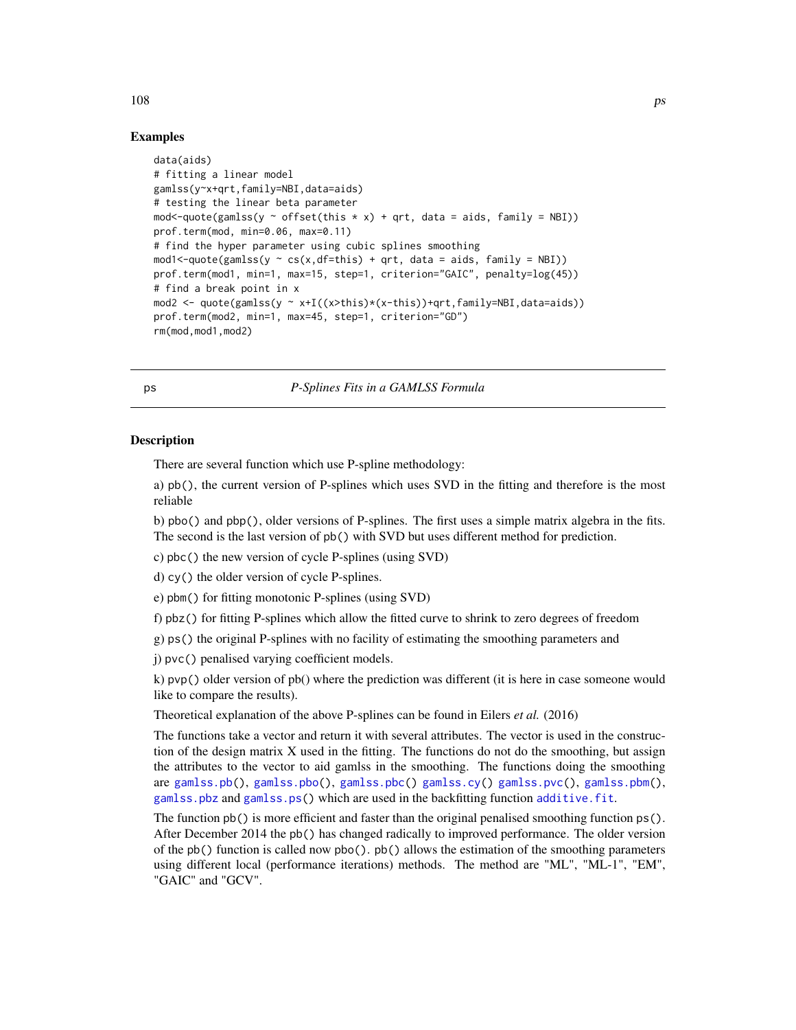## Examples

```
data(aids)
# fitting a linear model
gamlss(y~x+qrt,family=NBI,data=aids)
# testing the linear beta parameter
mod<-quote(gamlss(y ~ offset(this * x) + qrt, data = aids, family = NBI))
prof.term(mod, min=0.06, max=0.11)
# find the hyper parameter using cubic splines smoothing
mod1<-quote(gamlss(y ~ cs(x,df=this) + qrt, data = aids, family = NBI))
prof.term(mod1, min=1, max=15, step=1, criterion="GAIC", penalty=log(45))
# find a break point in x
mod2 <- quote(gamlss(y ~ x+I((x>this)*(x-this))+qrt,family=NBI,data=aids))
prof.term(mod2, min=1, max=45, step=1, criterion="GD")
rm(mod,mod1,mod2)
```

---

# ps — *P-Splines Fits in a GAMLSS Formula*

## Description

There are several function which use P-spline methodology:

a) pb(), the current version of P-splines which uses SVD in the fitting and therefore is the most reliable

b) pbo() and pbp(), older versions of P-splines. The first uses a simple matrix algebra in the fits. The second is the last version of pb() with SVD but uses different method for prediction.

c) pbc() the new version of cycle P-splines (using SVD)

d) cy() the older version of cycle P-splines.

e) pbm() for fitting monotonic P-splines (using SVD)

f) pbz() for fitting P-splines which allow the fitted curve to shrink to zero degrees of freedom

g) ps() the original P-splines with no facility of estimating the smoothing parameters and

j) pvc() penalised varying coefficient models.

k) pvp() older version of pb() where the prediction was different (it is here in case someone would like to compare the results).

Theoretical explanation of the above P-splines can be found in Eilers *et al.* (2016)

The functions take a vector and return it with several attributes. The vector is used in the construction of the design matrix X used in the fitting. The functions do not do the smoothing, but assign the attributes to the vector to aid gamlss in the smoothing. The functions doing the smoothing are gamlss.pb(), gamlss.pbo(), gamlss.pbc() gamlss.cy() gamlss.pvc(), gamlss.pbm(), gamlss.pbz and gamlss.ps() which are used in the backfitting function additive.fit.

The function pb() is more efficient and faster than the original penalised smoothing function ps(). After December 2014 the pb() has changed radically to improved performance. The older version of the pb() function is called now pbo(). pb() allows the estimation of the smoothing parameters using different local (performance iterations) methods. The method are "ML", "ML-1", "EM", "GAIC" and "GCV".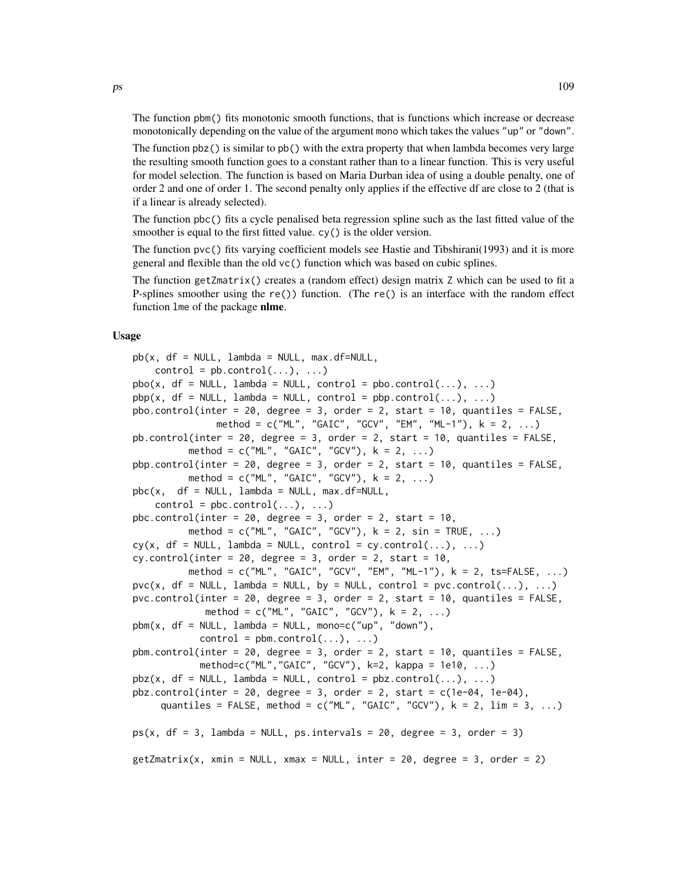The function `pbm()` fits monotonic smooth functions, that is functions which increase or decrease monotonically depending on the value of the argument `mono` which takes the values `"up"` or `"down"`.

The function `pbz()` is similar to `pb()` with the extra property that when lambda becomes very large the resulting smooth function goes to a constant rather than to a linear function. This is very useful for model selection. The function is based on Maria Durban idea of using a double penalty, one of order 2 and one of order 1. The second penalty only applies if the effective df are close to 2 (that is if a linear is already selected).

The function `pbc()` fits a cycle penalised beta regression spline such as the last fitted value of the smoother is equal to the first fitted value. `cy()` is the older version.

The function `pvc()` fits varying coefficient models see Hastie and Tibshirani(1993) and it is more general and flexible than the old `vc()` function which was based on cubic splines.

The function `getZmatrix()` creates a (random effect) design matrix `Z` which can be used to fit a P-splines smoother using the `re()`) function. (The `re()` is an interface with the random effect function `lme` of the package **nlme**.

## Usage

```
pb(x, df = NULL, lambda = NULL, max.df=NULL,
    control = pb.control(...), ...)
pbo(x, df = NULL, lambda = NULL, control = pbo.control(...), ...)
pbp(x, df = NULL, lambda = NULL, control = pbp.control(...), ...)
pbo.control(inter = 20, degree = 3, order = 2, start = 10, quantiles = FALSE,
              method = c("ML", "GAIC", "GCV", "EM", "ML-1"), k = 2, ...)
pb.control(inter = 20, degree = 3, order = 2, start = 10, quantiles = FALSE,
         method = c("ML", "GAIC", "GCV"), k = 2, ...)
pbp.control(inter = 20, degree = 3, order = 2, start = 10, quantiles = FALSE,
         method = c("ML", "GAIC", "GCV"), k = 2, ...)
pbc(x,  df = NULL, lambda = NULL, max.df=NULL,
    control = pbc.control(...), ...)
pbc.control(inter = 20, degree = 3, order = 2, start = 10,
         method = c("ML", "GAIC", "GCV"), k = 2, sin = TRUE, ...)
cy(x, df = NULL, lambda = NULL, control = cy.control(...), ...)
cy.control(inter = 20, degree = 3, order = 2, start = 10,
         method = c("ML", "GAIC", "GCV", "EM", "ML-1"), k = 2, ts=FALSE, ...)
pvc(x, df = NULL, lambda = NULL, by = NULL, control = pvc.control(...), ...)
pvc.control(inter = 20, degree = 3, order = 2, start = 10, quantiles = FALSE,
            method = c("ML", "GAIC", "GCV"), k = 2, ...)
pbm(x, df = NULL, lambda = NULL, mono=c("up", "down"),
          control = pbm.control(...), ...)
pbm.control(inter = 20, degree = 3, order = 2, start = 10, quantiles = FALSE,
          method=c("ML","GAIC", "GCV"), k=2, kappa = 1e10, ...)
pbz(x, df = NULL, lambda = NULL, control = pbz.control(...), ...)
pbz.control(inter = 20, degree = 3, order = 2, start = c(1e-04, 1e-04),
     quantiles = FALSE, method = c("ML", "GAIC", "GCV"), k = 2, lim = 3, ...)

ps(x, df = 3, lambda = NULL, ps.intervals = 20, degree = 3, order = 3)

getZmatrix(x, xmin = NULL, xmax = NULL, inter = 20, degree = 3, order = 2)
```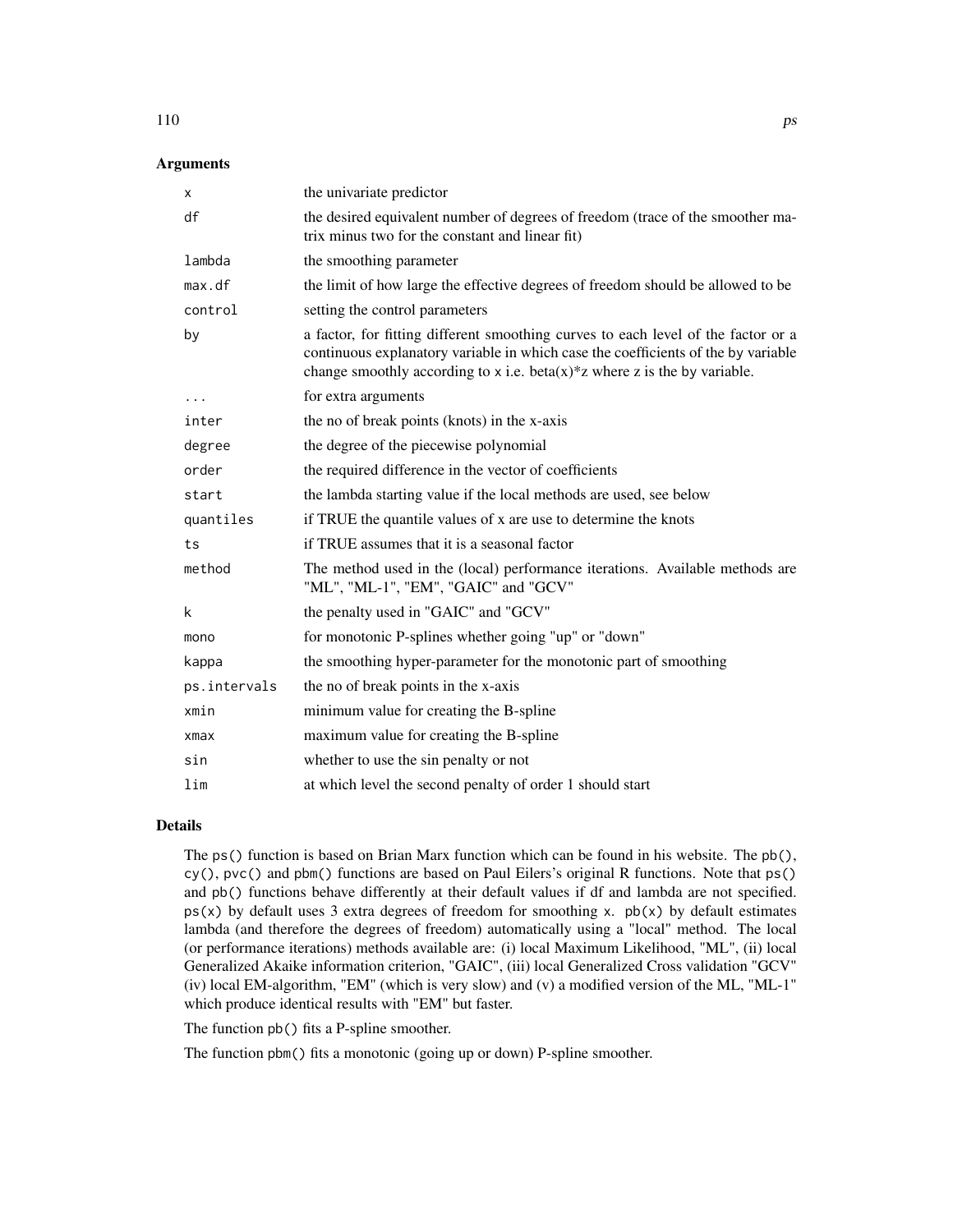## Arguments

| | |
|---|---|
| x | the univariate predictor |
| df | the desired equivalent number of degrees of freedom (trace of the smoother matrix minus two for the constant and linear fit) |
| lambda | the smoothing parameter |
| max.df | the limit of how large the effective degrees of freedom should be allowed to be |
| control | setting the control parameters |
| by | a factor, for fitting different smoothing curves to each level of the factor or a continuous explanatory variable in which case the coefficients of the by variable change smoothly according to x i.e. beta(x)*z where z is the by variable. |
| ... | for extra arguments |
| inter | the no of break points (knots) in the x-axis |
| degree | the degree of the piecewise polynomial |
| order | the required difference in the vector of coefficients |
| start | the lambda starting value if the local methods are used, see below |
| quantiles | if TRUE the quantile values of x are use to determine the knots |
| ts | if TRUE assumes that it is a seasonal factor |
| method | The method used in the (local) performance iterations. Available methods are "ML", "ML-1", "EM", "GAIC" and "GCV" |
| k | the penalty used in "GAIC" and "GCV" |
| mono | for monotonic P-splines whether going "up" or "down" |
| kappa | the smoothing hyper-parameter for the monotonic part of smoothing |
| ps.intervals | the no of break points in the x-axis |
| xmin | minimum value for creating the B-spline |
| xmax | maximum value for creating the B-spline |
| sin | whether to use the sin penalty or not |
| lim | at which level the second penalty of order 1 should start |

## Details

The `ps()` function is based on Brian Marx function which can be found in his website. The `pb()`, `cy()`, `pvc()` and `pbm()` functions are based on Paul Eilers's original R functions. Note that `ps()` and `pb()` functions behave differently at their default values if df and lambda are not specified. `ps(x)` by default uses 3 extra degrees of freedom for smoothing `x`. `pb(x)` by default estimates lambda (and therefore the degrees of freedom) automatically using a "local" method. The local (or performance iterations) methods available are: (i) local Maximum Likelihood, "ML", (ii) local Generalized Akaike information criterion, "GAIC", (iii) local Generalized Cross validation "GCV" (iv) local EM-algorithm, "EM" (which is very slow) and (v) a modified version of the ML, "ML-1" which produce identical results with "EM" but faster.

The function `pb()` fits a P-spline smoother.

The function `pbm()` fits a monotonic (going up or down) P-spline smoother.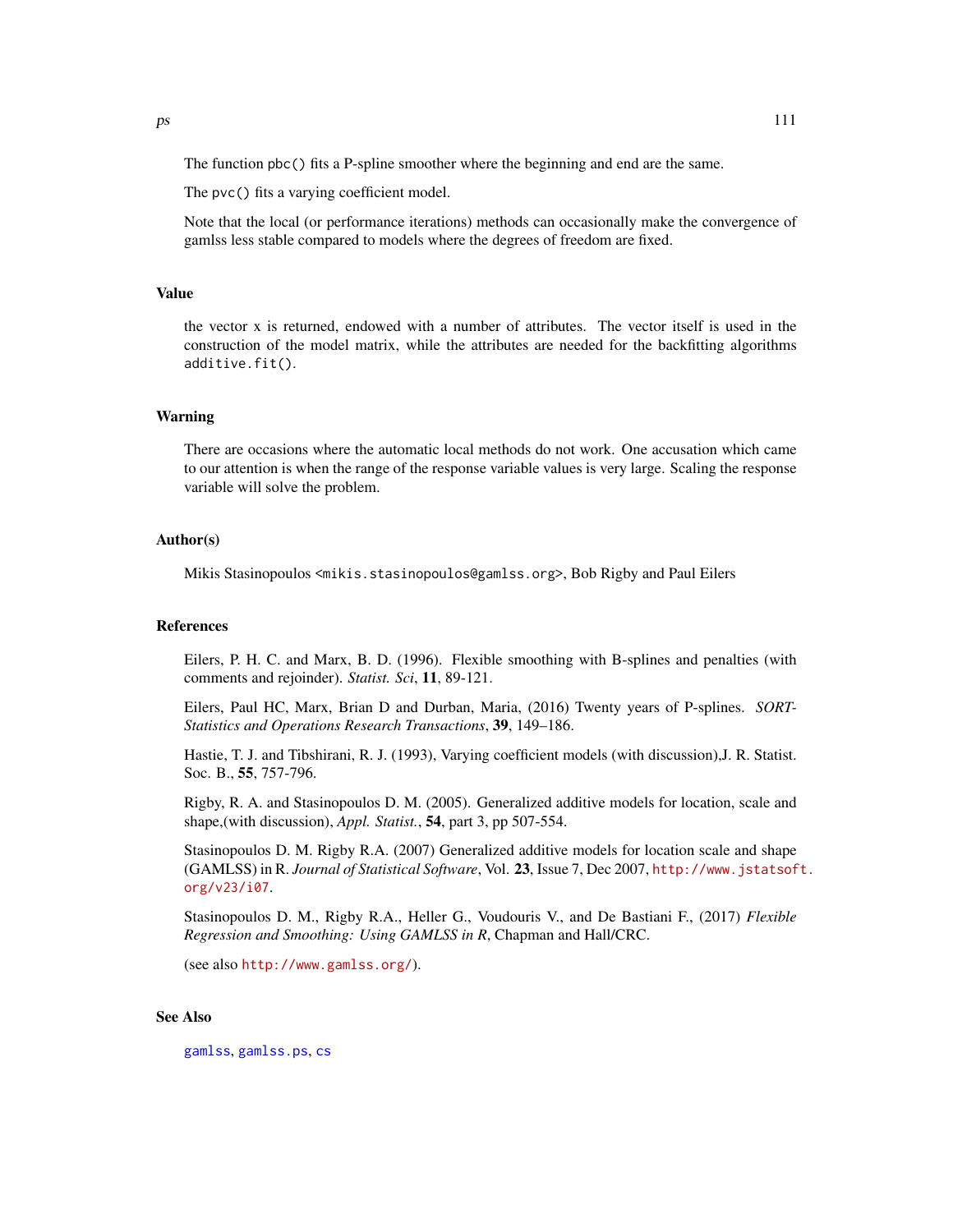The function `pbc()` fits a P-spline smoother where the beginning and end are the same.

The `pvc()` fits a varying coefficient model.

Note that the local (or performance iterations) methods can occasionally make the convergence of gamlss less stable compared to models where the degrees of freedom are fixed.

## Value

the vector x is returned, endowed with a number of attributes. The vector itself is used in the construction of the model matrix, while the attributes are needed for the backfitting algorithms `additive.fit()`.

## Warning

There are occasions where the automatic local methods do not work. One accusation which came to our attention is when the range of the response variable values is very large. Scaling the response variable will solve the problem.

## Author(s)

Mikis Stasinopoulos <mikis.stasinopoulos@gamlss.org>, Bob Rigby and Paul Eilers

## References

Eilers, P. H. C. and Marx, B. D. (1996). Flexible smoothing with B-splines and penalties (with comments and rejoinder). *Statist. Sci*, **11**, 89-121.

Eilers, Paul HC, Marx, Brian D and Durban, Maria, (2016) Twenty years of P-splines. *SORT-Statistics and Operations Research Transactions*, **39**, 149–186.

Hastie, T. J. and Tibshirani, R. J. (1993), Varying coefficient models (with discussion),J. R. Statist. Soc. B., **55**, 757-796.

Rigby, R. A. and Stasinopoulos D. M. (2005). Generalized additive models for location, scale and shape,(with discussion), *Appl. Statist.*, **54**, part 3, pp 507-554.

Stasinopoulos D. M. Rigby R.A. (2007) Generalized additive models for location scale and shape (GAMLSS) in R. *Journal of Statistical Software*, Vol. **23**, Issue 7, Dec 2007, http://www.jstatsoft.org/v23/i07.

Stasinopoulos D. M., Rigby R.A., Heller G., Voudouris V., and De Bastiani F., (2017) *Flexible Regression and Smoothing: Using GAMLSS in R*, Chapman and Hall/CRC.

(see also http://www.gamlss.org/).

## See Also

gamlss, gamlss.ps, cs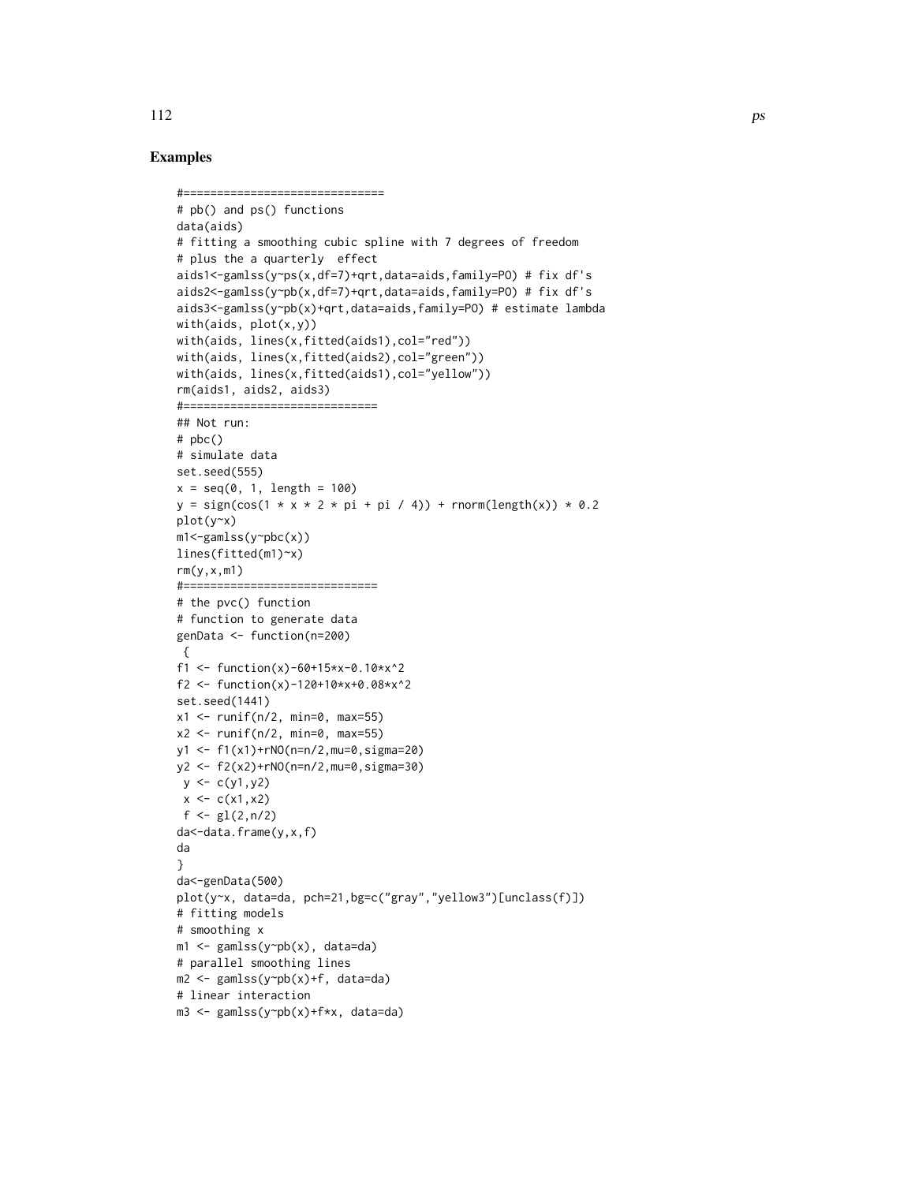## Examples

```
#==============================
# pb() and ps() functions
data(aids)
# fitting a smoothing cubic spline with 7 degrees of freedom
# plus the a quarterly  effect
aids1<-gamlss(y~ps(x,df=7)+qrt,data=aids,family=PO) # fix df's
aids2<-gamlss(y~pb(x,df=7)+qrt,data=aids,family=PO) # fix df's
aids3<-gamlss(y~pb(x)+qrt,data=aids,family=PO) # estimate lambda
with(aids, plot(x,y))
with(aids, lines(x,fitted(aids1),col="red"))
with(aids, lines(x,fitted(aids2),col="green"))
with(aids, lines(x,fitted(aids1),col="yellow"))
rm(aids1, aids2, aids3)
#=============================
## Not run:
# pbc()
# simulate data
set.seed(555)
x = seq(0, 1, length = 100)
y = sign(cos(1 * x * 2 * pi + pi / 4)) + rnorm(length(x)) * 0.2
plot(y~x)
m1<-gamlss(y~pbc(x))
lines(fitted(m1)~x)
rm(y,x,m1)
#=============================
# the pvc() function
# function to generate data
genData <- function(n=200)
 {
f1 <- function(x)-60+15*x-0.10*x^2
f2 <- function(x)-120+10*x+0.08*x^2
set.seed(1441)
x1 <- runif(n/2, min=0, max=55)
x2 <- runif(n/2, min=0, max=55)
y1 <- f1(x1)+rNO(n=n/2,mu=0,sigma=20)
y2 <- f2(x2)+rNO(n=n/2,mu=0,sigma=30)
 y <- c(y1,y2)
 x <- c(x1,x2)
 f <- gl(2,n/2)
da<-data.frame(y,x,f)
da
}
da<-genData(500)
plot(y~x, data=da, pch=21,bg=c("gray","yellow3")[unclass(f)])
# fitting models
# smoothing x
m1 <- gamlss(y~pb(x), data=da)
# parallel smoothing lines
m2 <- gamlss(y~pb(x)+f, data=da)
# linear interaction
m3 <- gamlss(y~pb(x)+f*x, data=da)
```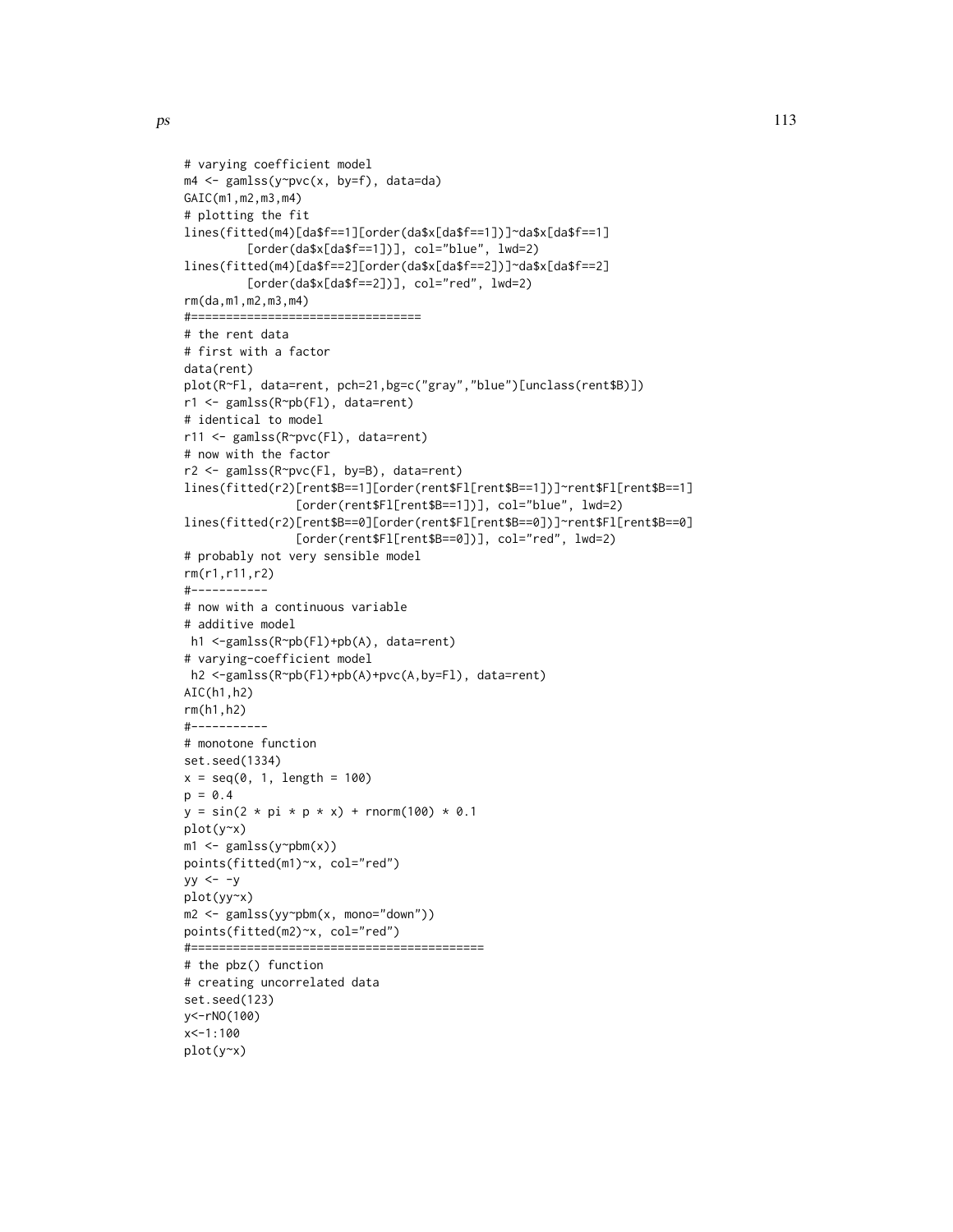```
# varying coefficient model
m4 <- gamlss(y~pvc(x, by=f), data=da)
GAIC(m1,m2,m3,m4)
# plotting the fit
lines(fitted(m4)[da$f==1][order(da$x[da$f==1])]~da$x[da$f==1]
         [order(da$x[da$f==1])], col="blue", lwd=2)
lines(fitted(m4)[da$f==2][order(da$x[da$f==2])]~da$x[da$f==2]
         [order(da$x[da$f==2])], col="red", lwd=2)
rm(da,m1,m2,m3,m4)
#=================================
# the rent data
# first with a factor
data(rent)
plot(R~Fl, data=rent, pch=21,bg=c("gray","blue")[unclass(rent$B)])
r1 <- gamlss(R~pb(Fl), data=rent)
# identical to model
r11 <- gamlss(R~pvc(Fl), data=rent)
# now with the factor
r2 <- gamlss(R~pvc(Fl, by=B), data=rent)
lines(fitted(r2)[rent$B==1][order(rent$Fl[rent$B==1])]~rent$Fl[rent$B==1]
                [order(rent$Fl[rent$B==1])], col="blue", lwd=2)
lines(fitted(r2)[rent$B==0][order(rent$Fl[rent$B==0])]~rent$Fl[rent$B==0]
                [order(rent$Fl[rent$B==0])], col="red", lwd=2)
# probably not very sensible model
rm(r1,r11,r2)
#-----------
# now with a continuous variable
# additive model
 h1 <-gamlss(R~pb(Fl)+pb(A), data=rent)
# varying-coefficient model
 h2 <-gamlss(R~pb(Fl)+pb(A)+pvc(A,by=Fl), data=rent)
AIC(h1,h2)
rm(h1,h2)
#-----------
# monotone function
set.seed(1334)
x = seq(0, 1, length = 100)
p = 0.4
y = sin(2 * pi * p * x) + rnorm(100) * 0.1
plot(y~x)
m1 <- gamlss(y~pbm(x))
points(fitted(m1)~x, col="red")
yy <- -y
plot(yy~x)
m2 <- gamlss(yy~pbm(x, mono="down"))
points(fitted(m2)~x, col="red")
#==========================================
# the pbz() function
# creating uncorrelated data
set.seed(123)
y<-rNO(100)
x<-1:100
plot(y~x)
```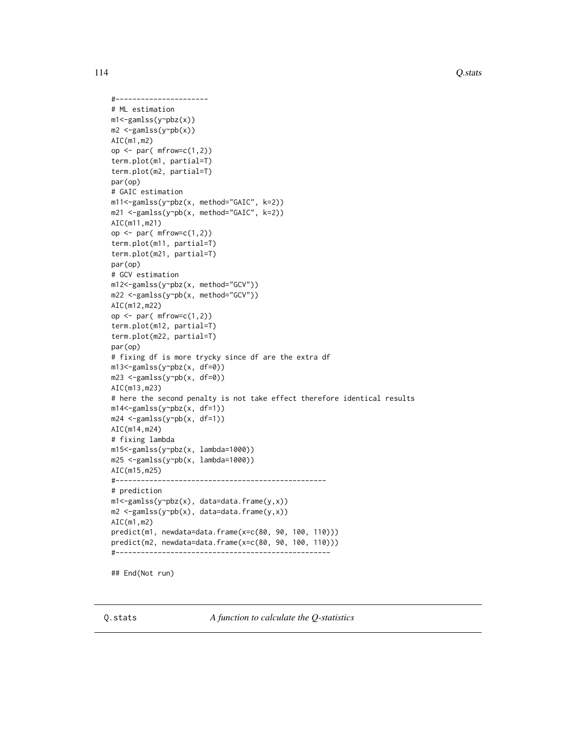```
#----------------------
# ML estimation
m1<-gamlss(y~pbz(x))
m2 <-gamlss(y~pb(x))
AIC(m1,m2)
op <- par( mfrow=c(1,2))
term.plot(m1, partial=T)
term.plot(m2, partial=T)
par(op)
# GAIC estimation
m11<-gamlss(y~pbz(x, method="GAIC", k=2))
m21 <-gamlss(y~pb(x, method="GAIC", k=2))
AIC(m11,m21)
op <- par( mfrow=c(1,2))
term.plot(m11, partial=T)
term.plot(m21, partial=T)
par(op)
# GCV estimation
m12<-gamlss(y~pbz(x, method="GCV"))
m22 <-gamlss(y~pb(x, method="GCV"))
AIC(m12,m22)
op <- par( mfrow=c(1,2))
term.plot(m12, partial=T)
term.plot(m22, partial=T)
par(op)
# fixing df is more trycky since df are the extra df
m13<-gamlss(y~pbz(x, df=0))
m23 <-gamlss(y~pb(x, df=0))
AIC(m13,m23)
# here the second penalty is not take effect therefore identical results
m14<-gamlss(y~pbz(x, df=1))
m24 <-gamlss(y~pb(x, df=1))
AIC(m14,m24)
# fixing lambda
m15<-gamlss(y~pbz(x, lambda=1000))
m25 <-gamlss(y~pb(x, lambda=1000))
AIC(m15,m25)
#--------------------------------------------------
# prediction
m1<-gamlss(y~pbz(x), data=data.frame(y,x))
m2 <-gamlss(y~pb(x), data=data.frame(y,x))
AIC(m1,m2)
predict(m1, newdata=data.frame(x=c(80, 90, 100, 110)))
predict(m2, newdata=data.frame(x=c(80, 90, 100, 110)))
#---------------------------------------------------

## End(Not run)
```

## Q.stats *A function to calculate the Q-statistics*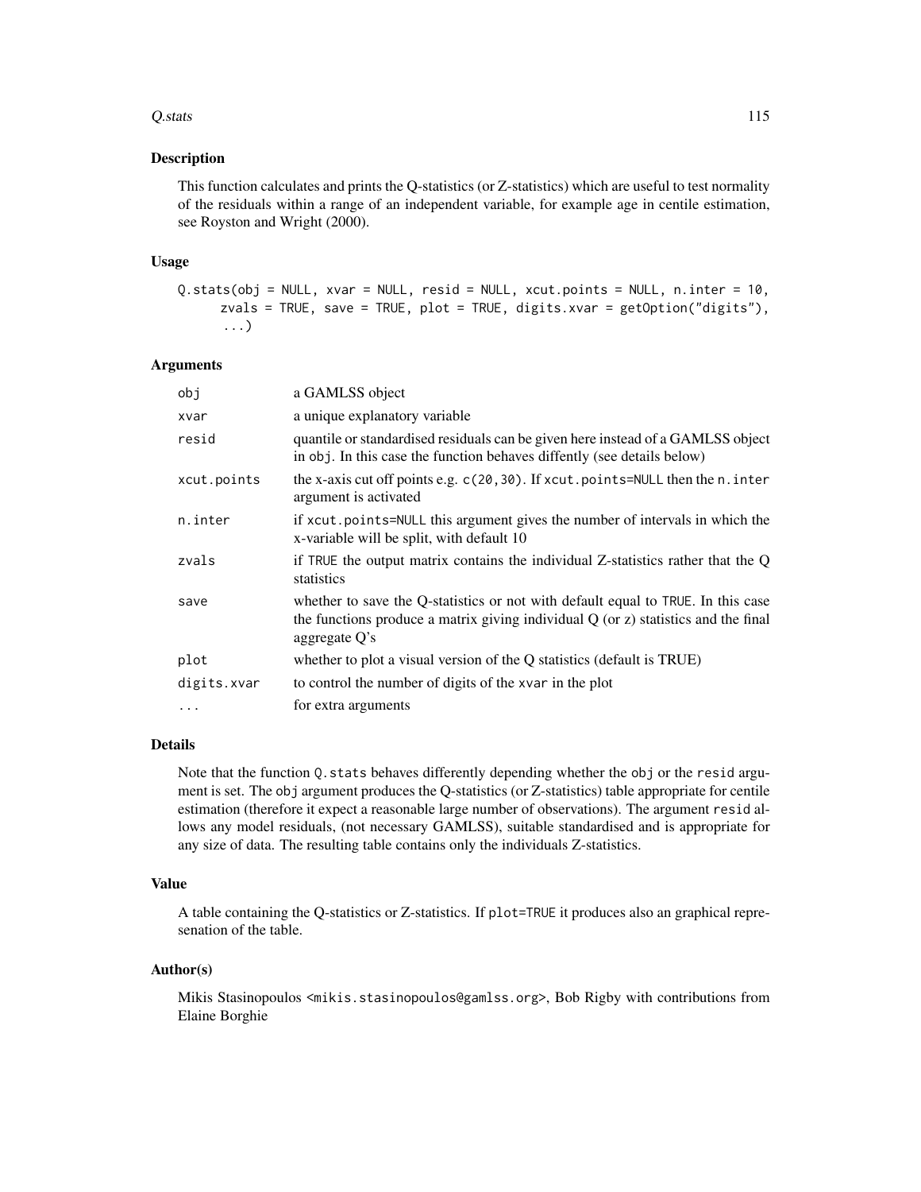### Description

This function calculates and prints the Q-statistics (or Z-statistics) which are useful to test normality of the residuals within a range of an independent variable, for example age in centile estimation, see Royston and Wright (2000).

### Usage

```
Q.stats(obj = NULL, xvar = NULL, resid = NULL, xcut.points = NULL, n.inter = 10,
      zvals = TRUE, save = TRUE, plot = TRUE, digits.xvar = getOption("digits"),
      ...)
```

### Arguments

| | |
|---|---|
| `obj` | a GAMLSS object |
| `xvar` | a unique explanatory variable |
| `resid` | quantile or standardised residuals can be given here instead of a GAMLSS object in `obj`. In this case the function behaves diffently (see details below) |
| `xcut.points` | the x-axis cut off points e.g. `c(20,30)`. If `xcut.points=NULL` then the `n.inter` argument is activated |
| `n.inter` | if `xcut.points=NULL` this argument gives the number of intervals in which the x-variable will be split, with default 10 |
| `zvals` | if `TRUE` the output matrix contains the individual Z-statistics rather that the Q statistics |
| `save` | whether to save the Q-statistics or not with default equal to `TRUE`. In this case the functions produce a matrix giving individual Q (or z) statistics and the final aggregate Q's |
| `plot` | whether to plot a visual version of the Q statistics (default is TRUE) |
| `digits.xvar` | to control the number of digits of the `xvar` in the plot |
| `...` | for extra arguments |

### Details

Note that the function `Q.stats` behaves differently depending whether the `obj` or the `resid` argument is set. The `obj` argument produces the Q-statistics (or Z-statistics) table appropriate for centile estimation (therefore it expect a reasonable large number of observations). The argument `resid` allows any model residuals, (not necessary GAMLSS), suitable standardised and is appropriate for any size of data. The resulting table contains only the individuals Z-statistics.

### Value

A table containing the Q-statistics or Z-statistics. If `plot=TRUE` it produces also an graphical represenation of the table.

### Author(s)

Mikis Stasinopoulos <mikis.stasinopoulos@gamlss.org>, Bob Rigby with contributions from Elaine Borghie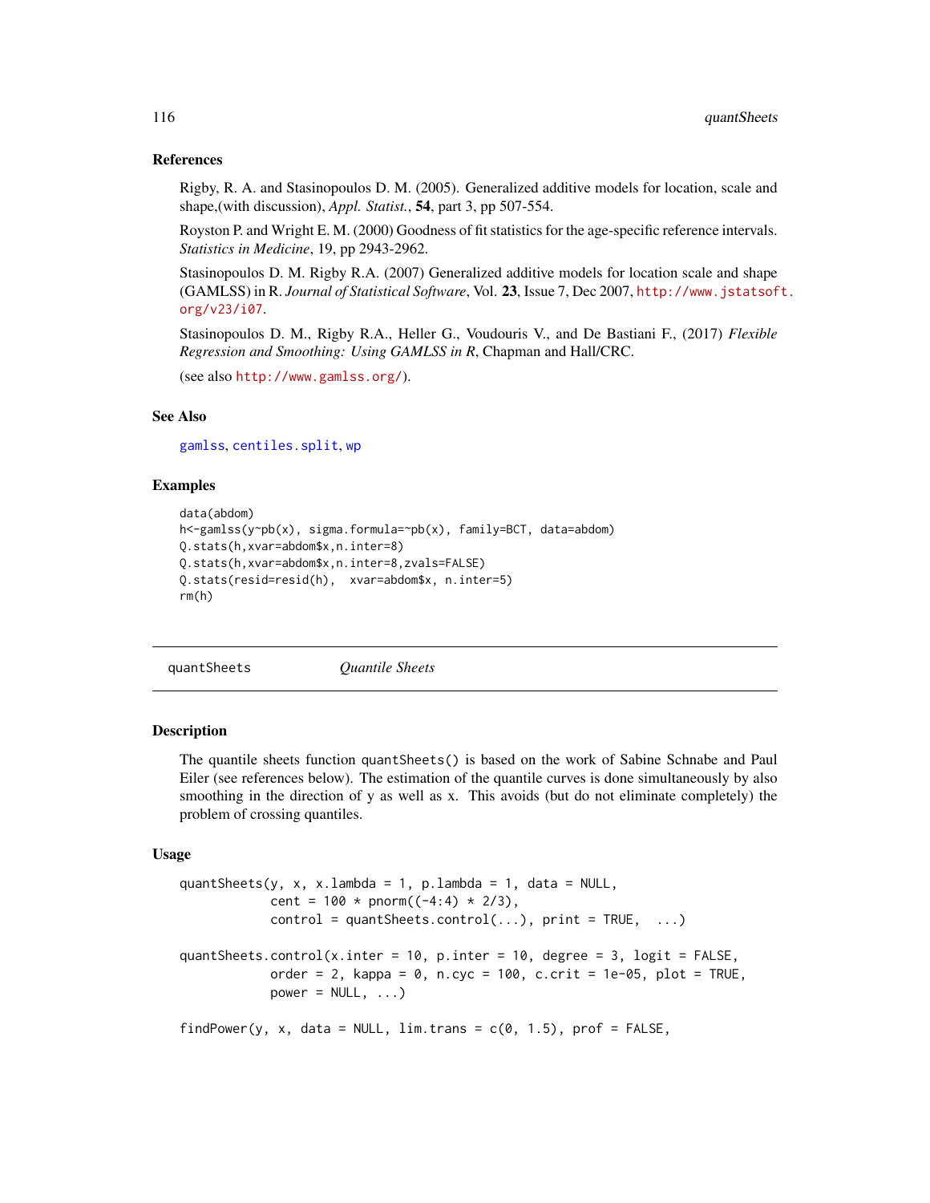## References

Rigby, R. A. and Stasinopoulos D. M. (2005). Generalized additive models for location, scale and shape,(with discussion), *Appl. Statist.*, **54**, part 3, pp 507-554.

Royston P. and Wright E. M. (2000) Goodness of fit statistics for the age-specific reference intervals. *Statistics in Medicine*, 19, pp 2943-2962.

Stasinopoulos D. M. Rigby R.A. (2007) Generalized additive models for location scale and shape (GAMLSS) in R. *Journal of Statistical Software*, Vol. **23**, Issue 7, Dec 2007, http://www.jstatsoft.org/v23/i07.

Stasinopoulos D. M., Rigby R.A., Heller G., Voudouris V., and De Bastiani F., (2017) *Flexible Regression and Smoothing: Using GAMLSS in R*, Chapman and Hall/CRC.

(see also http://www.gamlss.org/).

## See Also

gamlss, centiles.split, wp

## Examples

```
data(abdom)
h<-gamlss(y~pb(x), sigma.formula=~pb(x), family=BCT, data=abdom)
Q.stats(h,xvar=abdom$x,n.inter=8)
Q.stats(h,xvar=abdom$x,n.inter=8,zvals=FALSE)
Q.stats(resid=resid(h),  xvar=abdom$x, n.inter=5)
rm(h)
```

---

# quantSheets — *Quantile Sheets*

---

## Description

The quantile sheets function `quantSheets()` is based on the work of Sabine Schnabe and Paul Eiler (see references below). The estimation of the quantile curves is done simultaneously by also smoothing in the direction of y as well as x. This avoids (but do not eliminate completely) the problem of crossing quantiles.

## Usage

```
quantSheets(y, x, x.lambda = 1, p.lambda = 1, data = NULL,
            cent = 100 * pnorm((-4:4) * 2/3),
            control = quantSheets.control(...), print = TRUE,  ...)

quantSheets.control(x.inter = 10, p.inter = 10, degree = 3, logit = FALSE,
            order = 2, kappa = 0, n.cyc = 100, c.crit = 1e-05, plot = TRUE,
            power = NULL, ...)

findPower(y, x, data = NULL, lim.trans = c(0, 1.5), prof = FALSE,
```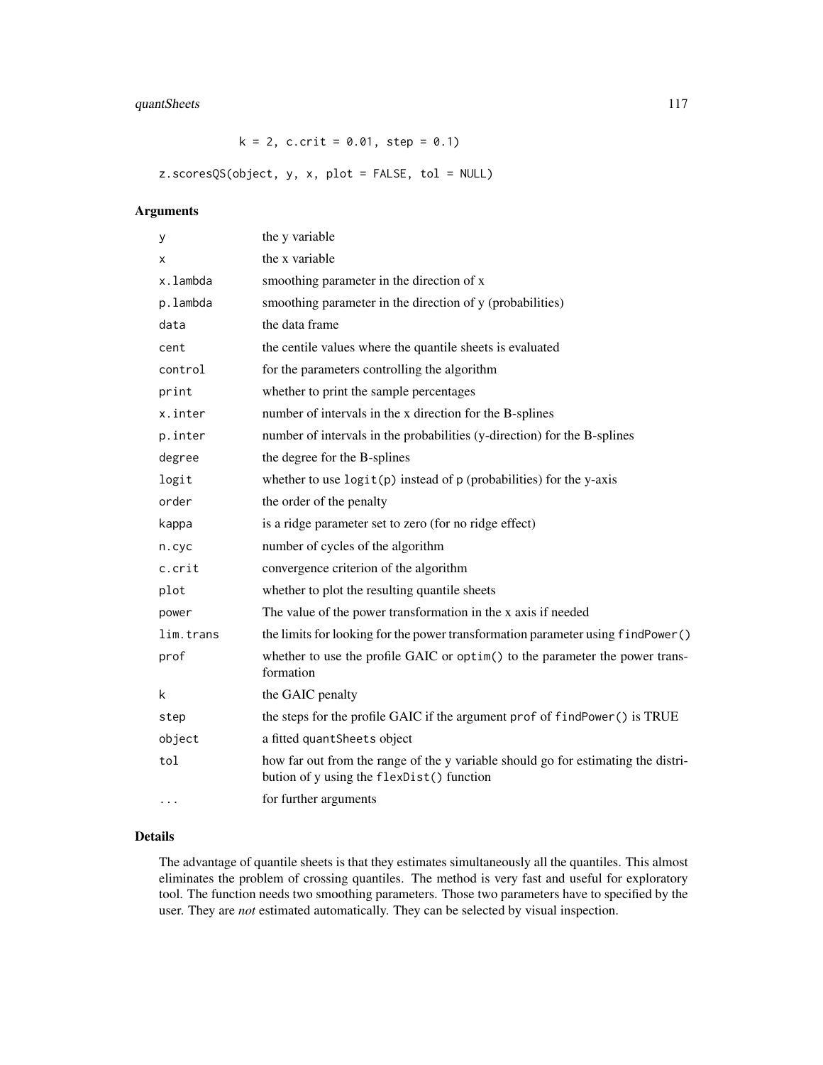```
            k = 2, c.crit = 0.01, step = 0.1)

z.scoresQS(object, y, x, plot = FALSE, tol = NULL)
```

## Arguments

| | |
|---|---|
| y | the y variable |
| x | the x variable |
| x.lambda | smoothing parameter in the direction of x |
| p.lambda | smoothing parameter in the direction of y (probabilities) |
| data | the data frame |
| cent | the centile values where the quantile sheets is evaluated |
| control | for the parameters controlling the algorithm |
| print | whether to print the sample percentages |
| x.inter | number of intervals in the x direction for the B-splines |
| p.inter | number of intervals in the probabilities (y-direction) for the B-splines |
| degree | the degree for the B-splines |
| logit | whether to use `logit(p)` instead of `p` (probabilities) for the y-axis |
| order | the order of the penalty |
| kappa | is a ridge parameter set to zero (for no ridge effect) |
| n.cyc | number of cycles of the algorithm |
| c.crit | convergence criterion of the algorithm |
| plot | whether to plot the resulting quantile sheets |
| power | The value of the power transformation in the x axis if needed |
| lim.trans | the limits for looking for the power transformation parameter using `findPower()` |
| prof | whether to use the profile GAIC or `optim()` to the parameter the power transformation |
| k | the GAIC penalty |
| step | the steps for the profile GAIC if the argument `prof` of `findPower()` is TRUE |
| object | a fitted `quantSheets` object |
| tol | how far out from the range of the y variable should go for estimating the distribution of y using the `flexDist()` function |
| ... | for further arguments |

## Details

The advantage of quantile sheets is that they estimates simultaneously all the quantiles. This almost eliminates the problem of crossing quantiles. The method is very fast and useful for exploratory tool. The function needs two smoothing parameters. Those two parameters have to specified by the user. They are *not* estimated automatically. They can be selected by visual inspection.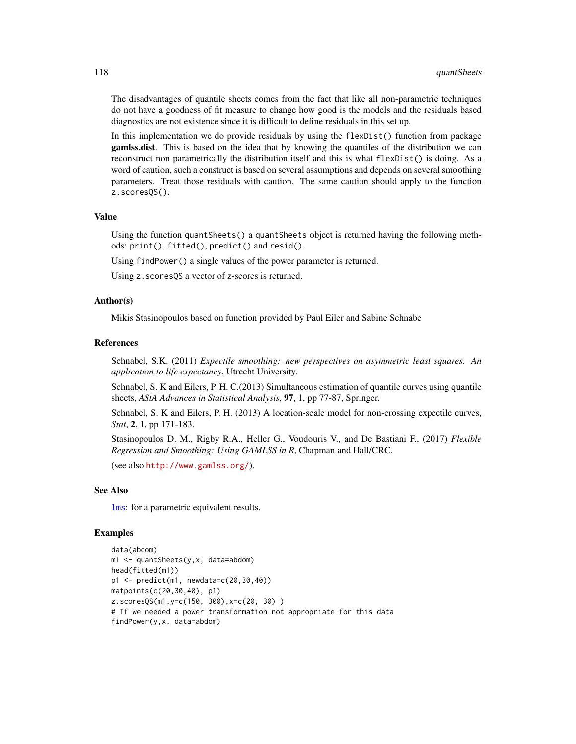The disadvantages of quantile sheets comes from the fact that like all non-parametric techniques do not have a goodness of fit measure to change how good is the models and the residuals based diagnostics are not existence since it is difficult to define residuals in this set up.

In this implementation we do provide residuals by using the `flexDist()` function from package **gamlss.dist**. This is based on the idea that by knowing the quantiles of the distribution we can reconstruct non parametrically the distribution itself and this is what `flexDist()` is doing. As a word of caution, such a construct is based on several assumptions and depends on several smoothing parameters. Treat those residuals with caution. The same caution should apply to the function `z.scoresQS()`.

## Value

Using the function `quantSheets()` a `quantSheets` object is returned having the following methods: `print()`, `fitted()`, `predict()` and `resid()`.

Using `findPower()` a single values of the power parameter is returned.

Using `z.scoresQS` a vector of z-scores is returned.

## Author(s)

Mikis Stasinopoulos based on function provided by Paul Eiler and Sabine Schnabe

## References

Schnabel, S.K. (2011) *Expectile smoothing: new perspectives on asymmetric least squares. An application to life expectancy*, Utrecht University.

Schnabel, S. K and Eilers, P. H. C.(2013) Simultaneous estimation of quantile curves using quantile sheets, *AStA Advances in Statistical Analysis*, **97**, 1, pp 77-87, Springer.

Schnabel, S. K and Eilers, P. H. (2013) A location-scale model for non-crossing expectile curves, *Stat*, **2**, 1, pp 171-183.

Stasinopoulos D. M., Rigby R.A., Heller G., Voudouris V., and De Bastiani F., (2017) *Flexible Regression and Smoothing: Using GAMLSS in R*, Chapman and Hall/CRC.

(see also http://www.gamlss.org/).

## See Also

`lms`: for a parametric equivalent results.

## Examples

```
data(abdom)
m1 <- quantSheets(y,x, data=abdom)
head(fitted(m1))
p1 <- predict(m1, newdata=c(20,30,40))
matpoints(c(20,30,40), p1)
z.scoresQS(m1,y=c(150, 300),x=c(20, 30) )
# If we needed a power transformation not appropriate for this data
findPower(y,x, data=abdom)
```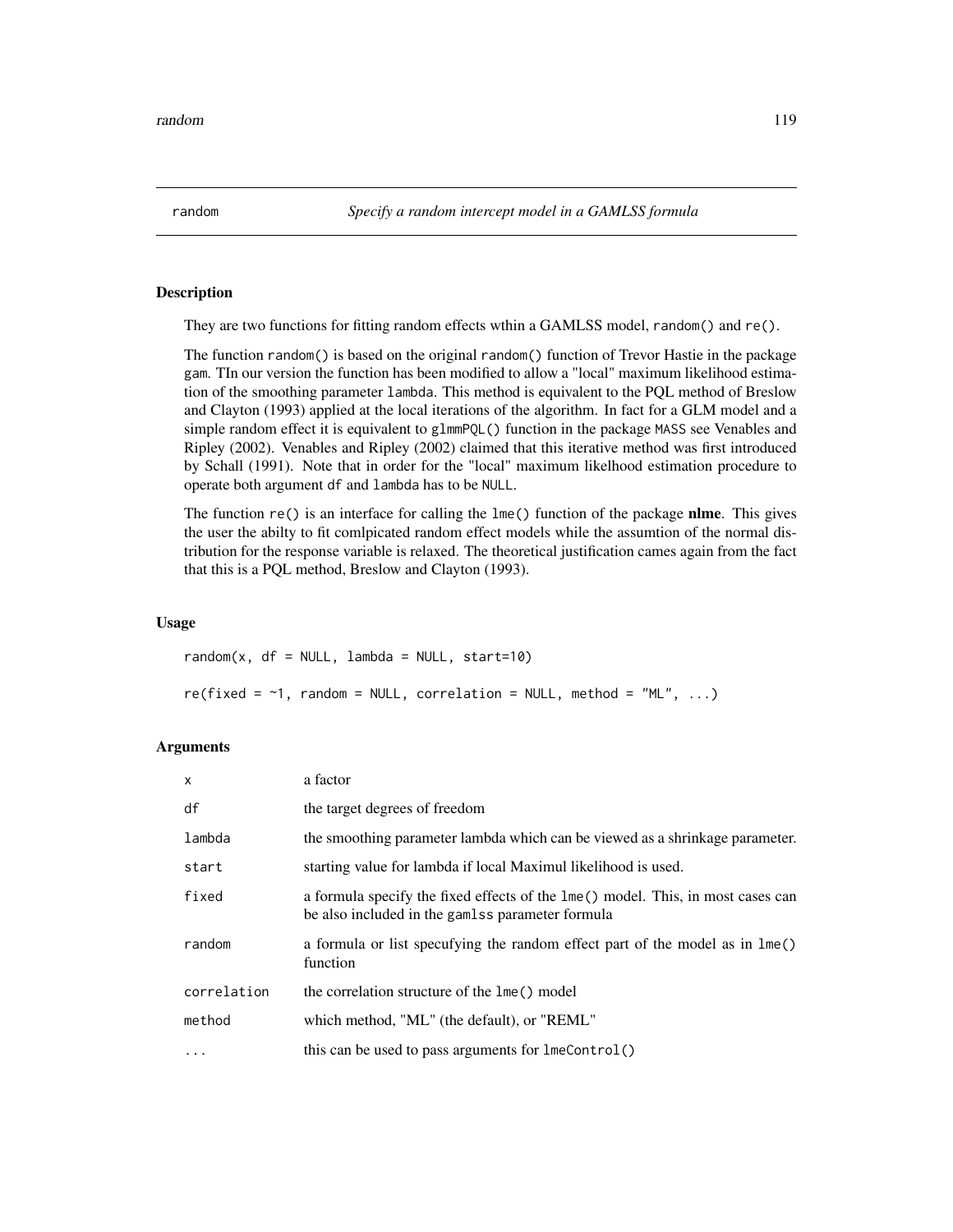random *Specify a random intercept model in a GAMLSS formula*

## Description

They are two functions for fitting random effects wthin a GAMLSS model, `random()` and `re()`.

The function `random()` is based on the original `random()` function of Trevor Hastie in the package `gam`. TIn our version the function has been modified to allow a "local" maximum likelihood estimation of the smoothing parameter `lambda`. This method is equivalent to the PQL method of Breslow and Clayton (1993) applied at the local iterations of the algorithm. In fact for a GLM model and a simple random effect it is equivalent to `glmmPQL()` function in the package `MASS` see Venables and Ripley (2002). Venables and Ripley (2002) claimed that this iterative method was first introduced by Schall (1991). Note that in order for the "local" maximum likelhood estimation procedure to operate both argument `df` and `lambda` has to be `NULL`.

The function `re()` is an interface for calling the `lme()` function of the package **nlme**. This gives the user the abilty to fit comlpicated random effect models while the assumtion of the normal distribution for the response variable is relaxed. The theoretical justification cames again from the fact that this is a PQL method, Breslow and Clayton (1993).

## Usage

```
random(x, df = NULL, lambda = NULL, start=10)

re(fixed = ~1, random = NULL, correlation = NULL, method = "ML", ...)
```

## Arguments

| | |
|---|---|
| `x` | a factor |
| `df` | the target degrees of freedom |
| `lambda` | the smoothing parameter lambda which can be viewed as a shrinkage parameter. |
| `start` | starting value for lambda if local Maximul likelihood is used. |
| `fixed` | a formula specify the fixed effects of the `lme()` model. This, in most cases can be also included in the `gamlss` parameter formula |
| `random` | a formula or list specufying the random effect part of the model as in `lme()` function |
| `correlation` | the correlation structure of the `lme()` model |
| `method` | which method, "ML" (the default), or "REML" |
| `...` | this can be used to pass arguments for `lmeControl()` |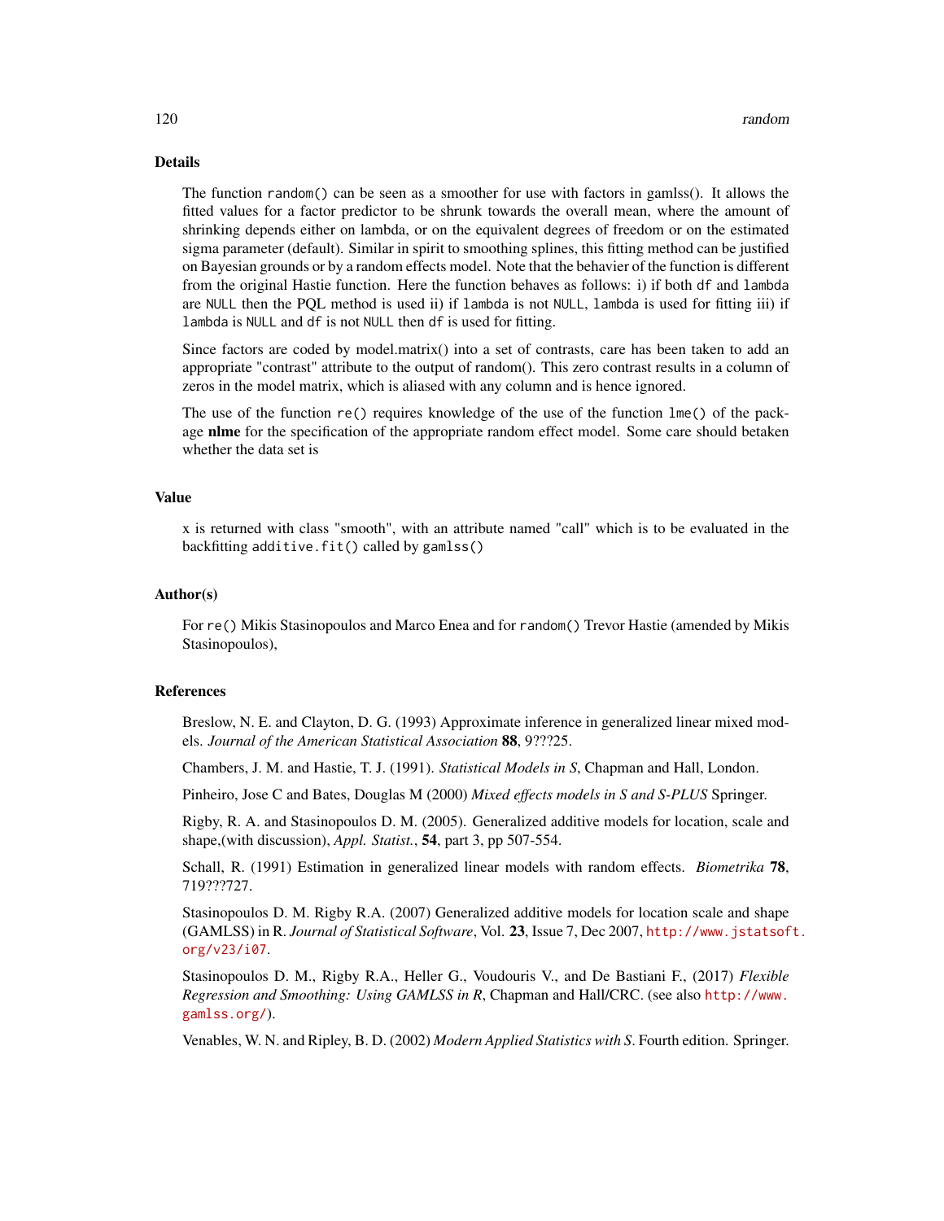## Details

The function `random()` can be seen as a smoother for use with factors in gamlss(). It allows the fitted values for a factor predictor to be shrunk towards the overall mean, where the amount of shrinking depends either on lambda, or on the equivalent degrees of freedom or on the estimated sigma parameter (default). Similar in spirit to smoothing splines, this fitting method can be justified on Bayesian grounds or by a random effects model. Note that the behavior of the function is different from the original Hastie function. Here the function behaves as follows: i) if both `df` and `lambda` are `NULL` then the PQL method is used ii) if `lambda` is not `NULL`, `lambda` is used for fitting iii) if `lambda` is `NULL` and `df` is not `NULL` then `df` is used for fitting.

Since factors are coded by model.matrix() into a set of contrasts, care has been taken to add an appropriate "contrast" attribute to the output of random(). This zero contrast results in a column of zeros in the model matrix, which is aliased with any column and is hence ignored.

The use of the function `re()` requires knowledge of the use of the function `lme()` of the package **nlme** for the specification of the appropriate random effect model. Some care should betaken whether the data set is

## Value

x is returned with class "smooth", with an attribute named "call" which is to be evaluated in the backfitting `additive.fit()` called by `gamlss()`

## Author(s)

For `re()` Mikis Stasinopoulos and Marco Enea and for `random()` Trevor Hastie (amended by Mikis Stasinopoulos),

## References

Breslow, N. E. and Clayton, D. G. (1993) Approximate inference in generalized linear mixed models. *Journal of the American Statistical Association* **88**, 9???25.

Chambers, J. M. and Hastie, T. J. (1991). *Statistical Models in S*, Chapman and Hall, London.

Pinheiro, Jose C and Bates, Douglas M (2000) *Mixed effects models in S and S-PLUS* Springer.

Rigby, R. A. and Stasinopoulos D. M. (2005). Generalized additive models for location, scale and shape,(with discussion), *Appl. Statist.*, **54**, part 3, pp 507-554.

Schall, R. (1991) Estimation in generalized linear models with random effects. *Biometrika* **78**, 719???727.

Stasinopoulos D. M. Rigby R.A. (2007) Generalized additive models for location scale and shape (GAMLSS) in R. *Journal of Statistical Software*, Vol. **23**, Issue 7, Dec 2007, http://www.jstatsoft.org/v23/i07.

Stasinopoulos D. M., Rigby R.A., Heller G., Voudouris V., and De Bastiani F., (2017) *Flexible Regression and Smoothing: Using GAMLSS in R*, Chapman and Hall/CRC. (see also http://www.gamlss.org/).

Venables, W. N. and Ripley, B. D. (2002) *Modern Applied Statistics with S*. Fourth edition. Springer.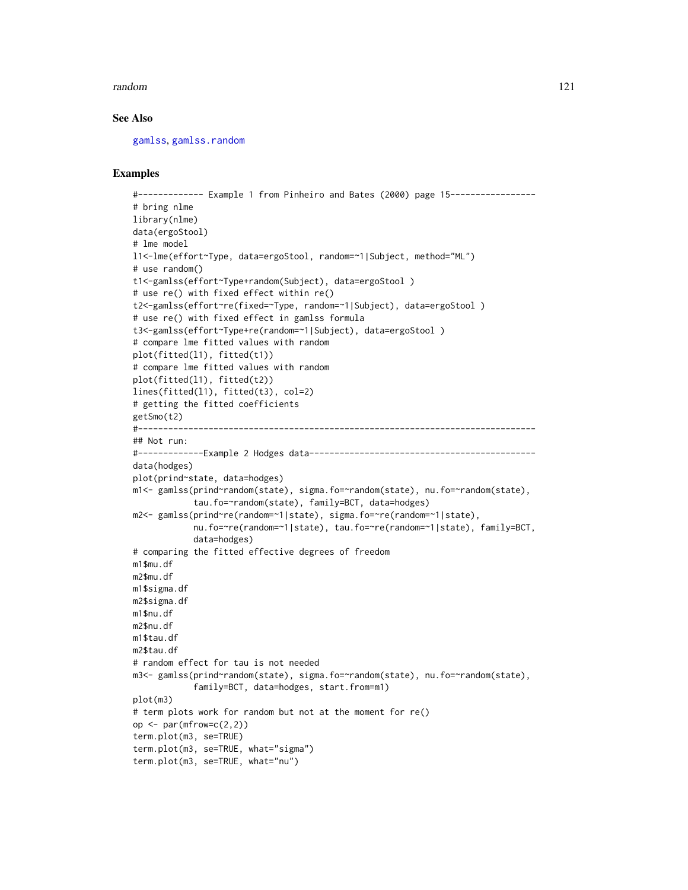## See Also

gamlss, gamlss.random

## Examples

```
#------------- Example 1 from Pinheiro and Bates (2000) page 15-----------------
# bring nlme
library(nlme)
data(ergoStool)
# lme model
l1<-lme(effort~Type, data=ergoStool, random=~1|Subject, method="ML")
# use random()
t1<-gamlss(effort~Type+random(Subject), data=ergoStool )
# use re() with fixed effect within re()
t2<-gamlss(effort~re(fixed=~Type, random=~1|Subject), data=ergoStool )
# use re() with fixed effect in gamlss formula
t3<-gamlss(effort~Type+re(random=~1|Subject), data=ergoStool )
# compare lme fitted values with random
plot(fitted(l1), fitted(t1))
# compare lme fitted values with random
plot(fitted(l1), fitted(t2))
lines(fitted(l1), fitted(t3), col=2)
# getting the fitted coefficients
getSmo(t2)
#-------------------------------------------------------------------------------
## Not run:
#-------------Example 2 Hodges data---------------------------------------------
data(hodges)
plot(prind~state, data=hodges)
m1<- gamlss(prind~random(state), sigma.fo=~random(state), nu.fo=~random(state),
            tau.fo=~random(state), family=BCT, data=hodges)
m2<- gamlss(prind~re(random=~1|state), sigma.fo=~re(random=~1|state),
            nu.fo=~re(random=~1|state), tau.fo=~re(random=~1|state), family=BCT,
            data=hodges)
# comparing the fitted effective degrees of freedom
m1$mu.df
m2$mu.df
m1$sigma.df
m2$sigma.df
m1$nu.df
m2$nu.df
m1$tau.df
m2$tau.df
# random effect for tau is not needed
m3<- gamlss(prind~random(state), sigma.fo=~random(state), nu.fo=~random(state),
            family=BCT, data=hodges, start.from=m1)
plot(m3)
# term plots work for random but not at the moment for re()
op <- par(mfrow=c(2,2))
term.plot(m3, se=TRUE)
term.plot(m3, se=TRUE, what="sigma")
term.plot(m3, se=TRUE, what="nu")
```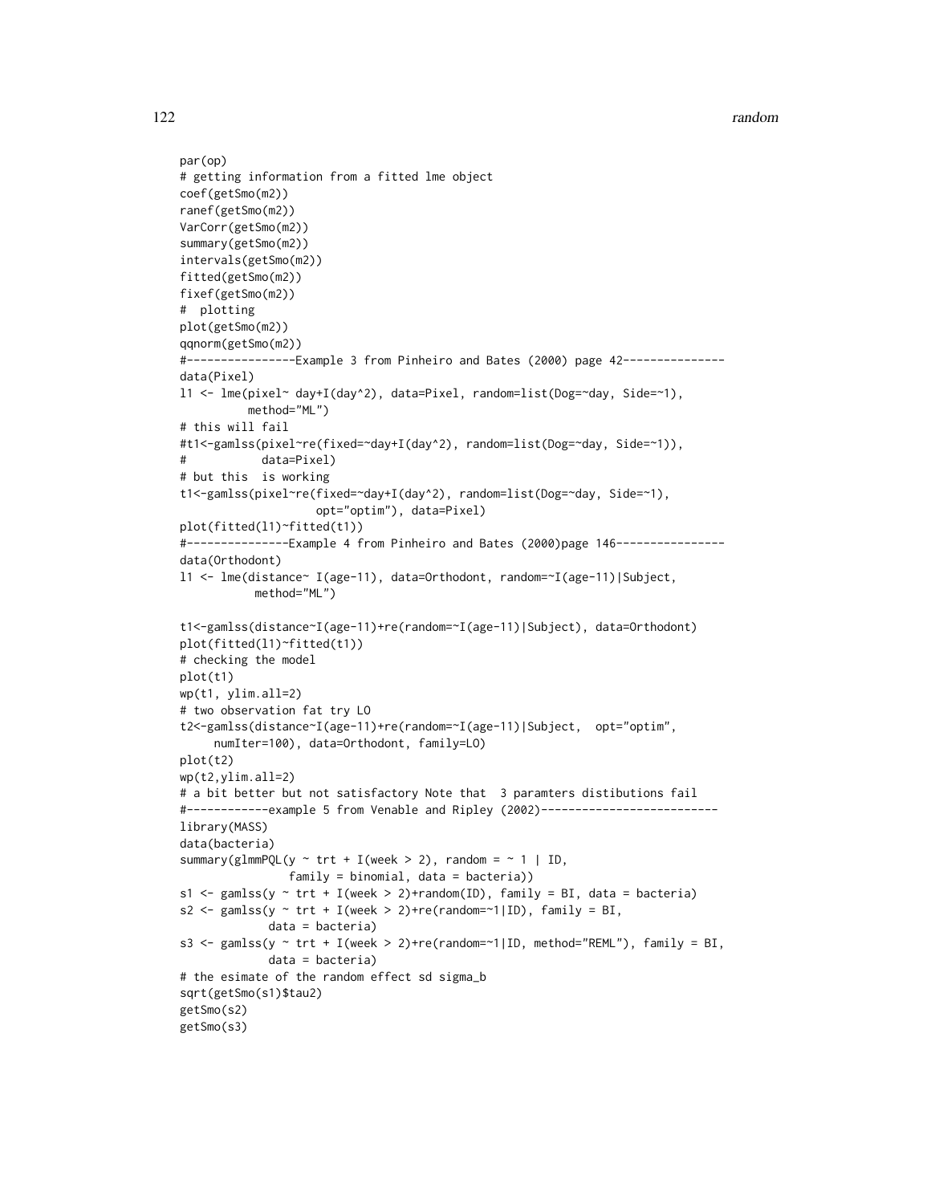```
par(op)
# getting information from a fitted lme object
coef(getSmo(m2))
ranef(getSmo(m2))
VarCorr(getSmo(m2))
summary(getSmo(m2))
intervals(getSmo(m2))
fitted(getSmo(m2))
fixef(getSmo(m2))
#  plotting
plot(getSmo(m2))
qqnorm(getSmo(m2))
#----------------Example 3 from Pinheiro and Bates (2000) page 42---------------
data(Pixel)
l1 <- lme(pixel~ day+I(day^2), data=Pixel, random=list(Dog=~day, Side=~1),
          method="ML")
# this will fail
#t1<-gamlss(pixel~re(fixed=~day+I(day^2), random=list(Dog=~day, Side=~1)),
#           data=Pixel)
# but this  is working
t1<-gamlss(pixel~re(fixed=~day+I(day^2), random=list(Dog=~day, Side=~1),
                    opt="optim"), data=Pixel)
plot(fitted(l1)~fitted(t1))
#---------------Example 4 from Pinheiro and Bates (2000)page 146----------------
data(Orthodont)
l1 <- lme(distance~ I(age-11), data=Orthodont, random=~I(age-11)|Subject,
           method="ML")

t1<-gamlss(distance~I(age-11)+re(random=~I(age-11)|Subject), data=Orthodont)
plot(fitted(l1)~fitted(t1))
# checking the model
plot(t1)
wp(t1, ylim.all=2)
# two observation fat try LO
t2<-gamlss(distance~I(age-11)+re(random=~I(age-11)|Subject,  opt="optim",
     numIter=100), data=Orthodont, family=LO)
plot(t2)
wp(t2,ylim.all=2)
# a bit better but not satisfactory Note that  3 paramters distibutions fail
#------------example 5 from Venable and Ripley (2002)--------------------------
library(MASS)
data(bacteria)
summary(glmmPQL(y ~ trt + I(week > 2), random = ~ 1 | ID,
                family = binomial, data = bacteria))
s1 <- gamlss(y ~ trt + I(week > 2)+random(ID), family = BI, data = bacteria)
s2 <- gamlss(y ~ trt + I(week > 2)+re(random=~1|ID), family = BI,
             data = bacteria)
s3 <- gamlss(y ~ trt + I(week > 2)+re(random=~1|ID, method="REML"), family = BI,
             data = bacteria)
# the esimate of the random effect sd sigma_b
sqrt(getSmo(s1)$tau2)
getSmo(s2)
getSmo(s3)
```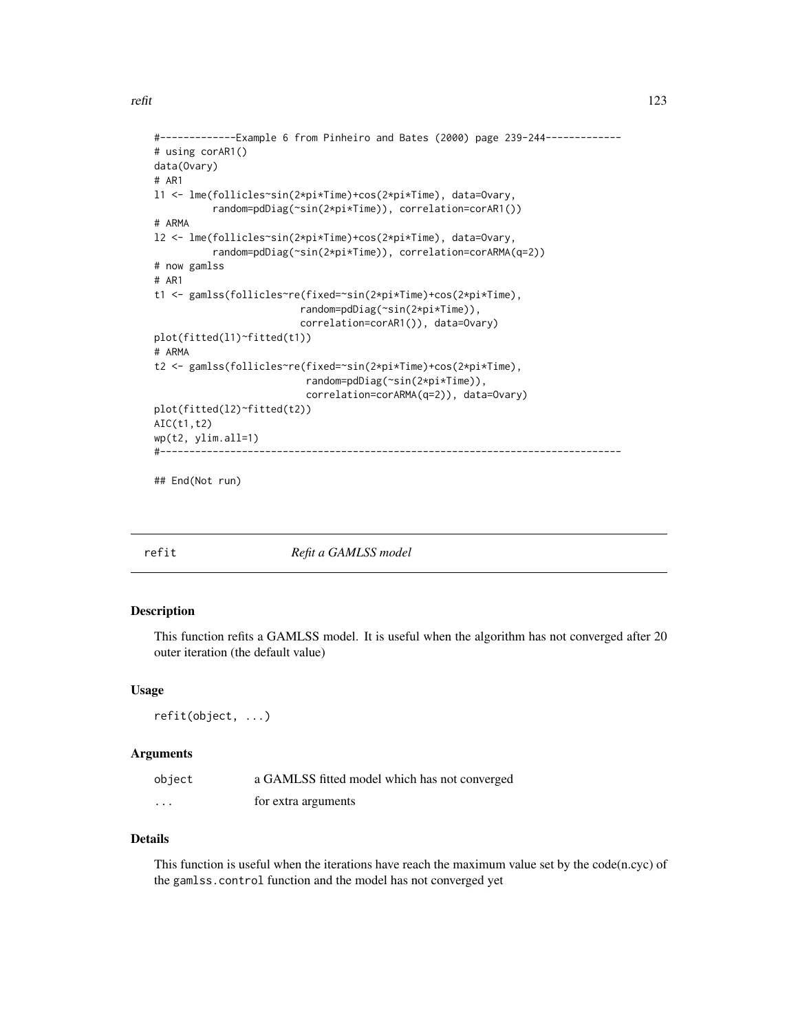```
#-------------Example 6 from Pinheiro and Bates (2000) page 239-244-------------
# using corAR1()
data(Ovary)
# AR1
l1 <- lme(follicles~sin(2*pi*Time)+cos(2*pi*Time), data=Ovary,
          random=pdDiag(~sin(2*pi*Time)), correlation=corAR1())
# ARMA
l2 <- lme(follicles~sin(2*pi*Time)+cos(2*pi*Time), data=Ovary,
          random=pdDiag(~sin(2*pi*Time)), correlation=corARMA(q=2))
# now gamlss
# AR1
t1 <- gamlss(follicles~re(fixed=~sin(2*pi*Time)+cos(2*pi*Time),
                          random=pdDiag(~sin(2*pi*Time)),
                          correlation=corAR1()), data=Ovary)
plot(fitted(l1)~fitted(t1))
# ARMA
t2 <- gamlss(follicles~re(fixed=~sin(2*pi*Time)+cos(2*pi*Time),
                           random=pdDiag(~sin(2*pi*Time)),
                           correlation=corARMA(q=2)), data=Ovary)
plot(fitted(l2)~fitted(t2))
AIC(t1,t2)
wp(t2, ylim.all=1)
#-------------------------------------------------------------------------------

## End(Not run)
```

# refit — *Refit a GAMLSS model*

## Description

This function refits a GAMLSS model. It is useful when the algorithm has not converged after 20 outer iteration (the default value)

## Usage

```
refit(object, ...)
```

## Arguments

| | |
|---|---|
| `object` | a GAMLSS fitted model which has not converged |
| `...` | for extra arguments |

## Details

This function is useful when the iterations have reach the maximum value set by the code(n.cyc) of the `gamlss.control` function and the model has not converged yet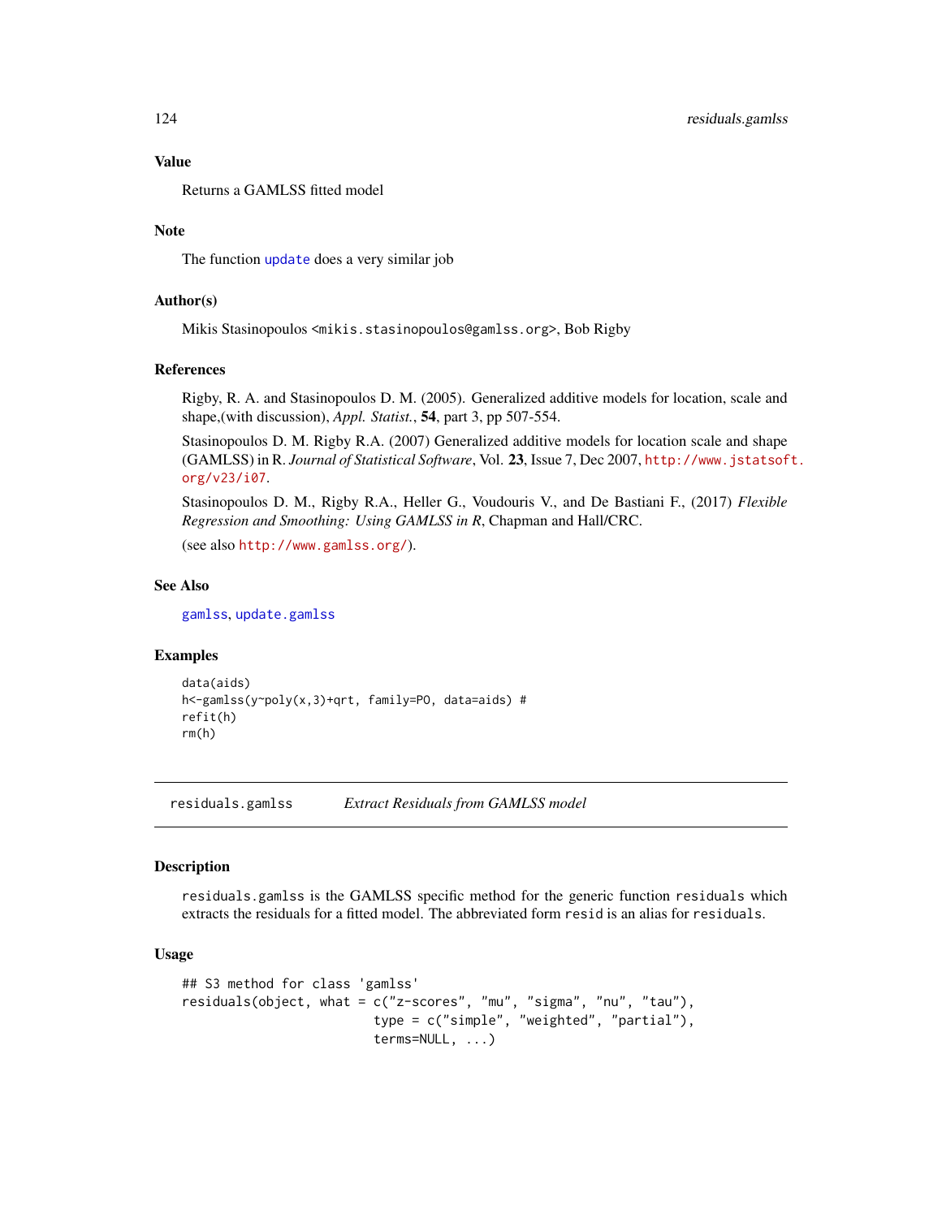### Value

Returns a GAMLSS fitted model

### Note

The function `update` does a very similar job

### Author(s)

Mikis Stasinopoulos <mikis.stasinopoulos@gamlss.org>, Bob Rigby

### References

Rigby, R. A. and Stasinopoulos D. M. (2005). Generalized additive models for location, scale and shape,(with discussion), *Appl. Statist.*, **54**, part 3, pp 507-554.

Stasinopoulos D. M. Rigby R.A. (2007) Generalized additive models for location scale and shape (GAMLSS) in R. *Journal of Statistical Software*, Vol. **23**, Issue 7, Dec 2007, http://www.jstatsoft.org/v23/i07.

Stasinopoulos D. M., Rigby R.A., Heller G., Voudouris V., and De Bastiani F., (2017) *Flexible Regression and Smoothing: Using GAMLSS in R*, Chapman and Hall/CRC.

(see also http://www.gamlss.org/).

### See Also

`gamlss`, `update.gamlss`

### Examples

```
data(aids)
h<-gamlss(y~poly(x,3)+qrt, family=PO, data=aids) #
refit(h)
rm(h)
```

---

## residuals.gamlss — *Extract Residuals from GAMLSS model*

### Description

`residuals.gamlss` is the GAMLSS specific method for the generic function `residuals` which extracts the residuals for a fitted model. The abbreviated form `resid` is an alias for `residuals`.

### Usage

```
## S3 method for class 'gamlss'
residuals(object, what = c("z-scores", "mu", "sigma", "nu", "tau"),
                        type = c("simple", "weighted", "partial"),
                        terms=NULL, ...)
```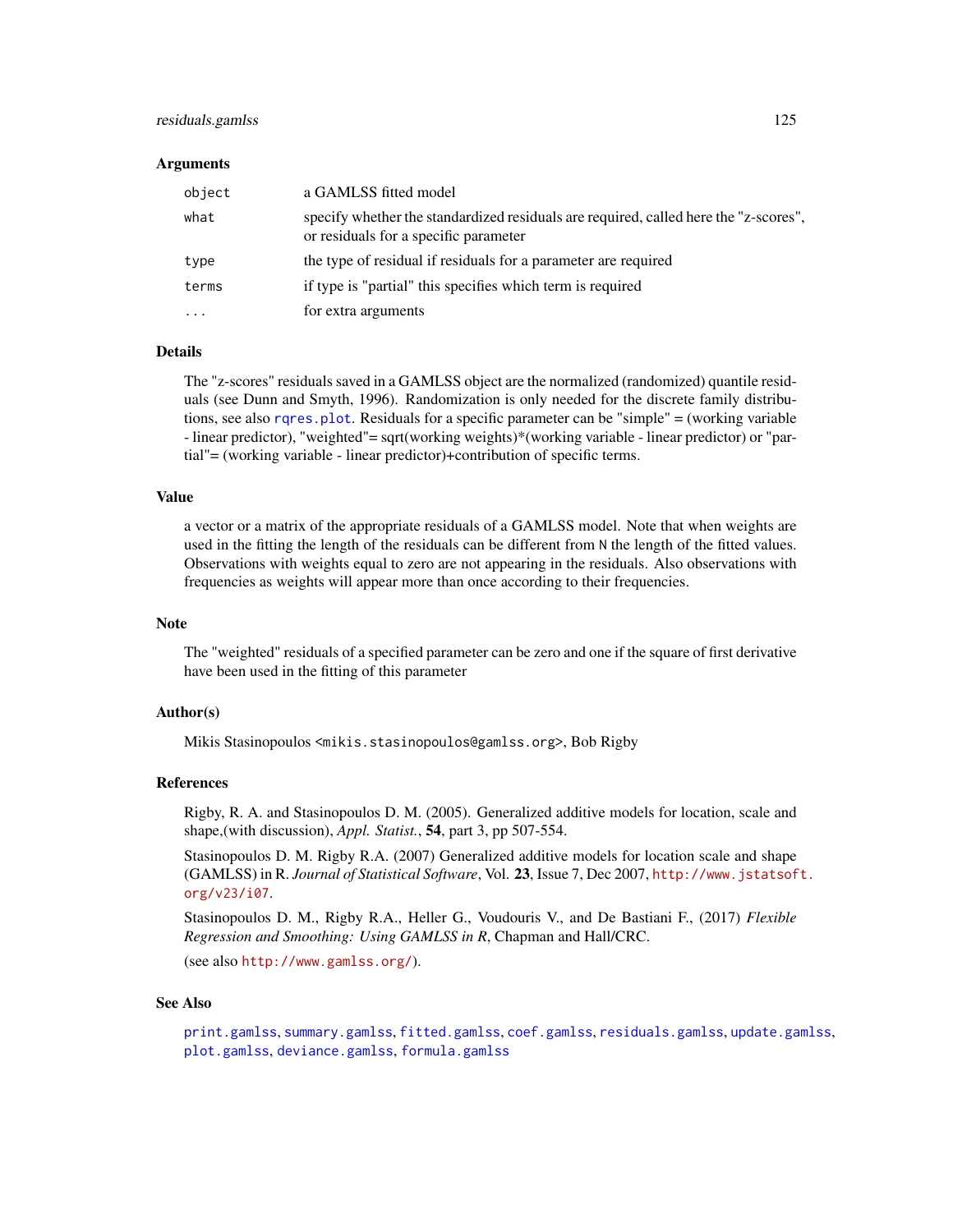### Arguments

| | |
|---|---|
| `object` | a GAMLSS fitted model |
| `what` | specify whether the standardized residuals are required, called here the "z-scores", or residuals for a specific parameter |
| `type` | the type of residual if residuals for a parameter are required |
| `terms` | if type is "partial" this specifies which term is required |
| `...` | for extra arguments |

### Details

The "z-scores" residuals saved in a GAMLSS object are the normalized (randomized) quantile residuals (see Dunn and Smyth, 1996). Randomization is only needed for the discrete family distributions, see also `rqres.plot`. Residuals for a specific parameter can be "simple" = (working variable - linear predictor), "weighted"= sqrt(working weights)*(working variable - linear predictor) or "partial"= (working variable - linear predictor)+contribution of specific terms.

### Value

a vector or a matrix of the appropriate residuals of a GAMLSS model. Note that when weights are used in the fitting the length of the residuals can be different from `N` the length of the fitted values. Observations with weights equal to zero are not appearing in the residuals. Also observations with frequencies as weights will appear more than once according to their frequencies.

### Note

The "weighted" residuals of a specified parameter can be zero and one if the square of first derivative have been used in the fitting of this parameter

### Author(s)

Mikis Stasinopoulos <`mikis.stasinopoulos@gamlss.org`>, Bob Rigby

### References

Rigby, R. A. and Stasinopoulos D. M. (2005). Generalized additive models for location, scale and shape,(with discussion), *Appl. Statist.*, **54**, part 3, pp 507-554.

Stasinopoulos D. M. Rigby R.A. (2007) Generalized additive models for location scale and shape (GAMLSS) in R. *Journal of Statistical Software*, Vol. **23**, Issue 7, Dec 2007, `http://www.jstatsoft.org/v23/i07`.

Stasinopoulos D. M., Rigby R.A., Heller G., Voudouris V., and De Bastiani F., (2017) *Flexible Regression and Smoothing: Using GAMLSS in R*, Chapman and Hall/CRC.

(see also `http://www.gamlss.org/`).

### See Also

`print.gamlss`, `summary.gamlss`, `fitted.gamlss`, `coef.gamlss`, `residuals.gamlss`, `update.gamlss`, `plot.gamlss`, `deviance.gamlss`, `formula.gamlss`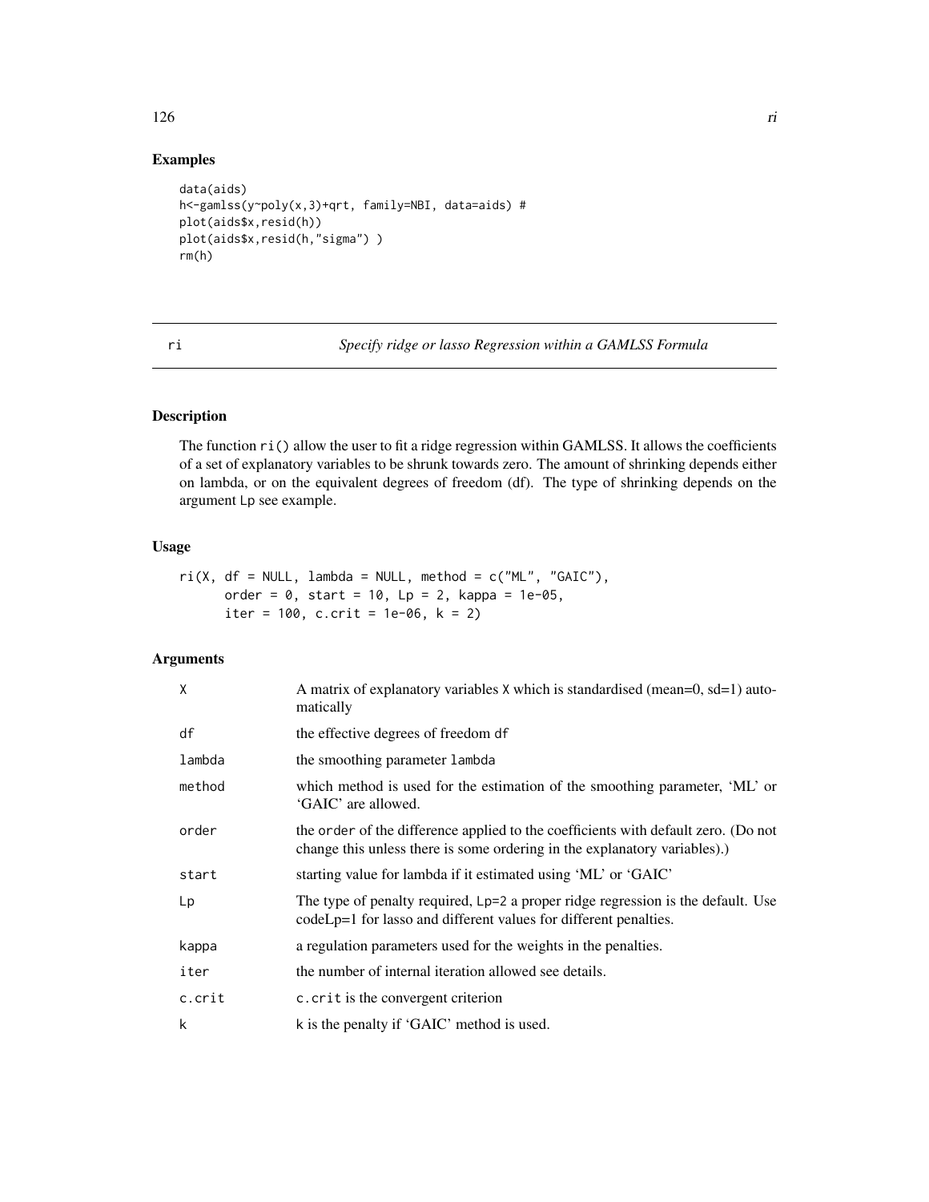## Examples

```
data(aids)
h<-gamlss(y~poly(x,3)+qrt, family=NBI, data=aids) #
plot(aids$x,resid(h))
plot(aids$x,resid(h,"sigma") )
rm(h)
```

---

# ri — *Specify ridge or lasso Regression within a GAMLSS Formula*

---

## Description

The function `ri()` allow the user to fit a ridge regression within GAMLSS. It allows the coefficients of a set of explanatory variables to be shrunk towards zero. The amount of shrinking depends either on lambda, or on the equivalent degrees of freedom (df). The type of shrinking depends on the argument `Lp` see example.

## Usage

```
ri(X, df = NULL, lambda = NULL, method = c("ML", "GAIC"),
      order = 0, start = 10, Lp = 2, kappa = 1e-05,
      iter = 100, c.crit = 1e-06, k = 2)
```

## Arguments

| | |
|---|---|
| `X` | A matrix of explanatory variables `X` which is standardised (mean=0, sd=1) automatically |
| `df` | the effective degrees of freedom `df` |
| `lambda` | the smoothing parameter `lambda` |
| `method` | which method is used for the estimation of the smoothing parameter, 'ML' or 'GAIC' are allowed. |
| `order` | the `order` of the difference applied to the coefficients with default zero. (Do not change this unless there is some ordering in the explanatory variables).) |
| `start` | starting value for lambda if it estimated using 'ML' or 'GAIC' |
| `Lp` | The type of penalty required, `Lp=2` a proper ridge regression is the default. Use codeLp=1 for lasso and different values for different penalties. |
| `kappa` | a regulation parameters used for the weights in the penalties. |
| `iter` | the number of internal iteration allowed see details. |
| `c.crit` | `c.crit` is the convergent criterion |
| `k` | k is the penalty if 'GAIC' method is used. |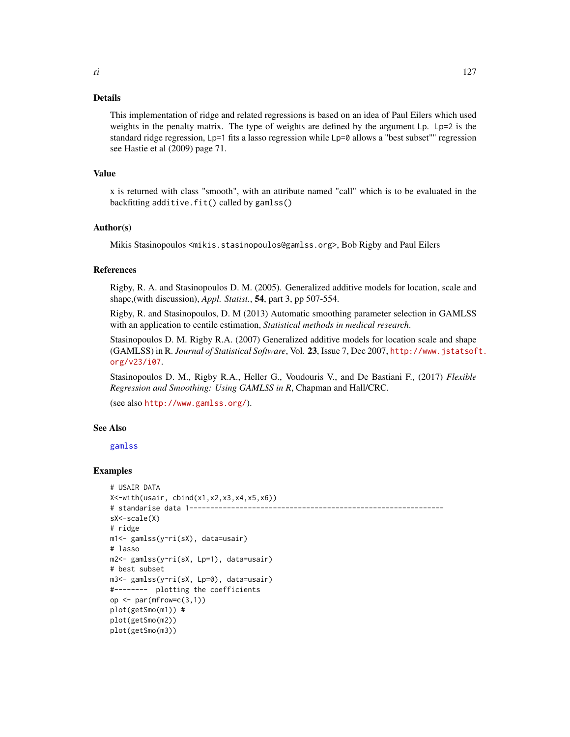## Details

This implementation of ridge and related regressions is based on an idea of Paul Eilers which used weights in the penalty matrix. The type of weights are defined by the argument `Lp`. `Lp=2` is the standard ridge regression, `Lp=1` fits a lasso regression while `Lp=0` allows a "best subset"" regression see Hastie et al (2009) page 71.

## Value

x is returned with class "smooth", with an attribute named "call" which is to be evaluated in the backfitting `additive.fit()` called by `gamlss()`

## Author(s)

Mikis Stasinopoulos <mikis.stasinopoulos@gamlss.org>, Bob Rigby and Paul Eilers

## References

Rigby, R. A. and Stasinopoulos D. M. (2005). Generalized additive models for location, scale and shape,(with discussion), *Appl. Statist.*, **54**, part 3, pp 507-554.

Rigby, R. and Stasinopoulos, D. M (2013) Automatic smoothing parameter selection in GAMLSS with an application to centile estimation, *Statistical methods in medical research.*

Stasinopoulos D. M. Rigby R.A. (2007) Generalized additive models for location scale and shape (GAMLSS) in R. *Journal of Statistical Software*, Vol. **23**, Issue 7, Dec 2007, http://www.jstatsoft.org/v23/i07.

Stasinopoulos D. M., Rigby R.A., Heller G., Voudouris V., and De Bastiani F., (2017) *Flexible Regression and Smoothing: Using GAMLSS in R*, Chapman and Hall/CRC.

(see also http://www.gamlss.org/).

## See Also

gamlss

## Examples

```
# USAIR DATA
X<-with(usair, cbind(x1,x2,x3,x4,x5,x6))
# standarise data 1-------------------------------------------------------------
sX<-scale(X)
# ridge
m1<- gamlss(y~ri(sX), data=usair)
# lasso
m2<- gamlss(y~ri(sX, Lp=1), data=usair)
# best subset
m3<- gamlss(y~ri(sX, Lp=0), data=usair)
#--------  plotting the coefficients
op <- par(mfrow=c(3,1))
plot(getSmo(m1)) #
plot(getSmo(m2))
plot(getSmo(m3))
```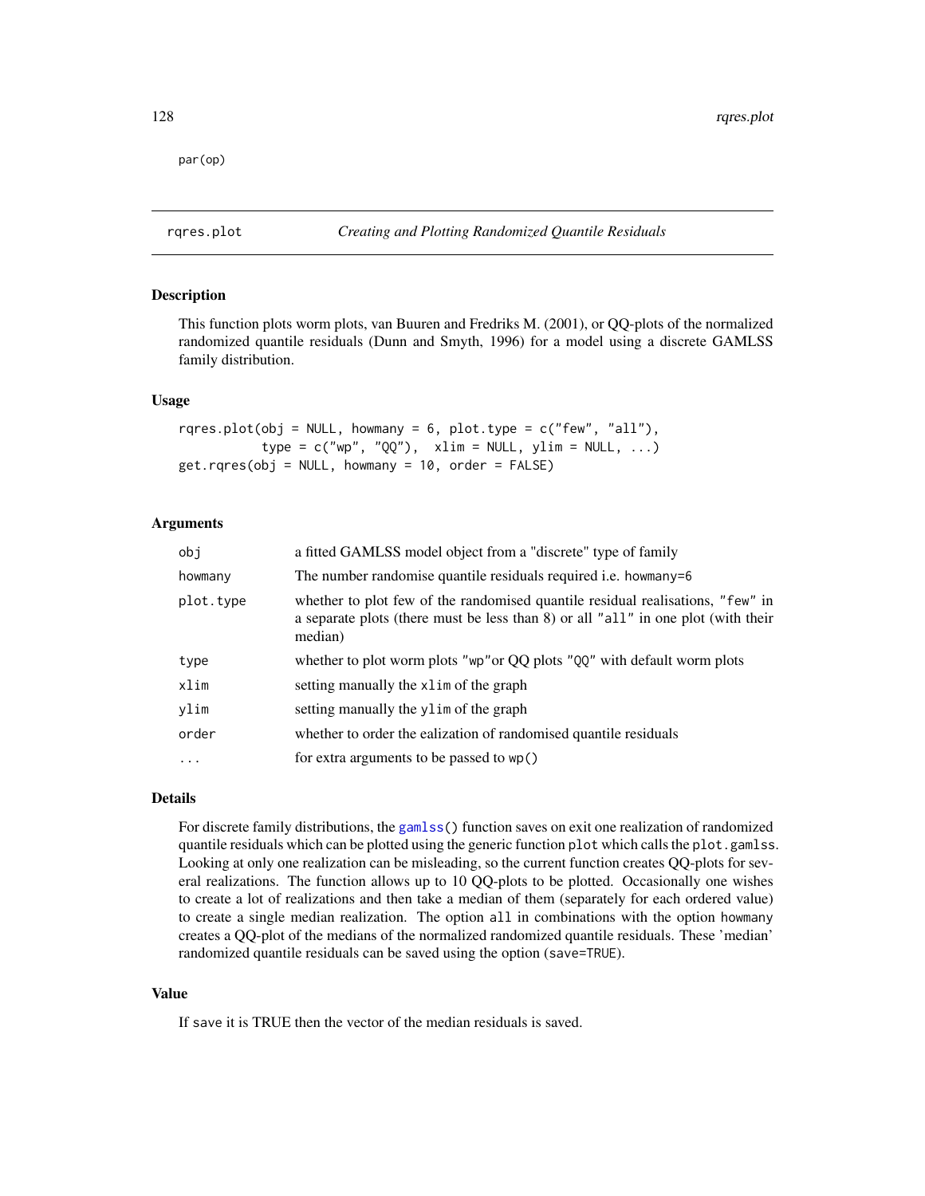```
par(op)
```

## rqres.plot — *Creating and Plotting Randomized Quantile Residuals*

### Description

This function plots worm plots, van Buuren and Fredriks M. (2001), or QQ-plots of the normalized randomized quantile residuals (Dunn and Smyth, 1996) for a model using a discrete GAMLSS family distribution.

### Usage

```
rqres.plot(obj = NULL, howmany = 6, plot.type = c("few", "all"),
           type = c("wp", "QQ"),  xlim = NULL, ylim = NULL, ...)
get.rqres(obj = NULL, howmany = 10, order = FALSE)
```

### Arguments

| | |
|---|---|
| `obj` | a fitted GAMLSS model object from a "discrete" type of family |
| `howmany` | The number randomise quantile residuals required i.e. `howmany=6` |
| `plot.type` | whether to plot few of the randomised quantile residual realisations, `"few"` in a separate plots (there must be less than 8) or all `"all"` in one plot (with their median) |
| `type` | whether to plot worm plots `"wp"`or QQ plots `"QQ"` with default worm plots |
| `xlim` | setting manually the `xlim` of the graph |
| `ylim` | setting manually the `ylim` of the graph |
| `order` | whether to order the ealization of randomised quantile residuals |
| `...` | for extra arguments to be passed to `wp()` |

### Details

For discrete family distributions, the `gamlss()` function saves on exit one realization of randomized quantile residuals which can be plotted using the generic function `plot` which calls the `plot.gamlss`. Looking at only one realization can be misleading, so the current function creates QQ-plots for several realizations. The function allows up to 10 QQ-plots to be plotted. Occasionally one wishes to create a lot of realizations and then take a median of them (separately for each ordered value) to create a single median realization. The option `all` in combinations with the option `howmany` creates a QQ-plot of the medians of the normalized randomized quantile residuals. These 'median' randomized quantile residuals can be saved using the option (`save=TRUE`).

### Value

If `save` it is TRUE then the vector of the median residuals is saved.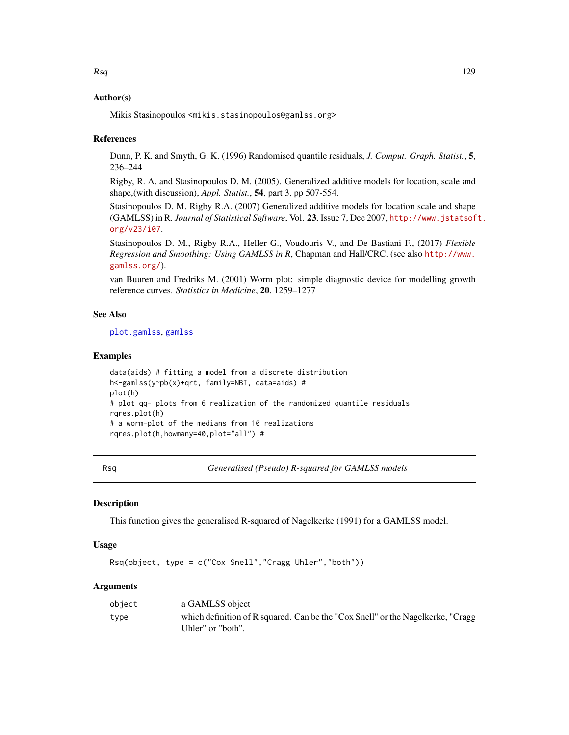### Author(s)

Mikis Stasinopoulos <mikis.stasinopoulos@gamlss.org>

### References

Dunn, P. K. and Smyth, G. K. (1996) Randomised quantile residuals, *J. Comput. Graph. Statist.*, **5**, 236–244

Rigby, R. A. and Stasinopoulos D. M. (2005). Generalized additive models for location, scale and shape,(with discussion), *Appl. Statist.*, **54**, part 3, pp 507-554.

Stasinopoulos D. M. Rigby R.A. (2007) Generalized additive models for location scale and shape (GAMLSS) in R. *Journal of Statistical Software*, Vol. **23**, Issue 7, Dec 2007, http://www.jstatsoft.org/v23/i07.

Stasinopoulos D. M., Rigby R.A., Heller G., Voudouris V., and De Bastiani F., (2017) *Flexible Regression and Smoothing: Using GAMLSS in R*, Chapman and Hall/CRC. (see also http://www.gamlss.org/).

van Buuren and Fredriks M. (2001) Worm plot: simple diagnostic device for modelling growth reference curves. *Statistics in Medicine*, **20**, 1259–1277

### See Also

plot.gamlss, gamlss

### Examples

```
data(aids) # fitting a model from a discrete distribution
h<-gamlss(y~pb(x)+qrt, family=NBI, data=aids) #
plot(h)
# plot qq- plots from 6 realization of the randomized quantile residuals
rqres.plot(h)
# a worm-plot of the medians from 10 realizations
rqres.plot(h,howmany=40,plot="all") #
```

---

## Rsq — *Generalised (Pseudo) R-squared for GAMLSS models*

### Description

This function gives the generalised R-squared of Nagelkerke (1991) for a GAMLSS model.

### Usage

```
Rsq(object, type = c("Cox Snell","Cragg Uhler","both"))
```

### Arguments

| | |
|---|---|
| object | a GAMLSS object |
| type | which definition of R squared. Can be the "Cox Snell" or the Nagelkerke, "Cragg Uhler" or "both". |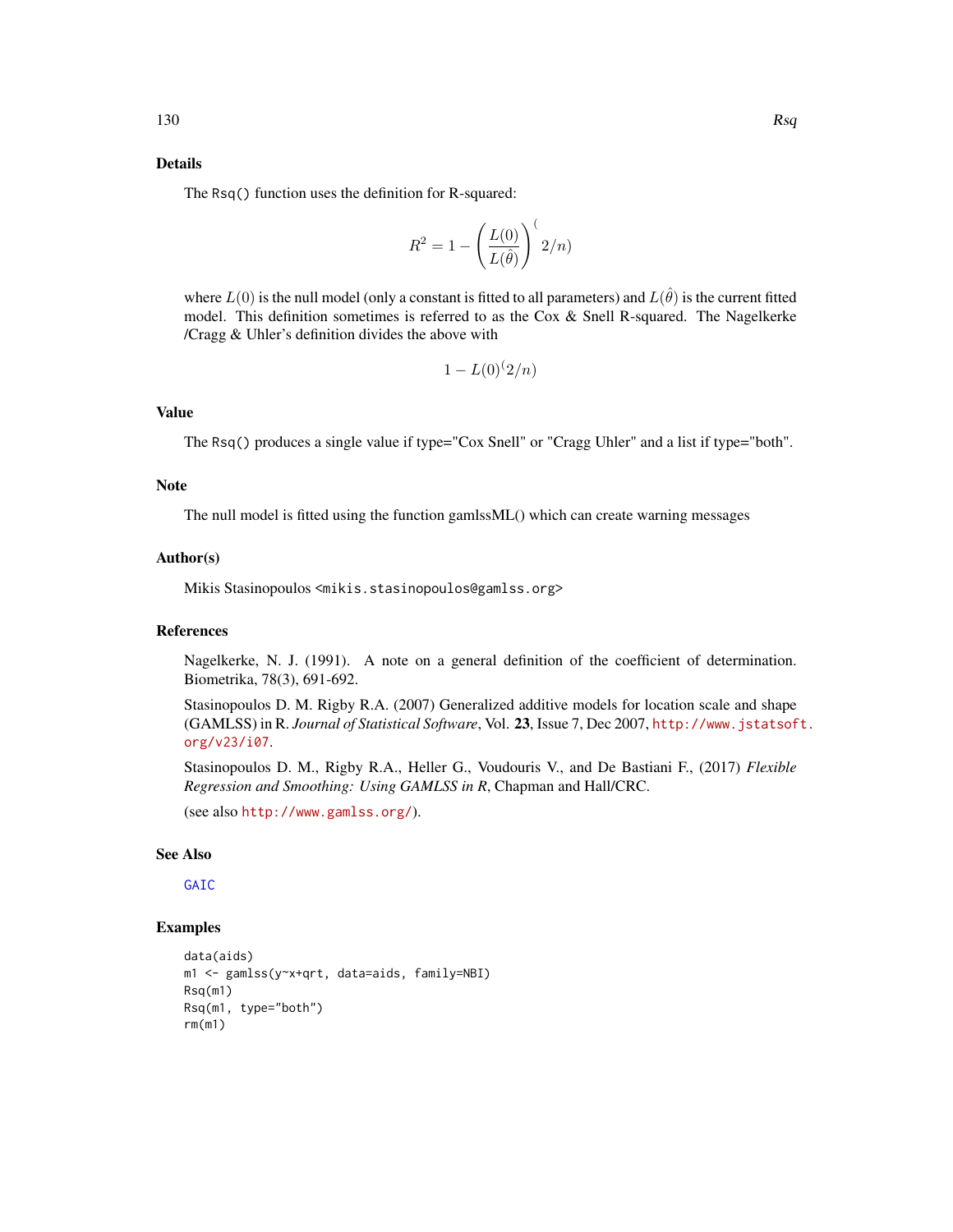## Details

The `Rsq()` function uses the definition for R-squared:

$$R^2 = 1 - \left(\frac{L(0)}{L(\hat{\theta})}\right)^(2/n)$$

where $L(0)$ is the null model (only a constant is fitted to all parameters) and $L(\hat{\theta})$ is the current fitted model. This definition sometimes is referred to as the Cox & Snell R-squared. The Nagelkerke /Cragg & Uhler's definition divides the above with

$$1 - L(0)^(2/n)$$

## Value

The `Rsq()` produces a single value if type="Cox Snell" or "Cragg Uhler" and a list if type="both".

## Note

The null model is fitted using the function gamlssML() which can create warning messages

## Author(s)

Mikis Stasinopoulos `<mikis.stasinopoulos@gamlss.org>`

## References

Nagelkerke, N. J. (1991). A note on a general definition of the coefficient of determination. Biometrika, 78(3), 691-692.

Stasinopoulos D. M. Rigby R.A. (2007) Generalized additive models for location scale and shape (GAMLSS) in R. *Journal of Statistical Software*, Vol. **23**, Issue 7, Dec 2007, http://www.jstatsoft.org/v23/i07.

Stasinopoulos D. M., Rigby R.A., Heller G., Voudouris V., and De Bastiani F., (2017) *Flexible Regression and Smoothing: Using GAMLSS in R*, Chapman and Hall/CRC.

(see also http://www.gamlss.org/).

## See Also

GAIC

## Examples

```
data(aids)
m1 <- gamlss(y~x+qrt, data=aids, family=NBI)
Rsq(m1)
Rsq(m1, type="both")
rm(m1)
```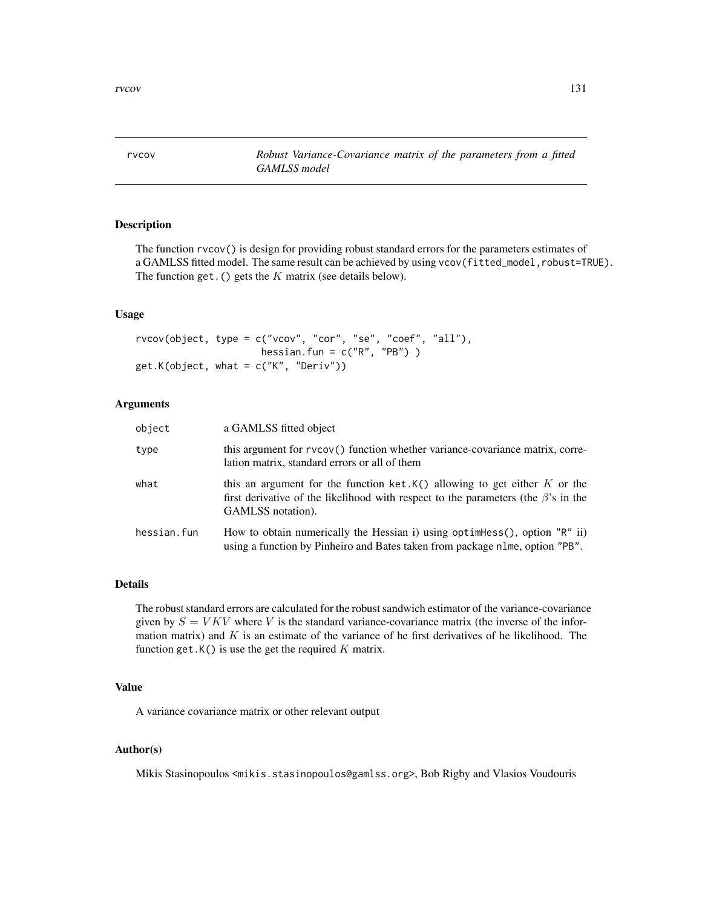rvcov *Robust Variance-Covariance matrix of the parameters from a fitted GAMLSS model*

## Description

The function rvcov() is design for providing robust standard errors for the parameters estimates of a GAMLSS fitted model. The same result can be achieved by using vcov(fitted_model,robust=TRUE). The function get.() gets the $K$ matrix (see details below).

## Usage

```
rvcov(object, type = c("vcov", "cor", "se", "coef", "all"),
                      hessian.fun = c("R", "PB") )
get.K(object, what = c("K", "Deriv"))
```

## Arguments

| | |
|---|---|
| object | a GAMLSS fitted object |
| type | this argument for rvcov() function whether variance-covariance matrix, correlation matrix, standard errors or all of them |
| what | this an argument for the function ket.K() allowing to get either $K$ or the first derivative of the likelihood with respect to the parameters (the $\beta$'s in the GAMLSS notation). |
| hessian.fun | How to obtain numerically the Hessian i) using optimHess(), option "R" ii) using a function by Pinheiro and Bates taken from package nlme, option "PB". |

## Details

The robust standard errors are calculated for the robust sandwich estimator of the variance-covariance given by $S = VKV$ where $V$ is the standard variance-covariance matrix (the inverse of the information matrix) and $K$ is an estimate of the variance of he first derivatives of he likelihood. The function get.K() is use the get the required $K$ matrix.

## Value

A variance covariance matrix or other relevant output

## Author(s)

Mikis Stasinopoulos <mikis.stasinopoulos@gamlss.org>, Bob Rigby and Vlasios Voudouris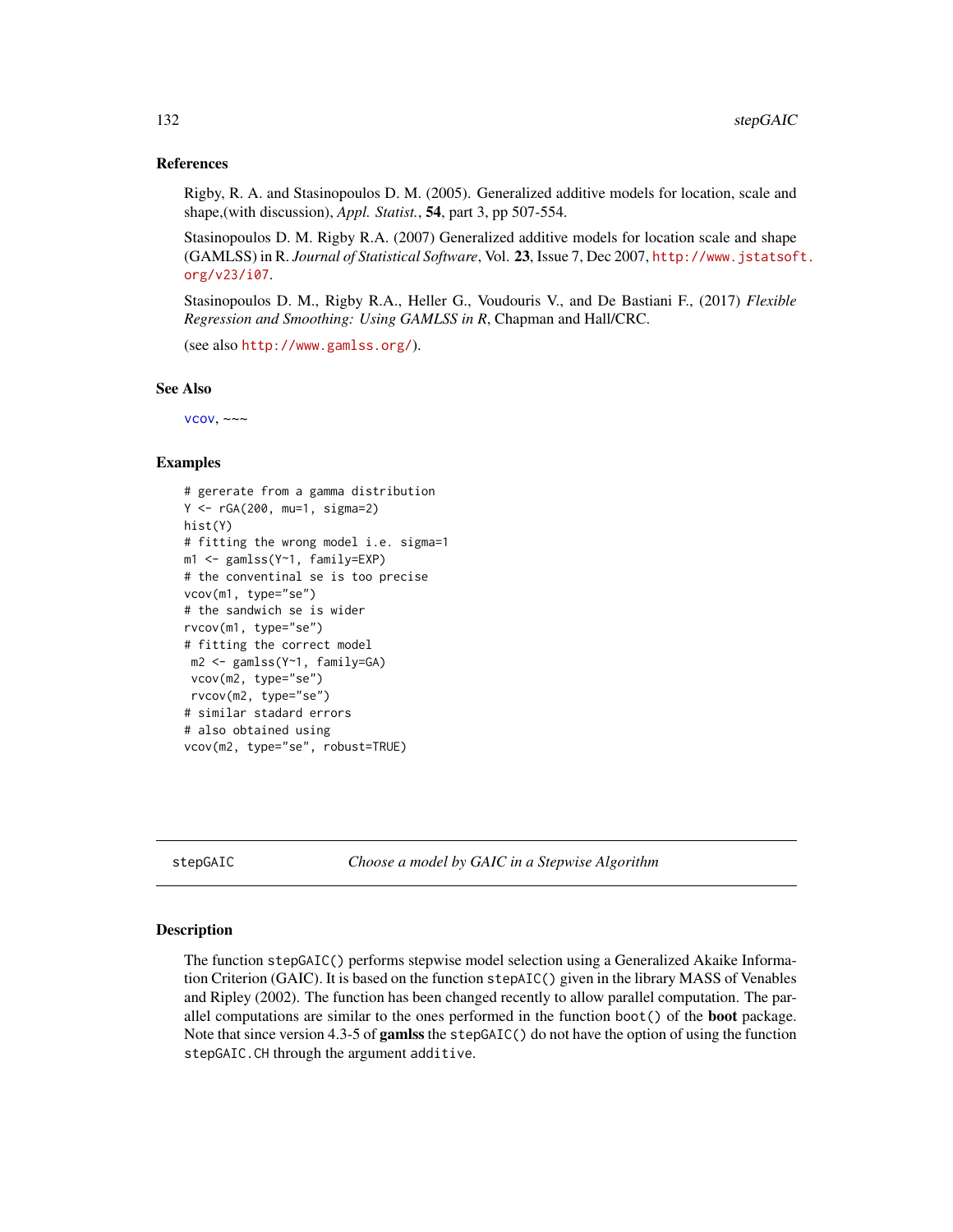### References

Rigby, R. A. and Stasinopoulos D. M. (2005). Generalized additive models for location, scale and shape,(with discussion), *Appl. Statist.*, **54**, part 3, pp 507-554.

Stasinopoulos D. M. Rigby R.A. (2007) Generalized additive models for location scale and shape (GAMLSS) in R. *Journal of Statistical Software*, Vol. **23**, Issue 7, Dec 2007, http://www.jstatsoft.org/v23/i07.

Stasinopoulos D. M., Rigby R.A., Heller G., Voudouris V., and De Bastiani F., (2017) *Flexible Regression and Smoothing: Using GAMLSS in R*, Chapman and Hall/CRC.

(see also http://www.gamlss.org/).

### See Also

vcov, ~~~

### Examples

```
# gererate from a gamma distribution
Y <- rGA(200, mu=1, sigma=2)
hist(Y)
# fitting the wrong model i.e. sigma=1
m1 <- gamlss(Y~1, family=EXP)
# the conventinal se is too precise
vcov(m1, type="se")
# the sandwich se is wider
rvcov(m1, type="se")
# fitting the correct model
 m2 <- gamlss(Y~1, family=GA)
 vcov(m2, type="se")
 rvcov(m2, type="se")
# similar stadard errors
# also obtained using
vcov(m2, type="se", robust=TRUE)
```

---

## stepGAIC *Choose a model by GAIC in a Stepwise Algorithm*

### Description

The function `stepGAIC()` performs stepwise model selection using a Generalized Akaike Information Criterion (GAIC). It is based on the function `stepAIC()` given in the library MASS of Venables and Ripley (2002). The function has been changed recently to allow parallel computation. The parallel computations are similar to the ones performed in the function `boot()` of the **boot** package. Note that since version 4.3-5 of **gamlss** the `stepGAIC()` do not have the option of using the function `stepGAIC.CH` through the argument `additive`.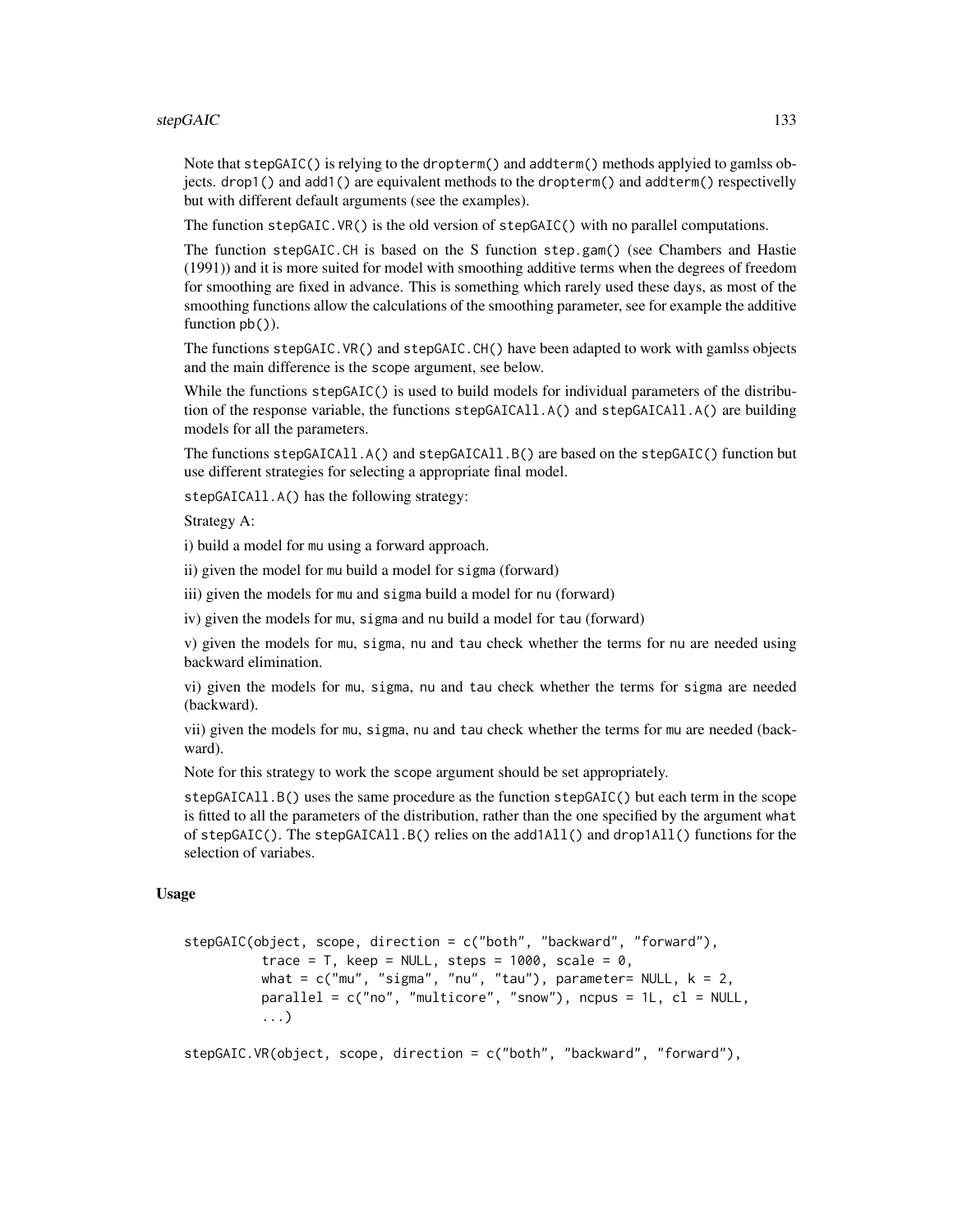Note that `stepGAIC()` is relying to the `dropterm()` and `addterm()` methods applyied to gamlss objects. `drop1()` and `add1()` are equivalent methods to the `dropterm()` and `addterm()` respectivelly but with different default arguments (see the examples).

The function `stepGAIC.VR()` is the old version of `stepGAIC()` with no parallel computations.

The function `stepGAIC.CH` is based on the S function `step.gam()` (see Chambers and Hastie (1991)) and it is more suited for model with smoothing additive terms when the degrees of freedom for smoothing are fixed in advance. This is something which rarely used these days, as most of the smoothing functions allow the calculations of the smoothing parameter, see for example the additive function `pb()`).

The functions `stepGAIC.VR()` and `stepGAIC.CH()` have been adapted to work with gamlss objects and the main difference is the `scope` argument, see below.

While the functions `stepGAIC()` is used to build models for individual parameters of the distribution of the response variable, the functions `stepGAICAll.A()` and `stepGAICAll.A()` are building models for all the parameters.

The functions `stepGAICAll.A()` and `stepGAICAll.B()` are based on the `stepGAIC()` function but use different strategies for selecting a appropriate final model.

`stepGAICAll.A()` has the following strategy:

Strategy A:

i) build a model for `mu` using a forward approach.

ii) given the model for `mu` build a model for `sigma` (forward)

iii) given the models for `mu` and `sigma` build a model for `nu` (forward)

iv) given the models for `mu`, `sigma` and `nu` build a model for `tau` (forward)

v) given the models for `mu`, `sigma`, `nu` and `tau` check whether the terms for `nu` are needed using backward elimination.

vi) given the models for `mu`, `sigma`, `nu` and `tau` check whether the terms for `sigma` are needed (backward).

vii) given the models for `mu`, `sigma`, `nu` and `tau` check whether the terms for `mu` are needed (backward).

Note for this strategy to work the `scope` argument should be set appropriately.

`stepGAICAll.B()` uses the same procedure as the function `stepGAIC()` but each term in the scope is fitted to all the parameters of the distribution, rather than the one specified by the argument `what` of `stepGAIC()`. The `stepGAICAll.B()` relies on the `add1All()` and `drop1All()` functions for the selection of variabes.

### Usage

```
stepGAIC(object, scope, direction = c("both", "backward", "forward"),
          trace = T, keep = NULL, steps = 1000, scale = 0,
          what = c("mu", "sigma", "nu", "tau"), parameter= NULL, k = 2,
          parallel = c("no", "multicore", "snow"), ncpus = 1L, cl = NULL,
          ...)

stepGAIC.VR(object, scope, direction = c("both", "backward", "forward"),
```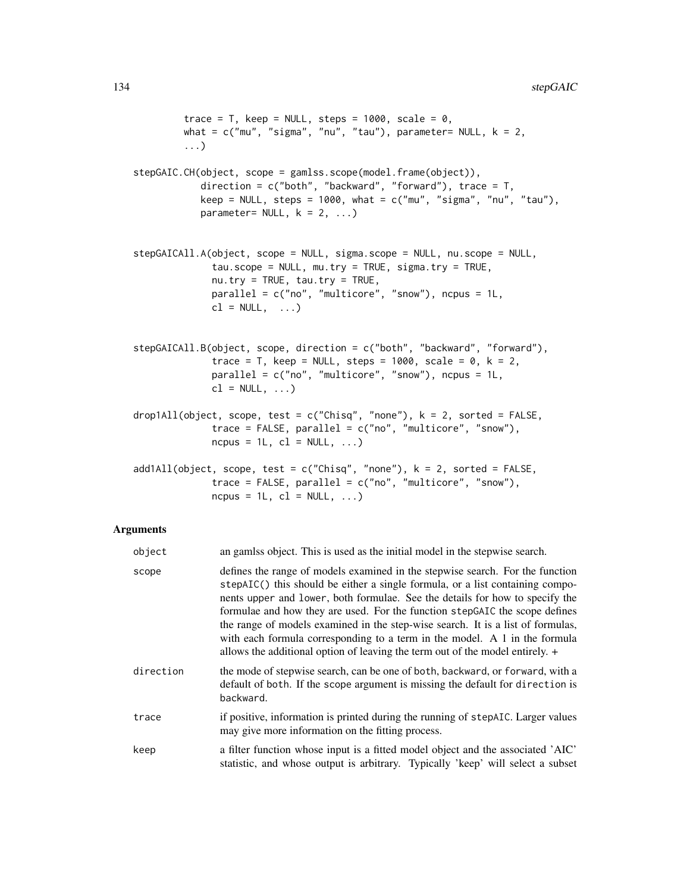```
         trace = T, keep = NULL, steps = 1000, scale = 0,
         what = c("mu", "sigma", "nu", "tau"), parameter= NULL, k = 2,
         ...)

stepGAIC.CH(object, scope = gamlss.scope(model.frame(object)),
            direction = c("both", "backward", "forward"), trace = T,
            keep = NULL, steps = 1000, what = c("mu", "sigma", "nu", "tau"),
            parameter= NULL, k = 2, ...)


stepGAICAll.A(object, scope = NULL, sigma.scope = NULL, nu.scope = NULL,
              tau.scope = NULL, mu.try = TRUE, sigma.try = TRUE,
              nu.try = TRUE, tau.try = TRUE,
              parallel = c("no", "multicore", "snow"), ncpus = 1L,
              cl = NULL,  ...)


stepGAICAll.B(object, scope, direction = c("both", "backward", "forward"),
              trace = T, keep = NULL, steps = 1000, scale = 0, k = 2,
              parallel = c("no", "multicore", "snow"), ncpus = 1L,
              cl = NULL, ...)

drop1All(object, scope, test = c("Chisq", "none"), k = 2, sorted = FALSE,
              trace = FALSE, parallel = c("no", "multicore", "snow"),
              ncpus = 1L, cl = NULL, ...)

add1All(object, scope, test = c("Chisq", "none"), k = 2, sorted = FALSE,
              trace = FALSE, parallel = c("no", "multicore", "snow"),
              ncpus = 1L, cl = NULL, ...)
```

## Arguments

| | |
|---|---|
| object | an gamlss object. This is used as the initial model in the stepwise search. |
| scope | defines the range of models examined in the stepwise search. For the function stepAIC() this should be either a single formula, or a list containing components upper and lower, both formulae. See the details for how to specify the formulae and how they are used. For the function stepGAIC the scope defines the range of models examined in the step-wise search. It is a list of formulas, with each formula corresponding to a term in the model. A 1 in the formula allows the additional option of leaving the term out of the model entirely. + |
| direction | the mode of stepwise search, can be one of both, backward, or forward, with a default of both. If the scope argument is missing the default for direction is backward. |
| trace | if positive, information is printed during the running of stepAIC. Larger values may give more information on the fitting process. |
| keep | a filter function whose input is a fitted model object and the associated 'AIC' statistic, and whose output is arbitrary. Typically 'keep' will select a subset |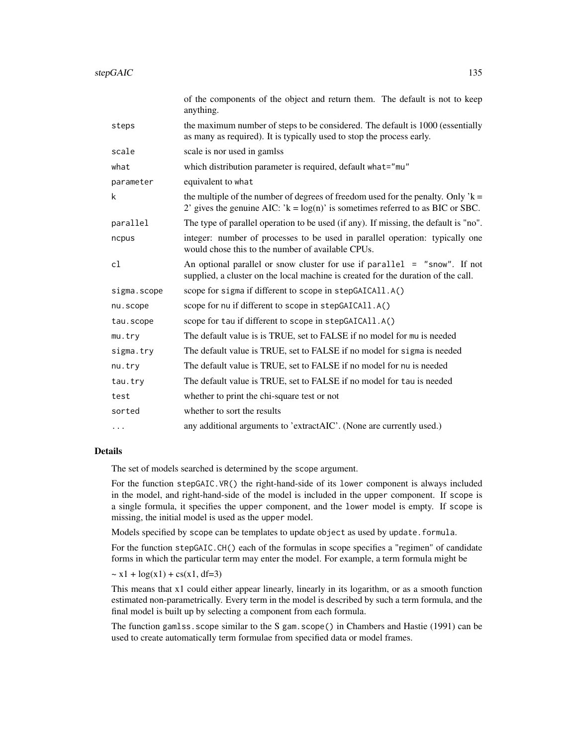| | |
|---|---|
| | of the components of the object and return them. The default is not to keep anything. |
| `steps` | the maximum number of steps to be considered. The default is 1000 (essentially as many as required). It is typically used to stop the process early. |
| `scale` | scale is nor used in gamlss |
| `what` | which distribution parameter is required, default `what="mu"` |
| `parameter` | equivalent to `what` |
| `k` | the multiple of the number of degrees of freedom used for the penalty. Only 'k = 2' gives the genuine AIC: 'k = log(n)' is sometimes referred to as BIC or SBC. |
| `parallel` | The type of parallel operation to be used (if any). If missing, the default is "no". |
| `ncpus` | integer: number of processes to be used in parallel operation: typically one would chose this to the number of available CPUs. |
| `cl` | An optional parallel or snow cluster for use if `parallel = "snow"`. If not supplied, a cluster on the local machine is created for the duration of the call. |
| `sigma.scope` | scope for `sigma` if different to `scope` in `stepGAICAll.A()` |
| `nu.scope` | scope for `nu` if different to `scope` in `stepGAICAll.A()` |
| `tau.scope` | scope for `tau` if different to `scope` in `stepGAICAll.A()` |
| `mu.try` | The default value is is TRUE, set to FALSE if no model for `mu` is needed |
| `sigma.try` | The default value is TRUE, set to FALSE if no model for `sigma` is needed |
| `nu.try` | The default value is TRUE, set to FALSE if no model for `nu` is needed |
| `tau.try` | The default value is TRUE, set to FALSE if no model for `tau` is needed |
| `test` | whether to print the chi-square test or not |
| `sorted` | whether to sort the results |
| `...` | any additional arguments to 'extractAIC'. (None are currently used.) |

## Details

The set of models searched is determined by the `scope` argument.

For the function `stepGAIC.VR()` the right-hand-side of its `lower` component is always included in the model, and right-hand-side of the model is included in the `upper` component. If `scope` is a single formula, it specifies the `upper` component, and the `lower` model is empty. If `scope` is missing, the initial model is used as the `upper` model.

Models specified by `scope` can be templates to update `object` as used by `update.formula`.

For the function `stepGAIC.CH()` each of the formulas in scope specifies a "regimen" of candidate forms in which the particular term may enter the model. For example, a term formula might be

~ x1 + log(x1) + cs(x1, df=3)

This means that `x1` could either appear linearly, linearly in its logarithm, or as a smooth function estimated non-parametrically. Every term in the model is described by such a term formula, and the final model is built up by selecting a component from each formula.

The function `gamlss.scope` similar to the S `gam.scope()` in Chambers and Hastie (1991) can be used to create automatically term formulae from specified data or model frames.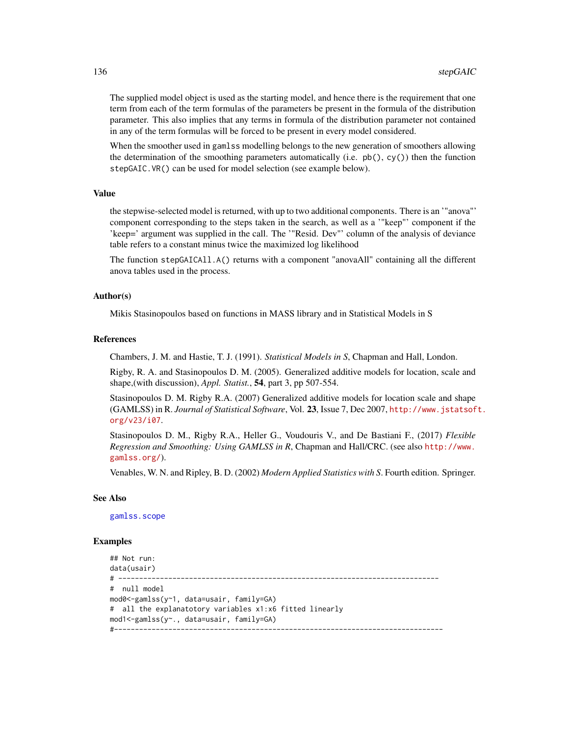The supplied model object is used as the starting model, and hence there is the requirement that one term from each of the term formulas of the parameters be present in the formula of the distribution parameter. This also implies that any terms in formula of the distribution parameter not contained in any of the term formulas will be forced to be present in every model considered.

When the smoother used in `gamlss` modelling belongs to the new generation of smoothers allowing the determination of the smoothing parameters automatically (i.e. `pb()`, `cy()`) then the function `stepGAIC.VR()` can be used for model selection (see example below).

## Value

the stepwise-selected model is returned, with up to two additional components. There is an '"anova"' component corresponding to the steps taken in the search, as well as a '"keep"' component if the 'keep=' argument was supplied in the call. The '"Resid. Dev"' column of the analysis of deviance table refers to a constant minus twice the maximized log likelihood

The function `stepGAICAll.A()` returns with a component "anovaAll" containing all the different anova tables used in the process.

## Author(s)

Mikis Stasinopoulos based on functions in MASS library and in Statistical Models in S

## References

Chambers, J. M. and Hastie, T. J. (1991). *Statistical Models in S*, Chapman and Hall, London.

Rigby, R. A. and Stasinopoulos D. M. (2005). Generalized additive models for location, scale and shape,(with discussion), *Appl. Statist.*, **54**, part 3, pp 507-554.

Stasinopoulos D. M. Rigby R.A. (2007) Generalized additive models for location scale and shape (GAMLSS) in R. *Journal of Statistical Software*, Vol. **23**, Issue 7, Dec 2007, http://www.jstatsoft.org/v23/i07.

Stasinopoulos D. M., Rigby R.A., Heller G., Voudouris V., and De Bastiani F., (2017) *Flexible Regression and Smoothing: Using GAMLSS in R*, Chapman and Hall/CRC. (see also http://www.gamlss.org/).

Venables, W. N. and Ripley, B. D. (2002) *Modern Applied Statistics with S*. Fourth edition. Springer.

## See Also

gamlss.scope

## Examples

```
## Not run:
data(usair)
# -----------------------------------------------------------------------------
#  null model
mod0<-gamlss(y~1, data=usair, family=GA)
#  all the explanatotory variables x1:x6 fitted linearly
mod1<-gamlss(y~., data=usair, family=GA)
#-------------------------------------------------------------------------------
```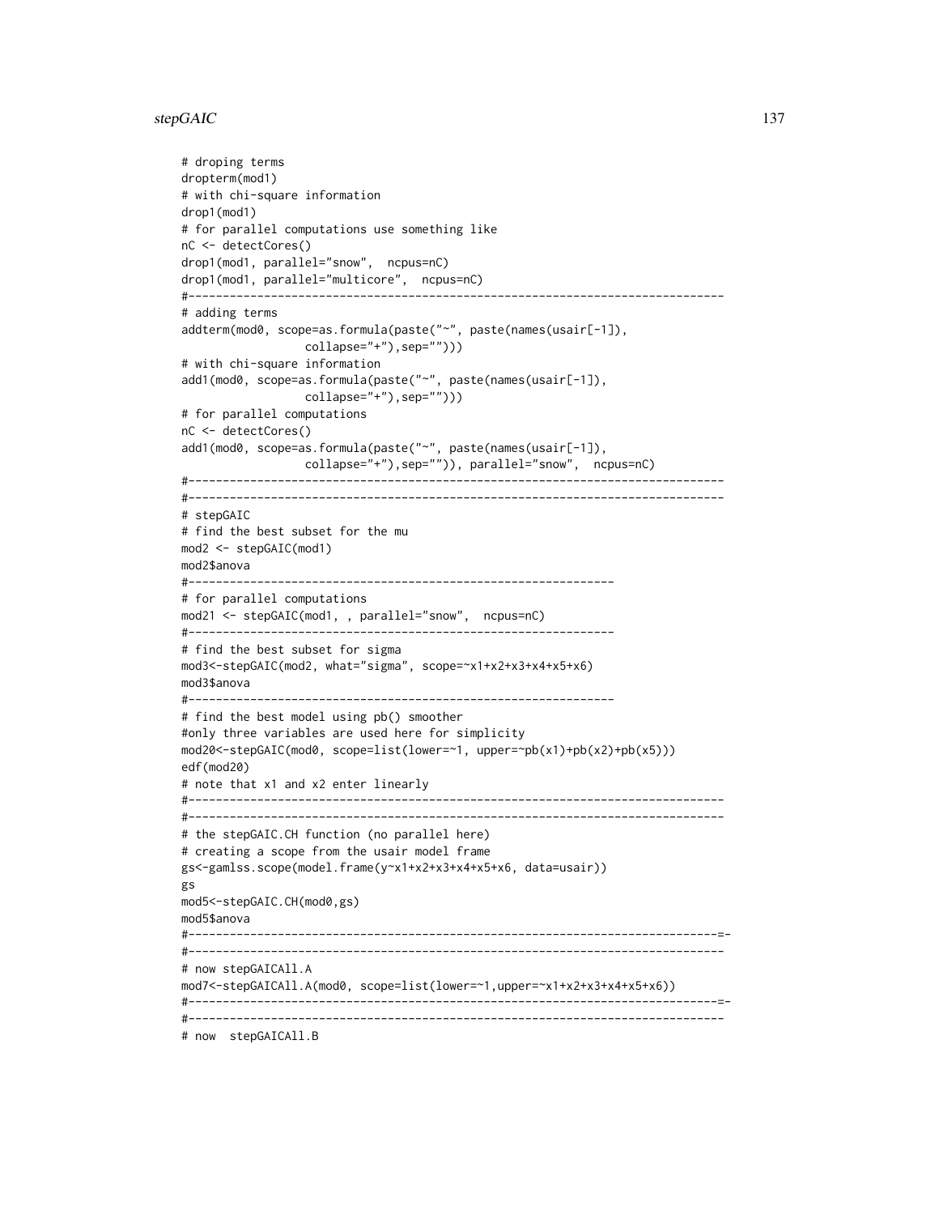```
# droping terms
dropterm(mod1)
# with chi-square information
drop1(mod1)
# for parallel computations use something like
nC <- detectCores()
drop1(mod1, parallel="snow",  ncpus=nC)
drop1(mod1, parallel="multicore",  ncpus=nC)
#-------------------------------------------------------------------------------
# adding terms
addterm(mod0, scope=as.formula(paste("~", paste(names(usair[-1]),
                 collapse="+"),sep="")))
# with chi-square information
add1(mod0, scope=as.formula(paste("~", paste(names(usair[-1]),
                 collapse="+"),sep="")))
# for parallel computations
nC <- detectCores()
add1(mod0, scope=as.formula(paste("~", paste(names(usair[-1]),
                 collapse="+"),sep="")), parallel="snow",  ncpus=nC)
#-------------------------------------------------------------------------------
#-------------------------------------------------------------------------------
# stepGAIC
# find the best subset for the mu
mod2 <- stepGAIC(mod1)
mod2$anova
#--------------------------------------------------------------
# for parallel computations
mod21 <- stepGAIC(mod1, , parallel="snow",  ncpus=nC)
#--------------------------------------------------------------
# find the best subset for sigma
mod3<-stepGAIC(mod2, what="sigma", scope=~x1+x2+x3+x4+x5+x6)
mod3$anova
#--------------------------------------------------------------
# find the best model using pb() smoother
#only three variables are used here for simplicity
mod20<-stepGAIC(mod0, scope=list(lower=~1, upper=~pb(x1)+pb(x2)+pb(x5)))
edf(mod20)
# note that x1 and x2 enter linearly
#-------------------------------------------------------------------------------
#-------------------------------------------------------------------------------
# the stepGAIC.CH function (no parallel here)
# creating a scope from the usair model frame
gs<-gamlss.scope(model.frame(y~x1+x2+x3+x4+x5+x6, data=usair))
gs
mod5<-stepGAIC.CH(mod0,gs)
mod5$anova
#------------------------------------------------------------------------------=-
#-------------------------------------------------------------------------------
# now stepGAICAll.A
mod7<-stepGAICAll.A(mod0, scope=list(lower=~1,upper=~x1+x2+x3+x4+x5+x6))
#------------------------------------------------------------------------------=-
#-------------------------------------------------------------------------------
# now  stepGAICAll.B
```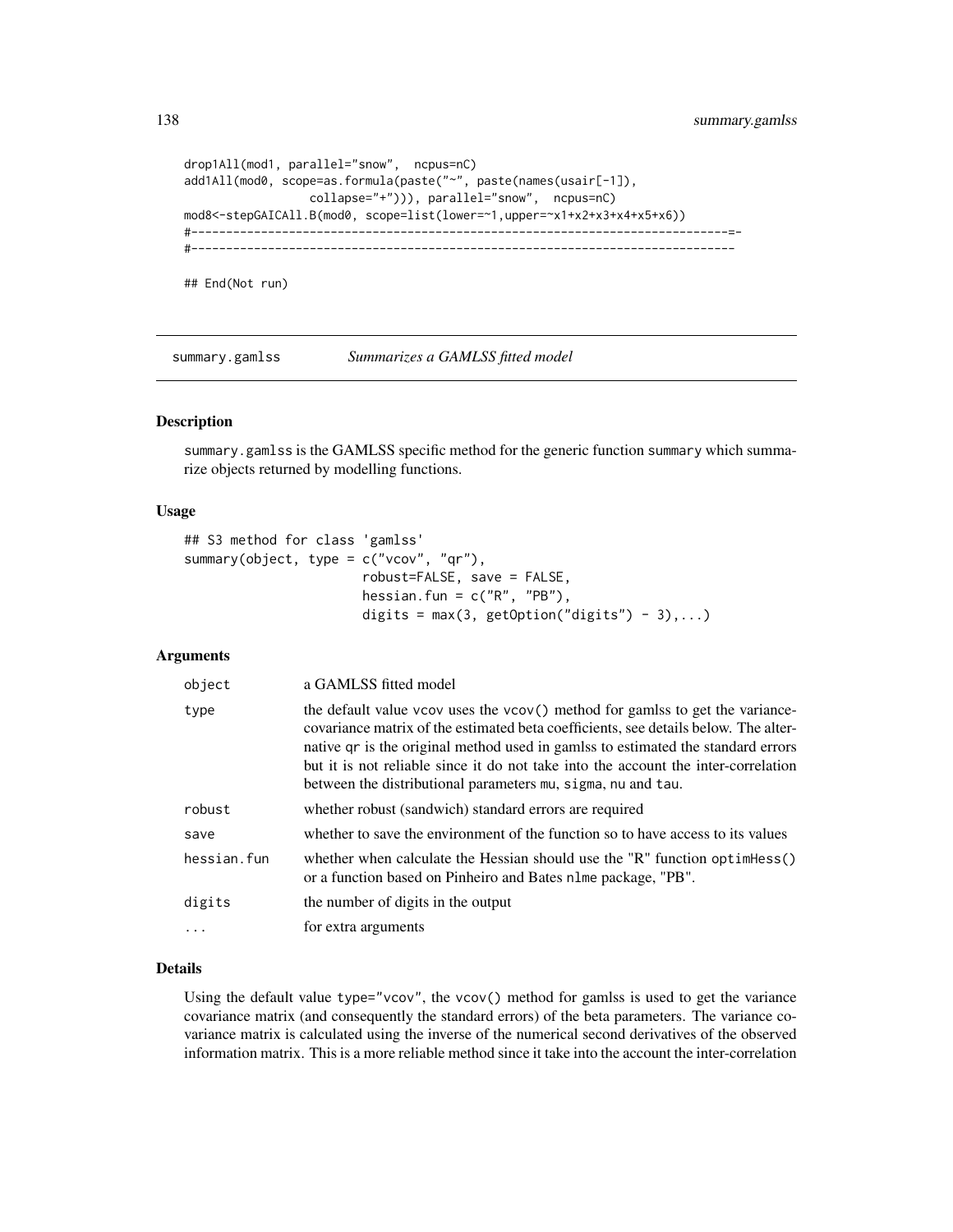```
drop1All(mod1, parallel="snow",  ncpus=nC)
add1All(mod0, scope=as.formula(paste("~", paste(names(usair[-1]),
                 collapse="+"))), parallel="snow",  ncpus=nC)
mod8<-stepGAICAll.B(mod0, scope=list(lower=~1,upper=~x1+x2+x3+x4+x5+x6))
#-----------------------------------------------------------------------------=-
#-----------------------------------------------------------------------------

## End(Not run)
```

---

## summary.gamlss *Summarizes a GAMLSS fitted model*

### Description

summary.gamlss is the GAMLSS specific method for the generic function summary which summarize objects returned by modelling functions.

### Usage

```
## S3 method for class 'gamlss'
summary(object, type = c("vcov", "qr"),
                      robust=FALSE, save = FALSE,
                      hessian.fun = c("R", "PB"),
                      digits = max(3, getOption("digits") - 3),...)
```

### Arguments

| | |
|---|---|
| object | a GAMLSS fitted model |
| type | the default value vcov uses the vcov() method for gamlss to get the variance-covariance matrix of the estimated beta coefficients, see details below. The alternative qr is the original method used in gamlss to estimated the standard errors but it is not reliable since it do not take into the account the inter-correlation between the distributional parameters mu, sigma, nu and tau. |
| robust | whether robust (sandwich) standard errors are required |
| save | whether to save the environment of the function so to have access to its values |
| hessian.fun | whether when calculate the Hessian should use the "R" function optimHess() or a function based on Pinheiro and Bates nlme package, "PB". |
| digits | the number of digits in the output |
| ... | for extra arguments |

### Details

Using the default value type="vcov", the vcov() method for gamlss is used to get the variance covariance matrix (and consequently the standard errors) of the beta parameters. The variance covariance matrix is calculated using the inverse of the numerical second derivatives of the observed information matrix. This is a more reliable method since it take into the account the inter-correlation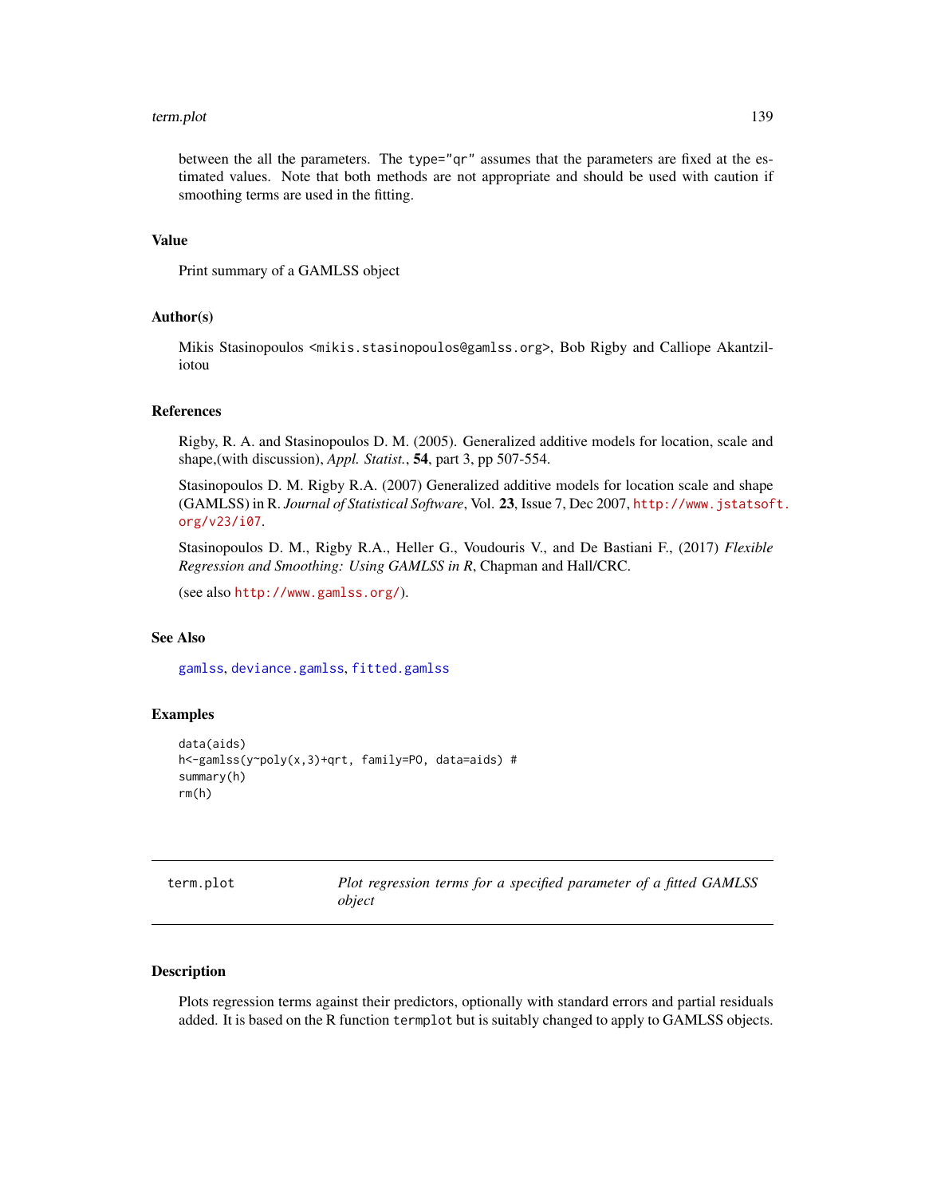between the all the parameters. The type="qr" assumes that the parameters are fixed at the estimated values. Note that both methods are not appropriate and should be used with caution if smoothing terms are used in the fitting.

### Value

Print summary of a GAMLSS object

### Author(s)

Mikis Stasinopoulos <mikis.stasinopoulos@gamlss.org>, Bob Rigby and Calliope Akantziliotou

### References

Rigby, R. A. and Stasinopoulos D. M. (2005). Generalized additive models for location, scale and shape,(with discussion), *Appl. Statist.*, **54**, part 3, pp 507-554.

Stasinopoulos D. M. Rigby R.A. (2007) Generalized additive models for location scale and shape (GAMLSS) in R. *Journal of Statistical Software*, Vol. **23**, Issue 7, Dec 2007, http://www.jstatsoft.org/v23/i07.

Stasinopoulos D. M., Rigby R.A., Heller G., Voudouris V., and De Bastiani F., (2017) *Flexible Regression and Smoothing: Using GAMLSS in R*, Chapman and Hall/CRC.

(see also http://www.gamlss.org/).

### See Also

gamlss, deviance.gamlss, fitted.gamlss

### Examples

```
data(aids)
h<-gamlss(y~poly(x,3)+qrt, family=PO, data=aids) #
summary(h)
rm(h)
```

---

## term.plot    *Plot regression terms for a specified parameter of a fitted GAMLSS object*

---

### Description

Plots regression terms against their predictors, optionally with standard errors and partial residuals added. It is based on the R function termplot but is suitably changed to apply to GAMLSS objects.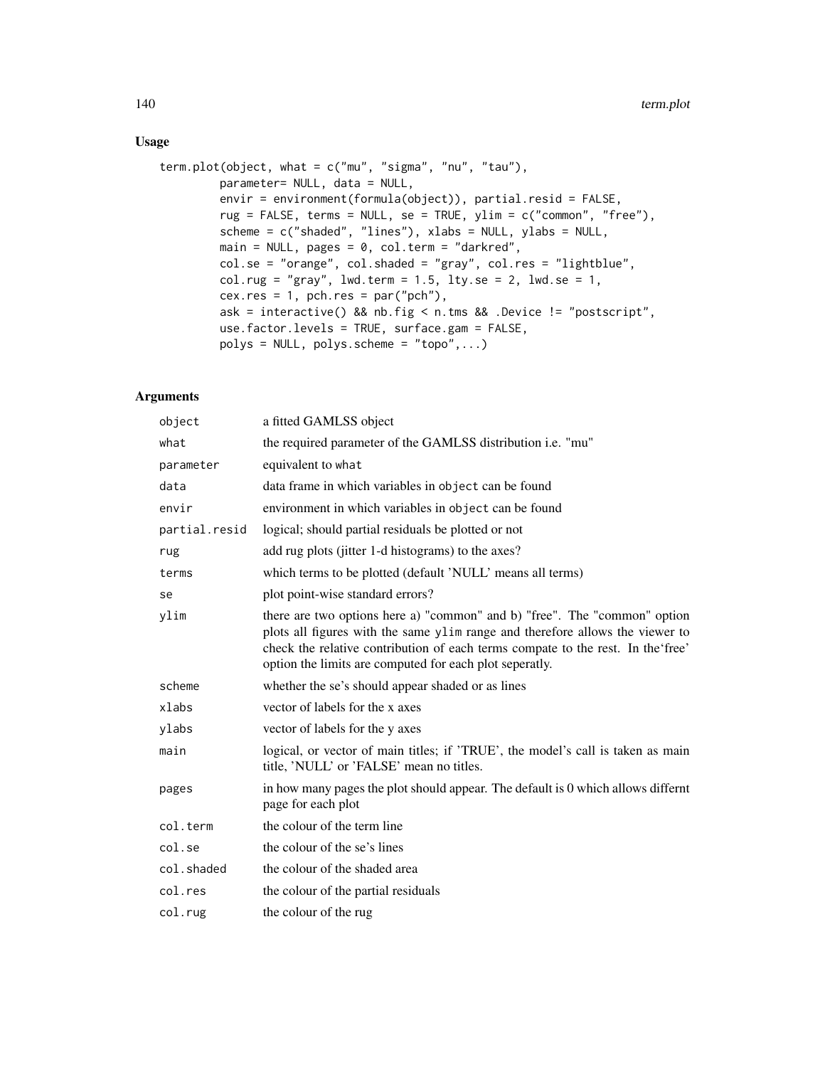## Usage

```
term.plot(object, what = c("mu", "sigma", "nu", "tau"),
         parameter= NULL, data = NULL,
         envir = environment(formula(object)), partial.resid = FALSE,
         rug = FALSE, terms = NULL, se = TRUE, ylim = c("common", "free"),
         scheme = c("shaded", "lines"), xlabs = NULL, ylabs = NULL,
         main = NULL, pages = 0, col.term = "darkred",
         col.se = "orange", col.shaded = "gray", col.res = "lightblue",
         col.rug = "gray", lwd.term = 1.5, lty.se = 2, lwd.se = 1,
         cex.res = 1, pch.res = par("pch"),
         ask = interactive() && nb.fig < n.tms && .Device != "postscript",
         use.factor.levels = TRUE, surface.gam = FALSE,
         polys = NULL, polys.scheme = "topo",...)
```

## Arguments

| | |
|---|---|
| `object` | a fitted GAMLSS object |
| `what` | the required parameter of the GAMLSS distribution i.e. "mu" |
| `parameter` | equivalent to `what` |
| `data` | data frame in which variables in `object` can be found |
| `envir` | environment in which variables in `object` can be found |
| `partial.resid` | logical; should partial residuals be plotted or not |
| `rug` | add rug plots (jitter 1-d histograms) to the axes? |
| `terms` | which terms to be plotted (default 'NULL' means all terms) |
| `se` | plot point-wise standard errors? |
| `ylim` | there are two options here a) "common" and b) "free". The "common" option plots all figures with the same `ylim` range and therefore allows the viewer to check the relative contribution of each terms compate to the rest. In the'free' option the limits are computed for each plot seperatly. |
| `scheme` | whether the se's should appear shaded or as lines |
| `xlabs` | vector of labels for the x axes |
| `ylabs` | vector of labels for the y axes |
| `main` | logical, or vector of main titles; if 'TRUE', the model's call is taken as main title, 'NULL' or 'FALSE' mean no titles. |
| `pages` | in how many pages the plot should appear. The default is 0 which allows differnt page for each plot |
| `col.term` | the colour of the term line |
| `col.se` | the colour of the se's lines |
| `col.shaded` | the colour of the shaded area |
| `col.res` | the colour of the partial residuals |
| `col.rug` | the colour of the rug |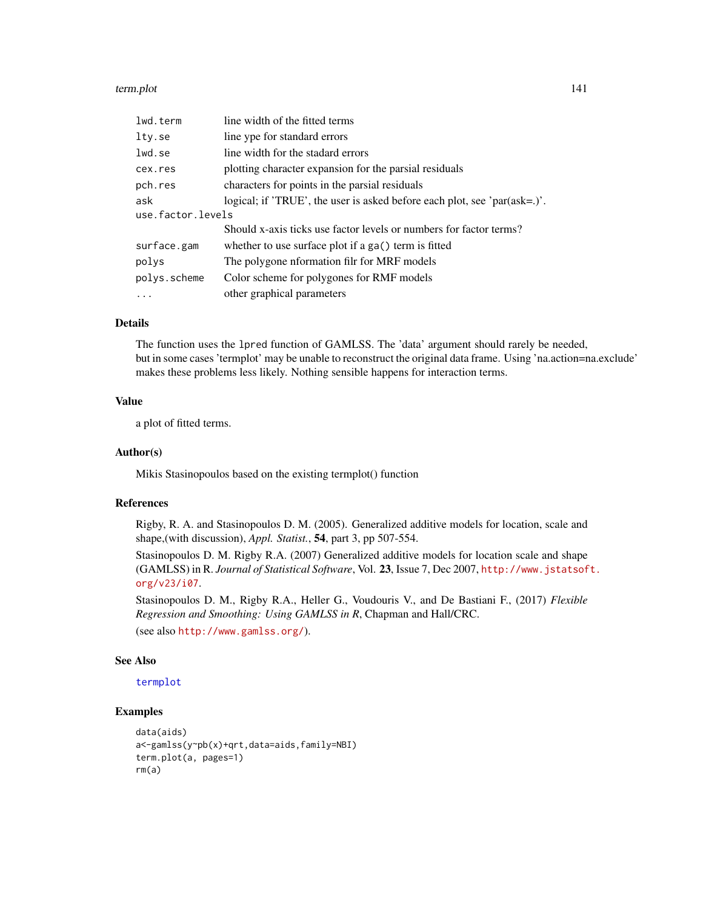| | |
|---|---|
| `lwd.term` | line width of the fitted terms |
| `lty.se` | line ype for standard errors |
| `lwd.se` | line width for the stadard errors |
| `cex.res` | plotting character expansion for the parsial residuals |
| `pch.res` | characters for points in the parsial residuals |
| `ask` | logical; if 'TRUE', the user is asked before each plot, see 'par(ask=.)'. |
| `use.factor.levels` | Should x-axis ticks use factor levels or numbers for factor terms? |
| `surface.gam` | whether to use surface plot if a `ga()` term is fitted |
| `polys` | The polygone nformation filr for MRF models |
| `polys.scheme` | Color scheme for polygones for RMF models |
| `...` | other graphical parameters |

## Details

The function uses the `lpred` function of GAMLSS. The 'data' argument should rarely be needed, but in some cases 'termplot' may be unable to reconstruct the original data frame. Using 'na.action=na.exclude' makes these problems less likely. Nothing sensible happens for interaction terms.

## Value

a plot of fitted terms.

## Author(s)

Mikis Stasinopoulos based on the existing termplot() function

## References

Rigby, R. A. and Stasinopoulos D. M. (2005). Generalized additive models for location, scale and shape,(with discussion), *Appl. Statist.*, **54**, part 3, pp 507-554.

Stasinopoulos D. M. Rigby R.A. (2007) Generalized additive models for location scale and shape (GAMLSS) in R. *Journal of Statistical Software*, Vol. **23**, Issue 7, Dec 2007, http://www.jstatsoft.org/v23/i07.

Stasinopoulos D. M., Rigby R.A., Heller G., Voudouris V., and De Bastiani F., (2017) *Flexible Regression and Smoothing: Using GAMLSS in R*, Chapman and Hall/CRC.

(see also http://www.gamlss.org/).

## See Also

`termplot`

## Examples

```
data(aids)
a<-gamlss(y~pb(x)+qrt,data=aids,family=NBI)
term.plot(a, pages=1)
rm(a)
```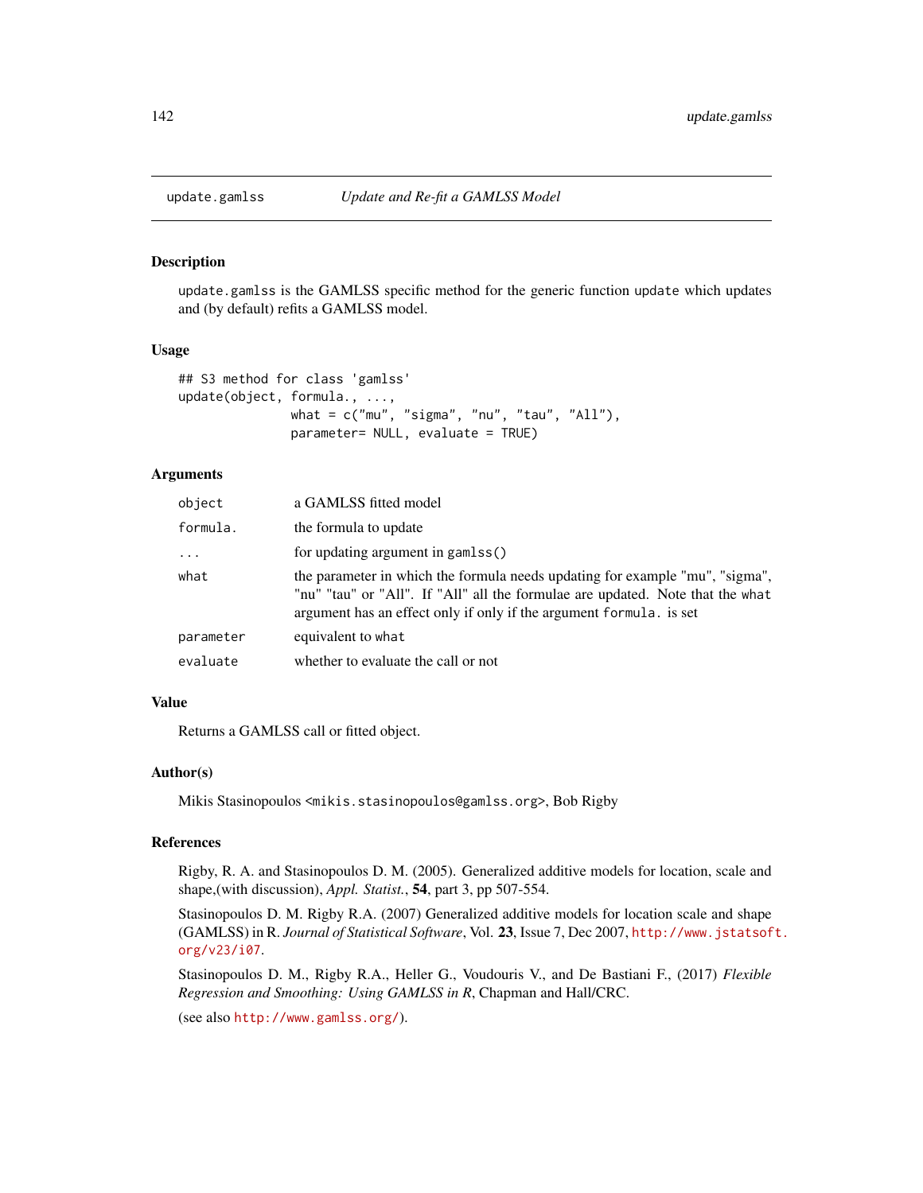# update.gamlss *Update and Re-fit a GAMLSS Model*

## Description

update.gamlss is the GAMLSS specific method for the generic function update which updates and (by default) refits a GAMLSS model.

## Usage

```
## S3 method for class 'gamlss'
update(object, formula., ...,
              what = c("mu", "sigma", "nu", "tau", "All"),
              parameter= NULL, evaluate = TRUE)
```

## Arguments

| | |
|---|---|
| object | a GAMLSS fitted model |
| formula. | the formula to update |
| ... | for updating argument in gamlss() |
| what | the parameter in which the formula needs updating for example "mu", "sigma", "nu" "tau" or "All". If "All" all the formulae are updated. Note that the what argument has an effect only if only if the argument formula. is set |
| parameter | equivalent to what |
| evaluate | whether to evaluate the call or not |

## Value

Returns a GAMLSS call or fitted object.

## Author(s)

Mikis Stasinopoulos <mikis.stasinopoulos@gamlss.org>, Bob Rigby

## References

Rigby, R. A. and Stasinopoulos D. M. (2005). Generalized additive models for location, scale and shape,(with discussion), *Appl. Statist.*, **54**, part 3, pp 507-554.

Stasinopoulos D. M. Rigby R.A. (2007) Generalized additive models for location scale and shape (GAMLSS) in R. *Journal of Statistical Software*, Vol. **23**, Issue 7, Dec 2007, http://www.jstatsoft.org/v23/i07.

Stasinopoulos D. M., Rigby R.A., Heller G., Voudouris V., and De Bastiani F., (2017) *Flexible Regression and Smoothing: Using GAMLSS in R*, Chapman and Hall/CRC.

(see also http://www.gamlss.org/).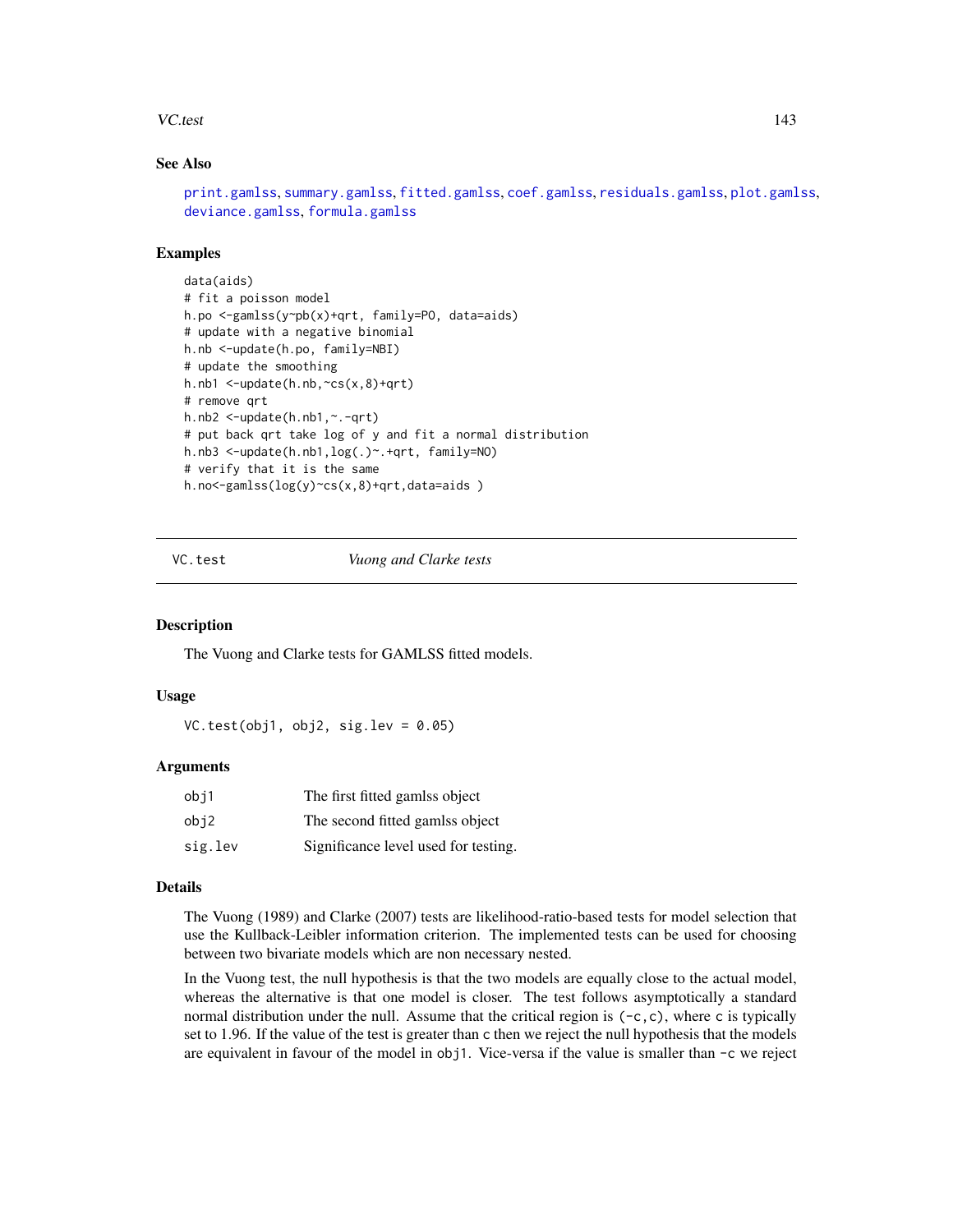### See Also

print.gamlss, summary.gamlss, fitted.gamlss, coef.gamlss, residuals.gamlss, plot.gamlss, deviance.gamlss, formula.gamlss

### Examples

```
data(aids)
# fit a poisson model
h.po <-gamlss(y~pb(x)+qrt, family=PO, data=aids)
# update with a negative binomial
h.nb <-update(h.po, family=NBI)
# update the smoothing
h.nb1 <-update(h.nb,~cs(x,8)+qrt)
# remove qrt
h.nb2 <-update(h.nb1,~.-qrt)
# put back qrt take log of y and fit a normal distribution
h.nb3 <-update(h.nb1,log(.)~.+qrt, family=NO)
# verify that it is the same
h.no<-gamlss(log(y)~cs(x,8)+qrt,data=aids )
```

---

## VC.test *Vuong and Clarke tests*

### Description

The Vuong and Clarke tests for GAMLSS fitted models.

### Usage

```
VC.test(obj1, obj2, sig.lev = 0.05)
```

### Arguments

| | |
|---|---|
| obj1 | The first fitted gamlss object |
| obj2 | The second fitted gamlss object |
| sig.lev | Significance level used for testing. |

### Details

The Vuong (1989) and Clarke (2007) tests are likelihood-ratio-based tests for model selection that use the Kullback-Leibler information criterion. The implemented tests can be used for choosing between two bivariate models which are non necessary nested.

In the Vuong test, the null hypothesis is that the two models are equally close to the actual model, whereas the alternative is that one model is closer. The test follows asymptotically a standard normal distribution under the null. Assume that the critical region is `(-c,c)`, where `c` is typically set to 1.96. If the value of the test is greater than `c` then we reject the null hypothesis that the models are equivalent in favour of the model in `obj1`. Vice-versa if the value is smaller than `-c` we reject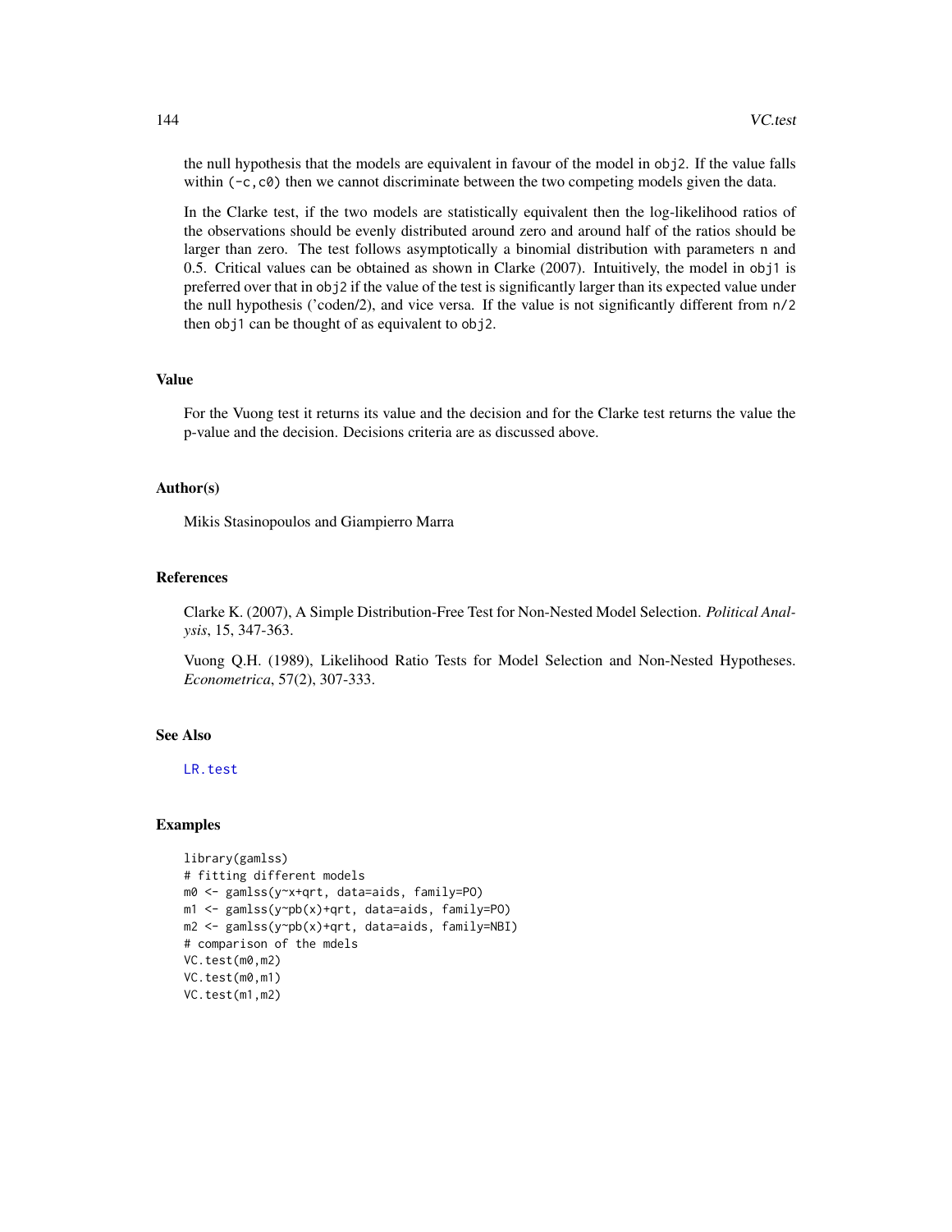the null hypothesis that the models are equivalent in favour of the model in `obj2`. If the value falls within `(-c,c0)` then we cannot discriminate between the two competing models given the data.

In the Clarke test, if the two models are statistically equivalent then the log-likelihood ratios of the observations should be evenly distributed around zero and around half of the ratios should be larger than zero. The test follows asymptotically a binomial distribution with parameters n and 0.5. Critical values can be obtained as shown in Clarke (2007). Intuitively, the model in `obj1` is preferred over that in `obj2` if the value of the test is significantly larger than its expected value under the null hypothesis ('coden/2), and vice versa. If the value is not significantly different from `n/2` then `obj1` can be thought of as equivalent to `obj2`.

## Value

For the Vuong test it returns its value and the decision and for the Clarke test returns the value the p-value and the decision. Decisions criteria are as discussed above.

## Author(s)

Mikis Stasinopoulos and Giampierro Marra

## References

Clarke K. (2007), A Simple Distribution-Free Test for Non-Nested Model Selection. *Political Analysis*, 15, 347-363.

Vuong Q.H. (1989), Likelihood Ratio Tests for Model Selection and Non-Nested Hypotheses. *Econometrica*, 57(2), 307-333.

## See Also

`LR.test`

## Examples

```
library(gamlss)
# fitting different models
m0 <- gamlss(y~x+qrt, data=aids, family=PO)
m1 <- gamlss(y~pb(x)+qrt, data=aids, family=PO)
m2 <- gamlss(y~pb(x)+qrt, data=aids, family=NBI)
# comparison of the mdels
VC.test(m0,m2)
VC.test(m0,m1)
VC.test(m1,m2)
```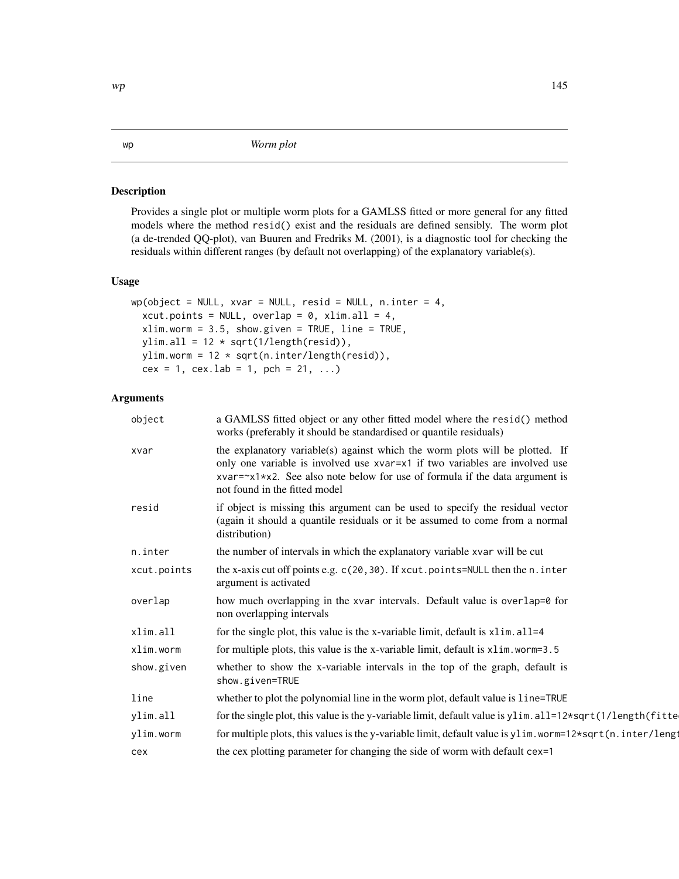wp *Worm plot*

## Description

Provides a single plot or multiple worm plots for a GAMLSS fitted or more general for any fitted models where the method resid() exist and the residuals are defined sensibly. The worm plot (a de-trended QQ-plot), van Buuren and Fredriks M. (2001), is a diagnostic tool for checking the residuals within different ranges (by default not overlapping) of the explanatory variable(s).

## Usage

```
wp(object = NULL, xvar = NULL, resid = NULL, n.inter = 4,
  xcut.points = NULL, overlap = 0, xlim.all = 4,
  xlim.worm = 3.5, show.given = TRUE, line = TRUE,
  ylim.all = 12 * sqrt(1/length(resid)),
  ylim.worm = 12 * sqrt(n.inter/length(resid)),
  cex = 1, cex.lab = 1, pch = 21, ...)
```

## Arguments

| | |
|---|---|
| object | a GAMLSS fitted object or any other fitted model where the resid() method works (preferably it should be standardised or quantile residuals) |
| xvar | the explanatory variable(s) against which the worm plots will be plotted. If only one variable is involved use xvar=x1 if two variables are involved use xvar=~x1*x2. See also note below for use of formula if the data argument is not found in the fitted model |
| resid | if object is missing this argument can be used to specify the residual vector (again it should a quantile residuals or it be assumed to come from a normal distribution) |
| n.inter | the number of intervals in which the explanatory variable xvar will be cut |
| xcut.points | the x-axis cut off points e.g. c(20,30). If xcut.points=NULL then the n.inter argument is activated |
| overlap | how much overlapping in the xvar intervals. Default value is overlap=0 for non overlapping intervals |
| xlim.all | for the single plot, this value is the x-variable limit, default is xlim.all=4 |
| xlim.worm | for multiple plots, this value is the x-variable limit, default is xlim.worm=3.5 |
| show.given | whether to show the x-variable intervals in the top of the graph, default is show.given=TRUE |
| line | whether to plot the polynomial line in the worm plot, default value is line=TRUE |
| ylim.all | for the single plot, this value is the y-variable limit, default value is ylim.all=12*sqrt(1/length(fitte |
| ylim.worm | for multiple plots, this values is the y-variable limit, default value is ylim.worm=12*sqrt(n.inter/lengt |
| cex | the cex plotting parameter for changing the side of worm with default cex=1 |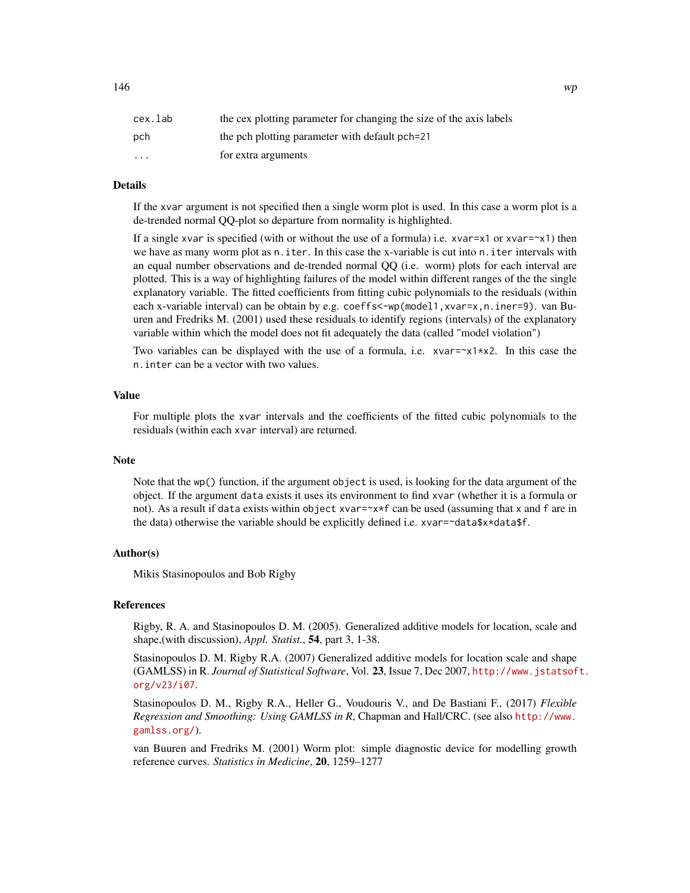| | |
|---|---|
| cex.lab | the cex plotting parameter for changing the size of the axis labels |
| pch | the pch plotting parameter with default pch=21 |
| ... | for extra arguments |

## Details

If the xvar argument is not specified then a single worm plot is used. In this case a worm plot is a de-trended normal QQ-plot so departure from normality is highlighted.

If a single xvar is specified (with or without the use of a formula) i.e. xvar=x1 or xvar=~x1) then we have as many worm plot as n.iter. In this case the x-variable is cut into n.iter intervals with an equal number observations and de-trended normal QQ (i.e. worm) plots for each interval are plotted. This is a way of highlighting failures of the model within different ranges of the the single explanatory variable. The fitted coefficients from fitting cubic polynomials to the residuals (within each x-variable interval) can be obtain by e.g. coeffs<-wp(model1,xvar=x,n.iner=9). van Buuren and Fredriks M. (2001) used these residuals to identify regions (intervals) of the explanatory variable within which the model does not fit adequately the data (called "model violation")

Two variables can be displayed with the use of a formula, i.e. xvar=~x1*x2. In this case the n.inter can be a vector with two values.

## Value

For multiple plots the xvar intervals and the coefficients of the fitted cubic polynomials to the residuals (within each xvar interval) are returned.

## Note

Note that the wp() function, if the argument object is used, is looking for the data argument of the object. If the argument data exists it uses its environment to find xvar (whether it is a formula or not). As a result if data exists within object xvar=~x*f can be used (assuming that x and f are in the data) otherwise the variable should be explicitly defined i.e. xvar=~data$x*data$f.

## Author(s)

Mikis Stasinopoulos and Bob Rigby

## References

Rigby, R. A. and Stasinopoulos D. M. (2005). Generalized additive models for location, scale and shape,(with discussion), *Appl. Statist.*, **54**, part 3, 1-38.

Stasinopoulos D. M. Rigby R.A. (2007) Generalized additive models for location scale and shape (GAMLSS) in R. *Journal of Statistical Software*, Vol. **23**, Issue 7, Dec 2007, http://www.jstatsoft.org/v23/i07.

Stasinopoulos D. M., Rigby R.A., Heller G., Voudouris V., and De Bastiani F., (2017) *Flexible Regression and Smoothing: Using GAMLSS in R*, Chapman and Hall/CRC. (see also http://www.gamlss.org/).

van Buuren and Fredriks M. (2001) Worm plot: simple diagnostic device for modelling growth reference curves. *Statistics in Medicine*, **20**, 1259–1277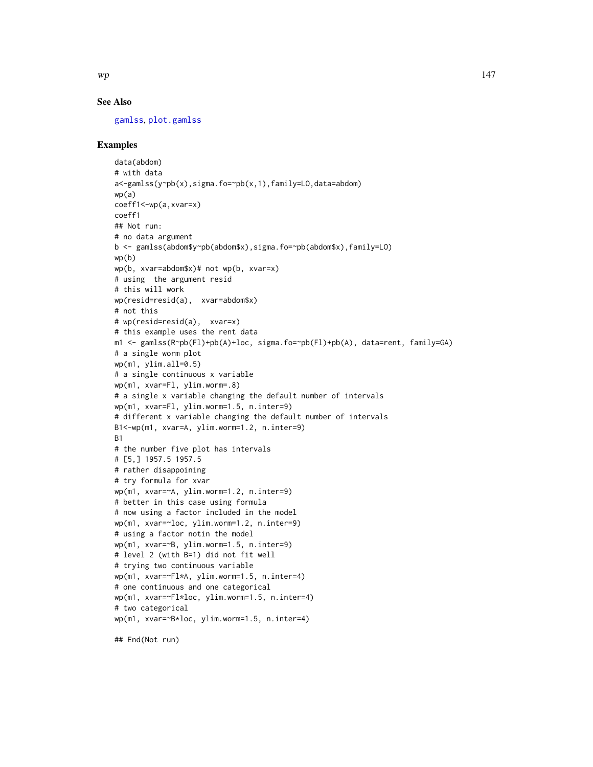### See Also

gamlss, plot.gamlss

### Examples

```
data(abdom)
# with data
a<-gamlss(y~pb(x),sigma.fo=~pb(x,1),family=LO,data=abdom)
wp(a)
coeff1<-wp(a,xvar=x)
coeff1
## Not run:
# no data argument
b <- gamlss(abdom$y~pb(abdom$x),sigma.fo=~pb(abdom$x),family=LO)
wp(b)
wp(b, xvar=abdom$x)# not wp(b, xvar=x)
# using  the argument resid
# this will work
wp(resid=resid(a),  xvar=abdom$x)
# not this
# wp(resid=resid(a),  xvar=x)
# this example uses the rent data
m1 <- gamlss(R~pb(Fl)+pb(A)+loc, sigma.fo=~pb(Fl)+pb(A), data=rent, family=GA)
# a single worm plot
wp(m1, ylim.all=0.5)
# a single continuous x variable
wp(m1, xvar=Fl, ylim.worm=.8)
# a single x variable changing the default number of intervals
wp(m1, xvar=Fl, ylim.worm=1.5, n.inter=9)
# different x variable changing the default number of intervals
B1<-wp(m1, xvar=A, ylim.worm=1.2, n.inter=9)
B1
# the number five plot has intervals
# [5,] 1957.5 1957.5
# rather disappoining
# try formula for xvar
wp(m1, xvar=~A, ylim.worm=1.2, n.inter=9)
# better in this case using formula
# now using a factor included in the model
wp(m1, xvar=~loc, ylim.worm=1.2, n.inter=9)
# using a factor notin the model
wp(m1, xvar=~B, ylim.worm=1.5, n.inter=9)
# level 2 (with B=1) did not fit well
# trying two continuous variable
wp(m1, xvar=~Fl*A, ylim.worm=1.5, n.inter=4)
# one continuous and one categorical
wp(m1, xvar=~Fl*loc, ylim.worm=1.5, n.inter=4)
# two categorical
wp(m1, xvar=~B*loc, ylim.worm=1.5, n.inter=4)

## End(Not run)
```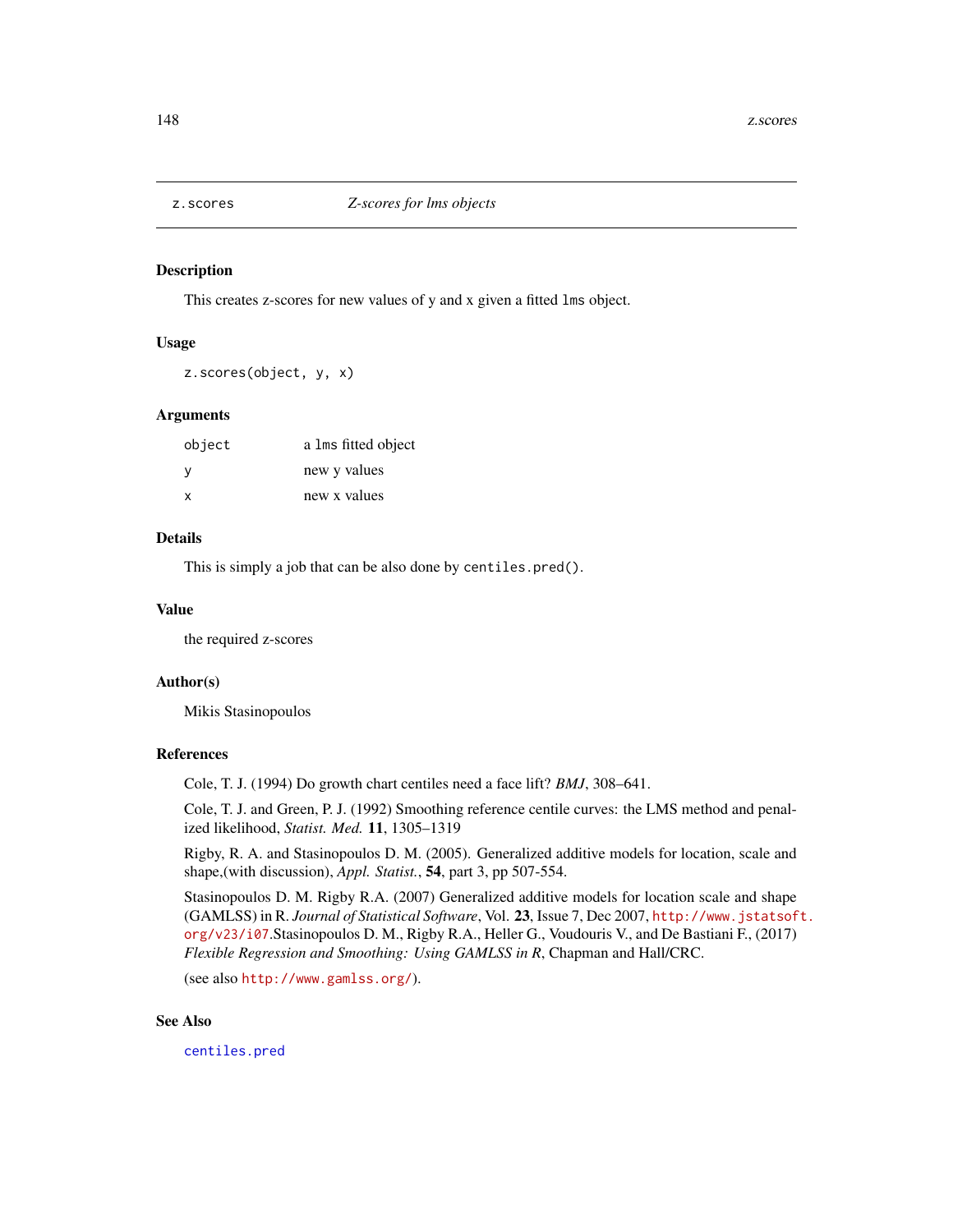## z.scores — *Z-scores for lms objects*

### Description

This creates z-scores for new values of y and x given a fitted `lms` object.

### Usage

```
z.scores(object, y, x)
```

### Arguments

| | |
|---|---|
| `object` | a `lms` fitted object |
| `y` | new y values |
| `x` | new x values |

### Details

This is simply a job that can be also done by `centiles.pred()`.

### Value

the required z-scores

### Author(s)

Mikis Stasinopoulos

### References

Cole, T. J. (1994) Do growth chart centiles need a face lift? *BMJ*, 308–641.

Cole, T. J. and Green, P. J. (1992) Smoothing reference centile curves: the LMS method and penalized likelihood, *Statist. Med.* **11**, 1305–1319

Rigby, R. A. and Stasinopoulos D. M. (2005). Generalized additive models for location, scale and shape,(with discussion), *Appl. Statist.*, **54**, part 3, pp 507-554.

Stasinopoulos D. M. Rigby R.A. (2007) Generalized additive models for location scale and shape (GAMLSS) in R. *Journal of Statistical Software*, Vol. **23**, Issue 7, Dec 2007, http://www.jstatsoft.org/v23/i07.Stasinopoulos D. M., Rigby R.A., Heller G., Voudouris V., and De Bastiani F., (2017) *Flexible Regression and Smoothing: Using GAMLSS in R*, Chapman and Hall/CRC.

(see also http://www.gamlss.org/).

### See Also

`centiles.pred`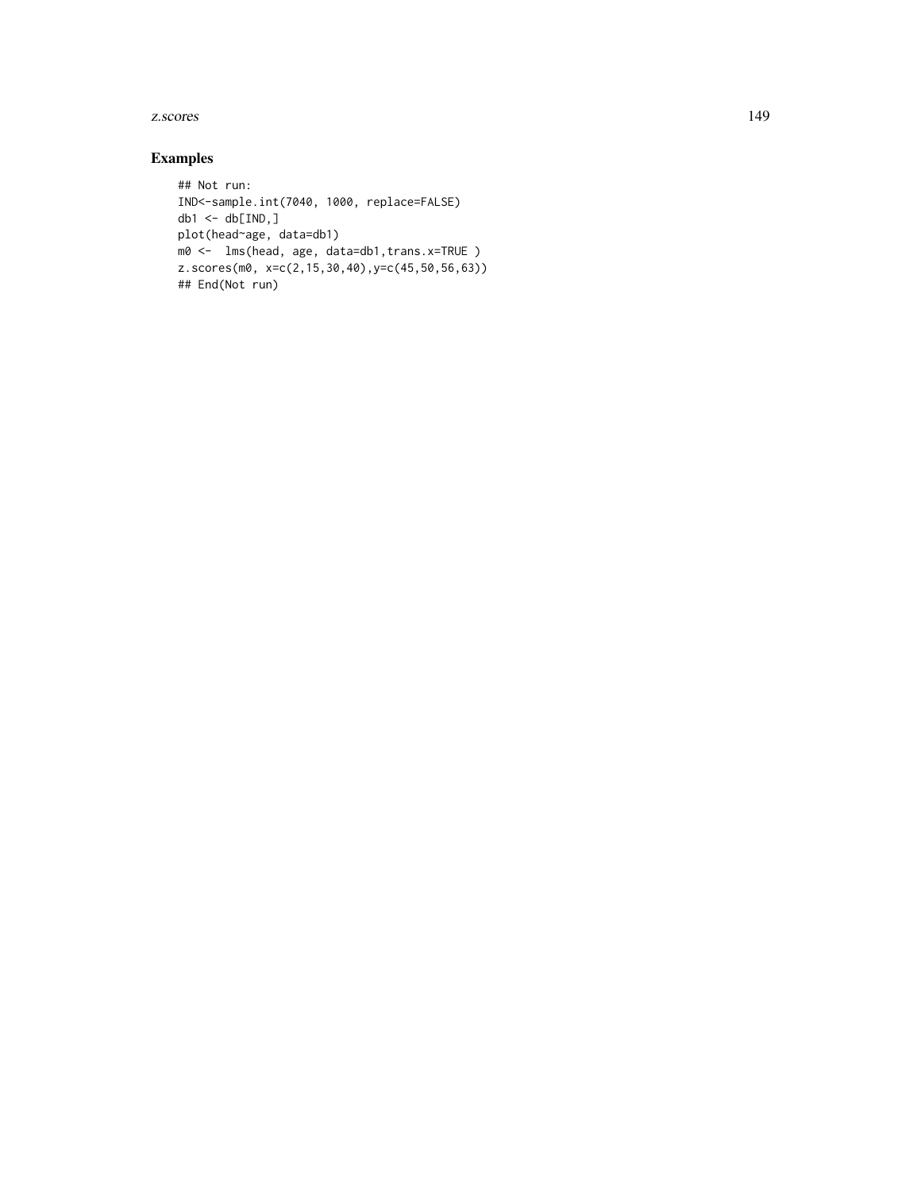## Examples

```
## Not run:
IND<-sample.int(7040, 1000, replace=FALSE)
db1 <- db[IND,]
plot(head~age, data=db1)
m0 <-  lms(head, age, data=db1,trans.x=TRUE )
z.scores(m0, x=c(2,15,30,40),y=c(45,50,56,63))
## End(Not run)
```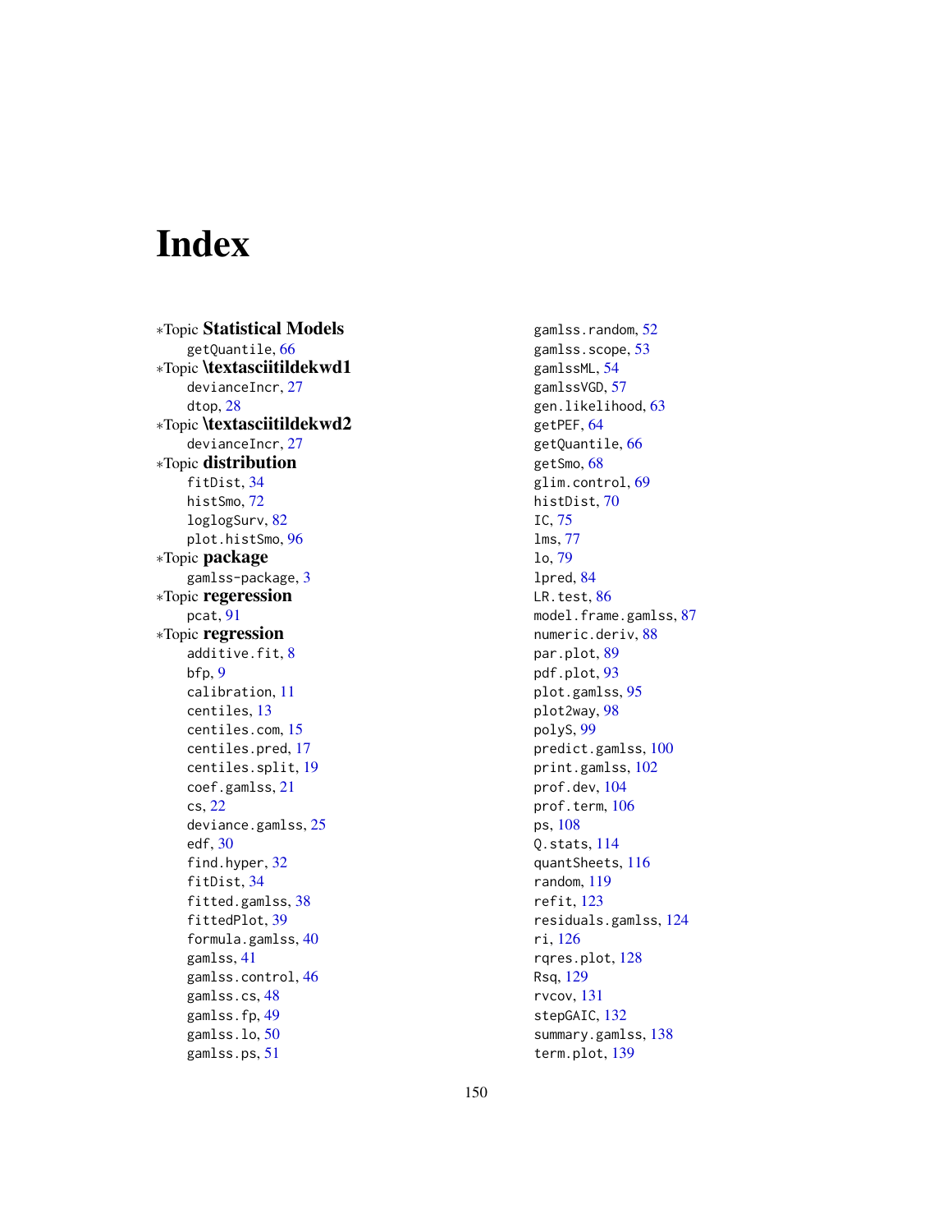# Index

*Topic **Statistical Models**
- getQuantile, 66

*Topic **\textasciitildekwd1**
- devianceIncr, 27
- dtop, 28

*Topic **\textasciitildekwd2**
- devianceIncr, 27

*Topic **distribution**
- fitDist, 34
- histSmo, 72
- loglogSurv, 82
- plot.histSmo, 96

*Topic **package**
- gamlss-package, 3

*Topic **regeression**
- pcat, 91

*Topic **regression**
- additive.fit, 8
- bfp, 9
- calibration, 11
- centiles, 13
- centiles.com, 15
- centiles.pred, 17
- centiles.split, 19
- coef.gamlss, 21
- cs, 22
- deviance.gamlss, 25
- edf, 30
- find.hyper, 32
- fitDist, 34
- fitted.gamlss, 38
- fittedPlot, 39
- formula.gamlss, 40
- gamlss, 41
- gamlss.control, 46
- gamlss.cs, 48
- gamlss.fp, 49
- gamlss.lo, 50
- gamlss.ps, 51
- gamlss.random, 52
- gamlss.scope, 53
- gamlssML, 54
- gamlssVGD, 57
- gen.likelihood, 63
- getPEF, 64
- getQuantile, 66
- getSmo, 68
- glim.control, 69
- histDist, 70
- IC, 75
- lms, 77
- lo, 79
- lpred, 84
- LR.test, 86
- model.frame.gamlss, 87
- numeric.deriv, 88
- par.plot, 89
- pdf.plot, 93
- plot.gamlss, 95
- plot2way, 98
- polyS, 99
- predict.gamlss, 100
- print.gamlss, 102
- prof.dev, 104
- prof.term, 106
- ps, 108
- Q.stats, 114
- quantSheets, 116
- random, 119
- refit, 123
- residuals.gamlss, 124
- ri, 126
- rqres.plot, 128
- Rsq, 129
- rvcov, 131
- stepGAIC, 132
- summary.gamlss, 138
- term.plot, 139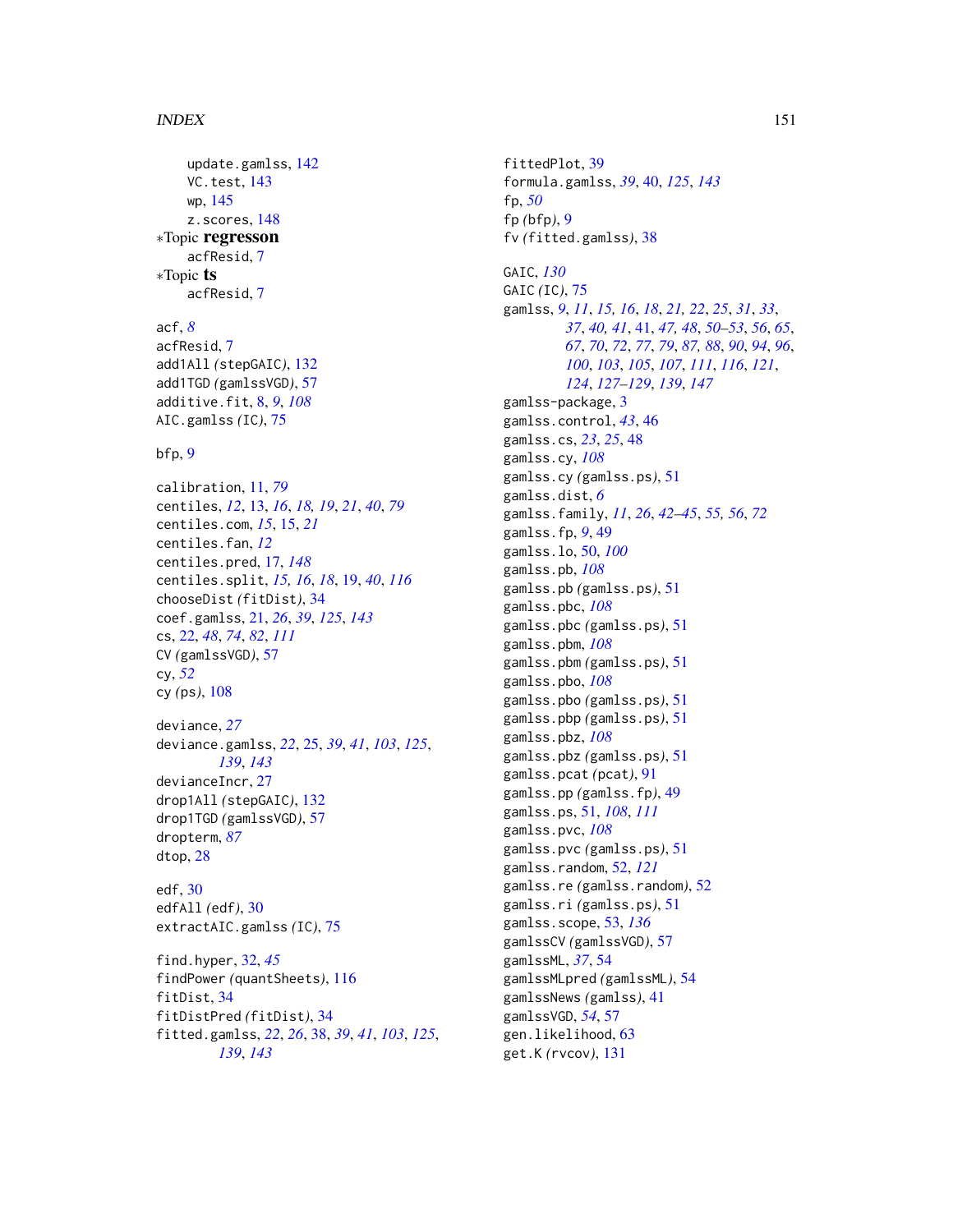update.gamlss, 142
VC.test, 143
wp, 145
z.scores, 148

*Topic **regresson**
acfResid, 7

*Topic **ts**
acfResid, 7

acf, *8*
acfResid, 7
add1All *(*stepGAIC*)*, 132
add1TGD *(*gamlssVGD*)*, 57
additive.fit, 8, *9*, *108*
AIC.gamlss *(*IC*)*, 75

bfp, 9

calibration, 11, *79*
centiles, *12*, 13, *16*, *18*, *19*, *21*, *40*, *79*
centiles.com, *15*, 15, *21*
centiles.fan, *12*
centiles.pred, 17, *148*
centiles.split, *15*, *16*, *18*, 19, *40*, *116*
chooseDist *(*fitDist*)*, 34
coef.gamlss, 21, *26*, *39*, *125*, *143*
cs, 22, *48*, *74*, *82*, *111*
CV *(*gamlssVGD*)*, 57
cy, *52*
cy *(*ps*)*, 108

deviance, *27*
deviance.gamlss, *22*, 25, *39*, *41*, *103*, *125*, *139*, *143*
devianceIncr, 27
drop1All *(*stepGAIC*)*, 132
drop1TGD *(*gamlssVGD*)*, 57
dropterm, *87*
dtop, 28

edf, 30
edfAll *(*edf*)*, 30
extractAIC.gamlss *(*IC*)*, 75

find.hyper, 32, *45*
findPower *(*quantSheets*)*, 116
fitDist, 34
fitDistPred *(*fitDist*)*, 34
fitted.gamlss, *22*, *26*, 38, *39*, *41*, *103*, *125*, *139*, *143*
fittedPlot, 39
formula.gamlss, *39*, 40, *125*, *143*
fp, *50*
fp *(*bfp*)*, 9
fv *(*fitted.gamlss*)*, 38

GAIC, *130*
GAIC *(*IC*)*, 75
gamlss, *9*, *11*, *15*, *16*, *18*, *21*, *22*, *25*, *31*, *33*, *37*, *40*, *41*, 41, *47*, *48*, *50–53*, *56*, *65*, *67*, *70*, *72*, *77*, *79*, *87*, *88*, *90*, *94*, *96*, *100*, *103*, *105*, *107*, *111*, *116*, *121*, *124*, *127–129*, *139*, *147*
gamlss-package, 3
gamlss.control, *43*, 46
gamlss.cs, *23*, *25*, 48
gamlss.cy, *108*
gamlss.cy *(*gamlss.ps*)*, 51
gamlss.dist, *6*
gamlss.family, *11*, *26*, *42–45*, *55*, *56*, *72*
gamlss.fp, *9*, 49
gamlss.lo, 50, *100*
gamlss.pb, *108*
gamlss.pb *(*gamlss.ps*)*, 51
gamlss.pbc, *108*
gamlss.pbc *(*gamlss.ps*)*, 51
gamlss.pbm, *108*
gamlss.pbm *(*gamlss.ps*)*, 51
gamlss.pbo, *108*
gamlss.pbo *(*gamlss.ps*)*, 51
gamlss.pbp *(*gamlss.ps*)*, 51
gamlss.pbz, *108*
gamlss.pbz *(*gamlss.ps*)*, 51
gamlss.pcat *(*pcat*)*, 91
gamlss.pp *(*gamlss.fp*)*, 49
gamlss.ps, 51, *108*, *111*
gamlss.pvc, *108*
gamlss.pvc *(*gamlss.ps*)*, 51
gamlss.random, 52, *121*
gamlss.re *(*gamlss.random*)*, 52
gamlss.ri *(*gamlss.ps*)*, 51
gamlss.scope, 53, *136*
gamlssCV *(*gamlssVGD*)*, 57
gamlssML, *37*, 54
gamlssMLpred *(*gamlssML*)*, 54
gamlssNews *(*gamlss*)*, 41
gamlssVGD, *54*, 57
gen.likelihood, 63
get.K *(*rvcov*)*, 131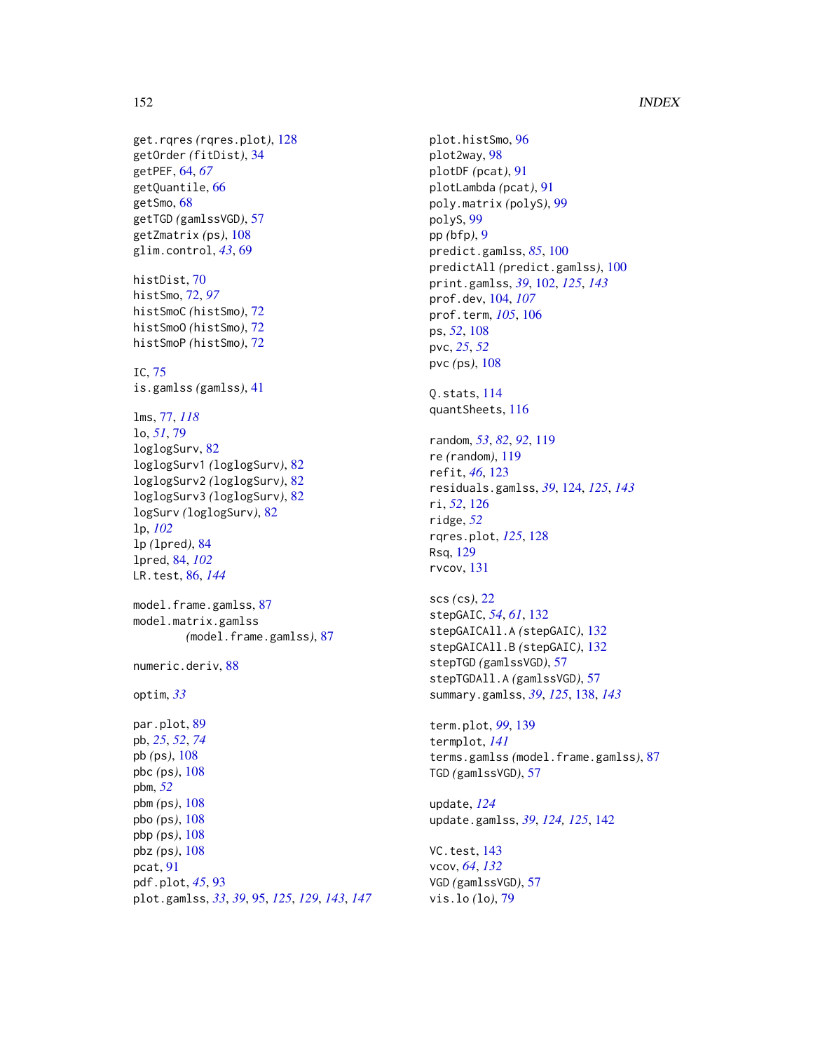get.rqres *(*rqres.plot*)*, 128
getOrder *(*fitDist*)*, 34
getPEF, 64, *67*
getQuantile, 66
getSmo, 68
getTGD *(*gamlssVGD*)*, 57
getZmatrix *(*ps*)*, 108
glim.control, *43*, 69

histDist, 70
histSmo, 72, *97*
histSmoC *(*histSmo*)*, 72
histSmoO *(*histSmo*)*, 72
histSmoP *(*histSmo*)*, 72

IC, 75
is.gamlss *(*gamlss*)*, 41

lms, 77, *118*
lo, *51*, 79
loglogSurv, 82
loglogSurv1 *(*loglogSurv*)*, 82
loglogSurv2 *(*loglogSurv*)*, 82
loglogSurv3 *(*loglogSurv*)*, 82
logSurv *(*loglogSurv*)*, 82
lp, *102*
lp *(*lpred*)*, 84
lpred, 84, *102*
LR.test, 86, *144*

model.frame.gamlss, 87
model.matrix.gamlss
*(*model.frame.gamlss*)*, 87

numeric.deriv, 88

optim, *33*

par.plot, 89
pb, *25*, *52*, *74*
pb *(*ps*)*, 108
pbc *(*ps*)*, 108
pbm, *52*
pbm *(*ps*)*, 108
pbo *(*ps*)*, 108
pbp *(*ps*)*, 108
pbz *(*ps*)*, 108
pcat, 91
pdf.plot, *45*, 93
plot.gamlss, *33*, *39*, 95, *125*, *129*, *143*, *147*
plot.histSmo, 96
plot2way, 98
plotDF *(*pcat*)*, 91
plotLambda *(*pcat*)*, 91
poly.matrix *(*polyS*)*, 99
polyS, 99
pp *(*bfp*)*, 9
predict.gamlss, *85*, 100
predictAll *(*predict.gamlss*)*, 100
print.gamlss, *39*, 102, *125*, *143*
prof.dev, 104, *107*
prof.term, *105*, 106
ps, *52*, 108
pvc, *25*, *52*
pvc *(*ps*)*, 108

Q.stats, 114
quantSheets, 116

random, *53*, *82*, *92*, 119
re *(*random*)*, 119
refit, *46*, 123
residuals.gamlss, *39*, 124, *125*, *143*
ri, *52*, 126
ridge, *52*
rqres.plot, *125*, 128
Rsq, 129
rvcov, 131

scs *(*cs*)*, 22
stepGAIC, *54*, *61*, 132
stepGAICAll.A *(*stepGAIC*)*, 132
stepGAICAll.B *(*stepGAIC*)*, 132
stepTGD *(*gamlssVGD*)*, 57
stepTGDAll.A *(*gamlssVGD*)*, 57
summary.gamlss, *39*, *125*, 138, *143*

term.plot, *99*, 139
termplot, *141*
terms.gamlss *(*model.frame.gamlss*)*, 87
TGD *(*gamlssVGD*)*, 57

update, *124*
update.gamlss, *39*, *124, 125*, 142

VC.test, 143
vcov, *64*, *132*
VGD *(*gamlssVGD*)*, 57
vis.lo *(*lo*)*, 79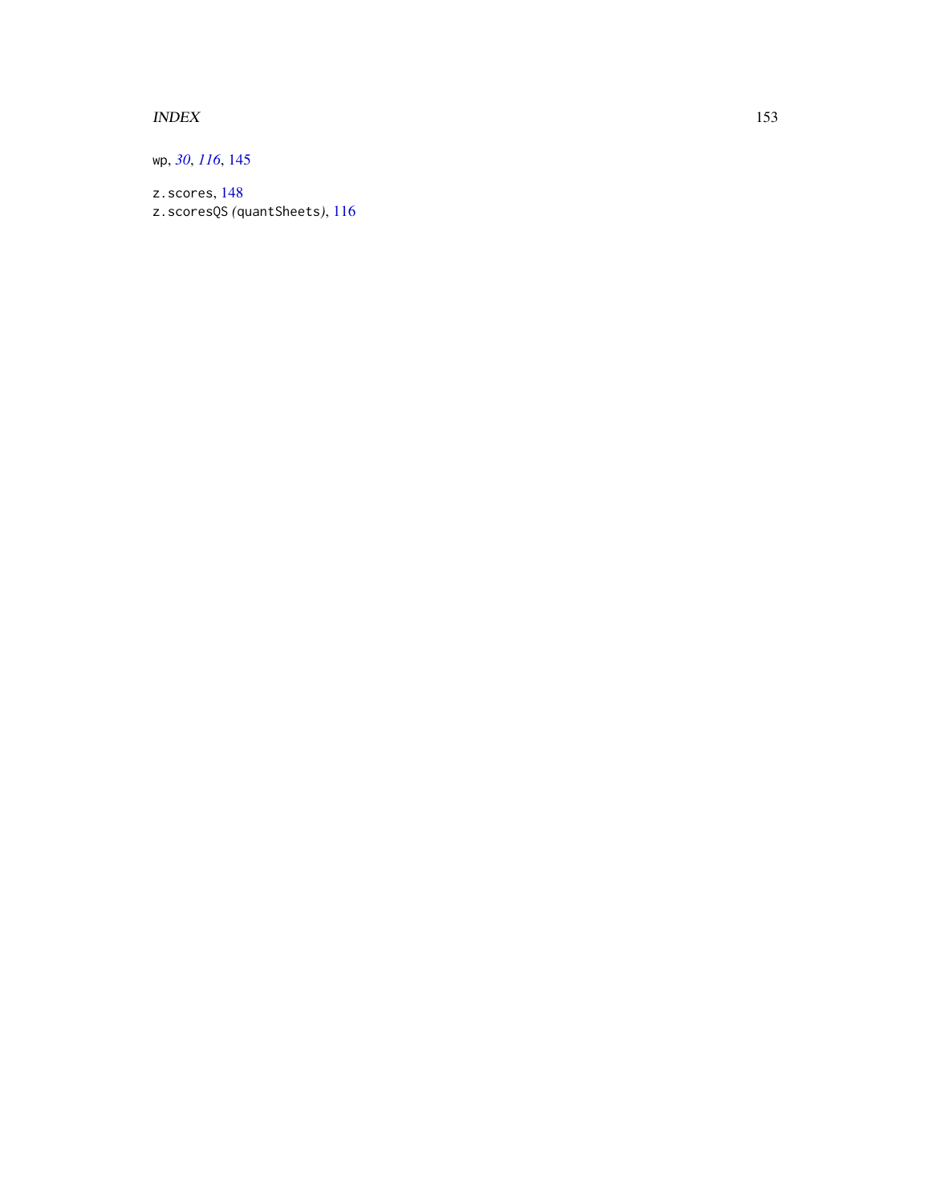wp, *30*, *116*, 145

z.scores, 148
z.scoresQS *(*quantSheets*)*, 116